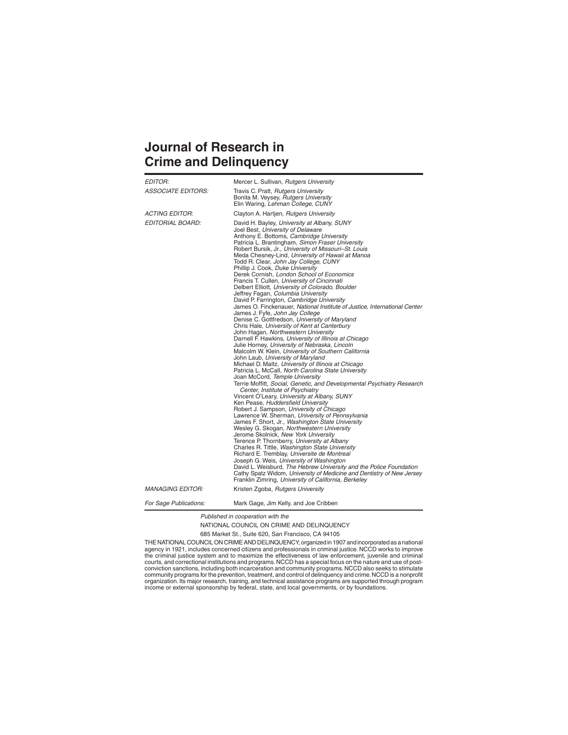# Journal of Research in Crime and Delinquency

| | |
|---|---|
| *EDITOR:* | Mercer L. Sullivan, *Rutgers University* |
| *ASSOCIATE EDITORS:* | Travis C. Pratt, *Rutgers University*<br>Bonita M. Veysey, *Rutgers University*<br>Elin Waring, *Lehman College, CUNY* |
| *ACTING EDITOR*: | Clayton A. Hartjen, *Rutgers University* |
| *EDITORIAL BOARD:* | David H. Bayley, *University at Albany, SUNY*<br>Joel Best, *University of Delaware*<br>Anthony E. Bottoms, *Cambridge University*<br>Patricia L. Brantingham, *Simon Fraser University*<br>Robert Bursik, Jr., *University of Missouri–St. Louis*<br>Meda Chesney-Lind, *University of Hawaii at Manoa*<br>Todd R. Clear, *John Jay College, CUNY*<br>Phillip J. Cook, *Duke University*<br>Derek Cornish, *London School of Economics*<br>Francis T. Cullen, *University of Cincinnati*<br>Delbert Elliott, *University of Colorado, Boulder*<br>Jeffrey Fagan, *Columbia University*<br>David P. Farrington, *Cambridge University*<br>James O. Finckenauer, *National Institute of Justice, International Center*<br>James J. Fyfe, *John Jay College*<br>Denise C. Gottfredson, *University of Maryland*<br>Chris Hale, *University of Kent at Canterbury*<br>John Hagan, *Northwestern University*<br>Darnell F. Hawkins, *University of Illinois at Chicago*<br>Julie Horney, *University of Nebraska, Lincoln*<br>Malcolm W. Klein, *University of Southern California*<br>John Laub, *University of Maryland*<br>Michael D. Maltz, *University of Illinois at Chicago*<br>Patricia L. McCall, *North Carolina State University*<br>Joan McCord, *Temple University*<br>Terrie Moffitt, *Social, Genetic, and Developmental Psychiatry Research Center, Institute of Psychiatry*<br>Vincent O'Leary, *University at Albany, SUNY*<br>Ken Pease, *Huddersfield University*<br>Robert J. Sampson, *University of Chicago*<br>Lawrence W. Sherman, *University of Pennsylvania*<br>James F. Short, Jr., *Washington State University*<br>Wesley G. Skogan, *Northwestern University*<br>Jerome Skolnick, *New York University*<br>Terence P. Thornberry, *University at Albany*<br>Charles R. Tittle, *Washington State University*<br>Richard E. Tremblay, *Universite de Montreal*<br>Joseph G. Weis, *University of Washington*<br>David L. Weisburd, *The Hebrew University and the Police Foundation*<br>Cathy Spatz Widom, *University of Medicine and Dentistry of New Jersey*<br>Franklin Zimring, *University of California, Berkeley* |
| *MANAGING EDITOR:* | Kristen Zgoba, *Rutgers University* |
| *For Sage Publications:* | Mark Gage, Jim Kelly, and Joe Cribben |

*Published in cooperation with the*

NATIONAL COUNCIL ON CRIME AND DELINQUENCY

685 Market St., Suite 620, San Francisco, CA 94105

THE NATIONAL COUNCIL ON CRIME AND DELINQUENCY, organized in 1907 and incorporated as a national agency in 1921, includes concerned citizens and professionals in criminal justice. NCCD works to improve the criminal justice system and to maximize the effectiveness of law enforcement, juvenile and criminal courts, and correctional institutions and programs. NCCD has a special focus on the nature and use of post-conviction sanctions, including both incarceration and community programs. NCCD also seeks to stimulate community programs for the prevention, treatment, and control of delinquency and crime. NCCD is a nonprofit organization. Its major research, training, and technical assistance programs are supported through program income or external sponsorship by federal, state, and local governments, or by foundations.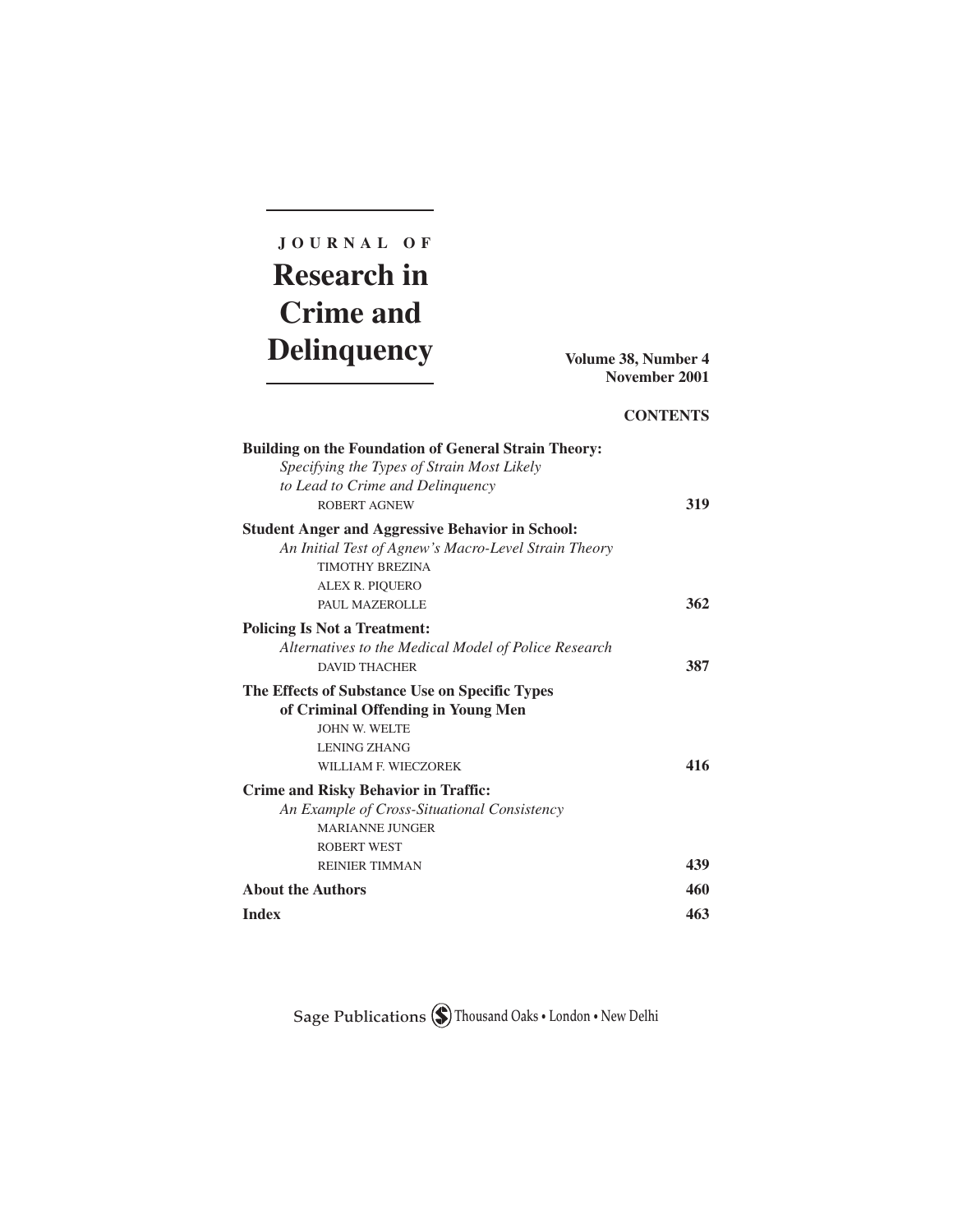# JOURNAL OF Research in Crime and Delinquency

**Volume 38, Number 4**
**November 2001**

## CONTENTS

**Building on the Foundation of General Strain Theory:**
*Specifying the Types of Strain Most Likely to Lead to Crime and Delinquency*
ROBERT AGNEW — **319**

**Student Anger and Aggressive Behavior in School:**
*An Initial Test of Agnew's Macro-Level Strain Theory*
TIMOTHY BREZINA
ALEX R. PIQUERO
PAUL MAZEROLLE — **362**

**Policing Is Not a Treatment:**
*Alternatives to the Medical Model of Police Research*
DAVID THACHER — **387**

**The Effects of Substance Use on Specific Types of Criminal Offending in Young Men**
JOHN W. WELTE
LENING ZHANG
WILLIAM F. WIECZOREK — **416**

**Crime and Risky Behavior in Traffic:**
*An Example of Cross-Situational Consistency*
MARIANNE JUNGER
ROBERT WEST
REINIER TIMMAN — **439**

**About the Authors** — **460**

**Index** — **463**

Sage Publications Thousand Oaks • London • New Delhi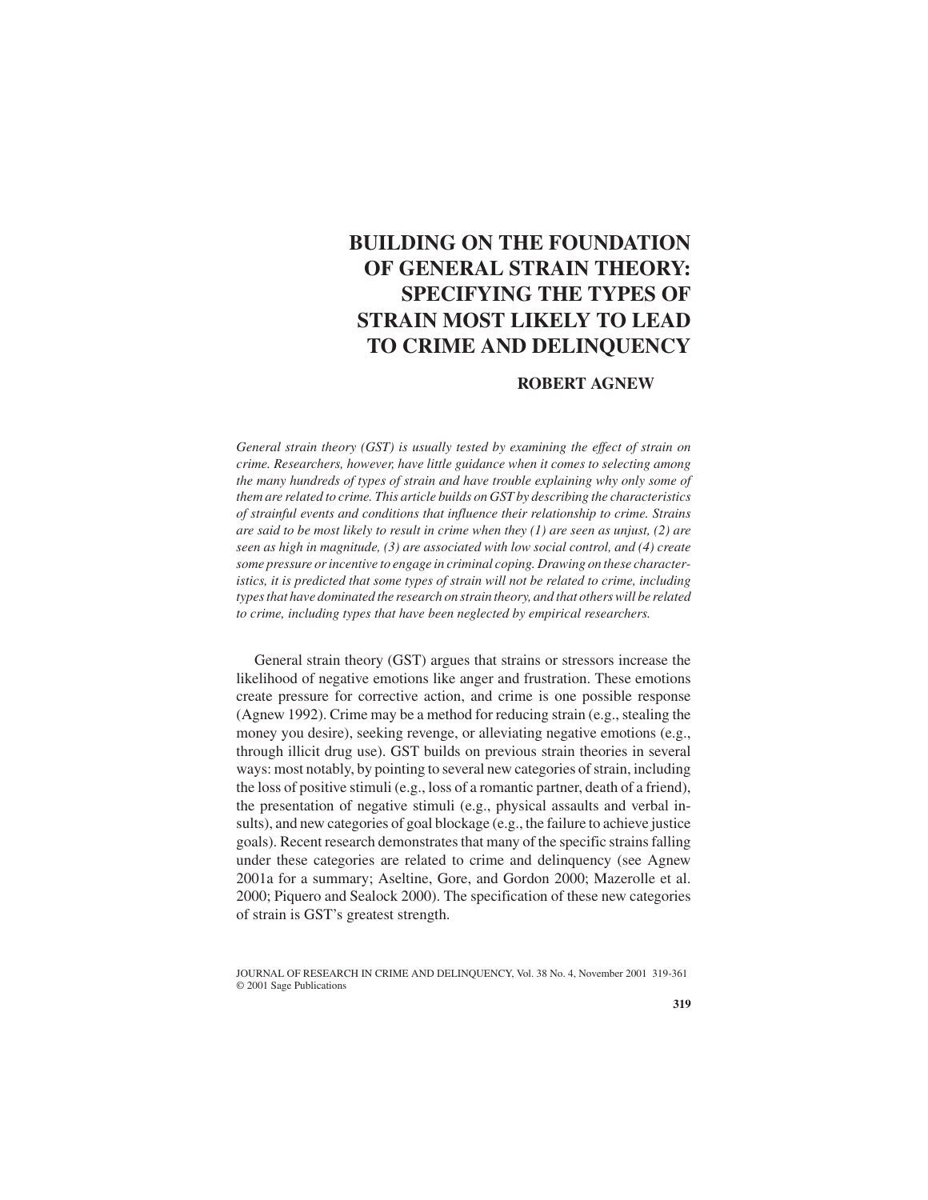# BUILDING ON THE FOUNDATION OF GENERAL STRAIN THEORY: SPECIFYING THE TYPES OF STRAIN MOST LIKELY TO LEAD TO CRIME AND DELINQUENCY

**ROBERT AGNEW**

*General strain theory (GST) is usually tested by examining the effect of strain on crime. Researchers, however, have little guidance when it comes to selecting among the many hundreds of types of strain and have trouble explaining why only some of them are related to crime. This article builds on GST by describing the characteristics of strainful events and conditions that influence their relationship to crime. Strains are said to be most likely to result in crime when they (1) are seen as unjust, (2) are seen as high in magnitude, (3) are associated with low social control, and (4) create some pressure or incentive to engage in criminal coping. Drawing on these characteristics, it is predicted that some types of strain will not be related to crime, including types that have dominated the research on strain theory, and that others will be related to crime, including types that have been neglected by empirical researchers.*

General strain theory (GST) argues that strains or stressors increase the likelihood of negative emotions like anger and frustration. These emotions create pressure for corrective action, and crime is one possible response (Agnew 1992). Crime may be a method for reducing strain (e.g., stealing the money you desire), seeking revenge, or alleviating negative emotions (e.g., through illicit drug use). GST builds on previous strain theories in several ways: most notably, by pointing to several new categories of strain, including the loss of positive stimuli (e.g., loss of a romantic partner, death of a friend), the presentation of negative stimuli (e.g., physical assaults and verbal insults), and new categories of goal blockage (e.g., the failure to achieve justice goals). Recent research demonstrates that many of the specific strains falling under these categories are related to crime and delinquency (see Agnew 2001a for a summary; Aseltine, Gore, and Gordon 2000; Mazerolle et al. 2000; Piquero and Sealock 2000). The specification of these new categories of strain is GST's greatest strength.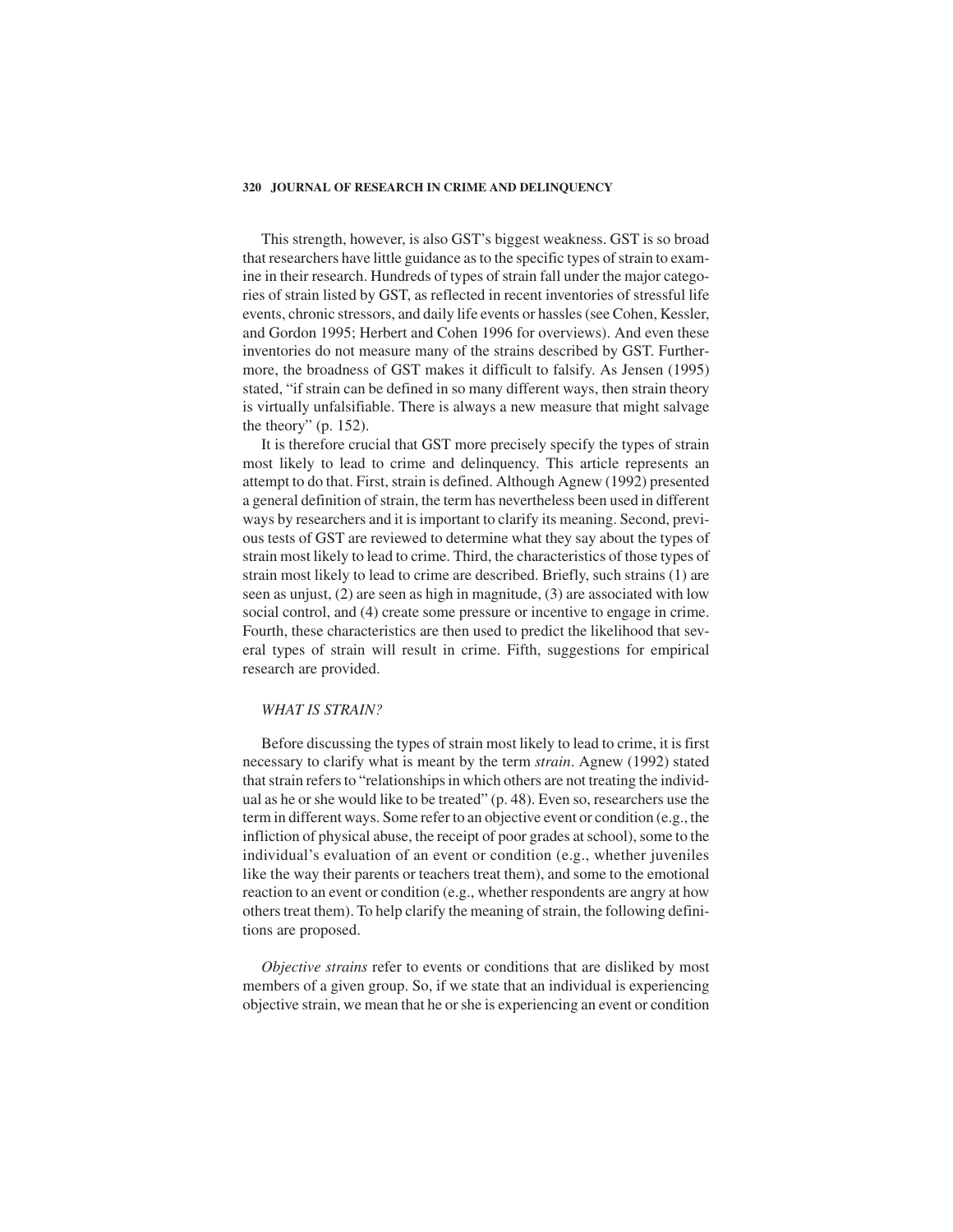This strength, however, is also GST's biggest weakness. GST is so broad that researchers have little guidance as to the specific types of strain to examine in their research. Hundreds of types of strain fall under the major categories of strain listed by GST, as reflected in recent inventories of stressful life events, chronic stressors, and daily life events or hassles (see Cohen, Kessler, and Gordon 1995; Herbert and Cohen 1996 for overviews). And even these inventories do not measure many of the strains described by GST. Furthermore, the broadness of GST makes it difficult to falsify. As Jensen (1995) stated, "if strain can be defined in so many different ways, then strain theory is virtually unfalsifiable. There is always a new measure that might salvage the theory" (p. 152).

It is therefore crucial that GST more precisely specify the types of strain most likely to lead to crime and delinquency. This article represents an attempt to do that. First, strain is defined. Although Agnew (1992) presented a general definition of strain, the term has nevertheless been used in different ways by researchers and it is important to clarify its meaning. Second, previous tests of GST are reviewed to determine what they say about the types of strain most likely to lead to crime. Third, the characteristics of those types of strain most likely to lead to crime are described. Briefly, such strains (1) are seen as unjust, (2) are seen as high in magnitude, (3) are associated with low social control, and (4) create some pressure or incentive to engage in crime. Fourth, these characteristics are then used to predict the likelihood that several types of strain will result in crime. Fifth, suggestions for empirical research are provided.

## *WHAT IS STRAIN?*

Before discussing the types of strain most likely to lead to crime, it is first necessary to clarify what is meant by the term *strain*. Agnew (1992) stated that strain refers to "relationships in which others are not treating the individual as he or she would like to be treated" (p. 48). Even so, researchers use the term in different ways. Some refer to an objective event or condition (e.g., the infliction of physical abuse, the receipt of poor grades at school), some to the individual's evaluation of an event or condition (e.g., whether juveniles like the way their parents or teachers treat them), and some to the emotional reaction to an event or condition (e.g., whether respondents are angry at how others treat them). To help clarify the meaning of strain, the following definitions are proposed.

*Objective strains* refer to events or conditions that are disliked by most members of a given group. So, if we state that an individual is experiencing objective strain, we mean that he or she is experiencing an event or condition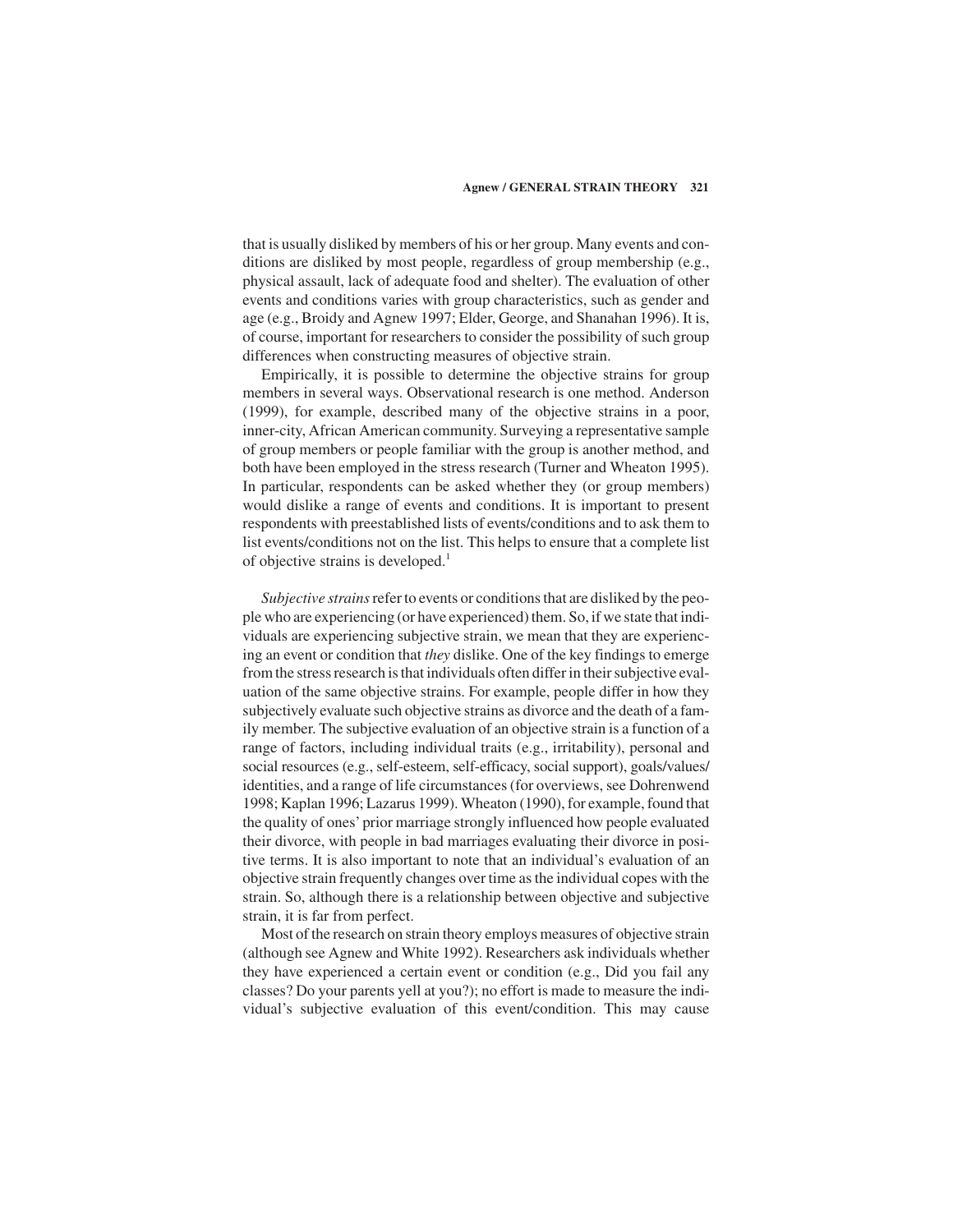that is usually disliked by members of his or her group. Many events and conditions are disliked by most people, regardless of group membership (e.g., physical assault, lack of adequate food and shelter). The evaluation of other events and conditions varies with group characteristics, such as gender and age (e.g., Broidy and Agnew 1997; Elder, George, and Shanahan 1996). It is, of course, important for researchers to consider the possibility of such group differences when constructing measures of objective strain.

Empirically, it is possible to determine the objective strains for group members in several ways. Observational research is one method. Anderson (1999), for example, described many of the objective strains in a poor, inner-city, African American community. Surveying a representative sample of group members or people familiar with the group is another method, and both have been employed in the stress research (Turner and Wheaton 1995). In particular, respondents can be asked whether they (or group members) would dislike a range of events and conditions. It is important to present respondents with preestablished lists of events/conditions and to ask them to list events/conditions not on the list. This helps to ensure that a complete list of objective strains is developed.[1]

*Subjective strains* refer to events or conditions that are disliked by the people who are experiencing (or have experienced) them. So, if we state that individuals are experiencing subjective strain, we mean that they are experiencing an event or condition that *they* dislike. One of the key findings to emerge from the stress research is that individuals often differ in their subjective evaluation of the same objective strains. For example, people differ in how they subjectively evaluate such objective strains as divorce and the death of a family member. The subjective evaluation of an objective strain is a function of a range of factors, including individual traits (e.g., irritability), personal and social resources (e.g., self-esteem, self-efficacy, social support), goals/values/identities, and a range of life circumstances (for overviews, see Dohrenwend 1998; Kaplan 1996; Lazarus 1999). Wheaton (1990), for example, found that the quality of ones' prior marriage strongly influenced how people evaluated their divorce, with people in bad marriages evaluating their divorce in positive terms. It is also important to note that an individual's evaluation of an objective strain frequently changes over time as the individual copes with the strain. So, although there is a relationship between objective and subjective strain, it is far from perfect.

Most of the research on strain theory employs measures of objective strain (although see Agnew and White 1992). Researchers ask individuals whether they have experienced a certain event or condition (e.g., Did you fail any classes? Do your parents yell at you?); no effort is made to measure the individual's subjective evaluation of this event/condition. This may cause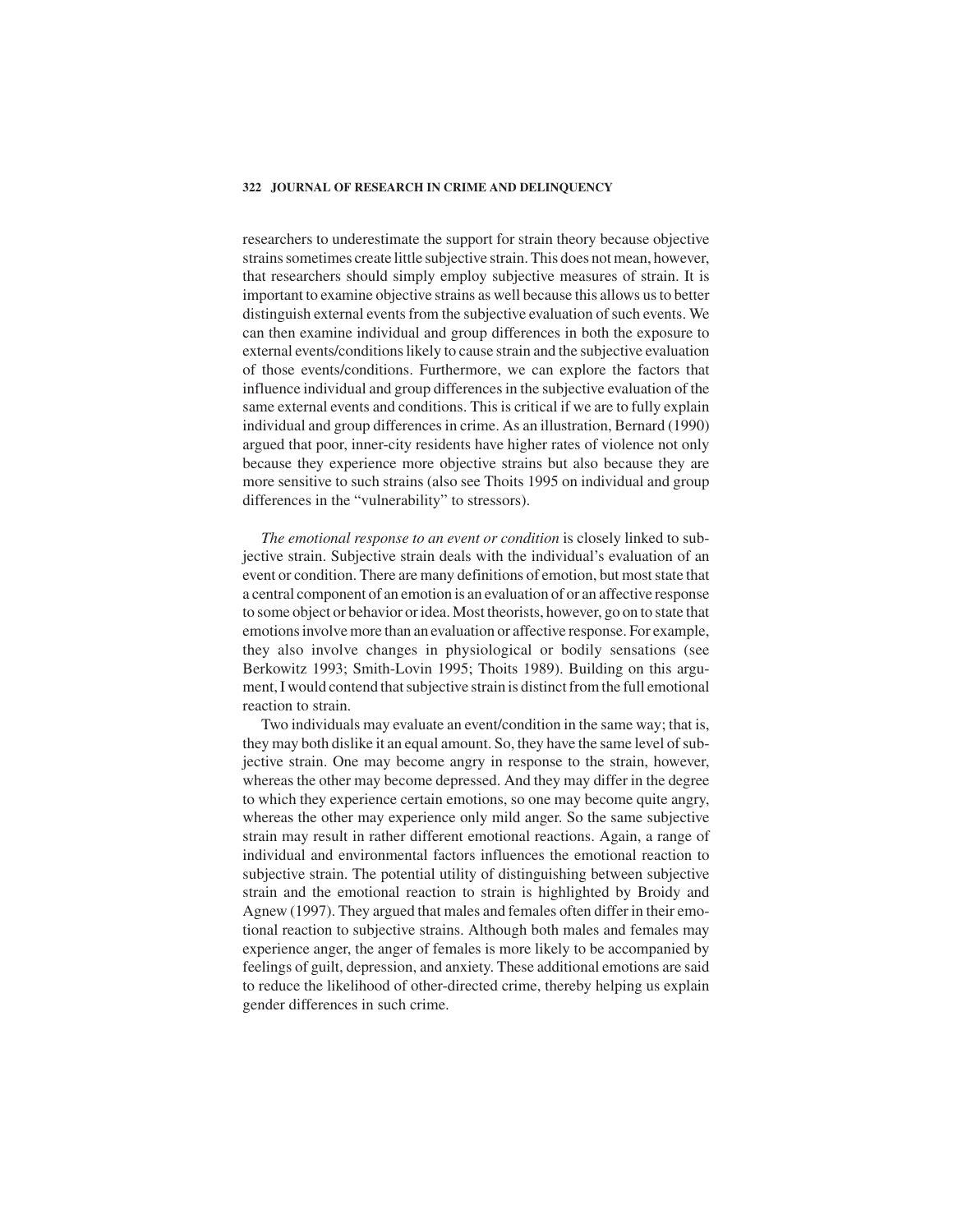researchers to underestimate the support for strain theory because objective strains sometimes create little subjective strain. This does not mean, however, that researchers should simply employ subjective measures of strain. It is important to examine objective strains as well because this allows us to better distinguish external events from the subjective evaluation of such events. We can then examine individual and group differences in both the exposure to external events/conditions likely to cause strain and the subjective evaluation of those events/conditions. Furthermore, we can explore the factors that influence individual and group differences in the subjective evaluation of the same external events and conditions. This is critical if we are to fully explain individual and group differences in crime. As an illustration, Bernard (1990) argued that poor, inner-city residents have higher rates of violence not only because they experience more objective strains but also because they are more sensitive to such strains (also see Thoits 1995 on individual and group differences in the "vulnerability" to stressors).

*The emotional response to an event or condition* is closely linked to subjective strain. Subjective strain deals with the individual's evaluation of an event or condition. There are many definitions of emotion, but most state that a central component of an emotion is an evaluation of or an affective response to some object or behavior or idea. Most theorists, however, go on to state that emotions involve more than an evaluation or affective response. For example, they also involve changes in physiological or bodily sensations (see Berkowitz 1993; Smith-Lovin 1995; Thoits 1989). Building on this argument, I would contend that subjective strain is distinct from the full emotional reaction to strain.

Two individuals may evaluate an event/condition in the same way; that is, they may both dislike it an equal amount. So, they have the same level of subjective strain. One may become angry in response to the strain, however, whereas the other may become depressed. And they may differ in the degree to which they experience certain emotions, so one may become quite angry, whereas the other may experience only mild anger. So the same subjective strain may result in rather different emotional reactions. Again, a range of individual and environmental factors influences the emotional reaction to subjective strain. The potential utility of distinguishing between subjective strain and the emotional reaction to strain is highlighted by Broidy and Agnew (1997). They argued that males and females often differ in their emotional reaction to subjective strains. Although both males and females may experience anger, the anger of females is more likely to be accompanied by feelings of guilt, depression, and anxiety. These additional emotions are said to reduce the likelihood of other-directed crime, thereby helping us explain gender differences in such crime.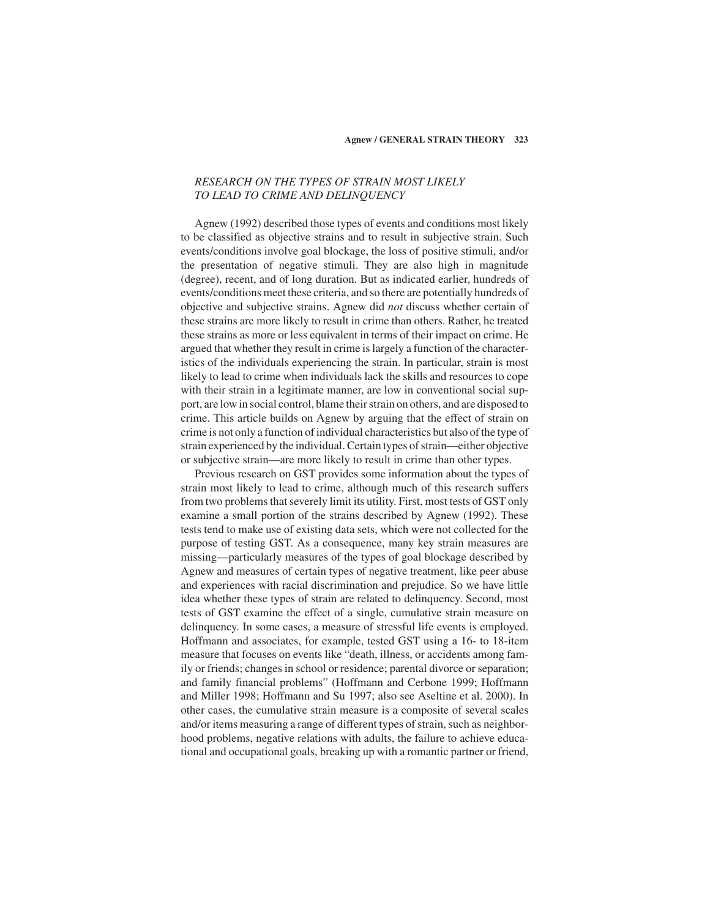## *RESEARCH ON THE TYPES OF STRAIN MOST LIKELY TO LEAD TO CRIME AND DELINQUENCY*

Agnew (1992) described those types of events and conditions most likely to be classified as objective strains and to result in subjective strain. Such events/conditions involve goal blockage, the loss of positive stimuli, and/or the presentation of negative stimuli. They are also high in magnitude (degree), recent, and of long duration. But as indicated earlier, hundreds of events/conditions meet these criteria, and so there are potentially hundreds of objective and subjective strains. Agnew did *not* discuss whether certain of these strains are more likely to result in crime than others. Rather, he treated these strains as more or less equivalent in terms of their impact on crime. He argued that whether they result in crime is largely a function of the characteristics of the individuals experiencing the strain. In particular, strain is most likely to lead to crime when individuals lack the skills and resources to cope with their strain in a legitimate manner, are low in conventional social support, are low in social control, blame their strain on others, and are disposed to crime. This article builds on Agnew by arguing that the effect of strain on crime is not only a function of individual characteristics but also of the type of strain experienced by the individual. Certain types of strain—either objective or subjective strain—are more likely to result in crime than other types.

Previous research on GST provides some information about the types of strain most likely to lead to crime, although much of this research suffers from two problems that severely limit its utility. First, most tests of GST only examine a small portion of the strains described by Agnew (1992). These tests tend to make use of existing data sets, which were not collected for the purpose of testing GST. As a consequence, many key strain measures are missing—particularly measures of the types of goal blockage described by Agnew and measures of certain types of negative treatment, like peer abuse and experiences with racial discrimination and prejudice. So we have little idea whether these types of strain are related to delinquency. Second, most tests of GST examine the effect of a single, cumulative strain measure on delinquency. In some cases, a measure of stressful life events is employed. Hoffmann and associates, for example, tested GST using a 16- to 18-item measure that focuses on events like "death, illness, or accidents among family or friends; changes in school or residence; parental divorce or separation; and family financial problems" (Hoffmann and Cerbone 1999; Hoffmann and Miller 1998; Hoffmann and Su 1997; also see Aseltine et al. 2000). In other cases, the cumulative strain measure is a composite of several scales and/or items measuring a range of different types of strain, such as neighborhood problems, negative relations with adults, the failure to achieve educational and occupational goals, breaking up with a romantic partner or friend,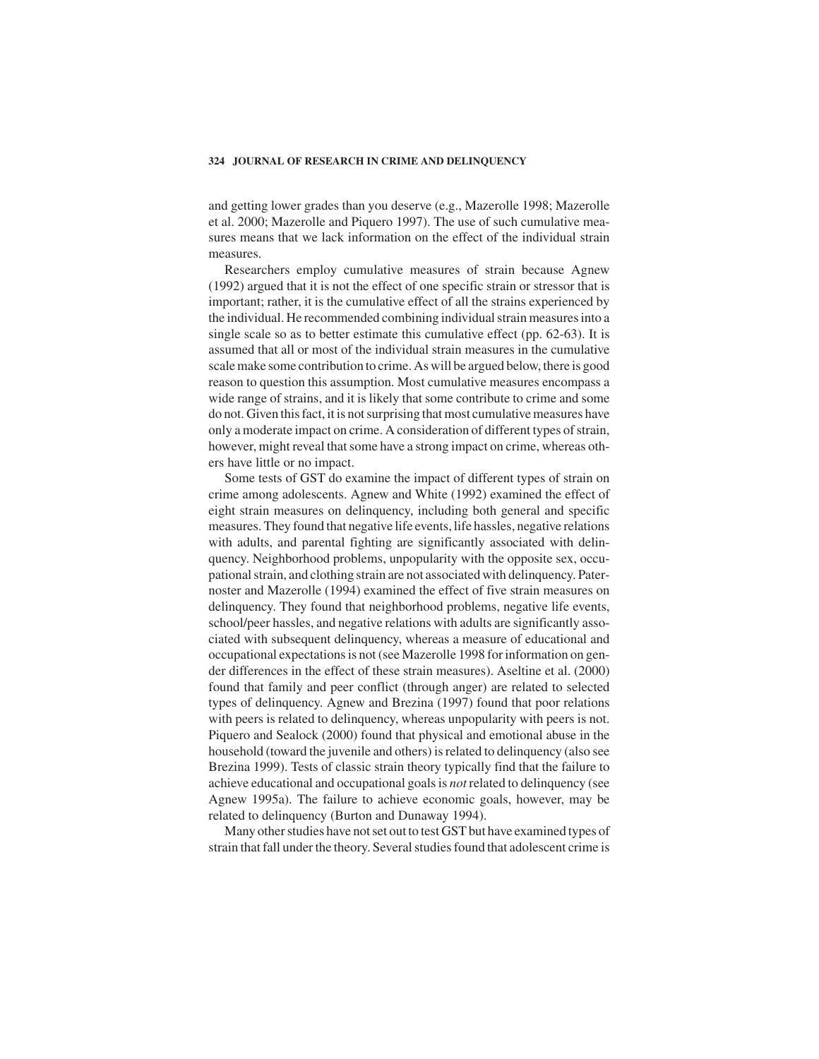and getting lower grades than you deserve (e.g., Mazerolle 1998; Mazerolle et al. 2000; Mazerolle and Piquero 1997). The use of such cumulative measures means that we lack information on the effect of the individual strain measures.

Researchers employ cumulative measures of strain because Agnew (1992) argued that it is not the effect of one specific strain or stressor that is important; rather, it is the cumulative effect of all the strains experienced by the individual. He recommended combining individual strain measures into a single scale so as to better estimate this cumulative effect (pp. 62-63). It is assumed that all or most of the individual strain measures in the cumulative scale make some contribution to crime. As will be argued below, there is good reason to question this assumption. Most cumulative measures encompass a wide range of strains, and it is likely that some contribute to crime and some do not. Given this fact, it is not surprising that most cumulative measures have only a moderate impact on crime. A consideration of different types of strain, however, might reveal that some have a strong impact on crime, whereas others have little or no impact.

Some tests of GST do examine the impact of different types of strain on crime among adolescents. Agnew and White (1992) examined the effect of eight strain measures on delinquency, including both general and specific measures. They found that negative life events, life hassles, negative relations with adults, and parental fighting are significantly associated with delinquency. Neighborhood problems, unpopularity with the opposite sex, occupational strain, and clothing strain are not associated with delinquency. Paternoster and Mazerolle (1994) examined the effect of five strain measures on delinquency. They found that neighborhood problems, negative life events, school/peer hassles, and negative relations with adults are significantly associated with subsequent delinquency, whereas a measure of educational and occupational expectations is not (see Mazerolle 1998 for information on gender differences in the effect of these strain measures). Aseltine et al. (2000) found that family and peer conflict (through anger) are related to selected types of delinquency. Agnew and Brezina (1997) found that poor relations with peers is related to delinquency, whereas unpopularity with peers is not. Piquero and Sealock (2000) found that physical and emotional abuse in the household (toward the juvenile and others) is related to delinquency (also see Brezina 1999). Tests of classic strain theory typically find that the failure to achieve educational and occupational goals is *not* related to delinquency (see Agnew 1995a). The failure to achieve economic goals, however, may be related to delinquency (Burton and Dunaway 1994).

Many other studies have not set out to test GST but have examined types of strain that fall under the theory. Several studies found that adolescent crime is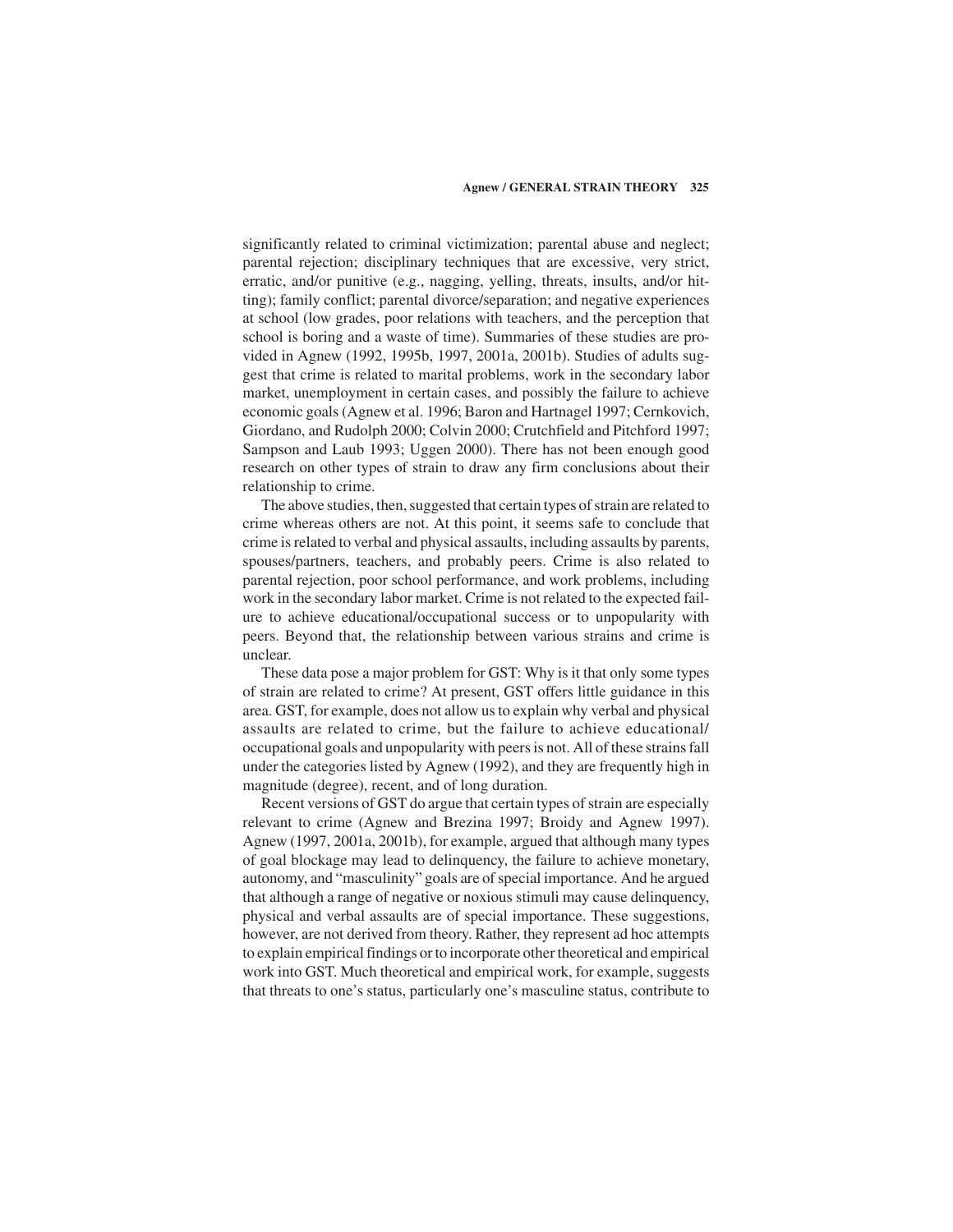significantly related to criminal victimization; parental abuse and neglect; parental rejection; disciplinary techniques that are excessive, very strict, erratic, and/or punitive (e.g., nagging, yelling, threats, insults, and/or hitting); family conflict; parental divorce/separation; and negative experiences at school (low grades, poor relations with teachers, and the perception that school is boring and a waste of time). Summaries of these studies are provided in Agnew (1992, 1995b, 1997, 2001a, 2001b). Studies of adults suggest that crime is related to marital problems, work in the secondary labor market, unemployment in certain cases, and possibly the failure to achieve economic goals (Agnew et al. 1996; Baron and Hartnagel 1997; Cernkovich, Giordano, and Rudolph 2000; Colvin 2000; Crutchfield and Pitchford 1997; Sampson and Laub 1993; Uggen 2000). There has not been enough good research on other types of strain to draw any firm conclusions about their relationship to crime.

The above studies, then, suggested that certain types of strain are related to crime whereas others are not. At this point, it seems safe to conclude that crime is related to verbal and physical assaults, including assaults by parents, spouses/partners, teachers, and probably peers. Crime is also related to parental rejection, poor school performance, and work problems, including work in the secondary labor market. Crime is not related to the expected failure to achieve educational/occupational success or to unpopularity with peers. Beyond that, the relationship between various strains and crime is unclear.

These data pose a major problem for GST: Why is it that only some types of strain are related to crime? At present, GST offers little guidance in this area. GST, for example, does not allow us to explain why verbal and physical assaults are related to crime, but the failure to achieve educational/occupational goals and unpopularity with peers is not. All of these strains fall under the categories listed by Agnew (1992), and they are frequently high in magnitude (degree), recent, and of long duration.

Recent versions of GST do argue that certain types of strain are especially relevant to crime (Agnew and Brezina 1997; Broidy and Agnew 1997). Agnew (1997, 2001a, 2001b), for example, argued that although many types of goal blockage may lead to delinquency, the failure to achieve monetary, autonomy, and "masculinity" goals are of special importance. And he argued that although a range of negative or noxious stimuli may cause delinquency, physical and verbal assaults are of special importance. These suggestions, however, are not derived from theory. Rather, they represent ad hoc attempts to explain empirical findings or to incorporate other theoretical and empirical work into GST. Much theoretical and empirical work, for example, suggests that threats to one's status, particularly one's masculine status, contribute to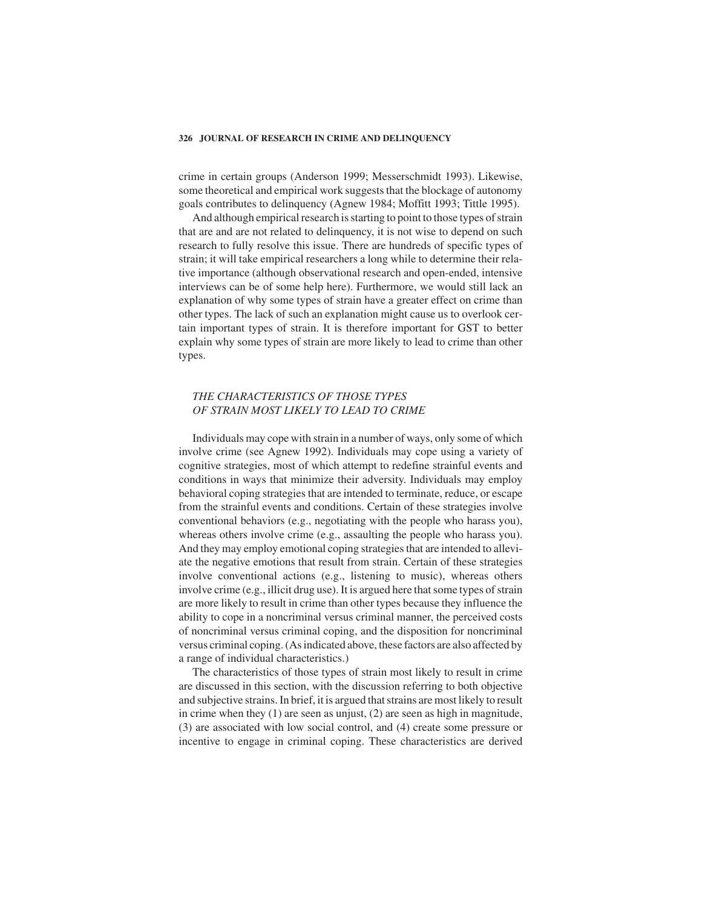crime in certain groups (Anderson 1999; Messerschmidt 1993). Likewise, some theoretical and empirical work suggests that the blockage of autonomy goals contributes to delinquency (Agnew 1984; Moffitt 1993; Tittle 1995).

And although empirical research is starting to point to those types of strain that are and are not related to delinquency, it is not wise to depend on such research to fully resolve this issue. There are hundreds of specific types of strain; it will take empirical researchers a long while to determine their relative importance (although observational research and open-ended, intensive interviews can be of some help here). Furthermore, we would still lack an explanation of why some types of strain have a greater effect on crime than other types. The lack of such an explanation might cause us to overlook certain important types of strain. It is therefore important for GST to better explain why some types of strain are more likely to lead to crime than other types.

## *THE CHARACTERISTICS OF THOSE TYPES OF STRAIN MOST LIKELY TO LEAD TO CRIME*

Individuals may cope with strain in a number of ways, only some of which involve crime (see Agnew 1992). Individuals may cope using a variety of cognitive strategies, most of which attempt to redefine strainful events and conditions in ways that minimize their adversity. Individuals may employ behavioral coping strategies that are intended to terminate, reduce, or escape from the strainful events and conditions. Certain of these strategies involve conventional behaviors (e.g., negotiating with the people who harass you), whereas others involve crime (e.g., assaulting the people who harass you). And they may employ emotional coping strategies that are intended to alleviate the negative emotions that result from strain. Certain of these strategies involve conventional actions (e.g., listening to music), whereas others involve crime (e.g., illicit drug use). It is argued here that some types of strain are more likely to result in crime than other types because they influence the ability to cope in a noncriminal versus criminal manner, the perceived costs of noncriminal versus criminal coping, and the disposition for noncriminal versus criminal coping. (As indicated above, these factors are also affected by a range of individual characteristics.)

The characteristics of those types of strain most likely to result in crime are discussed in this section, with the discussion referring to both objective and subjective strains. In brief, it is argued that strains are most likely to result in crime when they (1) are seen as unjust, (2) are seen as high in magnitude, (3) are associated with low social control, and (4) create some pressure or incentive to engage in criminal coping. These characteristics are derived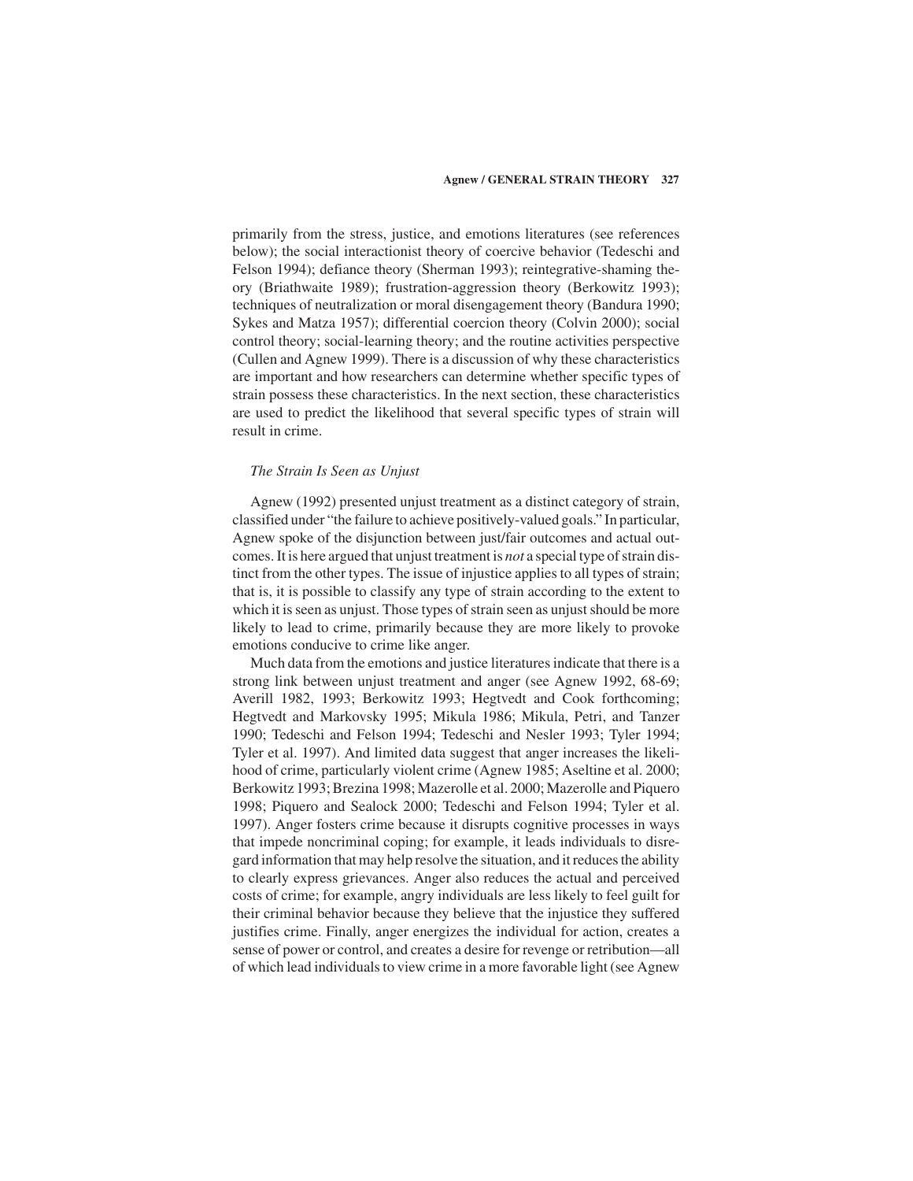primarily from the stress, justice, and emotions literatures (see references below); the social interactionist theory of coercive behavior (Tedeschi and Felson 1994); defiance theory (Sherman 1993); reintegrative-shaming theory (Briathwaite 1989); frustration-aggression theory (Berkowitz 1993); techniques of neutralization or moral disengagement theory (Bandura 1990; Sykes and Matza 1957); differential coercion theory (Colvin 2000); social control theory; social-learning theory; and the routine activities perspective (Cullen and Agnew 1999). There is a discussion of why these characteristics are important and how researchers can determine whether specific types of strain possess these characteristics. In the next section, these characteristics are used to predict the likelihood that several specific types of strain will result in crime.

### *The Strain Is Seen as Unjust*

Agnew (1992) presented unjust treatment as a distinct category of strain, classified under "the failure to achieve positively-valued goals." In particular, Agnew spoke of the disjunction between just/fair outcomes and actual outcomes. It is here argued that unjust treatment is *not* a special type of strain distinct from the other types. The issue of injustice applies to all types of strain; that is, it is possible to classify any type of strain according to the extent to which it is seen as unjust. Those types of strain seen as unjust should be more likely to lead to crime, primarily because they are more likely to provoke emotions conducive to crime like anger.

Much data from the emotions and justice literatures indicate that there is a strong link between unjust treatment and anger (see Agnew 1992, 68-69; Averill 1982, 1993; Berkowitz 1993; Hegtvedt and Cook forthcoming; Hegtvedt and Markovsky 1995; Mikula 1986; Mikula, Petri, and Tanzer 1990; Tedeschi and Felson 1994; Tedeschi and Nesler 1993; Tyler 1994; Tyler et al. 1997). And limited data suggest that anger increases the likelihood of crime, particularly violent crime (Agnew 1985; Aseltine et al. 2000; Berkowitz 1993; Brezina 1998; Mazerolle et al. 2000; Mazerolle and Piquero 1998; Piquero and Sealock 2000; Tedeschi and Felson 1994; Tyler et al. 1997). Anger fosters crime because it disrupts cognitive processes in ways that impede noncriminal coping; for example, it leads individuals to disregard information that may help resolve the situation, and it reduces the ability to clearly express grievances. Anger also reduces the actual and perceived costs of crime; for example, angry individuals are less likely to feel guilt for their criminal behavior because they believe that the injustice they suffered justifies crime. Finally, anger energizes the individual for action, creates a sense of power or control, and creates a desire for revenge or retribution—all of which lead individuals to view crime in a more favorable light (see Agnew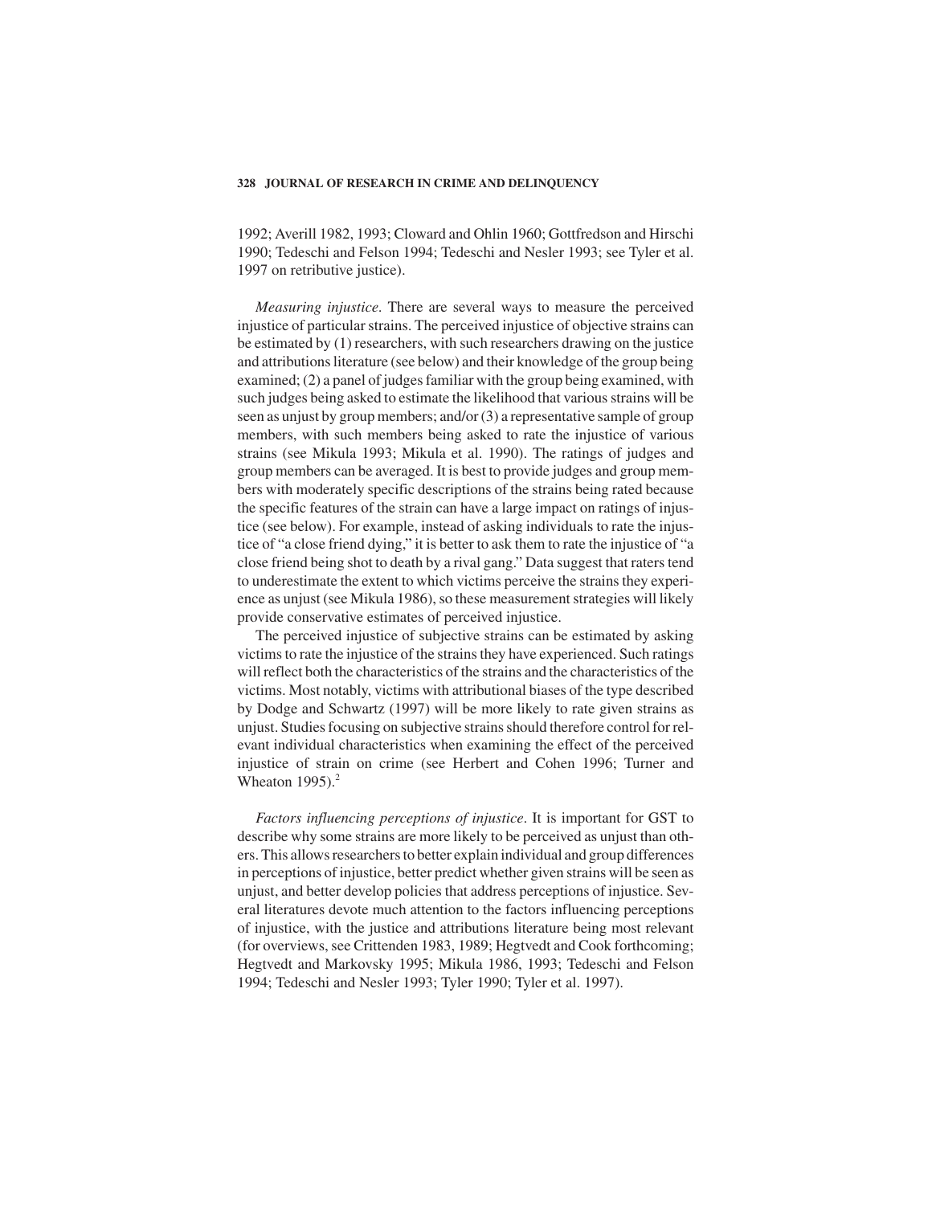1992; Averill 1982, 1993; Cloward and Ohlin 1960; Gottfredson and Hirschi 1990; Tedeschi and Felson 1994; Tedeschi and Nesler 1993; see Tyler et al. 1997 on retributive justice).

*Measuring injustice*. There are several ways to measure the perceived injustice of particular strains. The perceived injustice of objective strains can be estimated by (1) researchers, with such researchers drawing on the justice and attributions literature (see below) and their knowledge of the group being examined; (2) a panel of judges familiar with the group being examined, with such judges being asked to estimate the likelihood that various strains will be seen as unjust by group members; and/or (3) a representative sample of group members, with such members being asked to rate the injustice of various strains (see Mikula 1993; Mikula et al. 1990). The ratings of judges and group members can be averaged. It is best to provide judges and group members with moderately specific descriptions of the strains being rated because the specific features of the strain can have a large impact on ratings of injustice (see below). For example, instead of asking individuals to rate the injustice of "a close friend dying," it is better to ask them to rate the injustice of "a close friend being shot to death by a rival gang." Data suggest that raters tend to underestimate the extent to which victims perceive the strains they experience as unjust (see Mikula 1986), so these measurement strategies will likely provide conservative estimates of perceived injustice.

The perceived injustice of subjective strains can be estimated by asking victims to rate the injustice of the strains they have experienced. Such ratings will reflect both the characteristics of the strains and the characteristics of the victims. Most notably, victims with attributional biases of the type described by Dodge and Schwartz (1997) will be more likely to rate given strains as unjust. Studies focusing on subjective strains should therefore control for relevant individual characteristics when examining the effect of the perceived injustice of strain on crime (see Herbert and Cohen 1996; Turner and Wheaton 1995).[2]

*Factors influencing perceptions of injustice*. It is important for GST to describe why some strains are more likely to be perceived as unjust than others. This allows researchers to better explain individual and group differences in perceptions of injustice, better predict whether given strains will be seen as unjust, and better develop policies that address perceptions of injustice. Several literatures devote much attention to the factors influencing perceptions of injustice, with the justice and attributions literature being most relevant (for overviews, see Crittenden 1983, 1989; Hegtvedt and Cook forthcoming; Hegtvedt and Markovsky 1995; Mikula 1986, 1993; Tedeschi and Felson 1994; Tedeschi and Nesler 1993; Tyler 1990; Tyler et al. 1997).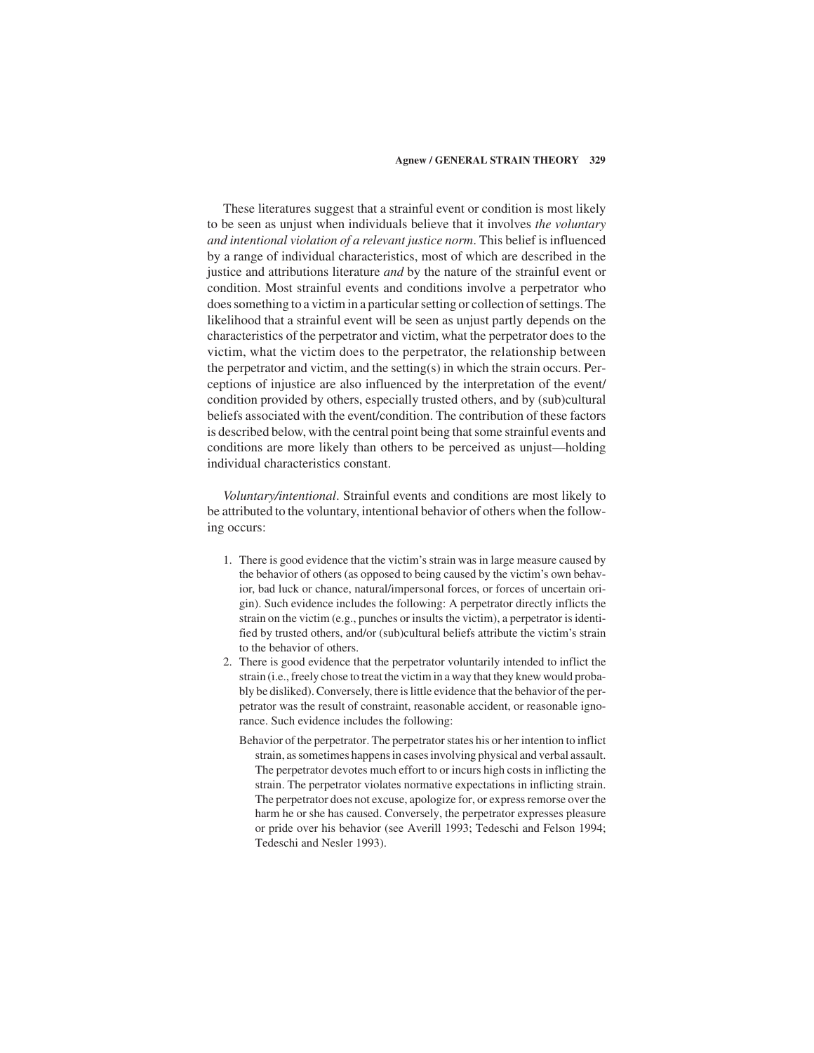These literatures suggest that a strainful event or condition is most likely to be seen as unjust when individuals believe that it involves *the voluntary and intentional violation of a relevant justice norm*. This belief is influenced by a range of individual characteristics, most of which are described in the justice and attributions literature *and* by the nature of the strainful event or condition. Most strainful events and conditions involve a perpetrator who does something to a victim in a particular setting or collection of settings. The likelihood that a strainful event will be seen as unjust partly depends on the characteristics of the perpetrator and victim, what the perpetrator does to the victim, what the victim does to the perpetrator, the relationship between the perpetrator and victim, and the setting(s) in which the strain occurs. Perceptions of injustice are also influenced by the interpretation of the event/condition provided by others, especially trusted others, and by (sub)cultural beliefs associated with the event/condition. The contribution of these factors is described below, with the central point being that some strainful events and conditions are more likely than others to be perceived as unjust—holding individual characteristics constant.

*Voluntary/intentional*. Strainful events and conditions are most likely to be attributed to the voluntary, intentional behavior of others when the following occurs:

1. There is good evidence that the victim's strain was in large measure caused by the behavior of others (as opposed to being caused by the victim's own behavior, bad luck or chance, natural/impersonal forces, or forces of uncertain origin). Such evidence includes the following: A perpetrator directly inflicts the strain on the victim (e.g., punches or insults the victim), a perpetrator is identified by trusted others, and/or (sub)cultural beliefs attribute the victim's strain to the behavior of others.
2. There is good evidence that the perpetrator voluntarily intended to inflict the strain (i.e., freely chose to treat the victim in a way that they knew would probably be disliked). Conversely, there is little evidence that the behavior of the perpetrator was the result of constraint, reasonable accident, or reasonable ignorance. Such evidence includes the following:

   Behavior of the perpetrator. The perpetrator states his or her intention to inflict strain, as sometimes happens in cases involving physical and verbal assault. The perpetrator devotes much effort to or incurs high costs in inflicting the strain. The perpetrator violates normative expectations in inflicting strain. The perpetrator does not excuse, apologize for, or express remorse over the harm he or she has caused. Conversely, the perpetrator expresses pleasure or pride over his behavior (see Averill 1993; Tedeschi and Felson 1994; Tedeschi and Nesler 1993).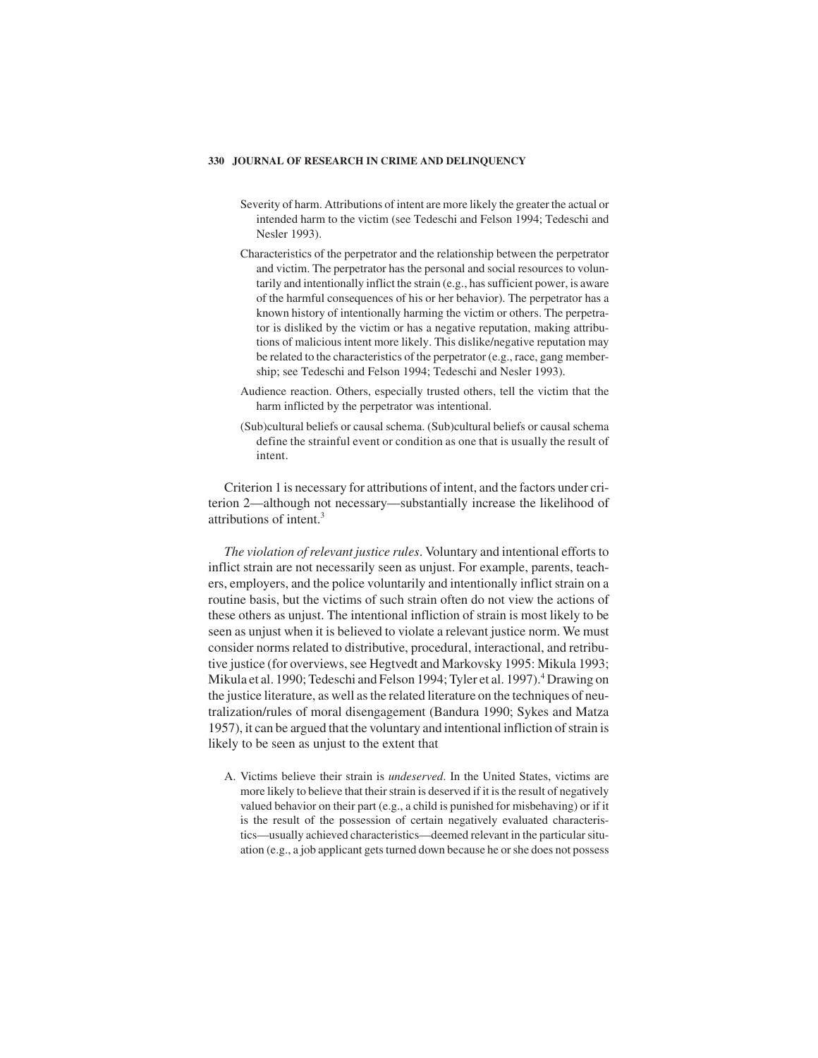Severity of harm. Attributions of intent are more likely the greater the actual or intended harm to the victim (see Tedeschi and Felson 1994; Tedeschi and Nesler 1993).

Characteristics of the perpetrator and the relationship between the perpetrator and victim. The perpetrator has the personal and social resources to voluntarily and intentionally inflict the strain (e.g., has sufficient power, is aware of the harmful consequences of his or her behavior). The perpetrator has a known history of intentionally harming the victim or others. The perpetrator is disliked by the victim or has a negative reputation, making attributions of malicious intent more likely. This dislike/negative reputation may be related to the characteristics of the perpetrator (e.g., race, gang membership; see Tedeschi and Felson 1994; Tedeschi and Nesler 1993).

Audience reaction. Others, especially trusted others, tell the victim that the harm inflicted by the perpetrator was intentional.

(Sub)cultural beliefs or causal schema. (Sub)cultural beliefs or causal schema define the strainful event or condition as one that is usually the result of intent.

Criterion 1 is necessary for attributions of intent, and the factors under criterion 2—although not necessary—substantially increase the likelihood of attributions of intent.[3]

*The violation of relevant justice rules*. Voluntary and intentional efforts to inflict strain are not necessarily seen as unjust. For example, parents, teachers, employers, and the police voluntarily and intentionally inflict strain on a routine basis, but the victims of such strain often do not view the actions of these others as unjust. The intentional infliction of strain is most likely to be seen as unjust when it is believed to violate a relevant justice norm. We must consider norms related to distributive, procedural, interactional, and retributive justice (for overviews, see Hegtvedt and Markovsky 1995: Mikula 1993; Mikula et al. 1990; Tedeschi and Felson 1994; Tyler et al. 1997).[4] Drawing on the justice literature, as well as the related literature on the techniques of neutralization/rules of moral disengagement (Bandura 1990; Sykes and Matza 1957), it can be argued that the voluntary and intentional infliction of strain is likely to be seen as unjust to the extent that

A. Victims believe their strain is *undeserved*. In the United States, victims are more likely to believe that their strain is deserved if it is the result of negatively valued behavior on their part (e.g., a child is punished for misbehaving) or if it is the result of the possession of certain negatively evaluated characteristics—usually achieved characteristics—deemed relevant in the particular situation (e.g., a job applicant gets turned down because he or she does not possess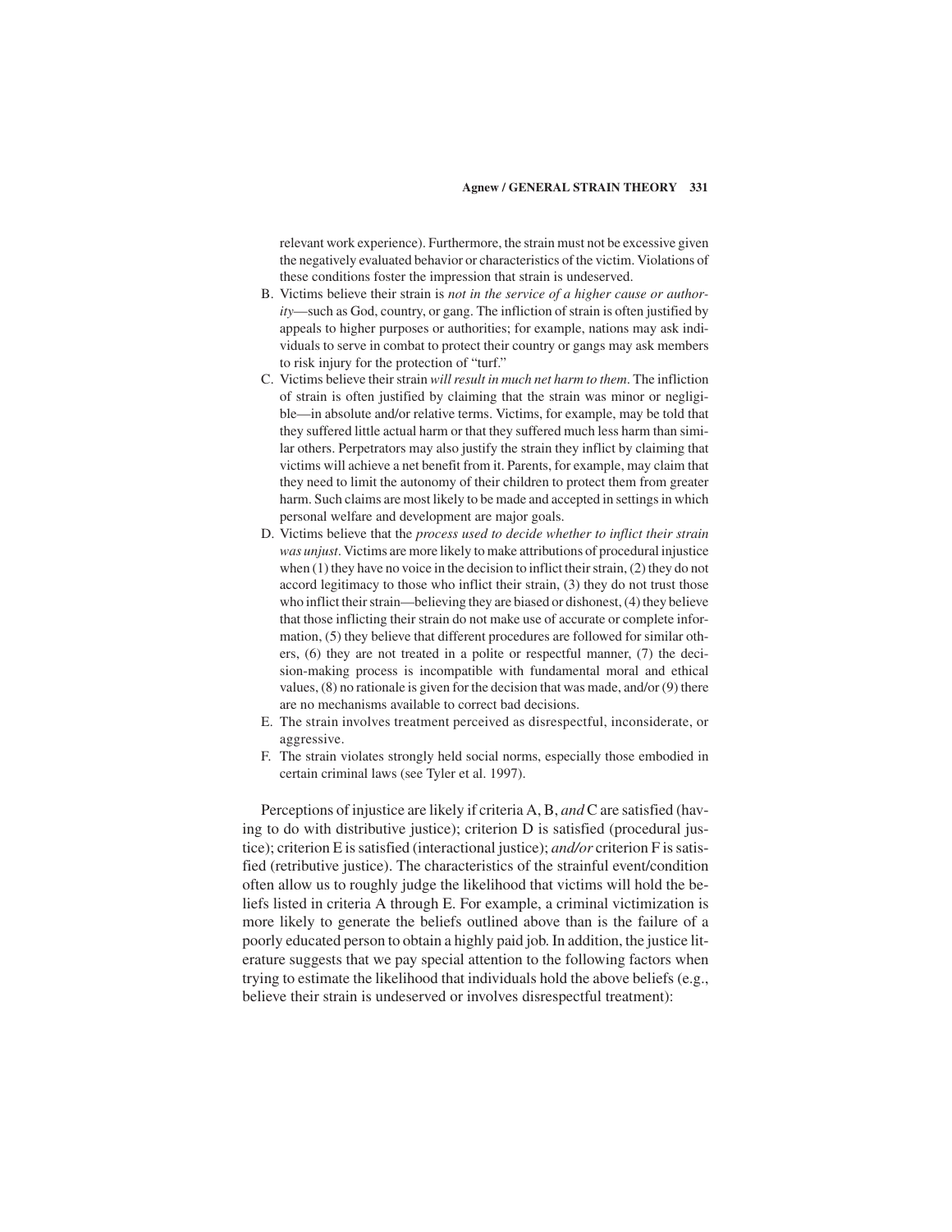relevant work experience). Furthermore, the strain must not be excessive given the negatively evaluated behavior or characteristics of the victim. Violations of these conditions foster the impression that strain is undeserved.

B. Victims believe their strain is *not in the service of a higher cause or authority*—such as God, country, or gang. The infliction of strain is often justified by appeals to higher purposes or authorities; for example, nations may ask individuals to serve in combat to protect their country or gangs may ask members to risk injury for the protection of "turf."

C. Victims believe their strain *will result in much net harm to them*. The infliction of strain is often justified by claiming that the strain was minor or negligible—in absolute and/or relative terms. Victims, for example, may be told that they suffered little actual harm or that they suffered much less harm than similar others. Perpetrators may also justify the strain they inflict by claiming that victims will achieve a net benefit from it. Parents, for example, may claim that they need to limit the autonomy of their children to protect them from greater harm. Such claims are most likely to be made and accepted in settings in which personal welfare and development are major goals.

D. Victims believe that the *process used to decide whether to inflict their strain was unjust*. Victims are more likely to make attributions of procedural injustice when (1) they have no voice in the decision to inflict their strain, (2) they do not accord legitimacy to those who inflict their strain, (3) they do not trust those who inflict their strain—believing they are biased or dishonest, (4) they believe that those inflicting their strain do not make use of accurate or complete information, (5) they believe that different procedures are followed for similar others, (6) they are not treated in a polite or respectful manner, (7) the decision-making process is incompatible with fundamental moral and ethical values, (8) no rationale is given for the decision that was made, and/or (9) there are no mechanisms available to correct bad decisions.

E. The strain involves treatment perceived as disrespectful, inconsiderate, or aggressive.

F. The strain violates strongly held social norms, especially those embodied in certain criminal laws (see Tyler et al. 1997).

Perceptions of injustice are likely if criteria A, B, *and* C are satisfied (having to do with distributive justice); criterion D is satisfied (procedural justice); criterion E is satisfied (interactional justice); *and/or* criterion F is satisfied (retributive justice). The characteristics of the strainful event/condition often allow us to roughly judge the likelihood that victims will hold the beliefs listed in criteria A through E. For example, a criminal victimization is more likely to generate the beliefs outlined above than is the failure of a poorly educated person to obtain a highly paid job. In addition, the justice literature suggests that we pay special attention to the following factors when trying to estimate the likelihood that individuals hold the above beliefs (e.g., believe their strain is undeserved or involves disrespectful treatment):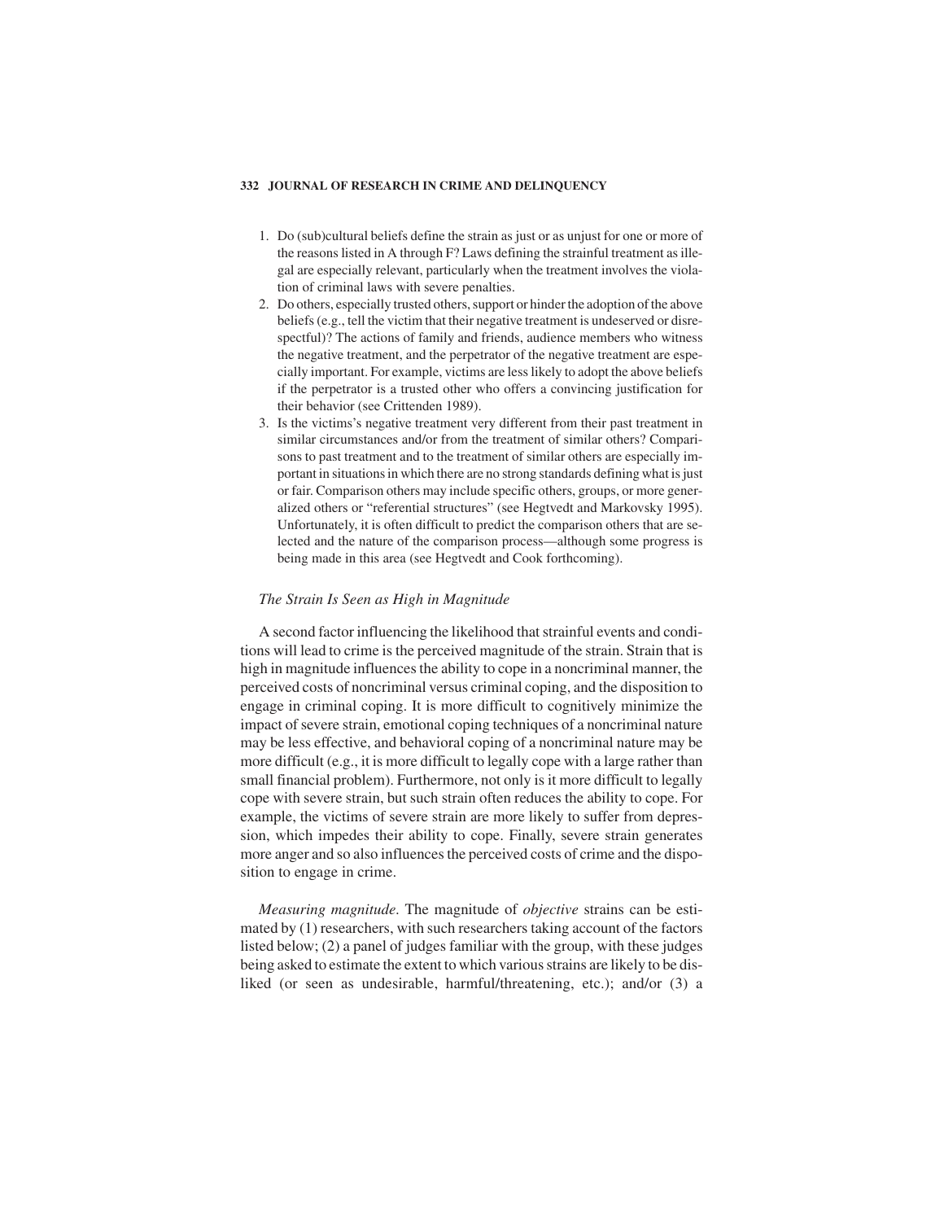1. Do (sub)cultural beliefs define the strain as just or as unjust for one or more of the reasons listed in A through F? Laws defining the strainful treatment as illegal are especially relevant, particularly when the treatment involves the violation of criminal laws with severe penalties.
2. Do others, especially trusted others, support or hinder the adoption of the above beliefs (e.g., tell the victim that their negative treatment is undeserved or disrespectful)? The actions of family and friends, audience members who witness the negative treatment, and the perpetrator of the negative treatment are especially important. For example, victims are less likely to adopt the above beliefs if the perpetrator is a trusted other who offers a convincing justification for their behavior (see Crittenden 1989).
3. Is the victims's negative treatment very different from their past treatment in similar circumstances and/or from the treatment of similar others? Comparisons to past treatment and to the treatment of similar others are especially important in situations in which there are no strong standards defining what is just or fair. Comparison others may include specific others, groups, or more generalized others or "referential structures" (see Hegtvedt and Markovsky 1995). Unfortunately, it is often difficult to predict the comparison others that are selected and the nature of the comparison process—although some progress is being made in this area (see Hegtvedt and Cook forthcoming).

### *The Strain Is Seen as High in Magnitude*

A second factor influencing the likelihood that strainful events and conditions will lead to crime is the perceived magnitude of the strain. Strain that is high in magnitude influences the ability to cope in a noncriminal manner, the perceived costs of noncriminal versus criminal coping, and the disposition to engage in criminal coping. It is more difficult to cognitively minimize the impact of severe strain, emotional coping techniques of a noncriminal nature may be less effective, and behavioral coping of a noncriminal nature may be more difficult (e.g., it is more difficult to legally cope with a large rather than small financial problem). Furthermore, not only is it more difficult to legally cope with severe strain, but such strain often reduces the ability to cope. For example, the victims of severe strain are more likely to suffer from depression, which impedes their ability to cope. Finally, severe strain generates more anger and so also influences the perceived costs of crime and the disposition to engage in crime.

*Measuring magnitude.* The magnitude of *objective* strains can be estimated by (1) researchers, with such researchers taking account of the factors listed below; (2) a panel of judges familiar with the group, with these judges being asked to estimate the extent to which various strains are likely to be disliked (or seen as undesirable, harmful/threatening, etc.); and/or (3) a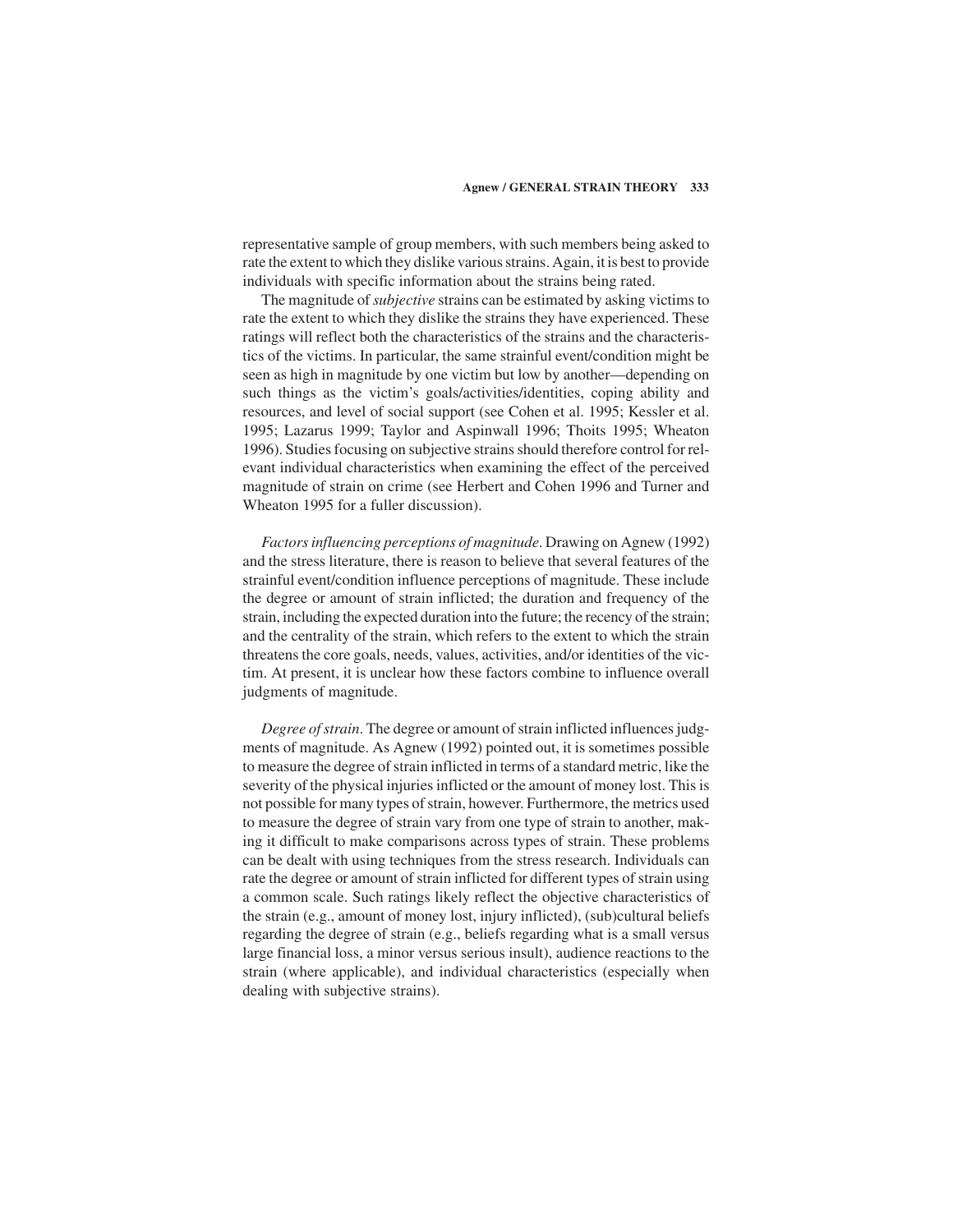representative sample of group members, with such members being asked to rate the extent to which they dislike various strains. Again, it is best to provide individuals with specific information about the strains being rated.

The magnitude of *subjective* strains can be estimated by asking victims to rate the extent to which they dislike the strains they have experienced. These ratings will reflect both the characteristics of the strains and the characteristics of the victims. In particular, the same strainful event/condition might be seen as high in magnitude by one victim but low by another—depending on such things as the victim's goals/activities/identities, coping ability and resources, and level of social support (see Cohen et al. 1995; Kessler et al. 1995; Lazarus 1999; Taylor and Aspinwall 1996; Thoits 1995; Wheaton 1996). Studies focusing on subjective strains should therefore control for relevant individual characteristics when examining the effect of the perceived magnitude of strain on crime (see Herbert and Cohen 1996 and Turner and Wheaton 1995 for a fuller discussion).

*Factors influencing perceptions of magnitude*. Drawing on Agnew (1992) and the stress literature, there is reason to believe that several features of the strainful event/condition influence perceptions of magnitude. These include the degree or amount of strain inflicted; the duration and frequency of the strain, including the expected duration into the future; the recency of the strain; and the centrality of the strain, which refers to the extent to which the strain threatens the core goals, needs, values, activities, and/or identities of the victim. At present, it is unclear how these factors combine to influence overall judgments of magnitude.

*Degree of strain*. The degree or amount of strain inflicted influences judgments of magnitude. As Agnew (1992) pointed out, it is sometimes possible to measure the degree of strain inflicted in terms of a standard metric, like the severity of the physical injuries inflicted or the amount of money lost. This is not possible for many types of strain, however. Furthermore, the metrics used to measure the degree of strain vary from one type of strain to another, making it difficult to make comparisons across types of strain. These problems can be dealt with using techniques from the stress research. Individuals can rate the degree or amount of strain inflicted for different types of strain using a common scale. Such ratings likely reflect the objective characteristics of the strain (e.g., amount of money lost, injury inflicted), (sub)cultural beliefs regarding the degree of strain (e.g., beliefs regarding what is a small versus large financial loss, a minor versus serious insult), audience reactions to the strain (where applicable), and individual characteristics (especially when dealing with subjective strains).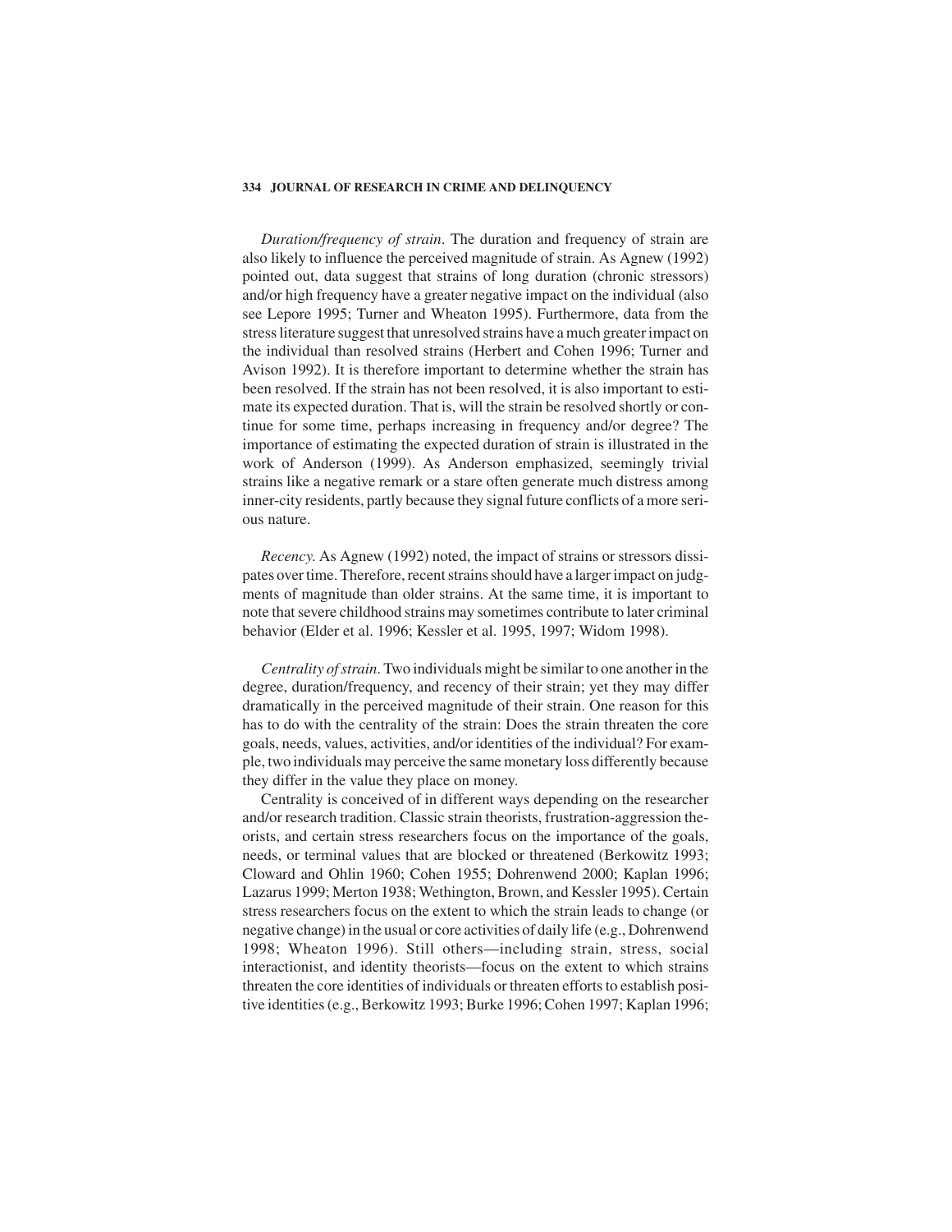*Duration/frequency of strain*. The duration and frequency of strain are also likely to influence the perceived magnitude of strain. As Agnew (1992) pointed out, data suggest that strains of long duration (chronic stressors) and/or high frequency have a greater negative impact on the individual (also see Lepore 1995; Turner and Wheaton 1995). Furthermore, data from the stress literature suggest that unresolved strains have a much greater impact on the individual than resolved strains (Herbert and Cohen 1996; Turner and Avison 1992). It is therefore important to determine whether the strain has been resolved. If the strain has not been resolved, it is also important to estimate its expected duration. That is, will the strain be resolved shortly or continue for some time, perhaps increasing in frequency and/or degree? The importance of estimating the expected duration of strain is illustrated in the work of Anderson (1999). As Anderson emphasized, seemingly trivial strains like a negative remark or a stare often generate much distress among inner-city residents, partly because they signal future conflicts of a more serious nature.

*Recency*. As Agnew (1992) noted, the impact of strains or stressors dissipates over time. Therefore, recent strains should have a larger impact on judgments of magnitude than older strains. At the same time, it is important to note that severe childhood strains may sometimes contribute to later criminal behavior (Elder et al. 1996; Kessler et al. 1995, 1997; Widom 1998).

*Centrality of strain*. Two individuals might be similar to one another in the degree, duration/frequency, and recency of their strain; yet they may differ dramatically in the perceived magnitude of their strain. One reason for this has to do with the centrality of the strain: Does the strain threaten the core goals, needs, values, activities, and/or identities of the individual? For example, two individuals may perceive the same monetary loss differently because they differ in the value they place on money.

Centrality is conceived of in different ways depending on the researcher and/or research tradition. Classic strain theorists, frustration-aggression theorists, and certain stress researchers focus on the importance of the goals, needs, or terminal values that are blocked or threatened (Berkowitz 1993; Cloward and Ohlin 1960; Cohen 1955; Dohrenwend 2000; Kaplan 1996; Lazarus 1999; Merton 1938; Wethington, Brown, and Kessler 1995). Certain stress researchers focus on the extent to which the strain leads to change (or negative change) in the usual or core activities of daily life (e.g., Dohrenwend 1998; Wheaton 1996). Still others—including strain, stress, social interactionist, and identity theorists—focus on the extent to which strains threaten the core identities of individuals or threaten efforts to establish positive identities (e.g., Berkowitz 1993; Burke 1996; Cohen 1997; Kaplan 1996;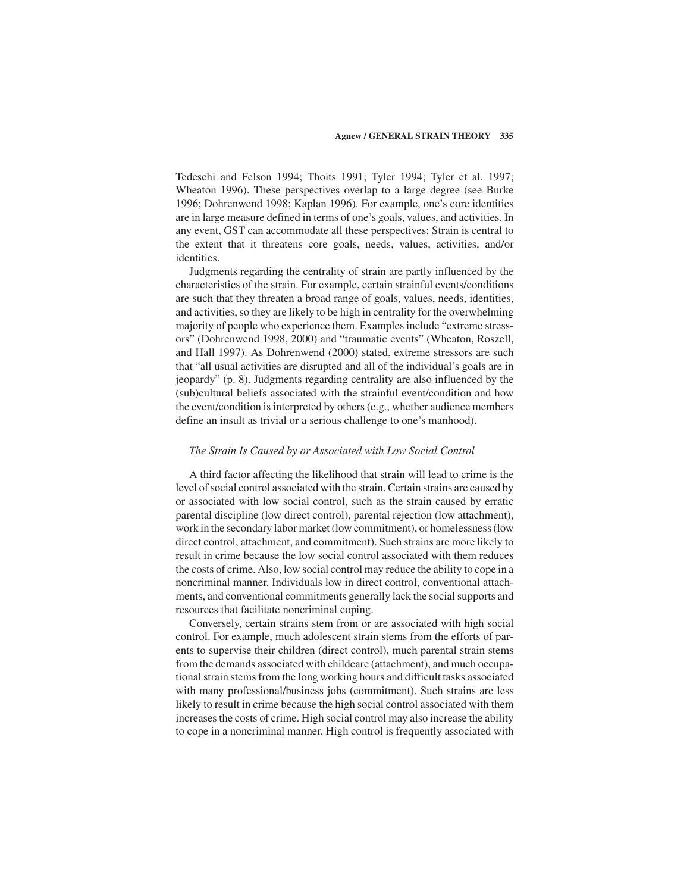Tedeschi and Felson 1994; Thoits 1991; Tyler 1994; Tyler et al. 1997; Wheaton 1996). These perspectives overlap to a large degree (see Burke 1996; Dohrenwend 1998; Kaplan 1996). For example, one's core identities are in large measure defined in terms of one's goals, values, and activities. In any event, GST can accommodate all these perspectives: Strain is central to the extent that it threatens core goals, needs, values, activities, and/or identities.

Judgments regarding the centrality of strain are partly influenced by the characteristics of the strain. For example, certain strainful events/conditions are such that they threaten a broad range of goals, values, needs, identities, and activities, so they are likely to be high in centrality for the overwhelming majority of people who experience them. Examples include "extreme stressors" (Dohrenwend 1998, 2000) and "traumatic events" (Wheaton, Roszell, and Hall 1997). As Dohrenwend (2000) stated, extreme stressors are such that "all usual activities are disrupted and all of the individual's goals are in jeopardy" (p. 8). Judgments regarding centrality are also influenced by the (sub)cultural beliefs associated with the strainful event/condition and how the event/condition is interpreted by others (e.g., whether audience members define an insult as trivial or a serious challenge to one's manhood).

### *The Strain Is Caused by or Associated with Low Social Control*

A third factor affecting the likelihood that strain will lead to crime is the level of social control associated with the strain. Certain strains are caused by or associated with low social control, such as the strain caused by erratic parental discipline (low direct control), parental rejection (low attachment), work in the secondary labor market (low commitment), or homelessness (low direct control, attachment, and commitment). Such strains are more likely to result in crime because the low social control associated with them reduces the costs of crime. Also, low social control may reduce the ability to cope in a noncriminal manner. Individuals low in direct control, conventional attachments, and conventional commitments generally lack the social supports and resources that facilitate noncriminal coping.

Conversely, certain strains stem from or are associated with high social control. For example, much adolescent strain stems from the efforts of parents to supervise their children (direct control), much parental strain stems from the demands associated with childcare (attachment), and much occupational strain stems from the long working hours and difficult tasks associated with many professional/business jobs (commitment). Such strains are less likely to result in crime because the high social control associated with them increases the costs of crime. High social control may also increase the ability to cope in a noncriminal manner. High control is frequently associated with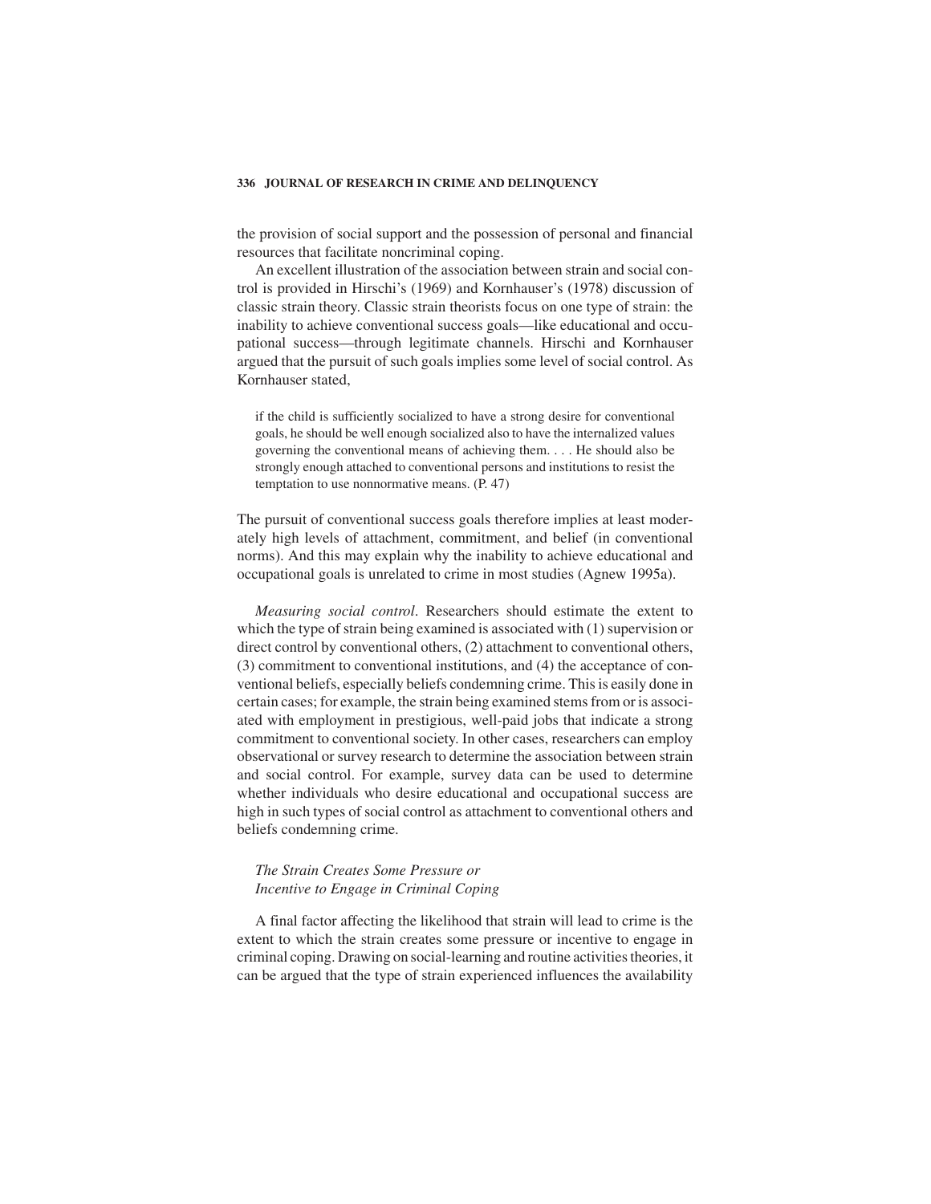the provision of social support and the possession of personal and financial resources that facilitate noncriminal coping.

An excellent illustration of the association between strain and social control is provided in Hirschi's (1969) and Kornhauser's (1978) discussion of classic strain theory. Classic strain theorists focus on one type of strain: the inability to achieve conventional success goals—like educational and occupational success—through legitimate channels. Hirschi and Kornhauser argued that the pursuit of such goals implies some level of social control. As Kornhauser stated,

> if the child is sufficiently socialized to have a strong desire for conventional goals, he should be well enough socialized also to have the internalized values governing the conventional means of achieving them. . . . He should also be strongly enough attached to conventional persons and institutions to resist the temptation to use nonnormative means. (P. 47)

The pursuit of conventional success goals therefore implies at least moderately high levels of attachment, commitment, and belief (in conventional norms). And this may explain why the inability to achieve educational and occupational goals is unrelated to crime in most studies (Agnew 1995a).

*Measuring social control*. Researchers should estimate the extent to which the type of strain being examined is associated with (1) supervision or direct control by conventional others, (2) attachment to conventional others, (3) commitment to conventional institutions, and (4) the acceptance of conventional beliefs, especially beliefs condemning crime. This is easily done in certain cases; for example, the strain being examined stems from or is associated with employment in prestigious, well-paid jobs that indicate a strong commitment to conventional society. In other cases, researchers can employ observational or survey research to determine the association between strain and social control. For example, survey data can be used to determine whether individuals who desire educational and occupational success are high in such types of social control as attachment to conventional others and beliefs condemning crime.

### *The Strain Creates Some Pressure or Incentive to Engage in Criminal Coping*

A final factor affecting the likelihood that strain will lead to crime is the extent to which the strain creates some pressure or incentive to engage in criminal coping. Drawing on social-learning and routine activities theories, it can be argued that the type of strain experienced influences the availability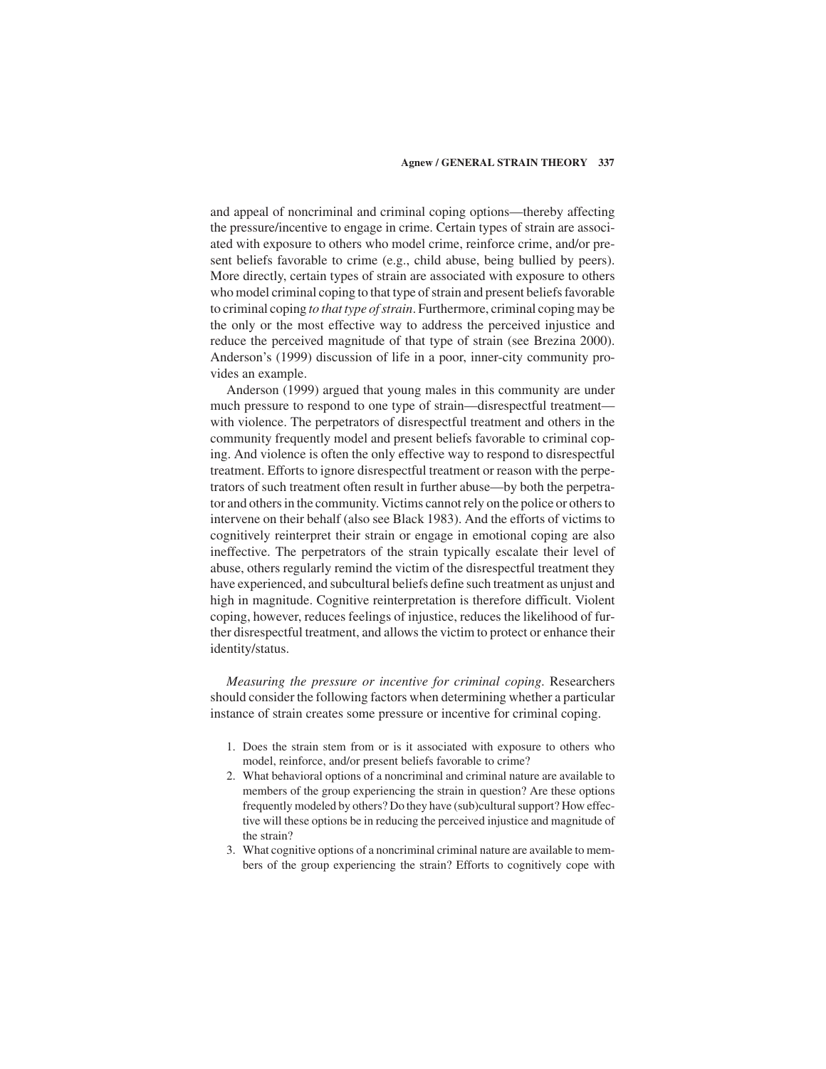and appeal of noncriminal and criminal coping options—thereby affecting the pressure/incentive to engage in crime. Certain types of strain are associated with exposure to others who model crime, reinforce crime, and/or present beliefs favorable to crime (e.g., child abuse, being bullied by peers). More directly, certain types of strain are associated with exposure to others who model criminal coping to that type of strain and present beliefs favorable to criminal coping *to that type of strain*. Furthermore, criminal coping may be the only or the most effective way to address the perceived injustice and reduce the perceived magnitude of that type of strain (see Brezina 2000). Anderson's (1999) discussion of life in a poor, inner-city community provides an example.

Anderson (1999) argued that young males in this community are under much pressure to respond to one type of strain—disrespectful treatment—with violence. The perpetrators of disrespectful treatment and others in the community frequently model and present beliefs favorable to criminal coping. And violence is often the only effective way to respond to disrespectful treatment. Efforts to ignore disrespectful treatment or reason with the perpetrators of such treatment often result in further abuse—by both the perpetrator and others in the community. Victims cannot rely on the police or others to intervene on their behalf (also see Black 1983). And the efforts of victims to cognitively reinterpret their strain or engage in emotional coping are also ineffective. The perpetrators of the strain typically escalate their level of abuse, others regularly remind the victim of the disrespectful treatment they have experienced, and subcultural beliefs define such treatment as unjust and high in magnitude. Cognitive reinterpretation is therefore difficult. Violent coping, however, reduces feelings of injustice, reduces the likelihood of further disrespectful treatment, and allows the victim to protect or enhance their identity/status.

*Measuring the pressure or incentive for criminal coping.* Researchers should consider the following factors when determining whether a particular instance of strain creates some pressure or incentive for criminal coping.

1. Does the strain stem from or is it associated with exposure to others who model, reinforce, and/or present beliefs favorable to crime?
2. What behavioral options of a noncriminal and criminal nature are available to members of the group experiencing the strain in question? Are these options frequently modeled by others? Do they have (sub)cultural support? How effective will these options be in reducing the perceived injustice and magnitude of the strain?
3. What cognitive options of a noncriminal criminal nature are available to members of the group experiencing the strain? Efforts to cognitively cope with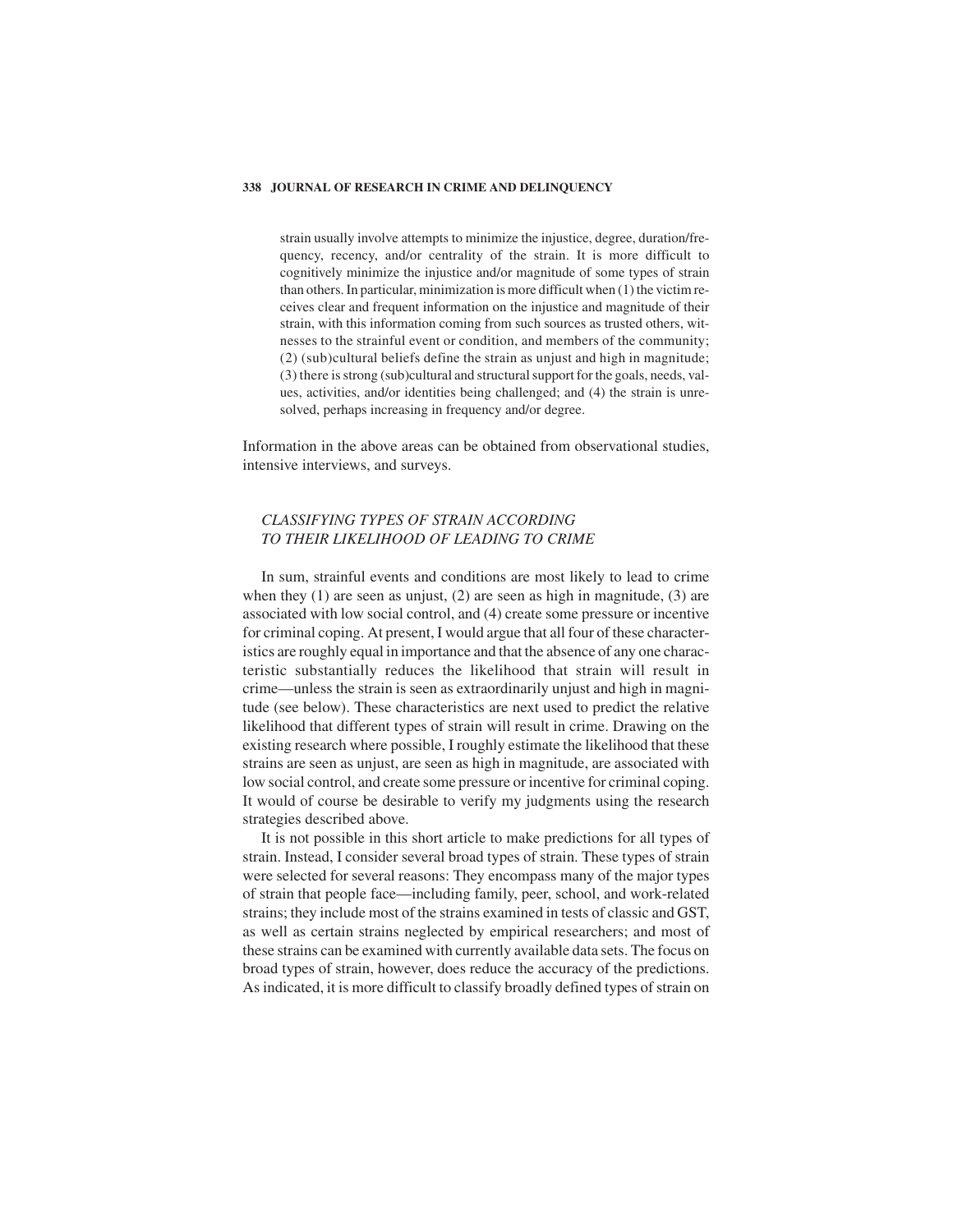strain usually involve attempts to minimize the injustice, degree, duration/frequency, recency, and/or centrality of the strain. It is more difficult to cognitively minimize the injustice and/or magnitude of some types of strain than others. In particular, minimization is more difficult when (1) the victim receives clear and frequent information on the injustice and magnitude of their strain, with this information coming from such sources as trusted others, witnesses to the strainful event or condition, and members of the community; (2) (sub)cultural beliefs define the strain as unjust and high in magnitude; (3) there is strong (sub)cultural and structural support for the goals, needs, values, activities, and/or identities being challenged; and (4) the strain is unresolved, perhaps increasing in frequency and/or degree.

Information in the above areas can be obtained from observational studies, intensive interviews, and surveys.

### *CLASSIFYING TYPES OF STRAIN ACCORDING TO THEIR LIKELIHOOD OF LEADING TO CRIME*

In sum, strainful events and conditions are most likely to lead to crime when they (1) are seen as unjust, (2) are seen as high in magnitude, (3) are associated with low social control, and (4) create some pressure or incentive for criminal coping. At present, I would argue that all four of these characteristics are roughly equal in importance and that the absence of any one characteristic substantially reduces the likelihood that strain will result in crime—unless the strain is seen as extraordinarily unjust and high in magnitude (see below). These characteristics are next used to predict the relative likelihood that different types of strain will result in crime. Drawing on the existing research where possible, I roughly estimate the likelihood that these strains are seen as unjust, are seen as high in magnitude, are associated with low social control, and create some pressure or incentive for criminal coping. It would of course be desirable to verify my judgments using the research strategies described above.

It is not possible in this short article to make predictions for all types of strain. Instead, I consider several broad types of strain. These types of strain were selected for several reasons: They encompass many of the major types of strain that people face—including family, peer, school, and work-related strains; they include most of the strains examined in tests of classic and GST, as well as certain strains neglected by empirical researchers; and most of these strains can be examined with currently available data sets. The focus on broad types of strain, however, does reduce the accuracy of the predictions. As indicated, it is more difficult to classify broadly defined types of strain on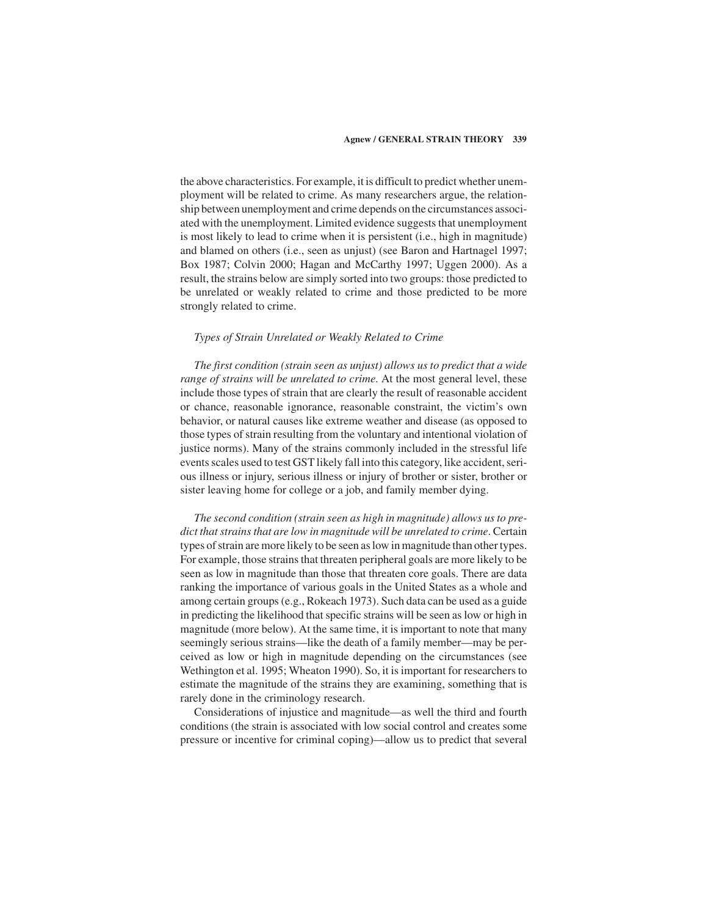the above characteristics. For example, it is difficult to predict whether unemployment will be related to crime. As many researchers argue, the relationship between unemployment and crime depends on the circumstances associated with the unemployment. Limited evidence suggests that unemployment is most likely to lead to crime when it is persistent (i.e., high in magnitude) and blamed on others (i.e., seen as unjust) (see Baron and Hartnagel 1997; Box 1987; Colvin 2000; Hagan and McCarthy 1997; Uggen 2000). As a result, the strains below are simply sorted into two groups: those predicted to be unrelated or weakly related to crime and those predicted to be more strongly related to crime.

### *Types of Strain Unrelated or Weakly Related to Crime*

*The first condition (strain seen as unjust) allows us to predict that a wide range of strains will be unrelated to crime.* At the most general level, these include those types of strain that are clearly the result of reasonable accident or chance, reasonable ignorance, reasonable constraint, the victim's own behavior, or natural causes like extreme weather and disease (as opposed to those types of strain resulting from the voluntary and intentional violation of justice norms). Many of the strains commonly included in the stressful life events scales used to test GST likely fall into this category, like accident, serious illness or injury, serious illness or injury of brother or sister, brother or sister leaving home for college or a job, and family member dying.

*The second condition (strain seen as high in magnitude) allows us to predict that strains that are low in magnitude will be unrelated to crime.* Certain types of strain are more likely to be seen as low in magnitude than other types. For example, those strains that threaten peripheral goals are more likely to be seen as low in magnitude than those that threaten core goals. There are data ranking the importance of various goals in the United States as a whole and among certain groups (e.g., Rokeach 1973). Such data can be used as a guide in predicting the likelihood that specific strains will be seen as low or high in magnitude (more below). At the same time, it is important to note that many seemingly serious strains—like the death of a family member—may be perceived as low or high in magnitude depending on the circumstances (see Wethington et al. 1995; Wheaton 1990). So, it is important for researchers to estimate the magnitude of the strains they are examining, something that is rarely done in the criminology research.

Considerations of injustice and magnitude—as well the third and fourth conditions (the strain is associated with low social control and creates some pressure or incentive for criminal coping)—allow us to predict that several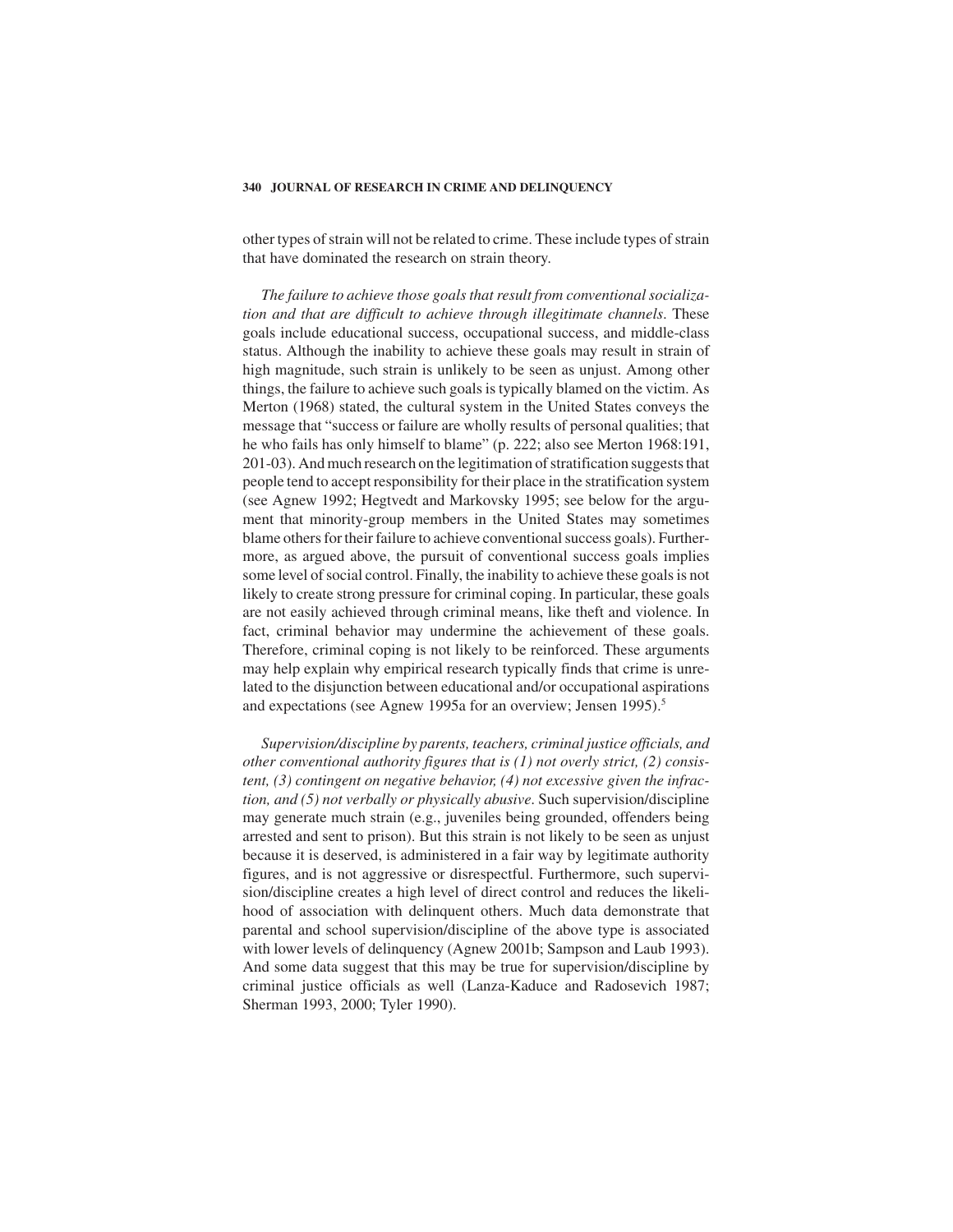other types of strain will not be related to crime. These include types of strain that have dominated the research on strain theory.

*The failure to achieve those goals that result from conventional socialization and that are difficult to achieve through illegitimate channels*. These goals include educational success, occupational success, and middle-class status. Although the inability to achieve these goals may result in strain of high magnitude, such strain is unlikely to be seen as unjust. Among other things, the failure to achieve such goals is typically blamed on the victim. As Merton (1968) stated, the cultural system in the United States conveys the message that "success or failure are wholly results of personal qualities; that he who fails has only himself to blame" (p. 222; also see Merton 1968:191, 201-03). And much research on the legitimation of stratification suggests that people tend to accept responsibility for their place in the stratification system (see Agnew 1992; Hegtvedt and Markovsky 1995; see below for the argument that minority-group members in the United States may sometimes blame others for their failure to achieve conventional success goals). Furthermore, as argued above, the pursuit of conventional success goals implies some level of social control. Finally, the inability to achieve these goals is not likely to create strong pressure for criminal coping. In particular, these goals are not easily achieved through criminal means, like theft and violence. In fact, criminal behavior may undermine the achievement of these goals. Therefore, criminal coping is not likely to be reinforced. These arguments may help explain why empirical research typically finds that crime is unrelated to the disjunction between educational and/or occupational aspirations and expectations (see Agnew 1995a for an overview; Jensen 1995).[5]

*Supervision/discipline by parents, teachers, criminal justice officials, and other conventional authority figures that is (1) not overly strict, (2) consistent, (3) contingent on negative behavior, (4) not excessive given the infraction, and (5) not verbally or physically abusive*. Such supervision/discipline may generate much strain (e.g., juveniles being grounded, offenders being arrested and sent to prison). But this strain is not likely to be seen as unjust because it is deserved, is administered in a fair way by legitimate authority figures, and is not aggressive or disrespectful. Furthermore, such supervision/discipline creates a high level of direct control and reduces the likelihood of association with delinquent others. Much data demonstrate that parental and school supervision/discipline of the above type is associated with lower levels of delinquency (Agnew 2001b; Sampson and Laub 1993). And some data suggest that this may be true for supervision/discipline by criminal justice officials as well (Lanza-Kaduce and Radosevich 1987; Sherman 1993, 2000; Tyler 1990).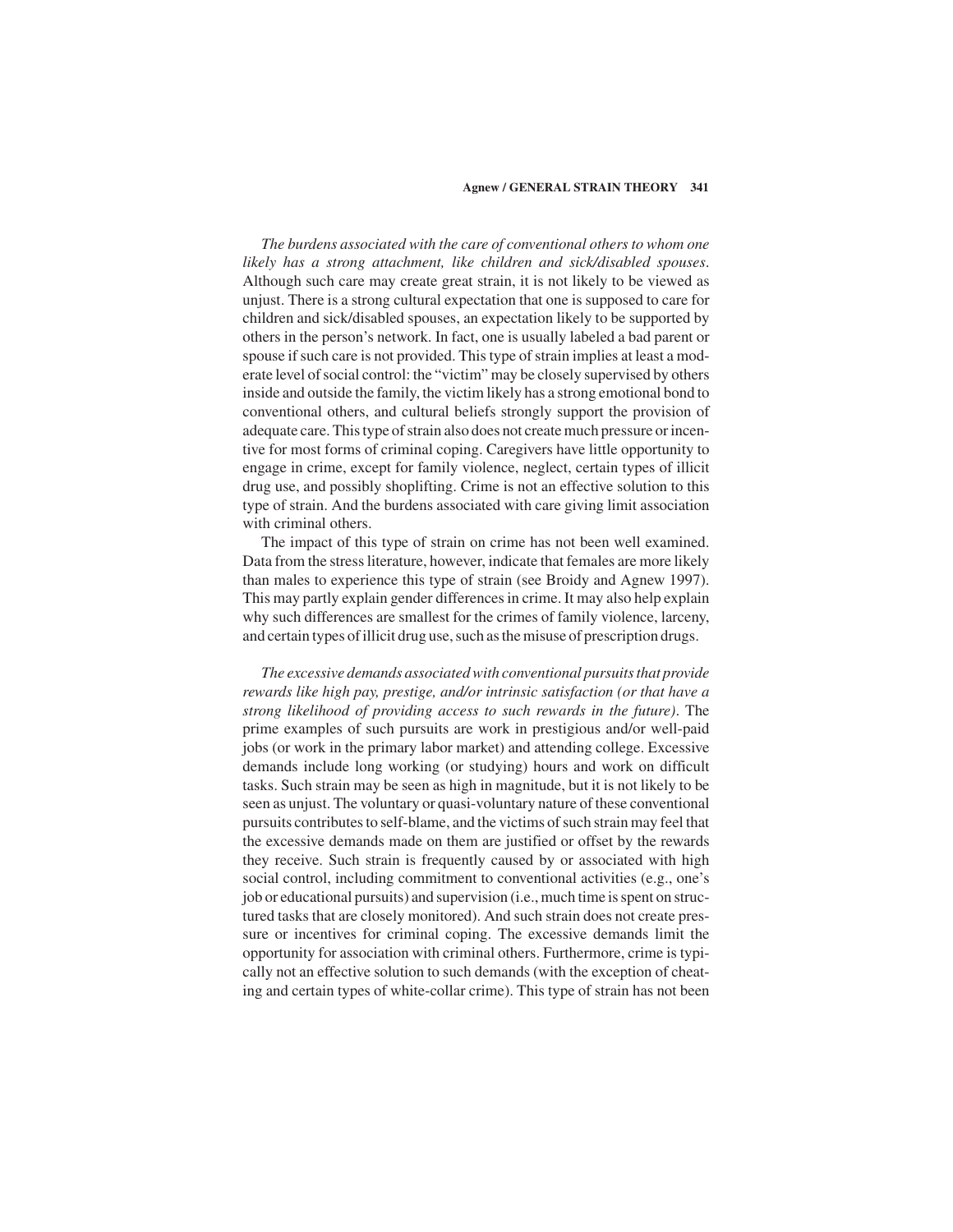*The burdens associated with the care of conventional others to whom one likely has a strong attachment, like children and sick/disabled spouses*. Although such care may create great strain, it is not likely to be viewed as unjust. There is a strong cultural expectation that one is supposed to care for children and sick/disabled spouses, an expectation likely to be supported by others in the person's network. In fact, one is usually labeled a bad parent or spouse if such care is not provided. This type of strain implies at least a moderate level of social control: the "victim" may be closely supervised by others inside and outside the family, the victim likely has a strong emotional bond to conventional others, and cultural beliefs strongly support the provision of adequate care. This type of strain also does not create much pressure or incentive for most forms of criminal coping. Caregivers have little opportunity to engage in crime, except for family violence, neglect, certain types of illicit drug use, and possibly shoplifting. Crime is not an effective solution to this type of strain. And the burdens associated with care giving limit association with criminal others.

The impact of this type of strain on crime has not been well examined. Data from the stress literature, however, indicate that females are more likely than males to experience this type of strain (see Broidy and Agnew 1997). This may partly explain gender differences in crime. It may also help explain why such differences are smallest for the crimes of family violence, larceny, and certain types of illicit drug use, such as the misuse of prescription drugs.

*The excessive demands associated with conventional pursuits that provide rewards like high pay, prestige, and/or intrinsic satisfaction (or that have a strong likelihood of providing access to such rewards in the future)*. The prime examples of such pursuits are work in prestigious and/or well-paid jobs (or work in the primary labor market) and attending college. Excessive demands include long working (or studying) hours and work on difficult tasks. Such strain may be seen as high in magnitude, but it is not likely to be seen as unjust. The voluntary or quasi-voluntary nature of these conventional pursuits contributes to self-blame, and the victims of such strain may feel that the excessive demands made on them are justified or offset by the rewards they receive. Such strain is frequently caused by or associated with high social control, including commitment to conventional activities (e.g., one's job or educational pursuits) and supervision (i.e., much time is spent on structured tasks that are closely monitored). And such strain does not create pressure or incentives for criminal coping. The excessive demands limit the opportunity for association with criminal others. Furthermore, crime is typically not an effective solution to such demands (with the exception of cheating and certain types of white-collar crime). This type of strain has not been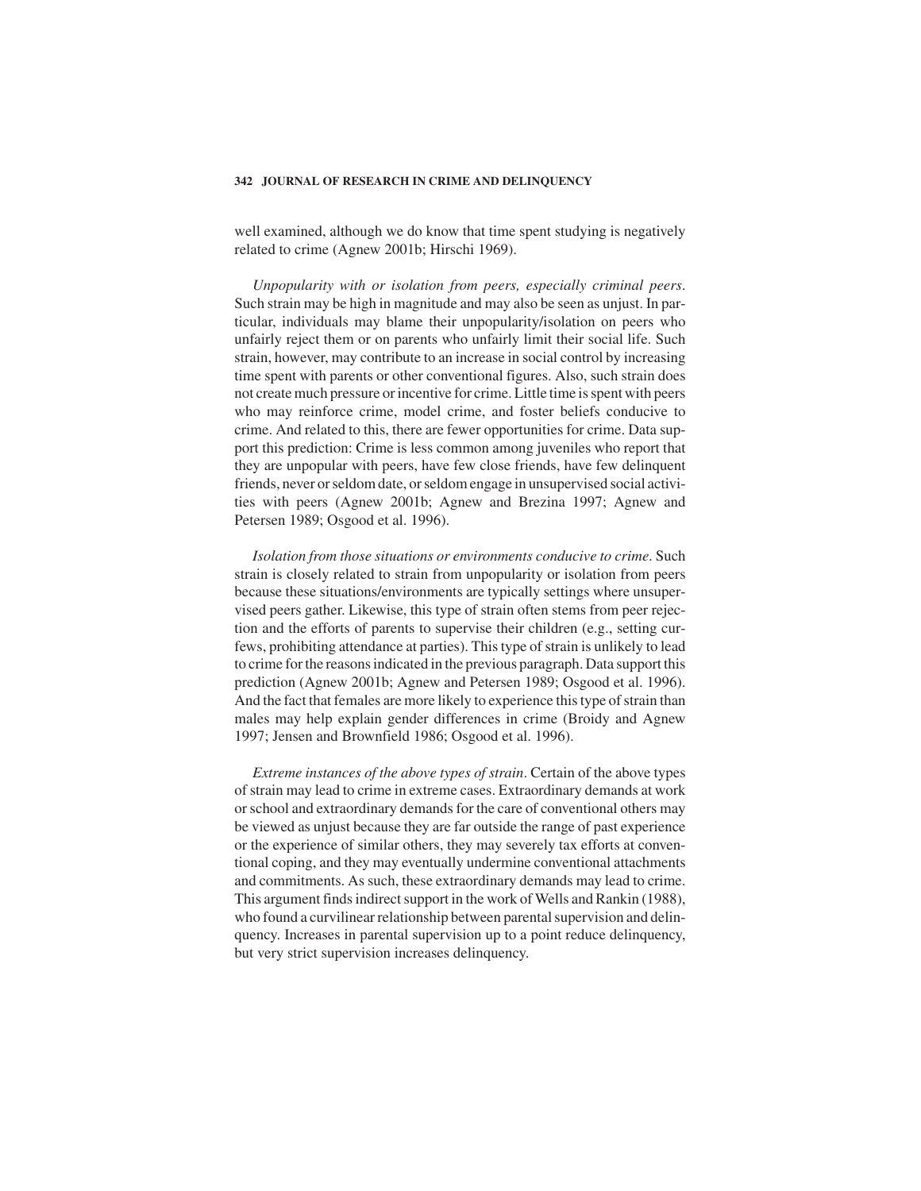well examined, although we do know that time spent studying is negatively related to crime (Agnew 2001b; Hirschi 1969).

*Unpopularity with or isolation from peers, especially criminal peers*. Such strain may be high in magnitude and may also be seen as unjust. In particular, individuals may blame their unpopularity/isolation on peers who unfairly reject them or on parents who unfairly limit their social life. Such strain, however, may contribute to an increase in social control by increasing time spent with parents or other conventional figures. Also, such strain does not create much pressure or incentive for crime. Little time is spent with peers who may reinforce crime, model crime, and foster beliefs conducive to crime. And related to this, there are fewer opportunities for crime. Data support this prediction: Crime is less common among juveniles who report that they are unpopular with peers, have few close friends, have few delinquent friends, never or seldom date, or seldom engage in unsupervised social activities with peers (Agnew 2001b; Agnew and Brezina 1997; Agnew and Petersen 1989; Osgood et al. 1996).

*Isolation from those situations or environments conducive to crime*. Such strain is closely related to strain from unpopularity or isolation from peers because these situations/environments are typically settings where unsupervised peers gather. Likewise, this type of strain often stems from peer rejection and the efforts of parents to supervise their children (e.g., setting curfews, prohibiting attendance at parties). This type of strain is unlikely to lead to crime for the reasons indicated in the previous paragraph. Data support this prediction (Agnew 2001b; Agnew and Petersen 1989; Osgood et al. 1996). And the fact that females are more likely to experience this type of strain than males may help explain gender differences in crime (Broidy and Agnew 1997; Jensen and Brownfield 1986; Osgood et al. 1996).

*Extreme instances of the above types of strain*. Certain of the above types of strain may lead to crime in extreme cases. Extraordinary demands at work or school and extraordinary demands for the care of conventional others may be viewed as unjust because they are far outside the range of past experience or the experience of similar others, they may severely tax efforts at conventional coping, and they may eventually undermine conventional attachments and commitments. As such, these extraordinary demands may lead to crime. This argument finds indirect support in the work of Wells and Rankin (1988), who found a curvilinear relationship between parental supervision and delinquency. Increases in parental supervision up to a point reduce delinquency, but very strict supervision increases delinquency.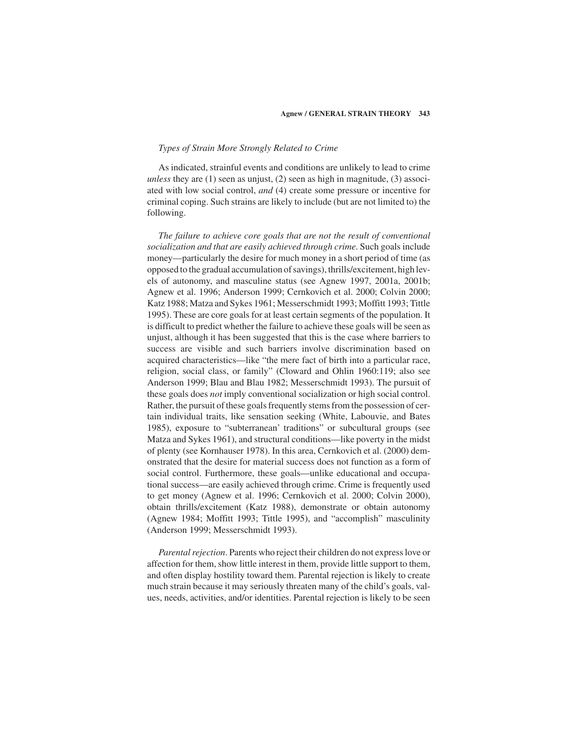### *Types of Strain More Strongly Related to Crime*

As indicated, strainful events and conditions are unlikely to lead to crime *unless* they are (1) seen as unjust, (2) seen as high in magnitude, (3) associated with low social control, *and* (4) create some pressure or incentive for criminal coping. Such strains are likely to include (but are not limited to) the following.

*The failure to achieve core goals that are not the result of conventional socialization and that are easily achieved through crime.* Such goals include money—particularly the desire for much money in a short period of time (as opposed to the gradual accumulation of savings), thrills/excitement, high levels of autonomy, and masculine status (see Agnew 1997, 2001a, 2001b; Agnew et al. 1996; Anderson 1999; Cernkovich et al. 2000; Colvin 2000; Katz 1988; Matza and Sykes 1961; Messerschmidt 1993; Moffitt 1993; Tittle 1995). These are core goals for at least certain segments of the population. It is difficult to predict whether the failure to achieve these goals will be seen as unjust, although it has been suggested that this is the case where barriers to success are visible and such barriers involve discrimination based on acquired characteristics—like "the mere fact of birth into a particular race, religion, social class, or family" (Cloward and Ohlin 1960:119; also see Anderson 1999; Blau and Blau 1982; Messerschmidt 1993). The pursuit of these goals does *not* imply conventional socialization or high social control. Rather, the pursuit of these goals frequently stems from the possession of certain individual traits, like sensation seeking (White, Labouvie, and Bates 1985), exposure to "subterranean' traditions" or subcultural groups (see Matza and Sykes 1961), and structural conditions—like poverty in the midst of plenty (see Kornhauser 1978). In this area, Cernkovich et al. (2000) demonstrated that the desire for material success does not function as a form of social control. Furthermore, these goals—unlike educational and occupational success—are easily achieved through crime. Crime is frequently used to get money (Agnew et al. 1996; Cernkovich et al. 2000; Colvin 2000), obtain thrills/excitement (Katz 1988), demonstrate or obtain autonomy (Agnew 1984; Moffitt 1993; Tittle 1995), and "accomplish" masculinity (Anderson 1999; Messerschmidt 1993).

*Parental rejection.* Parents who reject their children do not express love or affection for them, show little interest in them, provide little support to them, and often display hostility toward them. Parental rejection is likely to create much strain because it may seriously threaten many of the child's goals, values, needs, activities, and/or identities. Parental rejection is likely to be seen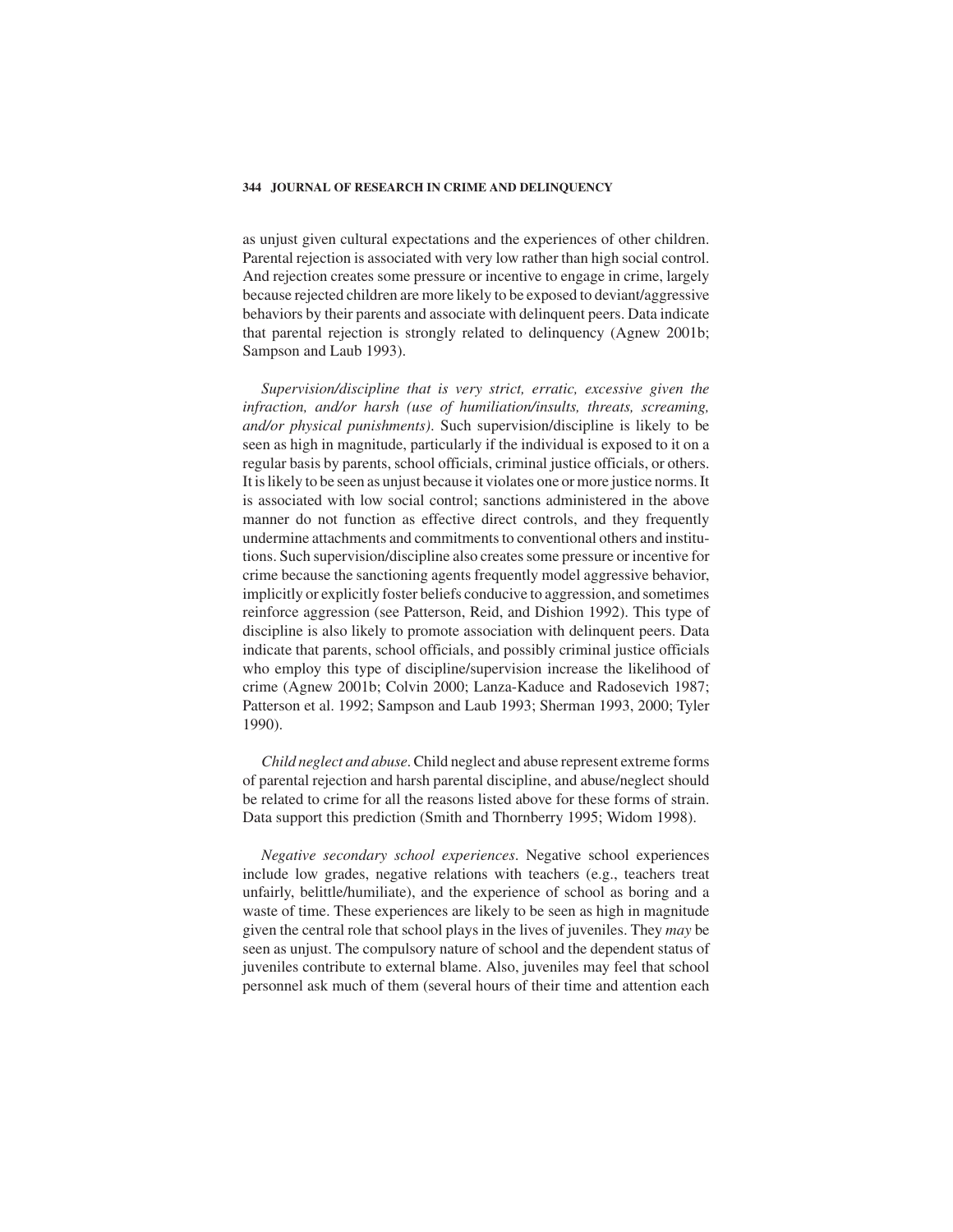as unjust given cultural expectations and the experiences of other children. Parental rejection is associated with very low rather than high social control. And rejection creates some pressure or incentive to engage in crime, largely because rejected children are more likely to be exposed to deviant/aggressive behaviors by their parents and associate with delinquent peers. Data indicate that parental rejection is strongly related to delinquency (Agnew 2001b; Sampson and Laub 1993).

*Supervision/discipline that is very strict, erratic, excessive given the infraction, and/or harsh (use of humiliation/insults, threats, screaming, and/or physical punishments).* Such supervision/discipline is likely to be seen as high in magnitude, particularly if the individual is exposed to it on a regular basis by parents, school officials, criminal justice officials, or others. It is likely to be seen as unjust because it violates one or more justice norms. It is associated with low social control; sanctions administered in the above manner do not function as effective direct controls, and they frequently undermine attachments and commitments to conventional others and institutions. Such supervision/discipline also creates some pressure or incentive for crime because the sanctioning agents frequently model aggressive behavior, implicitly or explicitly foster beliefs conducive to aggression, and sometimes reinforce aggression (see Patterson, Reid, and Dishion 1992). This type of discipline is also likely to promote association with delinquent peers. Data indicate that parents, school officials, and possibly criminal justice officials who employ this type of discipline/supervision increase the likelihood of crime (Agnew 2001b; Colvin 2000; Lanza-Kaduce and Radosevich 1987; Patterson et al. 1992; Sampson and Laub 1993; Sherman 1993, 2000; Tyler 1990).

*Child neglect and abuse.* Child neglect and abuse represent extreme forms of parental rejection and harsh parental discipline, and abuse/neglect should be related to crime for all the reasons listed above for these forms of strain. Data support this prediction (Smith and Thornberry 1995; Widom 1998).

*Negative secondary school experiences.* Negative school experiences include low grades, negative relations with teachers (e.g., teachers treat unfairly, belittle/humiliate), and the experience of school as boring and a waste of time. These experiences are likely to be seen as high in magnitude given the central role that school plays in the lives of juveniles. They *may* be seen as unjust. The compulsory nature of school and the dependent status of juveniles contribute to external blame. Also, juveniles may feel that school personnel ask much of them (several hours of their time and attention each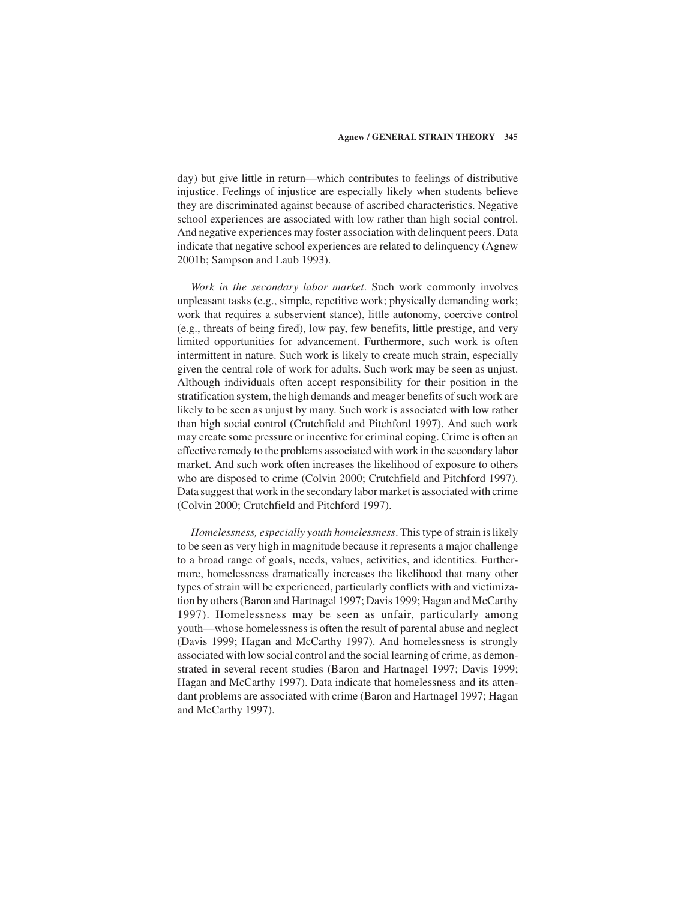day) but give little in return—which contributes to feelings of distributive injustice. Feelings of injustice are especially likely when students believe they are discriminated against because of ascribed characteristics. Negative school experiences are associated with low rather than high social control. And negative experiences may foster association with delinquent peers. Data indicate that negative school experiences are related to delinquency (Agnew 2001b; Sampson and Laub 1993).

*Work in the secondary labor market*. Such work commonly involves unpleasant tasks (e.g., simple, repetitive work; physically demanding work; work that requires a subservient stance), little autonomy, coercive control (e.g., threats of being fired), low pay, few benefits, little prestige, and very limited opportunities for advancement. Furthermore, such work is often intermittent in nature. Such work is likely to create much strain, especially given the central role of work for adults. Such work may be seen as unjust. Although individuals often accept responsibility for their position in the stratification system, the high demands and meager benefits of such work are likely to be seen as unjust by many. Such work is associated with low rather than high social control (Crutchfield and Pitchford 1997). And such work may create some pressure or incentive for criminal coping. Crime is often an effective remedy to the problems associated with work in the secondary labor market. And such work often increases the likelihood of exposure to others who are disposed to crime (Colvin 2000; Crutchfield and Pitchford 1997). Data suggest that work in the secondary labor market is associated with crime (Colvin 2000; Crutchfield and Pitchford 1997).

*Homelessness, especially youth homelessness*. This type of strain is likely to be seen as very high in magnitude because it represents a major challenge to a broad range of goals, needs, values, activities, and identities. Furthermore, homelessness dramatically increases the likelihood that many other types of strain will be experienced, particularly conflicts with and victimization by others (Baron and Hartnagel 1997; Davis 1999; Hagan and McCarthy 1997). Homelessness may be seen as unfair, particularly among youth—whose homelessness is often the result of parental abuse and neglect (Davis 1999; Hagan and McCarthy 1997). And homelessness is strongly associated with low social control and the social learning of crime, as demonstrated in several recent studies (Baron and Hartnagel 1997; Davis 1999; Hagan and McCarthy 1997). Data indicate that homelessness and its attendant problems are associated with crime (Baron and Hartnagel 1997; Hagan and McCarthy 1997).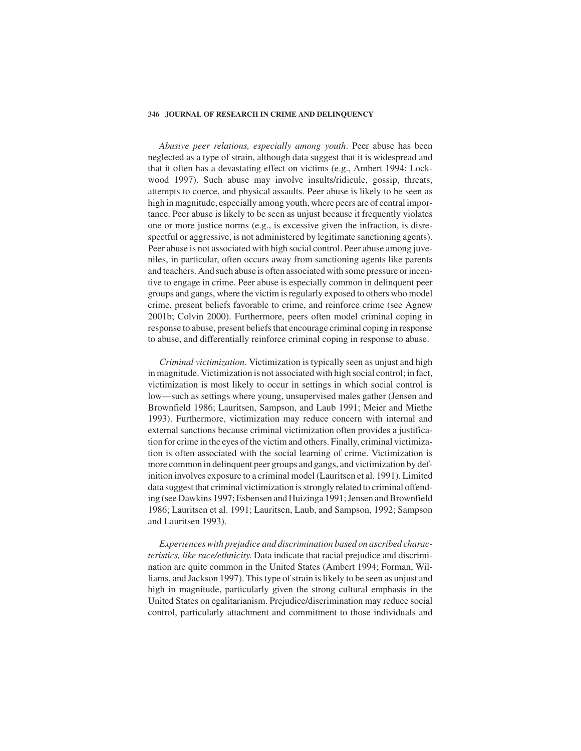*Abusive peer relations, especially among youth*. Peer abuse has been neglected as a type of strain, although data suggest that it is widespread and that it often has a devastating effect on victims (e.g., Ambert 1994: Lockwood 1997). Such abuse may involve insults/ridicule, gossip, threats, attempts to coerce, and physical assaults. Peer abuse is likely to be seen as high in magnitude, especially among youth, where peers are of central importance. Peer abuse is likely to be seen as unjust because it frequently violates one or more justice norms (e.g., is excessive given the infraction, is disrespectful or aggressive, is not administered by legitimate sanctioning agents). Peer abuse is not associated with high social control. Peer abuse among juveniles, in particular, often occurs away from sanctioning agents like parents and teachers. And such abuse is often associated with some pressure or incentive to engage in crime. Peer abuse is especially common in delinquent peer groups and gangs, where the victim is regularly exposed to others who model crime, present beliefs favorable to crime, and reinforce crime (see Agnew 2001b; Colvin 2000). Furthermore, peers often model criminal coping in response to abuse, present beliefs that encourage criminal coping in response to abuse, and differentially reinforce criminal coping in response to abuse.

*Criminal victimization*. Victimization is typically seen as unjust and high in magnitude. Victimization is not associated with high social control; in fact, victimization is most likely to occur in settings in which social control is low—such as settings where young, unsupervised males gather (Jensen and Brownfield 1986; Lauritsen, Sampson, and Laub 1991; Meier and Miethe 1993). Furthermore, victimization may reduce concern with internal and external sanctions because criminal victimization often provides a justification for crime in the eyes of the victim and others. Finally, criminal victimization is often associated with the social learning of crime. Victimization is more common in delinquent peer groups and gangs, and victimization by definition involves exposure to a criminal model (Lauritsen et al. 1991). Limited data suggest that criminal victimization is strongly related to criminal offending (see Dawkins 1997; Esbensen and Huizinga 1991; Jensen and Brownfield 1986; Lauritsen et al. 1991; Lauritsen, Laub, and Sampson, 1992; Sampson and Lauritsen 1993).

*Experiences with prejudice and discrimination based on ascribed characteristics, like race/ethnicity*. Data indicate that racial prejudice and discrimination are quite common in the United States (Ambert 1994; Forman, Williams, and Jackson 1997). This type of strain is likely to be seen as unjust and high in magnitude, particularly given the strong cultural emphasis in the United States on egalitarianism. Prejudice/discrimination may reduce social control, particularly attachment and commitment to those individuals and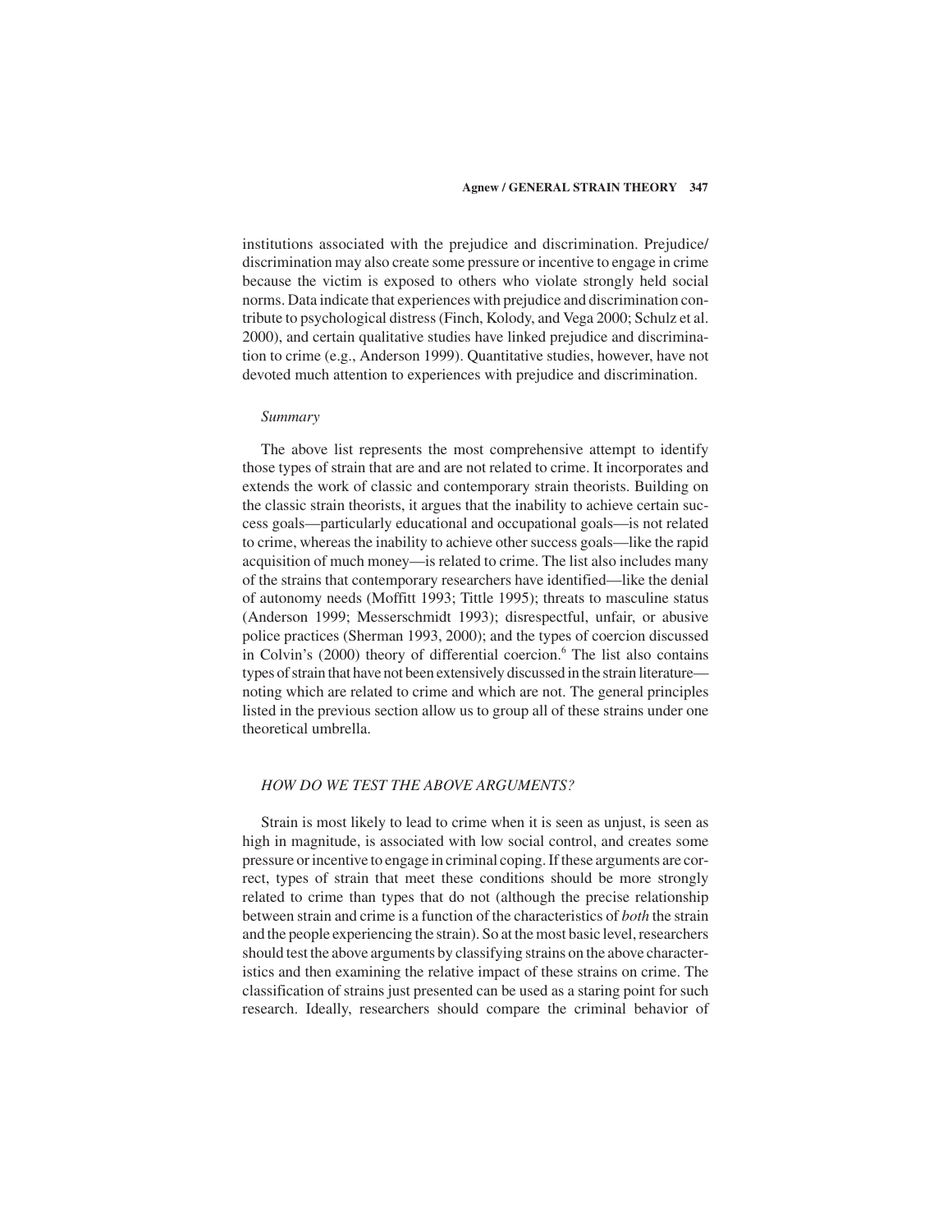institutions associated with the prejudice and discrimination. Prejudice/discrimination may also create some pressure or incentive to engage in crime because the victim is exposed to others who violate strongly held social norms. Data indicate that experiences with prejudice and discrimination contribute to psychological distress (Finch, Kolody, and Vega 2000; Schulz et al. 2000), and certain qualitative studies have linked prejudice and discrimination to crime (e.g., Anderson 1999). Quantitative studies, however, have not devoted much attention to experiences with prejudice and discrimination.

*Summary*

The above list represents the most comprehensive attempt to identify those types of strain that are and are not related to crime. It incorporates and extends the work of classic and contemporary strain theorists. Building on the classic strain theorists, it argues that the inability to achieve certain success goals—particularly educational and occupational goals—is not related to crime, whereas the inability to achieve other success goals—like the rapid acquisition of much money—is related to crime. The list also includes many of the strains that contemporary researchers have identified—like the denial of autonomy needs (Moffitt 1993; Tittle 1995); threats to masculine status (Anderson 1999; Messerschmidt 1993); disrespectful, unfair, or abusive police practices (Sherman 1993, 2000); and the types of coercion discussed in Colvin's (2000) theory of differential coercion.[6] The list also contains types of strain that have not been extensively discussed in the strain literature—noting which are related to crime and which are not. The general principles listed in the previous section allow us to group all of these strains under one theoretical umbrella.

## *HOW DO WE TEST THE ABOVE ARGUMENTS?*

Strain is most likely to lead to crime when it is seen as unjust, is seen as high in magnitude, is associated with low social control, and creates some pressure or incentive to engage in criminal coping. If these arguments are correct, types of strain that meet these conditions should be more strongly related to crime than types that do not (although the precise relationship between strain and crime is a function of the characteristics of *both* the strain and the people experiencing the strain). So at the most basic level, researchers should test the above arguments by classifying strains on the above characteristics and then examining the relative impact of these strains on crime. The classification of strains just presented can be used as a staring point for such research. Ideally, researchers should compare the criminal behavior of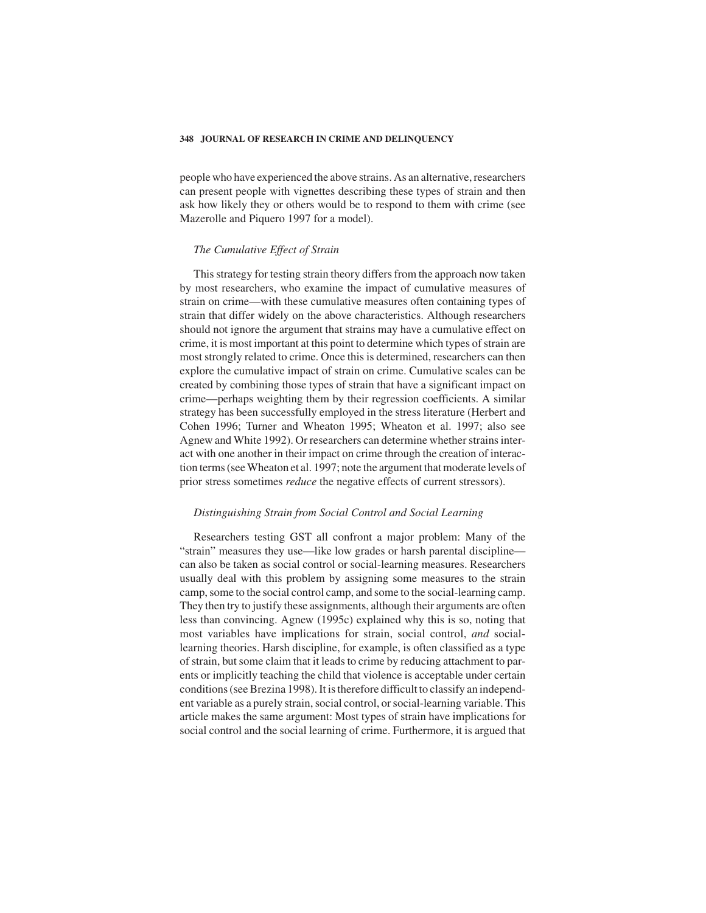people who have experienced the above strains. As an alternative, researchers can present people with vignettes describing these types of strain and then ask how likely they or others would be to respond to them with crime (see Mazerolle and Piquero 1997 for a model).

### *The Cumulative Effect of Strain*

This strategy for testing strain theory differs from the approach now taken by most researchers, who examine the impact of cumulative measures of strain on crime—with these cumulative measures often containing types of strain that differ widely on the above characteristics. Although researchers should not ignore the argument that strains may have a cumulative effect on crime, it is most important at this point to determine which types of strain are most strongly related to crime. Once this is determined, researchers can then explore the cumulative impact of strain on crime. Cumulative scales can be created by combining those types of strain that have a significant impact on crime—perhaps weighting them by their regression coefficients. A similar strategy has been successfully employed in the stress literature (Herbert and Cohen 1996; Turner and Wheaton 1995; Wheaton et al. 1997; also see Agnew and White 1992). Or researchers can determine whether strains interact with one another in their impact on crime through the creation of interaction terms (see Wheaton et al. 1997; note the argument that moderate levels of prior stress sometimes *reduce* the negative effects of current stressors).

### *Distinguishing Strain from Social Control and Social Learning*

Researchers testing GST all confront a major problem: Many of the "strain" measures they use—like low grades or harsh parental discipline—can also be taken as social control or social-learning measures. Researchers usually deal with this problem by assigning some measures to the strain camp, some to the social control camp, and some to the social-learning camp. They then try to justify these assignments, although their arguments are often less than convincing. Agnew (1995c) explained why this is so, noting that most variables have implications for strain, social control, *and* social-learning theories. Harsh discipline, for example, is often classified as a type of strain, but some claim that it leads to crime by reducing attachment to parents or implicitly teaching the child that violence is acceptable under certain conditions (see Brezina 1998). It is therefore difficult to classify an independent variable as a purely strain, social control, or social-learning variable. This article makes the same argument: Most types of strain have implications for social control and the social learning of crime. Furthermore, it is argued that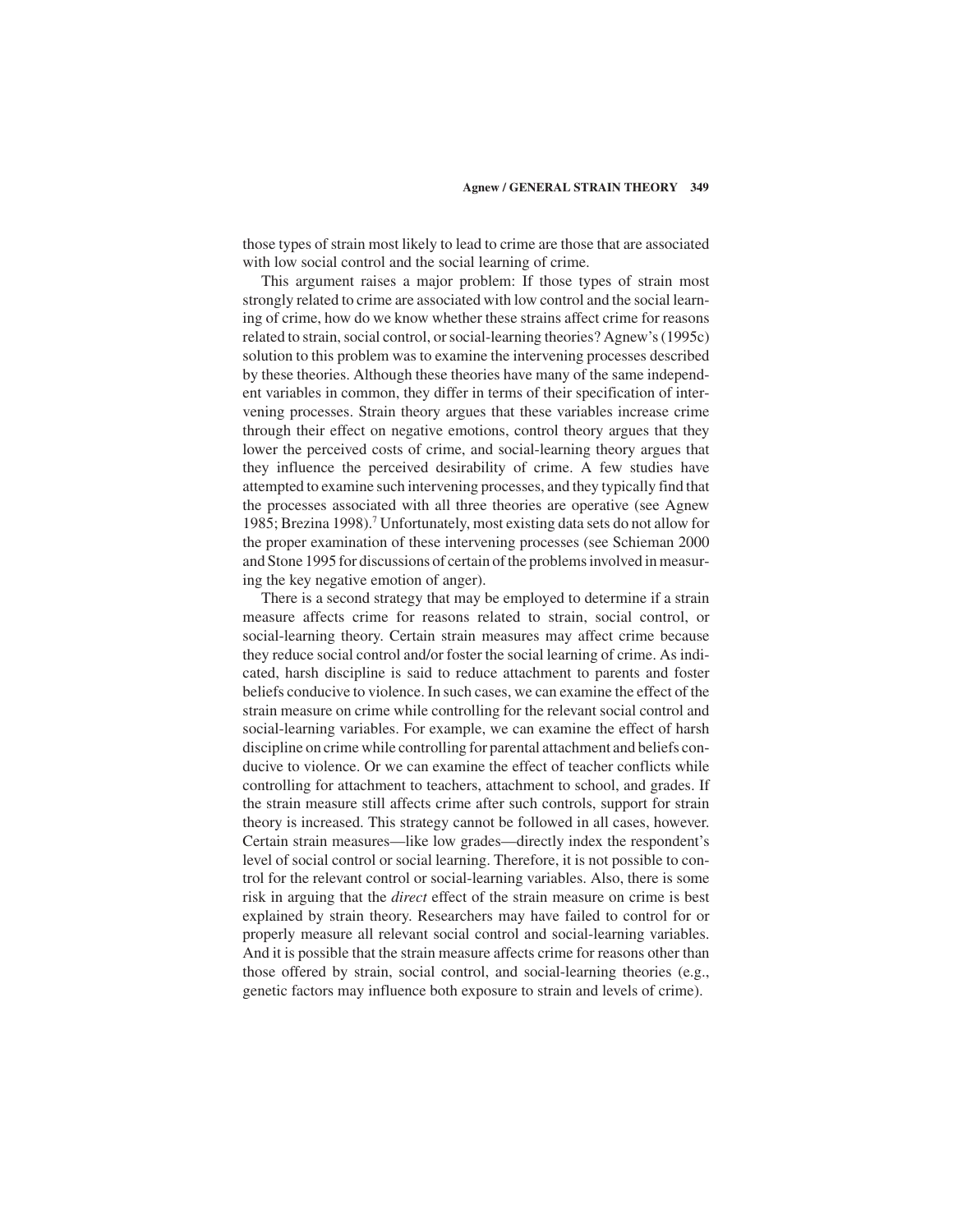those types of strain most likely to lead to crime are those that are associated with low social control and the social learning of crime.

This argument raises a major problem: If those types of strain most strongly related to crime are associated with low control and the social learning of crime, how do we know whether these strains affect crime for reasons related to strain, social control, or social-learning theories? Agnew's (1995c) solution to this problem was to examine the intervening processes described by these theories. Although these theories have many of the same independent variables in common, they differ in terms of their specification of intervening processes. Strain theory argues that these variables increase crime through their effect on negative emotions, control theory argues that they lower the perceived costs of crime, and social-learning theory argues that they influence the perceived desirability of crime. A few studies have attempted to examine such intervening processes, and they typically find that the processes associated with all three theories are operative (see Agnew 1985; Brezina 1998).[7] Unfortunately, most existing data sets do not allow for the proper examination of these intervening processes (see Schieman 2000 and Stone 1995 for discussions of certain of the problems involved in measuring the key negative emotion of anger).

There is a second strategy that may be employed to determine if a strain measure affects crime for reasons related to strain, social control, or social-learning theory. Certain strain measures may affect crime because they reduce social control and/or foster the social learning of crime. As indicated, harsh discipline is said to reduce attachment to parents and foster beliefs conducive to violence. In such cases, we can examine the effect of the strain measure on crime while controlling for the relevant social control and social-learning variables. For example, we can examine the effect of harsh discipline on crime while controlling for parental attachment and beliefs conducive to violence. Or we can examine the effect of teacher conflicts while controlling for attachment to teachers, attachment to school, and grades. If the strain measure still affects crime after such controls, support for strain theory is increased. This strategy cannot be followed in all cases, however. Certain strain measures—like low grades—directly index the respondent's level of social control or social learning. Therefore, it is not possible to control for the relevant control or social-learning variables. Also, there is some risk in arguing that the *direct* effect of the strain measure on crime is best explained by strain theory. Researchers may have failed to control for or properly measure all relevant social control and social-learning variables. And it is possible that the strain measure affects crime for reasons other than those offered by strain, social control, and social-learning theories (e.g., genetic factors may influence both exposure to strain and levels of crime).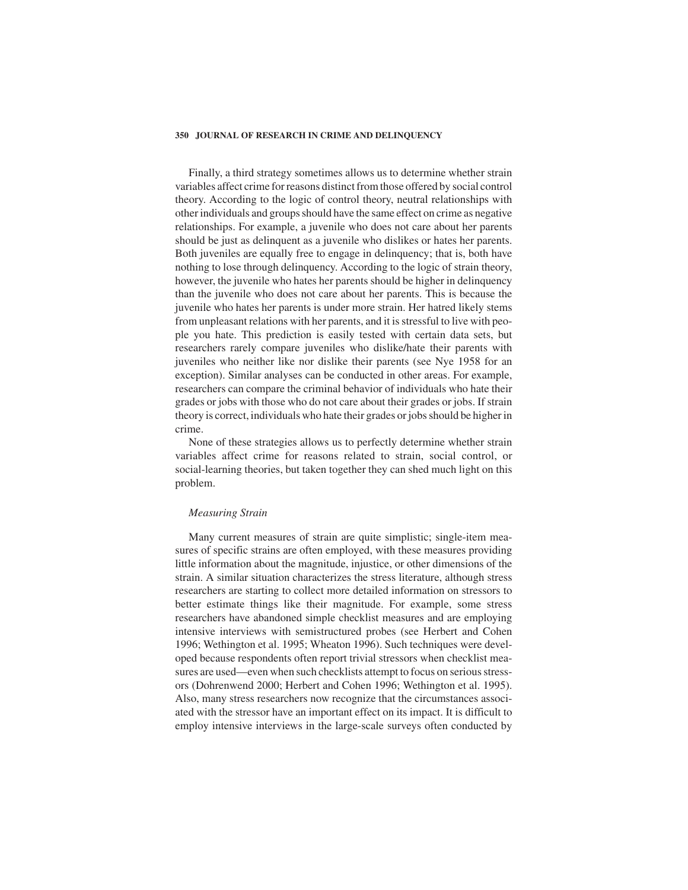Finally, a third strategy sometimes allows us to determine whether strain variables affect crime for reasons distinct from those offered by social control theory. According to the logic of control theory, neutral relationships with other individuals and groups should have the same effect on crime as negative relationships. For example, a juvenile who does not care about her parents should be just as delinquent as a juvenile who dislikes or hates her parents. Both juveniles are equally free to engage in delinquency; that is, both have nothing to lose through delinquency. According to the logic of strain theory, however, the juvenile who hates her parents should be higher in delinquency than the juvenile who does not care about her parents. This is because the juvenile who hates her parents is under more strain. Her hatred likely stems from unpleasant relations with her parents, and it is stressful to live with people you hate. This prediction is easily tested with certain data sets, but researchers rarely compare juveniles who dislike/hate their parents with juveniles who neither like nor dislike their parents (see Nye 1958 for an exception). Similar analyses can be conducted in other areas. For example, researchers can compare the criminal behavior of individuals who hate their grades or jobs with those who do not care about their grades or jobs. If strain theory is correct, individuals who hate their grades or jobs should be higher in crime.

None of these strategies allows us to perfectly determine whether strain variables affect crime for reasons related to strain, social control, or social-learning theories, but taken together they can shed much light on this problem.

### *Measuring Strain*

Many current measures of strain are quite simplistic; single-item measures of specific strains are often employed, with these measures providing little information about the magnitude, injustice, or other dimensions of the strain. A similar situation characterizes the stress literature, although stress researchers are starting to collect more detailed information on stressors to better estimate things like their magnitude. For example, some stress researchers have abandoned simple checklist measures and are employing intensive interviews with semistructured probes (see Herbert and Cohen 1996; Wethington et al. 1995; Wheaton 1996). Such techniques were developed because respondents often report trivial stressors when checklist measures are used—even when such checklists attempt to focus on serious stressors (Dohrenwend 2000; Herbert and Cohen 1996; Wethington et al. 1995). Also, many stress researchers now recognize that the circumstances associated with the stressor have an important effect on its impact. It is difficult to employ intensive interviews in the large-scale surveys often conducted by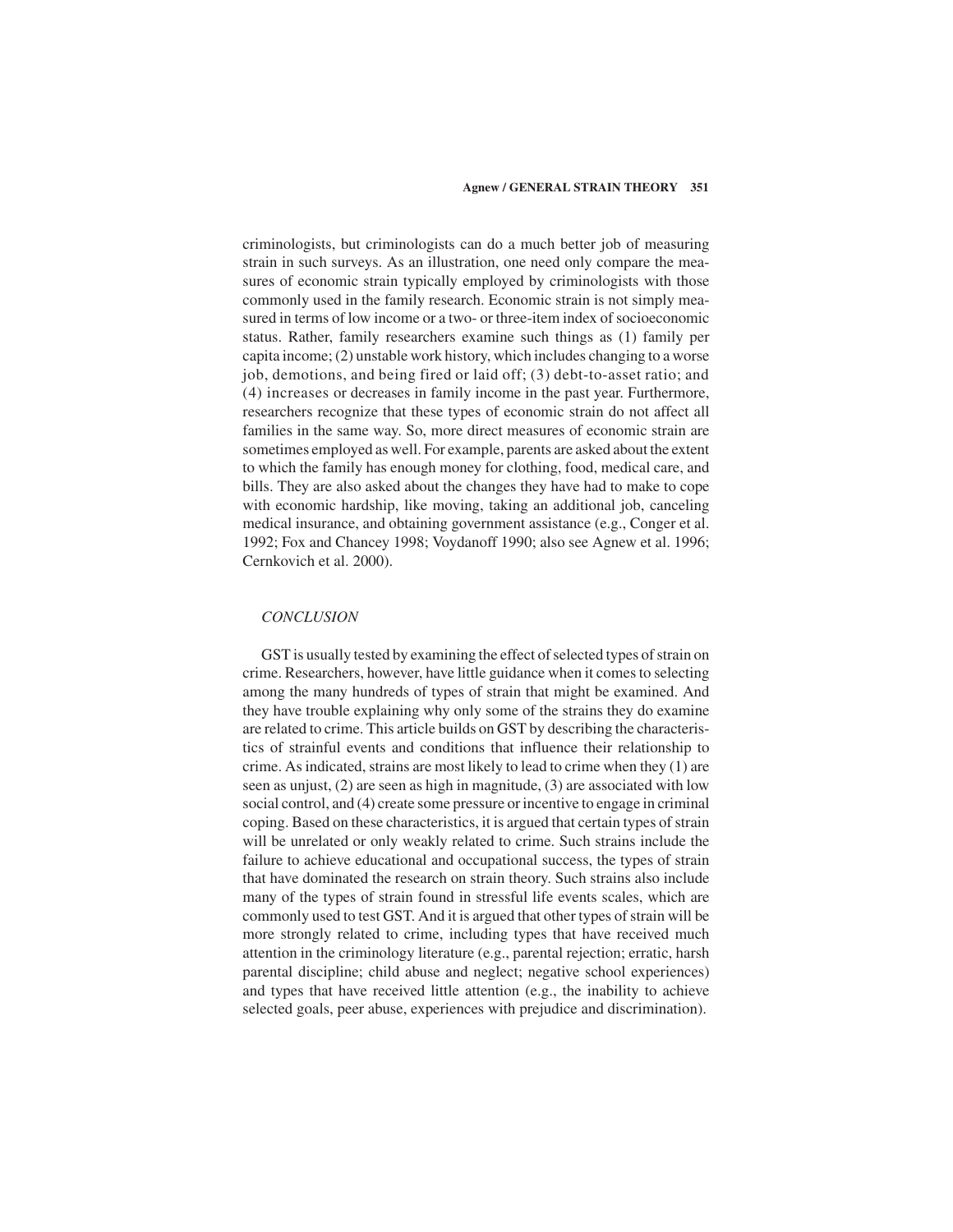criminologists, but criminologists can do a much better job of measuring strain in such surveys. As an illustration, one need only compare the measures of economic strain typically employed by criminologists with those commonly used in the family research. Economic strain is not simply measured in terms of low income or a two- or three-item index of socioeconomic status. Rather, family researchers examine such things as (1) family per capita income; (2) unstable work history, which includes changing to a worse job, demotions, and being fired or laid off; (3) debt-to-asset ratio; and (4) increases or decreases in family income in the past year. Furthermore, researchers recognize that these types of economic strain do not affect all families in the same way. So, more direct measures of economic strain are sometimes employed as well. For example, parents are asked about the extent to which the family has enough money for clothing, food, medical care, and bills. They are also asked about the changes they have had to make to cope with economic hardship, like moving, taking an additional job, canceling medical insurance, and obtaining government assistance (e.g., Conger et al. 1992; Fox and Chancey 1998; Voydanoff 1990; also see Agnew et al. 1996; Cernkovich et al. 2000).

## *CONCLUSION*

GST is usually tested by examining the effect of selected types of strain on crime. Researchers, however, have little guidance when it comes to selecting among the many hundreds of types of strain that might be examined. And they have trouble explaining why only some of the strains they do examine are related to crime. This article builds on GST by describing the characteristics of strainful events and conditions that influence their relationship to crime. As indicated, strains are most likely to lead to crime when they (1) are seen as unjust, (2) are seen as high in magnitude, (3) are associated with low social control, and (4) create some pressure or incentive to engage in criminal coping. Based on these characteristics, it is argued that certain types of strain will be unrelated or only weakly related to crime. Such strains include the failure to achieve educational and occupational success, the types of strain that have dominated the research on strain theory. Such strains also include many of the types of strain found in stressful life events scales, which are commonly used to test GST. And it is argued that other types of strain will be more strongly related to crime, including types that have received much attention in the criminology literature (e.g., parental rejection; erratic, harsh parental discipline; child abuse and neglect; negative school experiences) and types that have received little attention (e.g., the inability to achieve selected goals, peer abuse, experiences with prejudice and discrimination).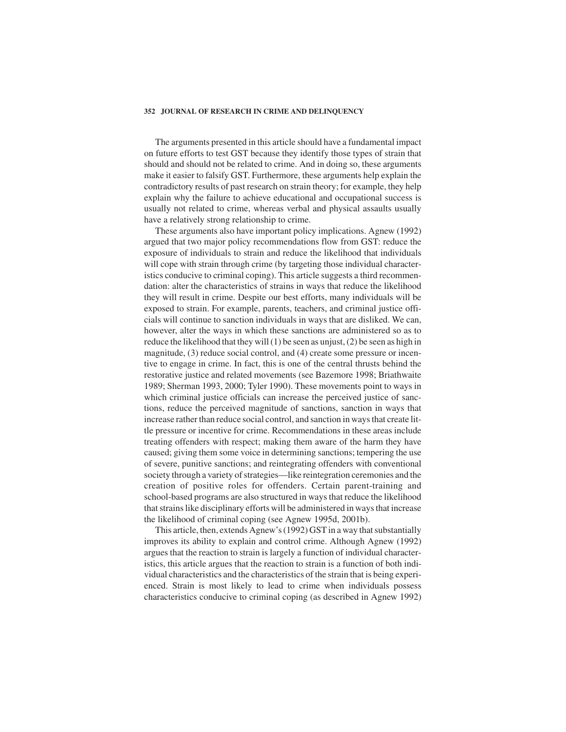The arguments presented in this article should have a fundamental impact on future efforts to test GST because they identify those types of strain that should and should not be related to crime. And in doing so, these arguments make it easier to falsify GST. Furthermore, these arguments help explain the contradictory results of past research on strain theory; for example, they help explain why the failure to achieve educational and occupational success is usually not related to crime, whereas verbal and physical assaults usually have a relatively strong relationship to crime.

These arguments also have important policy implications. Agnew (1992) argued that two major policy recommendations flow from GST: reduce the exposure of individuals to strain and reduce the likelihood that individuals will cope with strain through crime (by targeting those individual characteristics conducive to criminal coping). This article suggests a third recommendation: alter the characteristics of strains in ways that reduce the likelihood they will result in crime. Despite our best efforts, many individuals will be exposed to strain. For example, parents, teachers, and criminal justice officials will continue to sanction individuals in ways that are disliked. We can, however, alter the ways in which these sanctions are administered so as to reduce the likelihood that they will (1) be seen as unjust, (2) be seen as high in magnitude, (3) reduce social control, and (4) create some pressure or incentive to engage in crime. In fact, this is one of the central thrusts behind the restorative justice and related movements (see Bazemore 1998; Briathwaite 1989; Sherman 1993, 2000; Tyler 1990). These movements point to ways in which criminal justice officials can increase the perceived justice of sanctions, reduce the perceived magnitude of sanctions, sanction in ways that increase rather than reduce social control, and sanction in ways that create little pressure or incentive for crime. Recommendations in these areas include treating offenders with respect; making them aware of the harm they have caused; giving them some voice in determining sanctions; tempering the use of severe, punitive sanctions; and reintegrating offenders with conventional society through a variety of strategies—like reintegration ceremonies and the creation of positive roles for offenders. Certain parent-training and school-based programs are also structured in ways that reduce the likelihood that strains like disciplinary efforts will be administered in ways that increase the likelihood of criminal coping (see Agnew 1995d, 2001b).

This article, then, extends Agnew's (1992) GST in a way that substantially improves its ability to explain and control crime. Although Agnew (1992) argues that the reaction to strain is largely a function of individual characteristics, this article argues that the reaction to strain is a function of both individual characteristics and the characteristics of the strain that is being experienced. Strain is most likely to lead to crime when individuals possess characteristics conducive to criminal coping (as described in Agnew 1992)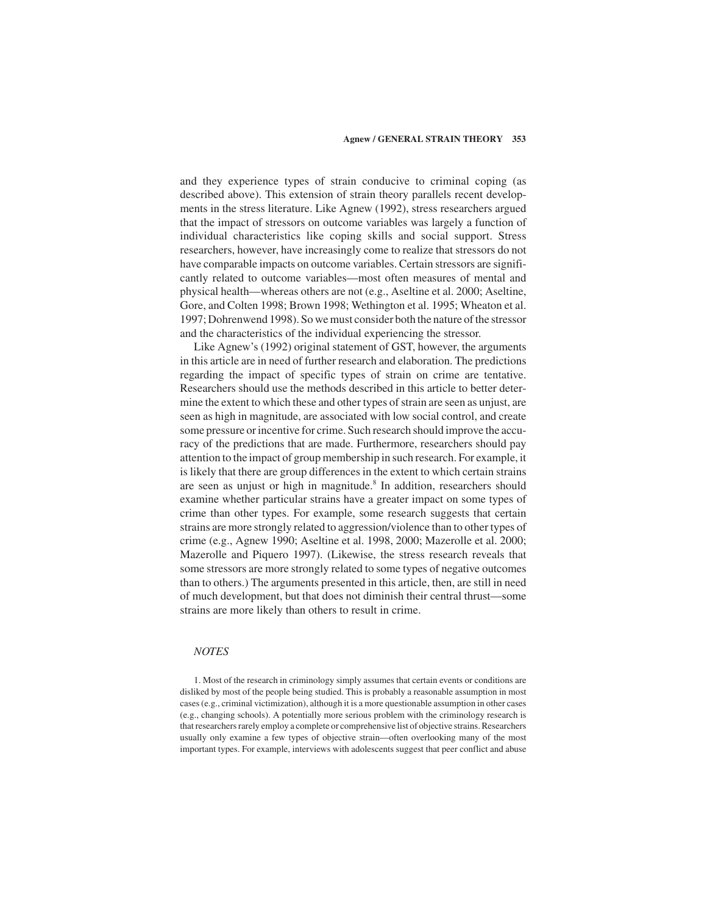and they experience types of strain conducive to criminal coping (as described above). This extension of strain theory parallels recent developments in the stress literature. Like Agnew (1992), stress researchers argued that the impact of stressors on outcome variables was largely a function of individual characteristics like coping skills and social support. Stress researchers, however, have increasingly come to realize that stressors do not have comparable impacts on outcome variables. Certain stressors are significantly related to outcome variables—most often measures of mental and physical health—whereas others are not (e.g., Aseltine et al. 2000; Aseltine, Gore, and Colten 1998; Brown 1998; Wethington et al. 1995; Wheaton et al. 1997; Dohrenwend 1998). So we must consider both the nature of the stressor and the characteristics of the individual experiencing the stressor.

Like Agnew's (1992) original statement of GST, however, the arguments in this article are in need of further research and elaboration. The predictions regarding the impact of specific types of strain on crime are tentative. Researchers should use the methods described in this article to better determine the extent to which these and other types of strain are seen as unjust, are seen as high in magnitude, are associated with low social control, and create some pressure or incentive for crime. Such research should improve the accuracy of the predictions that are made. Furthermore, researchers should pay attention to the impact of group membership in such research. For example, it is likely that there are group differences in the extent to which certain strains are seen as unjust or high in magnitude.[8] In addition, researchers should examine whether particular strains have a greater impact on some types of crime than other types. For example, some research suggests that certain strains are more strongly related to aggression/violence than to other types of crime (e.g., Agnew 1990; Aseltine et al. 1998, 2000; Mazerolle et al. 2000; Mazerolle and Piquero 1997). (Likewise, the stress research reveals that some stressors are more strongly related to some types of negative outcomes than to others.) The arguments presented in this article, then, are still in need of much development, but that does not diminish their central thrust—some strains are more likely than others to result in crime.

## *NOTES*

1. Most of the research in criminology simply assumes that certain events or conditions are disliked by most of the people being studied. This is probably a reasonable assumption in most cases (e.g., criminal victimization), although it is a more questionable assumption in other cases (e.g., changing schools). A potentially more serious problem with the criminology research is that researchers rarely employ a complete or comprehensive list of objective strains. Researchers usually only examine a few types of objective strain—often overlooking many of the most important types. For example, interviews with adolescents suggest that peer conflict and abuse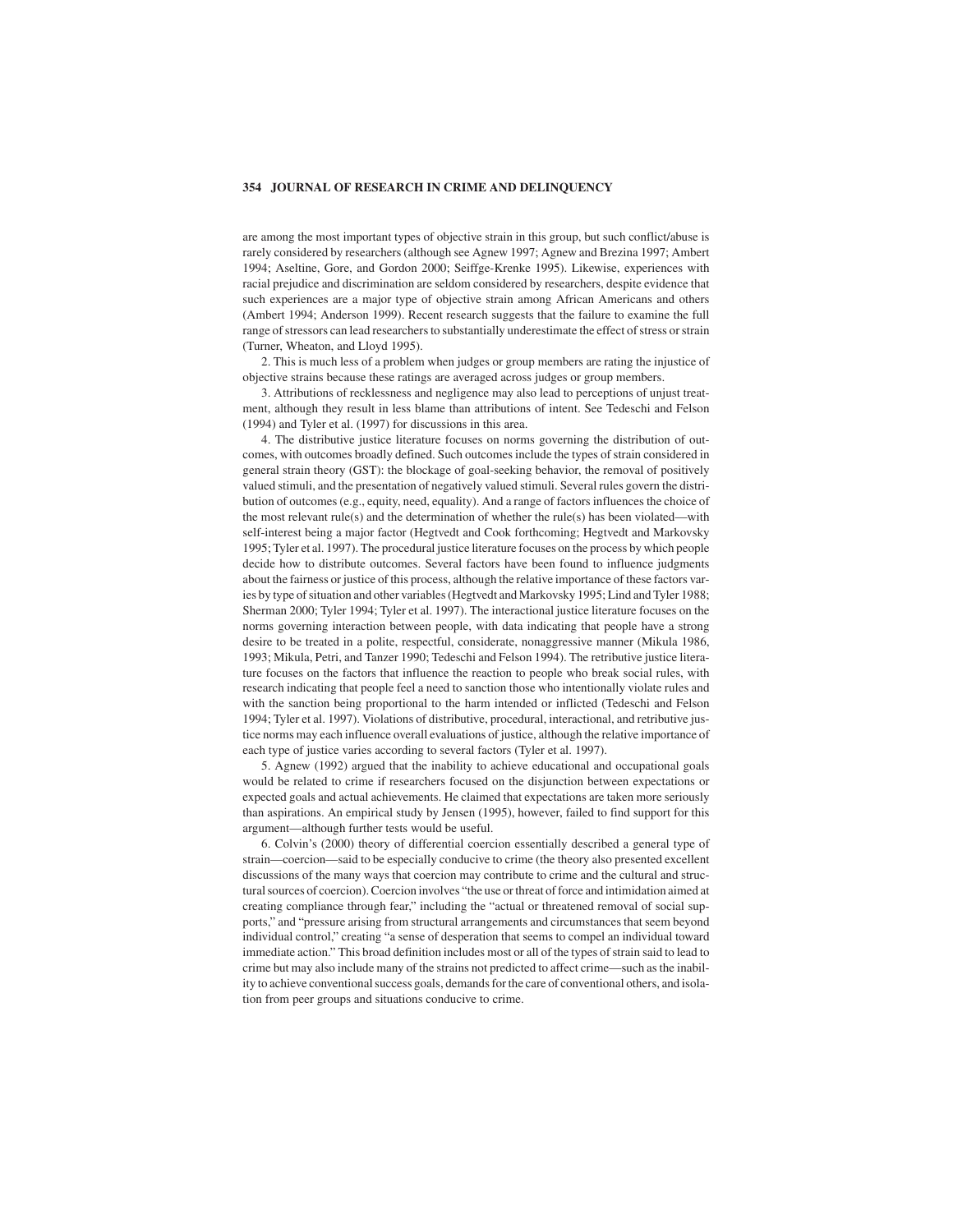are among the most important types of objective strain in this group, but such conflict/abuse is rarely considered by researchers (although see Agnew 1997; Agnew and Brezina 1997; Ambert 1994; Aseltine, Gore, and Gordon 2000; Seiffge-Krenke 1995). Likewise, experiences with racial prejudice and discrimination are seldom considered by researchers, despite evidence that such experiences are a major type of objective strain among African Americans and others (Ambert 1994; Anderson 1999). Recent research suggests that the failure to examine the full range of stressors can lead researchers to substantially underestimate the effect of stress or strain (Turner, Wheaton, and Lloyd 1995).

2. This is much less of a problem when judges or group members are rating the injustice of objective strains because these ratings are averaged across judges or group members.

3. Attributions of recklessness and negligence may also lead to perceptions of unjust treatment, although they result in less blame than attributions of intent. See Tedeschi and Felson (1994) and Tyler et al. (1997) for discussions in this area.

4. The distributive justice literature focuses on norms governing the distribution of outcomes, with outcomes broadly defined. Such outcomes include the types of strain considered in general strain theory (GST): the blockage of goal-seeking behavior, the removal of positively valued stimuli, and the presentation of negatively valued stimuli. Several rules govern the distribution of outcomes (e.g., equity, need, equality). And a range of factors influences the choice of the most relevant rule(s) and the determination of whether the rule(s) has been violated—with self-interest being a major factor (Hegtvedt and Cook forthcoming; Hegtvedt and Markovsky 1995; Tyler et al. 1997). The procedural justice literature focuses on the process by which people decide how to distribute outcomes. Several factors have been found to influence judgments about the fairness or justice of this process, although the relative importance of these factors varies by type of situation and other variables (Hegtvedt and Markovsky 1995; Lind and Tyler 1988; Sherman 2000; Tyler 1994; Tyler et al. 1997). The interactional justice literature focuses on the norms governing interaction between people, with data indicating that people have a strong desire to be treated in a polite, respectful, considerate, nonaggressive manner (Mikula 1986, 1993; Mikula, Petri, and Tanzer 1990; Tedeschi and Felson 1994). The retributive justice literature focuses on the factors that influence the reaction to people who break social rules, with research indicating that people feel a need to sanction those who intentionally violate rules and with the sanction being proportional to the harm intended or inflicted (Tedeschi and Felson 1994; Tyler et al. 1997). Violations of distributive, procedural, interactional, and retributive justice norms may each influence overall evaluations of justice, although the relative importance of each type of justice varies according to several factors (Tyler et al. 1997).

5. Agnew (1992) argued that the inability to achieve educational and occupational goals would be related to crime if researchers focused on the disjunction between expectations or expected goals and actual achievements. He claimed that expectations are taken more seriously than aspirations. An empirical study by Jensen (1995), however, failed to find support for this argument—although further tests would be useful.

6. Colvin's (2000) theory of differential coercion essentially described a general type of strain—coercion—said to be especially conducive to crime (the theory also presented excellent discussions of the many ways that coercion may contribute to crime and the cultural and structural sources of coercion). Coercion involves "the use or threat of force and intimidation aimed at creating compliance through fear," including the "actual or threatened removal of social supports," and "pressure arising from structural arrangements and circumstances that seem beyond individual control," creating "a sense of desperation that seems to compel an individual toward immediate action." This broad definition includes most or all of the types of strain said to lead to crime but may also include many of the strains not predicted to affect crime—such as the inability to achieve conventional success goals, demands for the care of conventional others, and isolation from peer groups and situations conducive to crime.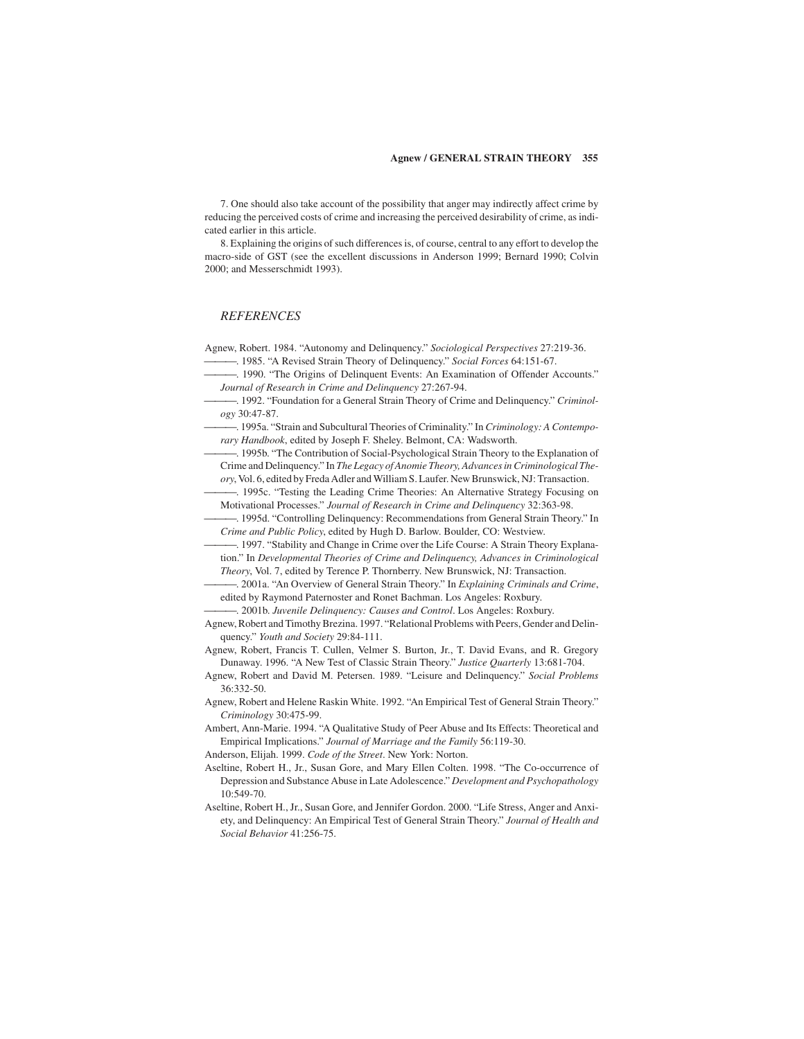7. One should also take account of the possibility that anger may indirectly affect crime by reducing the perceived costs of crime and increasing the perceived desirability of crime, as indicated earlier in this article.

8. Explaining the origins of such differences is, of course, central to any effort to develop the macro-side of GST (see the excellent discussions in Anderson 1999; Bernard 1990; Colvin 2000; and Messerschmidt 1993).

## *REFERENCES*

Agnew, Robert. 1984. "Autonomy and Delinquency." *Sociological Perspectives* 27:219-36.

———. 1985. "A Revised Strain Theory of Delinquency." *Social Forces* 64:151-67.

———. 1990. "The Origins of Delinquent Events: An Examination of Offender Accounts." *Journal of Research in Crime and Delinquency* 27:267-94.

———. 1992. "Foundation for a General Strain Theory of Crime and Delinquency." *Criminology* 30:47-87.

———. 1995a. "Strain and Subcultural Theories of Criminality." In *Criminology: A Contemporary Handbook*, edited by Joseph F. Sheley. Belmont, CA: Wadsworth.

———. 1995b. "The Contribution of Social-Psychological Strain Theory to the Explanation of Crime and Delinquency." In *The Legacy of Anomie Theory, Advances in Criminological Theory*, Vol. 6, edited by Freda Adler and William S. Laufer. New Brunswick, NJ: Transaction.

———. 1995c. "Testing the Leading Crime Theories: An Alternative Strategy Focusing on Motivational Processes." *Journal of Research in Crime and Delinquency* 32:363-98.

———. 1995d. "Controlling Delinquency: Recommendations from General Strain Theory." In *Crime and Public Policy*, edited by Hugh D. Barlow. Boulder, CO: Westview.

———. 1997. "Stability and Change in Crime over the Life Course: A Strain Theory Explanation." In *Developmental Theories of Crime and Delinquency, Advances in Criminological Theory*, Vol. 7, edited by Terence P. Thornberry. New Brunswick, NJ: Transaction.

———. 2001a. "An Overview of General Strain Theory." In *Explaining Criminals and Crime*, edited by Raymond Paternoster and Ronet Bachman. Los Angeles: Roxbury.

———. 2001b. *Juvenile Delinquency: Causes and Control*. Los Angeles: Roxbury.

Agnew, Robert and Timothy Brezina. 1997. "Relational Problems with Peers, Gender and Delinquency." *Youth and Society* 29:84-111.

Agnew, Robert, Francis T. Cullen, Velmer S. Burton, Jr., T. David Evans, and R. Gregory Dunaway. 1996. "A New Test of Classic Strain Theory." *Justice Quarterly* 13:681-704.

Agnew, Robert and David M. Petersen. 1989. "Leisure and Delinquency." *Social Problems* 36:332-50.

Agnew, Robert and Helene Raskin White. 1992. "An Empirical Test of General Strain Theory." *Criminology* 30:475-99.

Ambert, Ann-Marie. 1994. "A Qualitative Study of Peer Abuse and Its Effects: Theoretical and Empirical Implications." *Journal of Marriage and the Family* 56:119-30.

Anderson, Elijah. 1999. *Code of the Street*. New York: Norton.

Aseltine, Robert H., Jr., Susan Gore, and Mary Ellen Colten. 1998. "The Co-occurrence of Depression and Substance Abuse in Late Adolescence." *Development and Psychopathology* 10:549-70.

Aseltine, Robert H., Jr., Susan Gore, and Jennifer Gordon. 2000. "Life Stress, Anger and Anxiety, and Delinquency: An Empirical Test of General Strain Theory." *Journal of Health and Social Behavior* 41:256-75.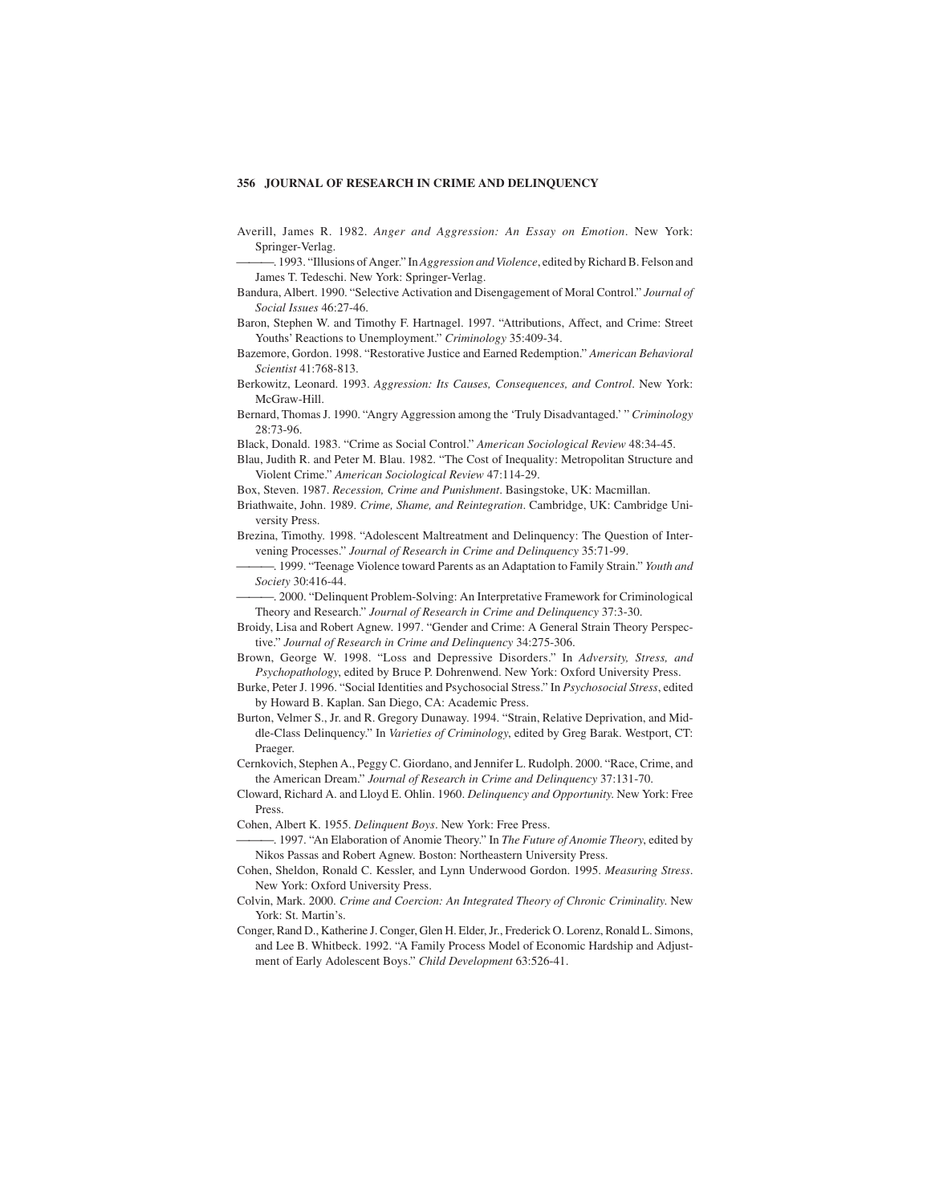Averill, James R. 1982. *Anger and Aggression: An Essay on Emotion*. New York: Springer-Verlag.

———. 1993. "Illusions of Anger." In *Aggression and Violence*, edited by Richard B. Felson and James T. Tedeschi. New York: Springer-Verlag.

Bandura, Albert. 1990. "Selective Activation and Disengagement of Moral Control." *Journal of Social Issues* 46:27-46.

Baron, Stephen W. and Timothy F. Hartnagel. 1997. "Attributions, Affect, and Crime: Street Youths' Reactions to Unemployment." *Criminology* 35:409-34.

Bazemore, Gordon. 1998. "Restorative Justice and Earned Redemption." *American Behavioral Scientist* 41:768-813.

Berkowitz, Leonard. 1993. *Aggression: Its Causes, Consequences, and Control*. New York: McGraw-Hill.

Bernard, Thomas J. 1990. "Angry Aggression among the 'Truly Disadvantaged.' " *Criminology* 28:73-96.

Black, Donald. 1983. "Crime as Social Control." *American Sociological Review* 48:34-45.

Blau, Judith R. and Peter M. Blau. 1982. "The Cost of Inequality: Metropolitan Structure and Violent Crime." *American Sociological Review* 47:114-29.

Box, Steven. 1987. *Recession, Crime and Punishment*. Basingstoke, UK: Macmillan.

Briathwaite, John. 1989. *Crime, Shame, and Reintegration*. Cambridge, UK: Cambridge University Press.

Brezina, Timothy. 1998. "Adolescent Maltreatment and Delinquency: The Question of Intervening Processes." *Journal of Research in Crime and Delinquency* 35:71-99.

———. 1999. "Teenage Violence toward Parents as an Adaptation to Family Strain." *Youth and Society* 30:416-44.

———. 2000. "Delinquent Problem-Solving: An Interpretative Framework for Criminological Theory and Research." *Journal of Research in Crime and Delinquency* 37:3-30.

Broidy, Lisa and Robert Agnew. 1997. "Gender and Crime: A General Strain Theory Perspective." *Journal of Research in Crime and Delinquency* 34:275-306.

Brown, George W. 1998. "Loss and Depressive Disorders." In *Adversity, Stress, and Psychopathology*, edited by Bruce P. Dohrenwend. New York: Oxford University Press.

Burke, Peter J. 1996. "Social Identities and Psychosocial Stress." In *Psychosocial Stress*, edited by Howard B. Kaplan. San Diego, CA: Academic Press.

Burton, Velmer S., Jr. and R. Gregory Dunaway. 1994. "Strain, Relative Deprivation, and Middle-Class Delinquency." In *Varieties of Criminology*, edited by Greg Barak. Westport, CT: Praeger.

Cernkovich, Stephen A., Peggy C. Giordano, and Jennifer L. Rudolph. 2000. "Race, Crime, and the American Dream." *Journal of Research in Crime and Delinquency* 37:131-70.

Cloward, Richard A. and Lloyd E. Ohlin. 1960. *Delinquency and Opportunity*. New York: Free Press.

Cohen, Albert K. 1955. *Delinquent Boys*. New York: Free Press.

———. 1997. "An Elaboration of Anomie Theory." In *The Future of Anomie Theory*, edited by Nikos Passas and Robert Agnew. Boston: Northeastern University Press.

Cohen, Sheldon, Ronald C. Kessler, and Lynn Underwood Gordon. 1995. *Measuring Stress*. New York: Oxford University Press.

Colvin, Mark. 2000. *Crime and Coercion: An Integrated Theory of Chronic Criminality*. New York: St. Martin's.

Conger, Rand D., Katherine J. Conger, Glen H. Elder, Jr., Frederick O. Lorenz, Ronald L. Simons, and Lee B. Whitbeck. 1992. "A Family Process Model of Economic Hardship and Adjustment of Early Adolescent Boys." *Child Development* 63:526-41.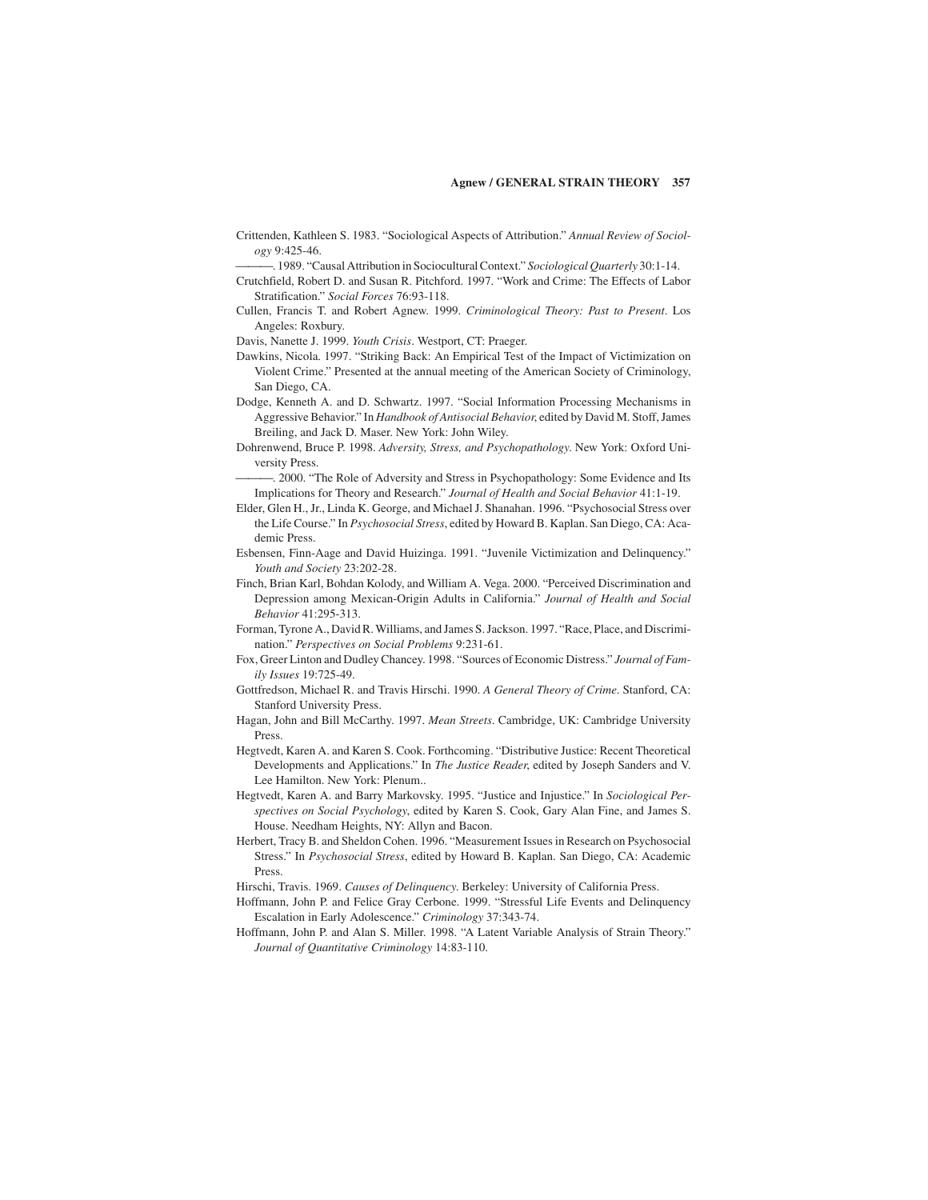Crittenden, Kathleen S. 1983. "Sociological Aspects of Attribution." *Annual Review of Sociology* 9:425-46.

———. 1989. "Causal Attribution in Sociocultural Context." *Sociological Quarterly* 30:1-14.

Crutchfield, Robert D. and Susan R. Pitchford. 1997. "Work and Crime: The Effects of Labor Stratification." *Social Forces* 76:93-118.

Cullen, Francis T. and Robert Agnew. 1999. *Criminological Theory: Past to Present*. Los Angeles: Roxbury.

Davis, Nanette J. 1999. *Youth Crisis*. Westport, CT: Praeger.

Dawkins, Nicola. 1997. "Striking Back: An Empirical Test of the Impact of Victimization on Violent Crime." Presented at the annual meeting of the American Society of Criminology, San Diego, CA.

Dodge, Kenneth A. and D. Schwartz. 1997. "Social Information Processing Mechanisms in Aggressive Behavior." In *Handbook of Antisocial Behavior*, edited by David M. Stoff, James Breiling, and Jack D. Maser. New York: John Wiley.

Dohrenwend, Bruce P. 1998. *Adversity, Stress, and Psychopathology*. New York: Oxford University Press.

———. 2000. "The Role of Adversity and Stress in Psychopathology: Some Evidence and Its Implications for Theory and Research." *Journal of Health and Social Behavior* 41:1-19.

Elder, Glen H., Jr., Linda K. George, and Michael J. Shanahan. 1996. "Psychosocial Stress over the Life Course." In *Psychosocial Stress*, edited by Howard B. Kaplan. San Diego, CA: Academic Press.

Esbensen, Finn-Aage and David Huizinga. 1991. "Juvenile Victimization and Delinquency." *Youth and Society* 23:202-28.

Finch, Brian Karl, Bohdan Kolody, and William A. Vega. 2000. "Perceived Discrimination and Depression among Mexican-Origin Adults in California." *Journal of Health and Social Behavior* 41:295-313.

Forman, Tyrone A., David R. Williams, and James S. Jackson. 1997. "Race, Place, and Discrimination." *Perspectives on Social Problems* 9:231-61.

Fox, Greer Linton and Dudley Chancey. 1998. "Sources of Economic Distress." *Journal of Family Issues* 19:725-49.

Gottfredson, Michael R. and Travis Hirschi. 1990. *A General Theory of Crime*. Stanford, CA: Stanford University Press.

Hagan, John and Bill McCarthy. 1997. *Mean Streets*. Cambridge, UK: Cambridge University Press.

Hegtvedt, Karen A. and Karen S. Cook. Forthcoming. "Distributive Justice: Recent Theoretical Developments and Applications." In *The Justice Reader*, edited by Joseph Sanders and V. Lee Hamilton. New York: Plenum..

Hegtvedt, Karen A. and Barry Markovsky. 1995. "Justice and Injustice." In *Sociological Perspectives on Social Psychology*, edited by Karen S. Cook, Gary Alan Fine, and James S. House. Needham Heights, NY: Allyn and Bacon.

Herbert, Tracy B. and Sheldon Cohen. 1996. "Measurement Issues in Research on Psychosocial Stress." In *Psychosocial Stress*, edited by Howard B. Kaplan. San Diego, CA: Academic Press.

Hirschi, Travis. 1969. *Causes of Delinquency*. Berkeley: University of California Press.

Hoffmann, John P. and Felice Gray Cerbone. 1999. "Stressful Life Events and Delinquency Escalation in Early Adolescence." *Criminology* 37:343-74.

Hoffmann, John P. and Alan S. Miller. 1998. "A Latent Variable Analysis of Strain Theory." *Journal of Quantitative Criminology* 14:83-110.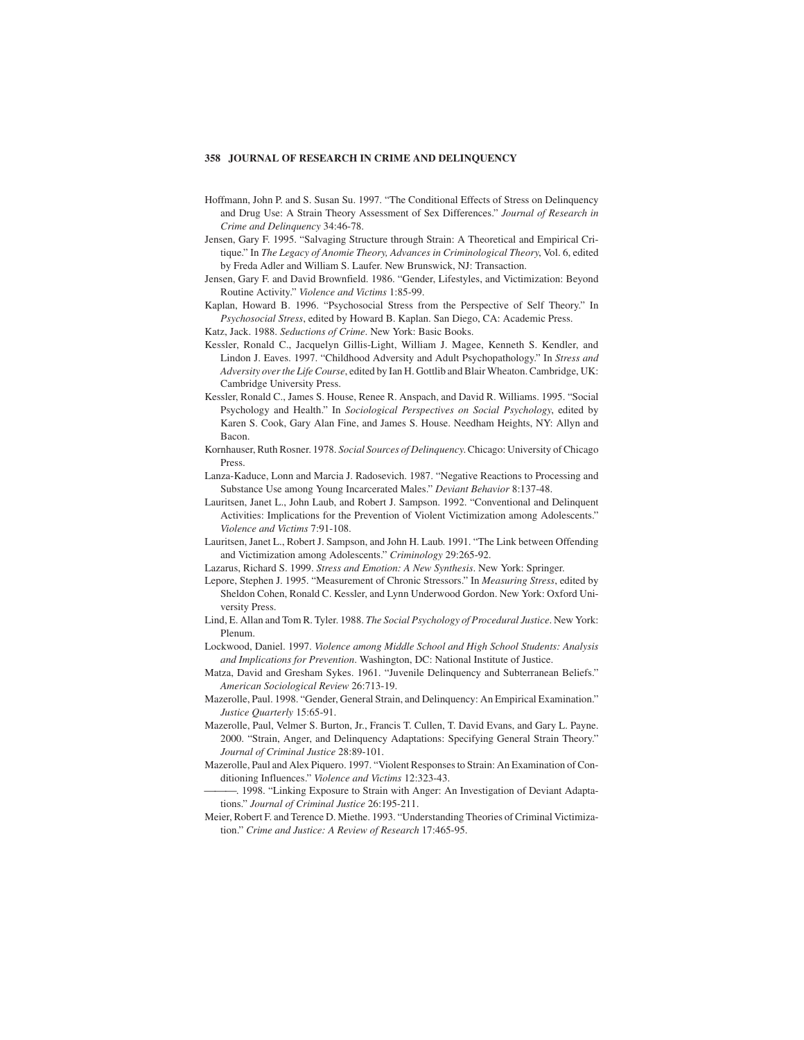Hoffmann, John P. and S. Susan Su. 1997. "The Conditional Effects of Stress on Delinquency and Drug Use: A Strain Theory Assessment of Sex Differences." *Journal of Research in Crime and Delinquency* 34:46-78.

Jensen, Gary F. 1995. "Salvaging Structure through Strain: A Theoretical and Empirical Critique." In *The Legacy of Anomie Theory, Advances in Criminological Theory*, Vol. 6, edited by Freda Adler and William S. Laufer. New Brunswick, NJ: Transaction.

Jensen, Gary F. and David Brownfield. 1986. "Gender, Lifestyles, and Victimization: Beyond Routine Activity." *Violence and Victims* 1:85-99.

Kaplan, Howard B. 1996. "Psychosocial Stress from the Perspective of Self Theory." In *Psychosocial Stress*, edited by Howard B. Kaplan. San Diego, CA: Academic Press.

Katz, Jack. 1988. *Seductions of Crime*. New York: Basic Books.

Kessler, Ronald C., Jacquelyn Gillis-Light, William J. Magee, Kenneth S. Kendler, and Lindon J. Eaves. 1997. "Childhood Adversity and Adult Psychopathology." In *Stress and Adversity over the Life Course*, edited by Ian H. Gottlib and Blair Wheaton. Cambridge, UK: Cambridge University Press.

Kessler, Ronald C., James S. House, Renee R. Anspach, and David R. Williams. 1995. "Social Psychology and Health." In *Sociological Perspectives on Social Psychology*, edited by Karen S. Cook, Gary Alan Fine, and James S. House. Needham Heights, NY: Allyn and Bacon.

Kornhauser, Ruth Rosner. 1978. *Social Sources of Delinquency*. Chicago: University of Chicago Press.

Lanza-Kaduce, Lonn and Marcia J. Radosevich. 1987. "Negative Reactions to Processing and Substance Use among Young Incarcerated Males." *Deviant Behavior* 8:137-48.

Lauritsen, Janet L., John Laub, and Robert J. Sampson. 1992. "Conventional and Delinquent Activities: Implications for the Prevention of Violent Victimization among Adolescents." *Violence and Victims* 7:91-108.

Lauritsen, Janet L., Robert J. Sampson, and John H. Laub. 1991. "The Link between Offending and Victimization among Adolescents." *Criminology* 29:265-92.

Lazarus, Richard S. 1999. *Stress and Emotion: A New Synthesis*. New York: Springer.

Lepore, Stephen J. 1995. "Measurement of Chronic Stressors." In *Measuring Stress*, edited by Sheldon Cohen, Ronald C. Kessler, and Lynn Underwood Gordon. New York: Oxford University Press.

Lind, E. Allan and Tom R. Tyler. 1988. *The Social Psychology of Procedural Justice*. New York: Plenum.

Lockwood, Daniel. 1997. *Violence among Middle School and High School Students: Analysis and Implications for Prevention*. Washington, DC: National Institute of Justice.

Matza, David and Gresham Sykes. 1961. "Juvenile Delinquency and Subterranean Beliefs." *American Sociological Review* 26:713-19.

Mazerolle, Paul. 1998. "Gender, General Strain, and Delinquency: An Empirical Examination." *Justice Quarterly* 15:65-91.

Mazerolle, Paul, Velmer S. Burton, Jr., Francis T. Cullen, T. David Evans, and Gary L. Payne. 2000. "Strain, Anger, and Delinquency Adaptations: Specifying General Strain Theory." *Journal of Criminal Justice* 28:89-101.

Mazerolle, Paul and Alex Piquero. 1997. "Violent Responses to Strain: An Examination of Conditioning Influences." *Violence and Victims* 12:323-43.

———. 1998. "Linking Exposure to Strain with Anger: An Investigation of Deviant Adaptations." *Journal of Criminal Justice* 26:195-211.

Meier, Robert F. and Terence D. Miethe. 1993. "Understanding Theories of Criminal Victimization." *Crime and Justice: A Review of Research* 17:465-95.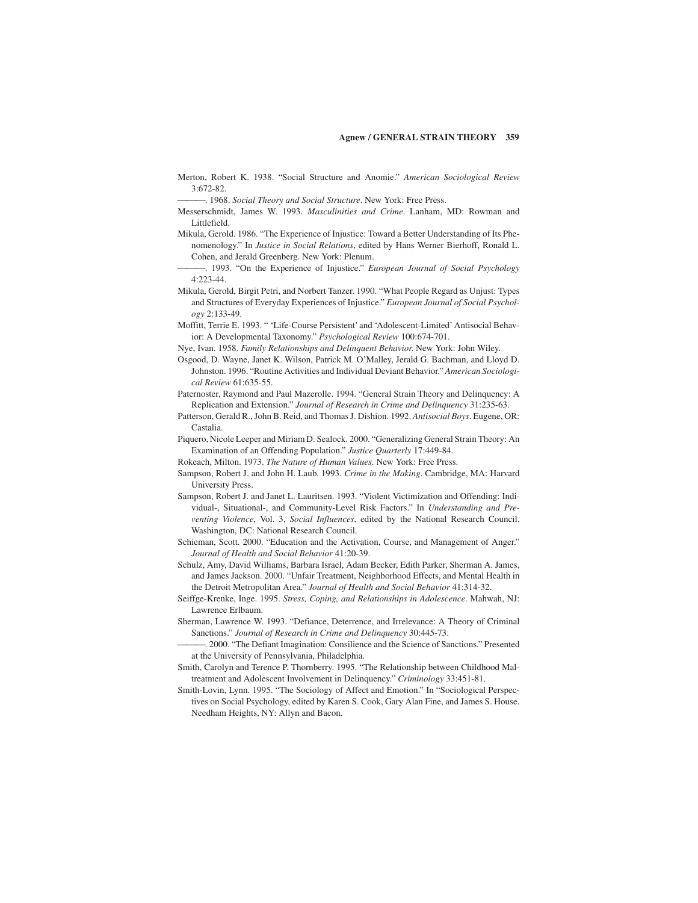Merton, Robert K. 1938. "Social Structure and Anomie." *American Sociological Review* 3:672-82.

———. 1968. *Social Theory and Social Structure*. New York: Free Press.

Messerschmidt, James W. 1993. *Masculinities and Crime*. Lanham, MD: Rowman and Littlefield.

Mikula, Gerold. 1986. "The Experience of Injustice: Toward a Better Understanding of Its Phenomenology." In *Justice in Social Relations*, edited by Hans Werner Bierhoff, Ronald L. Cohen, and Jerald Greenberg. New York: Plenum.

———. 1993. "On the Experience of Injustice." *European Journal of Social Psychology* 4:223-44.

Mikula, Gerold, Birgit Petri, and Norbert Tanzer. 1990. "What People Regard as Unjust: Types and Structures of Everyday Experiences of Injustice." *European Journal of Social Psychology* 2:133-49.

Moffitt, Terrie E. 1993. " 'Life-Course Persistent' and 'Adolescent-Limited' Antisocial Behavior: A Developmental Taxonomy." *Psychological Review* 100:674-701.

Nye, Ivan. 1958. *Family Relationships and Delinquent Behavior.* New York: John Wiley.

Osgood, D. Wayne, Janet K. Wilson, Patrick M. O'Malley, Jerald G. Bachman, and Lloyd D. Johnston. 1996. "Routine Activities and Individual Deviant Behavior." *American Sociological Review* 61:635-55.

Paternoster, Raymond and Paul Mazerolle. 1994. "General Strain Theory and Delinquency: A Replication and Extension." *Journal of Research in Crime and Delinquency* 31:235-63.

Patterson, Gerald R., John B. Reid, and Thomas J. Dishion. 1992. *Antisocial Boys*. Eugene, OR: Castalia.

Piquero, Nicole Leeper and Miriam D. Sealock. 2000. "Generalizing General Strain Theory: An Examination of an Offending Population." *Justice Quarterly* 17:449-84.

Rokeach, Milton. 1973. *The Nature of Human Values*. New York: Free Press.

Sampson, Robert J. and John H. Laub. 1993. *Crime in the Making*. Cambridge, MA: Harvard University Press.

Sampson, Robert J. and Janet L. Lauritsen. 1993. "Violent Victimization and Offending: Individual-, Situational-, and Community-Level Risk Factors." In *Understanding and Preventing Violence*, Vol. 3, *Social Influences*, edited by the National Research Council. Washington, DC: National Research Council.

Schieman, Scott. 2000. "Education and the Activation, Course, and Management of Anger." *Journal of Health and Social Behavior* 41:20-39.

Schulz, Amy, David Williams, Barbara Israel, Adam Becker, Edith Parker, Sherman A. James, and James Jackson. 2000. "Unfair Treatment, Neighborhood Effects, and Mental Health in the Detroit Metropolitan Area." *Journal of Health and Social Behavior* 41:314-32.

Seiffge-Krenke, Inge. 1995. *Stress, Coping, and Relationships in Adolescence*. Mahwah, NJ: Lawrence Erlbaum.

Sherman, Lawrence W. 1993. "Defiance, Deterrence, and Irrelevance: A Theory of Criminal Sanctions." *Journal of Research in Crime and Delinquency* 30:445-73.

———. 2000. "The Defiant Imagination: Consilience and the Science of Sanctions." Presented at the University of Pennsylvania, Philadelphia.

Smith, Carolyn and Terence P. Thornberry. 1995. "The Relationship between Childhood Maltreatment and Adolescent Involvement in Delinquency." *Criminology* 33:451-81.

Smith-Lovin, Lynn. 1995. "The Sociology of Affect and Emotion." In "Sociological Perspectives on Social Psychology, edited by Karen S. Cook, Gary Alan Fine, and James S. House. Needham Heights, NY: Allyn and Bacon.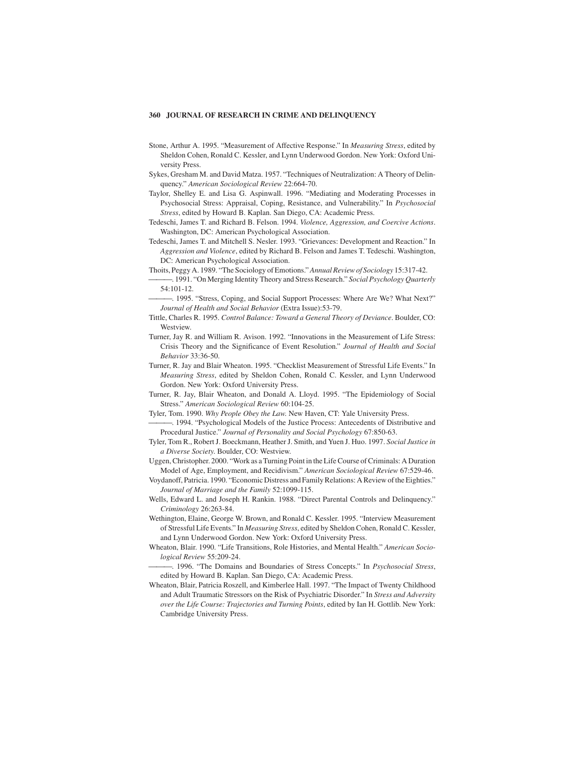Stone, Arthur A. 1995. "Measurement of Affective Response." In *Measuring Stress*, edited by Sheldon Cohen, Ronald C. Kessler, and Lynn Underwood Gordon. New York: Oxford University Press.

Sykes, Gresham M. and David Matza. 1957. "Techniques of Neutralization: A Theory of Delinquency." *American Sociological Review* 22:664-70.

Taylor, Shelley E. and Lisa G. Aspinwall. 1996. "Mediating and Moderating Processes in Psychosocial Stress: Appraisal, Coping, Resistance, and Vulnerability." In *Psychosocial Stress*, edited by Howard B. Kaplan. San Diego, CA: Academic Press.

Tedeschi, James T. and Richard B. Felson. 1994. *Violence, Aggression, and Coercive Actions*. Washington, DC: American Psychological Association.

Tedeschi, James T. and Mitchell S. Nesler. 1993. "Grievances: Development and Reaction." In *Aggression and Violence*, edited by Richard B. Felson and James T. Tedeschi. Washington, DC: American Psychological Association.

Thoits, Peggy A. 1989. "The Sociology of Emotions." *Annual Review of Sociology* 15:317-42.

———. 1991. "On Merging Identity Theory and Stress Research." *Social Psychology Quarterly* 54:101-12.

———. 1995. "Stress, Coping, and Social Support Processes: Where Are We? What Next?" *Journal of Health and Social Behavior* (Extra Issue):53-79.

Tittle, Charles R. 1995. *Control Balance: Toward a General Theory of Deviance*. Boulder, CO: Westview.

Turner, Jay R. and William R. Avison. 1992. "Innovations in the Measurement of Life Stress: Crisis Theory and the Significance of Event Resolution." *Journal of Health and Social Behavior* 33:36-50.

Turner, R. Jay and Blair Wheaton. 1995. "Checklist Measurement of Stressful Life Events." In *Measuring Stress*, edited by Sheldon Cohen, Ronald C. Kessler, and Lynn Underwood Gordon. New York: Oxford University Press.

Turner, R. Jay, Blair Wheaton, and Donald A. Lloyd. 1995. "The Epidemiology of Social Stress." *American Sociological Review* 60:104-25.

Tyler, Tom. 1990. *Why People Obey the Law*. New Haven, CT: Yale University Press.

———. 1994. "Psychological Models of the Justice Process: Antecedents of Distributive and Procedural Justice." *Journal of Personality and Social Psychology* 67:850-63.

Tyler, Tom R., Robert J. Boeckmann, Heather J. Smith, and Yuen J. Huo. 1997. *Social Justice in a Diverse Society*. Boulder, CO: Westview.

Uggen, Christopher. 2000. "Work as a Turning Point in the Life Course of Criminals: A Duration Model of Age, Employment, and Recidivism." *American Sociological Review* 67:529-46.

Voydanoff, Patricia. 1990. "Economic Distress and Family Relations: A Review of the Eighties." *Journal of Marriage and the Family* 52:1099-115.

Wells, Edward L. and Joseph H. Rankin. 1988. "Direct Parental Controls and Delinquency." *Criminology* 26:263-84.

Wethington, Elaine, George W. Brown, and Ronald C. Kessler. 1995. "Interview Measurement of Stressful Life Events." In *Measuring Stress*, edited by Sheldon Cohen, Ronald C. Kessler, and Lynn Underwood Gordon. New York: Oxford University Press.

Wheaton, Blair. 1990. "Life Transitions, Role Histories, and Mental Health." *American Sociological Review* 55:209-24.

———. 1996. "The Domains and Boundaries of Stress Concepts." In *Psychosocial Stress*, edited by Howard B. Kaplan. San Diego, CA: Academic Press.

Wheaton, Blair, Patricia Roszell, and Kimberlee Hall. 1997. "The Impact of Twenty Childhood and Adult Traumatic Stressors on the Risk of Psychiatric Disorder." In *Stress and Adversity over the Life Course: Trajectories and Turning Points*, edited by Ian H. Gottlib. New York: Cambridge University Press.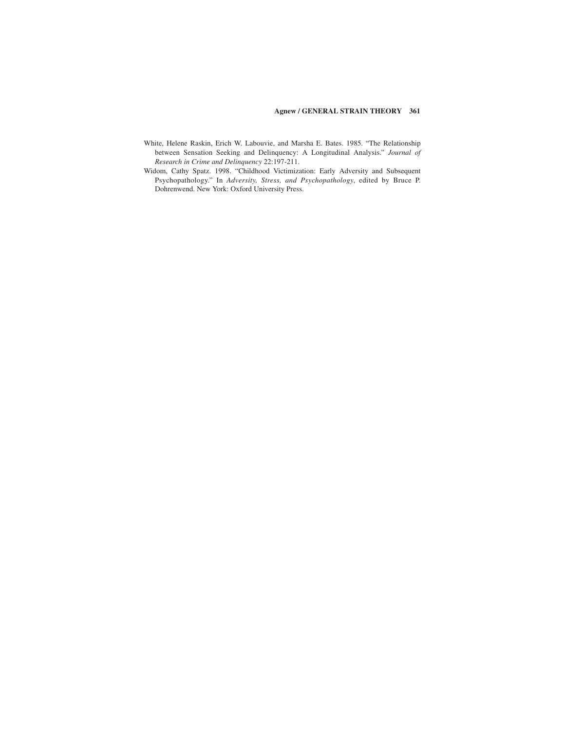White, Helene Raskin, Erich W. Labouvie, and Marsha E. Bates. 1985. "The Relationship between Sensation Seeking and Delinquency: A Longitudinal Analysis." *Journal of Research in Crime and Delinquency* 22:197-211.

Widom, Cathy Spatz. 1998. "Childhood Victimization: Early Adversity and Subsequent Psychopathology." In *Adversity, Stress, and Psychopathology*, edited by Bruce P. Dohrenwend. New York: Oxford University Press.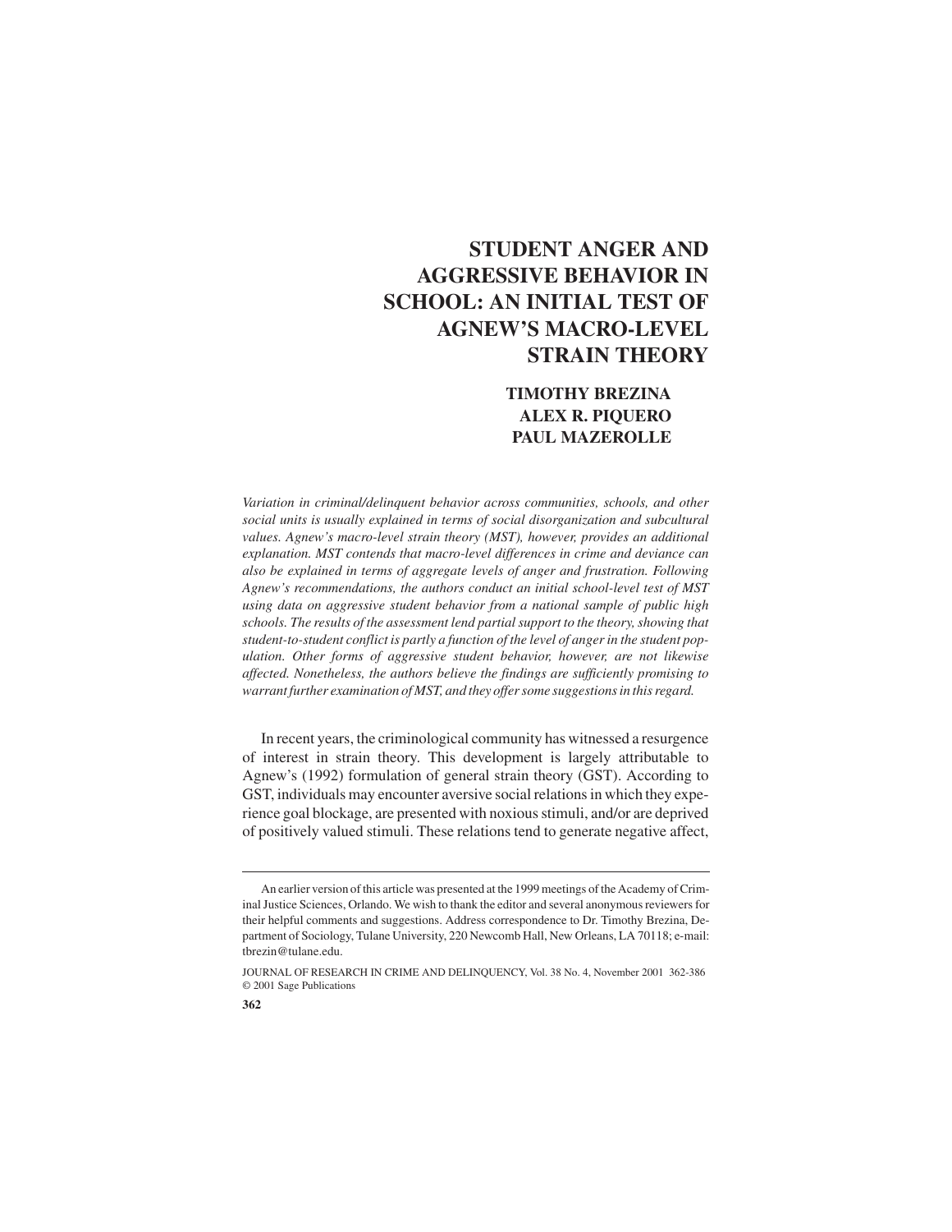# STUDENT ANGER AND AGGRESSIVE BEHAVIOR IN SCHOOL: AN INITIAL TEST OF AGNEW'S MACRO-LEVEL STRAIN THEORY

**TIMOTHY BREZINA**
**ALEX R. PIQUERO**
**PAUL MAZEROLLE**

*Variation in criminal/delinquent behavior across communities, schools, and other social units is usually explained in terms of social disorganization and subcultural values. Agnew's macro-level strain theory (MST), however, provides an additional explanation. MST contends that macro-level differences in crime and deviance can also be explained in terms of aggregate levels of anger and frustration. Following Agnew's recommendations, the authors conduct an initial school-level test of MST using data on aggressive student behavior from a national sample of public high schools. The results of the assessment lend partial support to the theory, showing that student-to-student conflict is partly a function of the level of anger in the student population. Other forms of aggressive student behavior, however, are not likewise affected. Nonetheless, the authors believe the findings are sufficiently promising to warrant further examination of MST, and they offer some suggestions in this regard.*

In recent years, the criminological community has witnessed a resurgence of interest in strain theory. This development is largely attributable to Agnew's (1992) formulation of general strain theory (GST). According to GST, individuals may encounter aversive social relations in which they experience goal blockage, are presented with noxious stimuli, and/or are deprived of positively valued stimuli. These relations tend to generate negative affect,

---

An earlier version of this article was presented at the 1999 meetings of the Academy of Criminal Justice Sciences, Orlando. We wish to thank the editor and several anonymous reviewers for their helpful comments and suggestions. Address correspondence to Dr. Timothy Brezina, Department of Sociology, Tulane University, 220 Newcomb Hall, New Orleans, LA 70118; e-mail: tbrezin@tulane.edu.

JOURNAL OF RESEARCH IN CRIME AND DELINQUENCY, Vol. 38 No. 4, November 2001 362-386
© 2001 Sage Publications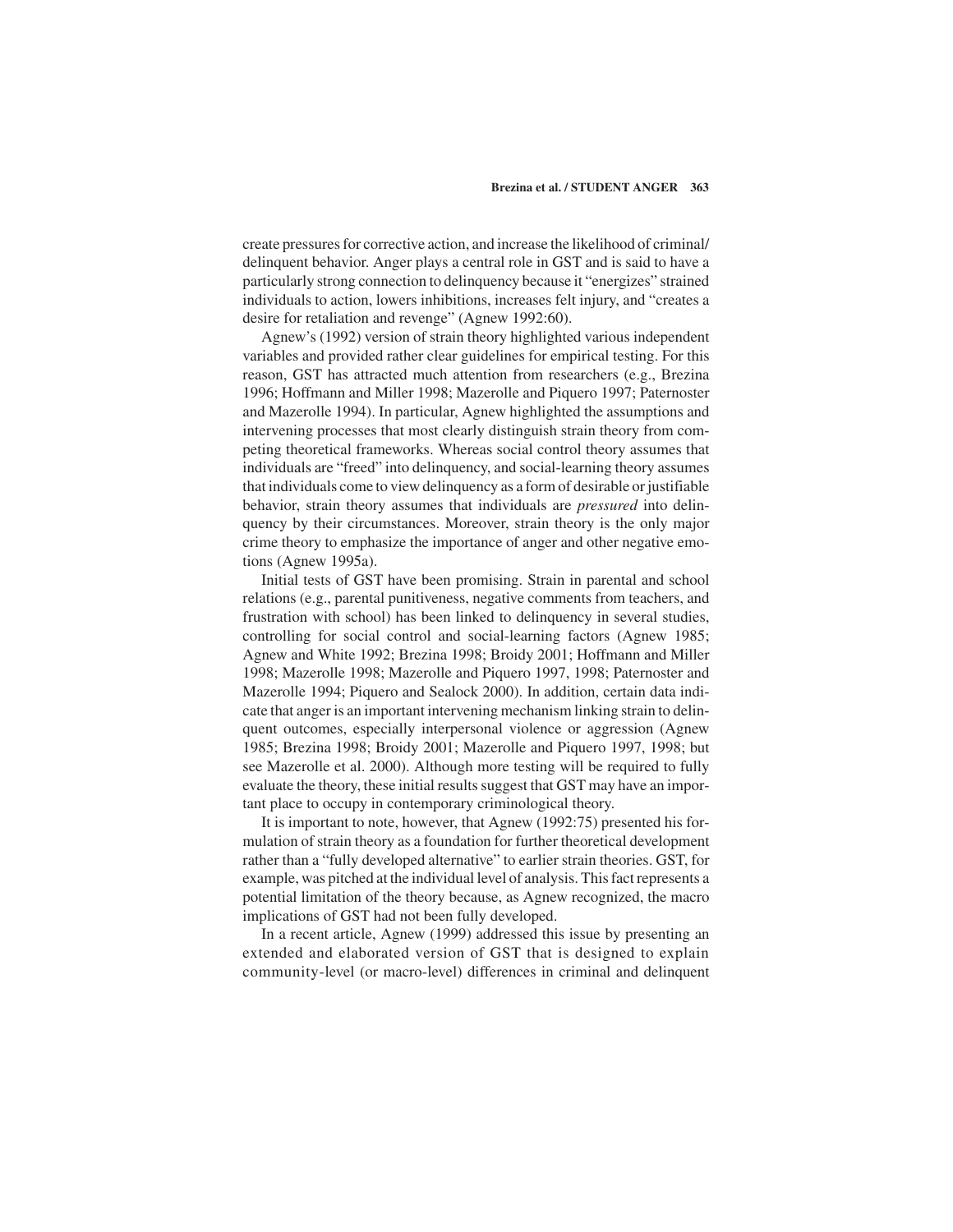create pressures for corrective action, and increase the likelihood of criminal/delinquent behavior. Anger plays a central role in GST and is said to have a particularly strong connection to delinquency because it "energizes" strained individuals to action, lowers inhibitions, increases felt injury, and "creates a desire for retaliation and revenge" (Agnew 1992:60).

Agnew's (1992) version of strain theory highlighted various independent variables and provided rather clear guidelines for empirical testing. For this reason, GST has attracted much attention from researchers (e.g., Brezina 1996; Hoffmann and Miller 1998; Mazerolle and Piquero 1997; Paternoster and Mazerolle 1994). In particular, Agnew highlighted the assumptions and intervening processes that most clearly distinguish strain theory from competing theoretical frameworks. Whereas social control theory assumes that individuals are "freed" into delinquency, and social-learning theory assumes that individuals come to view delinquency as a form of desirable or justifiable behavior, strain theory assumes that individuals are *pressured* into delinquency by their circumstances. Moreover, strain theory is the only major crime theory to emphasize the importance of anger and other negative emotions (Agnew 1995a).

Initial tests of GST have been promising. Strain in parental and school relations (e.g., parental punitiveness, negative comments from teachers, and frustration with school) has been linked to delinquency in several studies, controlling for social control and social-learning factors (Agnew 1985; Agnew and White 1992; Brezina 1998; Broidy 2001; Hoffmann and Miller 1998; Mazerolle 1998; Mazerolle and Piquero 1997, 1998; Paternoster and Mazerolle 1994; Piquero and Sealock 2000). In addition, certain data indicate that anger is an important intervening mechanism linking strain to delinquent outcomes, especially interpersonal violence or aggression (Agnew 1985; Brezina 1998; Broidy 2001; Mazerolle and Piquero 1997, 1998; but see Mazerolle et al. 2000). Although more testing will be required to fully evaluate the theory, these initial results suggest that GST may have an important place to occupy in contemporary criminological theory.

It is important to note, however, that Agnew (1992:75) presented his formulation of strain theory as a foundation for further theoretical development rather than a "fully developed alternative" to earlier strain theories. GST, for example, was pitched at the individual level of analysis. This fact represents a potential limitation of the theory because, as Agnew recognized, the macro implications of GST had not been fully developed.

In a recent article, Agnew (1999) addressed this issue by presenting an extended and elaborated version of GST that is designed to explain community-level (or macro-level) differences in criminal and delinquent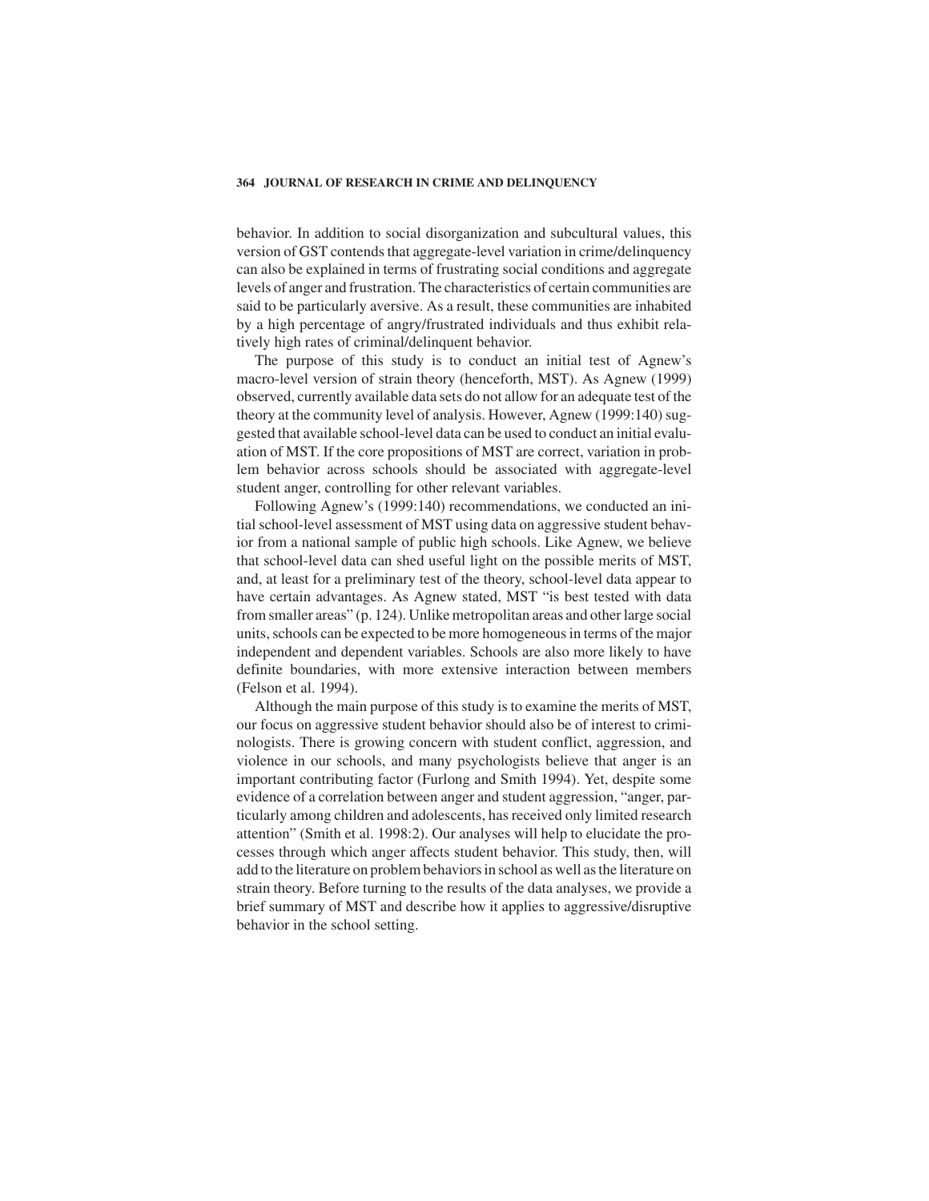behavior. In addition to social disorganization and subcultural values, this version of GST contends that aggregate-level variation in crime/delinquency can also be explained in terms of frustrating social conditions and aggregate levels of anger and frustration. The characteristics of certain communities are said to be particularly aversive. As a result, these communities are inhabited by a high percentage of angry/frustrated individuals and thus exhibit relatively high rates of criminal/delinquent behavior.

The purpose of this study is to conduct an initial test of Agnew's macro-level version of strain theory (henceforth, MST). As Agnew (1999) observed, currently available data sets do not allow for an adequate test of the theory at the community level of analysis. However, Agnew (1999:140) suggested that available school-level data can be used to conduct an initial evaluation of MST. If the core propositions of MST are correct, variation in problem behavior across schools should be associated with aggregate-level student anger, controlling for other relevant variables.

Following Agnew's (1999:140) recommendations, we conducted an initial school-level assessment of MST using data on aggressive student behavior from a national sample of public high schools. Like Agnew, we believe that school-level data can shed useful light on the possible merits of MST, and, at least for a preliminary test of the theory, school-level data appear to have certain advantages. As Agnew stated, MST "is best tested with data from smaller areas" (p. 124). Unlike metropolitan areas and other large social units, schools can be expected to be more homogeneous in terms of the major independent and dependent variables. Schools are also more likely to have definite boundaries, with more extensive interaction between members (Felson et al. 1994).

Although the main purpose of this study is to examine the merits of MST, our focus on aggressive student behavior should also be of interest to criminologists. There is growing concern with student conflict, aggression, and violence in our schools, and many psychologists believe that anger is an important contributing factor (Furlong and Smith 1994). Yet, despite some evidence of a correlation between anger and student aggression, "anger, particularly among children and adolescents, has received only limited research attention" (Smith et al. 1998:2). Our analyses will help to elucidate the processes through which anger affects student behavior. This study, then, will add to the literature on problem behaviors in school as well as the literature on strain theory. Before turning to the results of the data analyses, we provide a brief summary of MST and describe how it applies to aggressive/disruptive behavior in the school setting.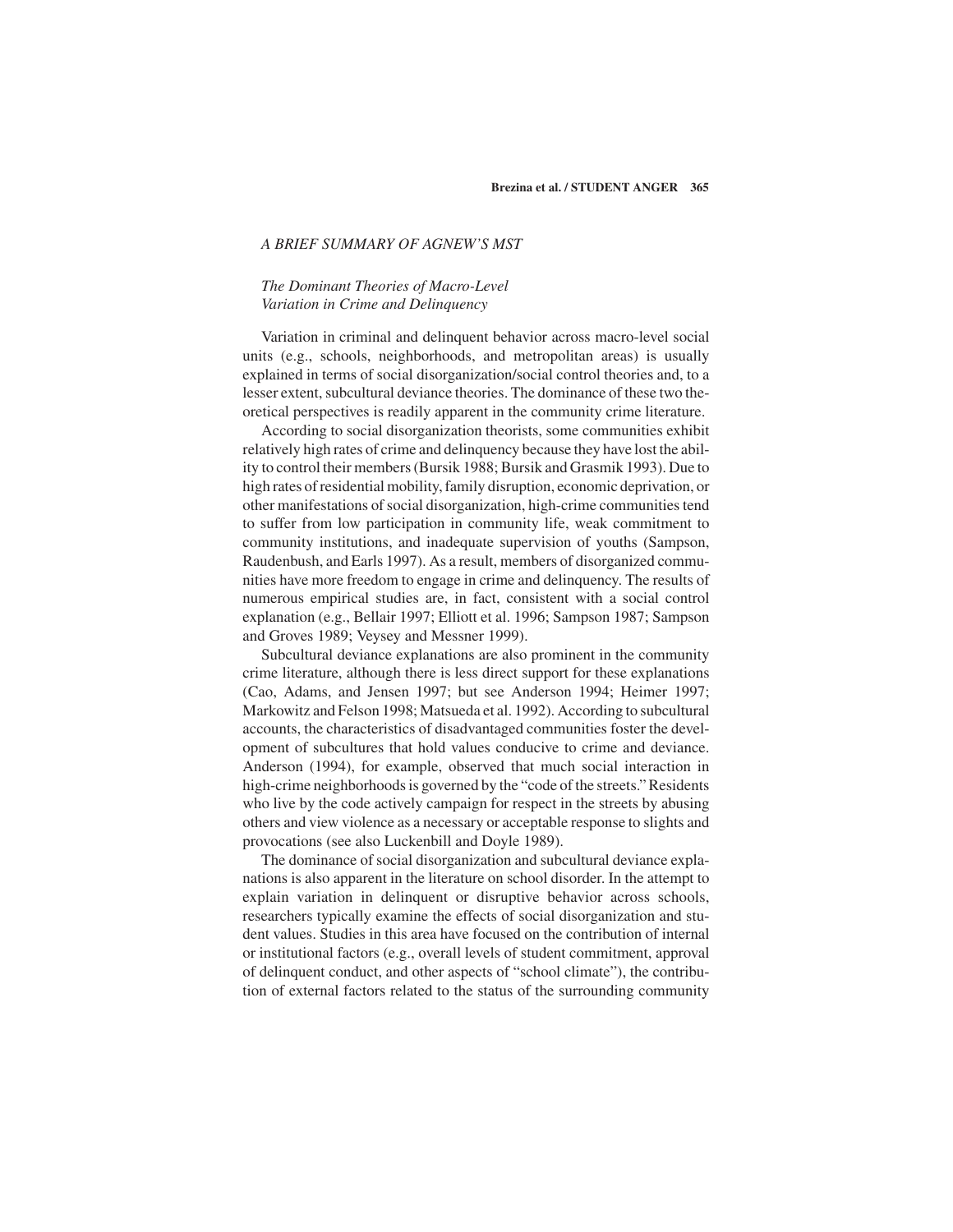## A BRIEF SUMMARY OF AGNEW'S MST

### The Dominant Theories of Macro-Level Variation in Crime and Delinquency

Variation in criminal and delinquent behavior across macro-level social units (e.g., schools, neighborhoods, and metropolitan areas) is usually explained in terms of social disorganization/social control theories and, to a lesser extent, subcultural deviance theories. The dominance of these two theoretical perspectives is readily apparent in the community crime literature.

According to social disorganization theorists, some communities exhibit relatively high rates of crime and delinquency because they have lost the ability to control their members (Bursik 1988; Bursik and Grasmik 1993). Due to high rates of residential mobility, family disruption, economic deprivation, or other manifestations of social disorganization, high-crime communities tend to suffer from low participation in community life, weak commitment to community institutions, and inadequate supervision of youths (Sampson, Raudenbush, and Earls 1997). As a result, members of disorganized communities have more freedom to engage in crime and delinquency. The results of numerous empirical studies are, in fact, consistent with a social control explanation (e.g., Bellair 1997; Elliott et al. 1996; Sampson 1987; Sampson and Groves 1989; Veysey and Messner 1999).

Subcultural deviance explanations are also prominent in the community crime literature, although there is less direct support for these explanations (Cao, Adams, and Jensen 1997; but see Anderson 1994; Heimer 1997; Markowitz and Felson 1998; Matsueda et al. 1992). According to subcultural accounts, the characteristics of disadvantaged communities foster the development of subcultures that hold values conducive to crime and deviance. Anderson (1994), for example, observed that much social interaction in high-crime neighborhoods is governed by the "code of the streets." Residents who live by the code actively campaign for respect in the streets by abusing others and view violence as a necessary or acceptable response to slights and provocations (see also Luckenbill and Doyle 1989).

The dominance of social disorganization and subcultural deviance explanations is also apparent in the literature on school disorder. In the attempt to explain variation in delinquent or disruptive behavior across schools, researchers typically examine the effects of social disorganization and student values. Studies in this area have focused on the contribution of internal or institutional factors (e.g., overall levels of student commitment, approval of delinquent conduct, and other aspects of "school climate"), the contribution of external factors related to the status of the surrounding community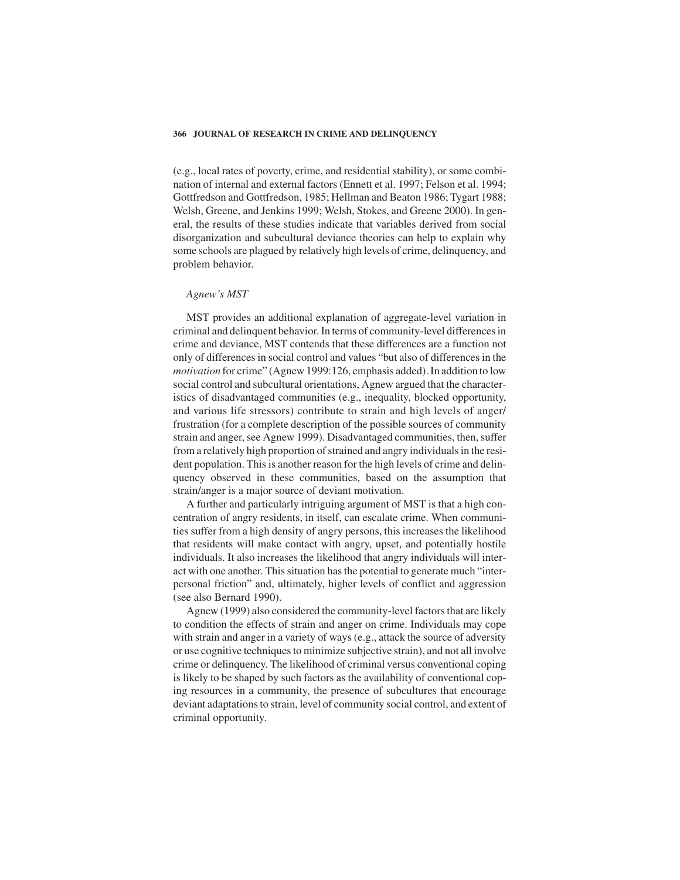(e.g., local rates of poverty, crime, and residential stability), or some combination of internal and external factors (Ennett et al. 1997; Felson et al. 1994; Gottfredson and Gottfredson, 1985; Hellman and Beaton 1986; Tygart 1988; Welsh, Greene, and Jenkins 1999; Welsh, Stokes, and Greene 2000). In general, the results of these studies indicate that variables derived from social disorganization and subcultural deviance theories can help to explain why some schools are plagued by relatively high levels of crime, delinquency, and problem behavior.

### *Agnew's MST*

MST provides an additional explanation of aggregate-level variation in criminal and delinquent behavior. In terms of community-level differences in crime and deviance, MST contends that these differences are a function not only of differences in social control and values "but also of differences in the *motivation* for crime" (Agnew 1999:126, emphasis added). In addition to low social control and subcultural orientations, Agnew argued that the characteristics of disadvantaged communities (e.g., inequality, blocked opportunity, and various life stressors) contribute to strain and high levels of anger/frustration (for a complete description of the possible sources of community strain and anger, see Agnew 1999). Disadvantaged communities, then, suffer from a relatively high proportion of strained and angry individuals in the resident population. This is another reason for the high levels of crime and delinquency observed in these communities, based on the assumption that strain/anger is a major source of deviant motivation.

A further and particularly intriguing argument of MST is that a high concentration of angry residents, in itself, can escalate crime. When communities suffer from a high density of angry persons, this increases the likelihood that residents will make contact with angry, upset, and potentially hostile individuals. It also increases the likelihood that angry individuals will interact with one another. This situation has the potential to generate much "interpersonal friction" and, ultimately, higher levels of conflict and aggression (see also Bernard 1990).

Agnew (1999) also considered the community-level factors that are likely to condition the effects of strain and anger on crime. Individuals may cope with strain and anger in a variety of ways (e.g., attack the source of adversity or use cognitive techniques to minimize subjective strain), and not all involve crime or delinquency. The likelihood of criminal versus conventional coping is likely to be shaped by such factors as the availability of conventional coping resources in a community, the presence of subcultures that encourage deviant adaptations to strain, level of community social control, and extent of criminal opportunity.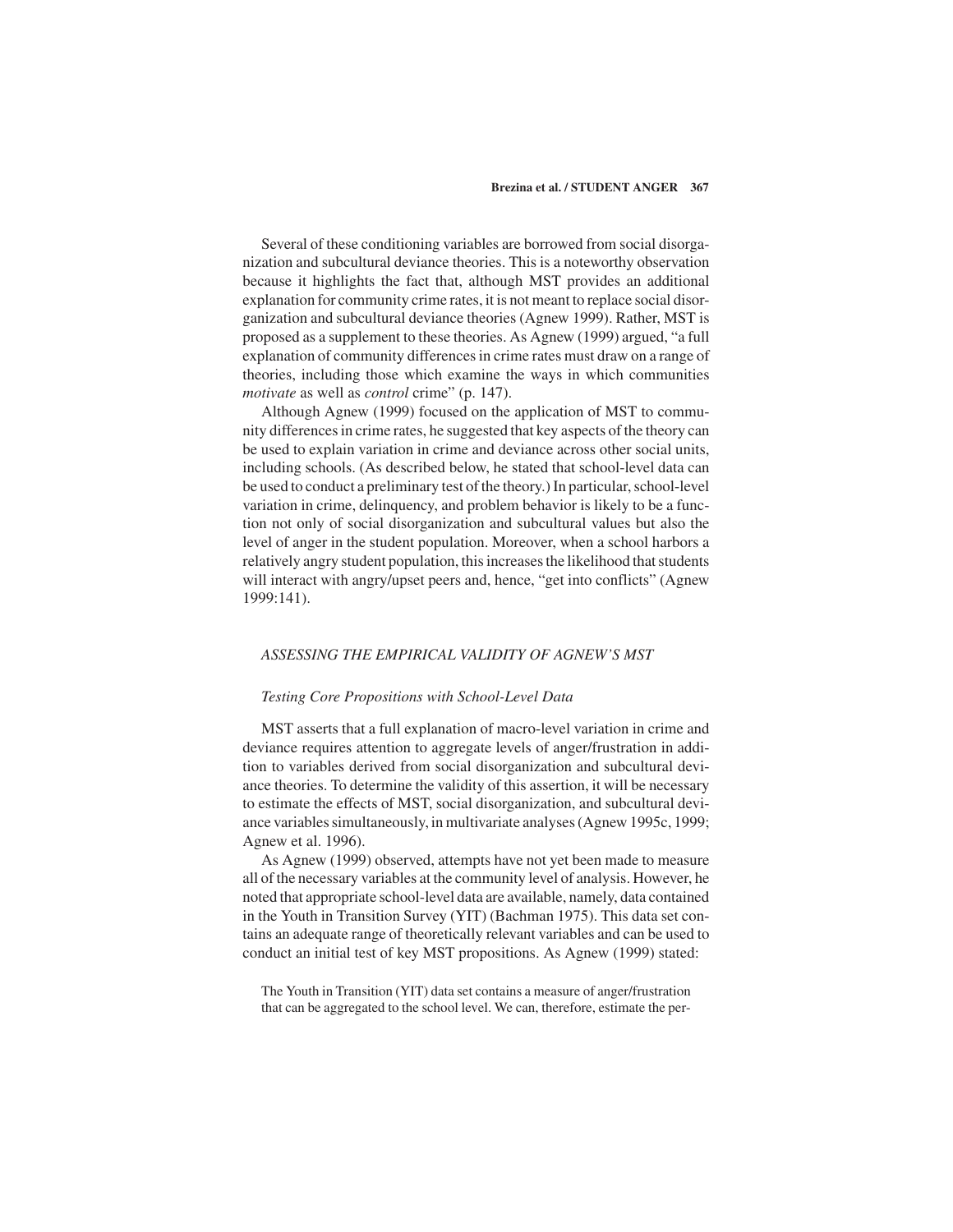Several of these conditioning variables are borrowed from social disorganization and subcultural deviance theories. This is a noteworthy observation because it highlights the fact that, although MST provides an additional explanation for community crime rates, it is not meant to replace social disorganization and subcultural deviance theories (Agnew 1999). Rather, MST is proposed as a supplement to these theories. As Agnew (1999) argued, "a full explanation of community differences in crime rates must draw on a range of theories, including those which examine the ways in which communities *motivate* as well as *control* crime" (p. 147).

Although Agnew (1999) focused on the application of MST to community differences in crime rates, he suggested that key aspects of the theory can be used to explain variation in crime and deviance across other social units, including schools. (As described below, he stated that school-level data can be used to conduct a preliminary test of the theory.) In particular, school-level variation in crime, delinquency, and problem behavior is likely to be a function not only of social disorganization and subcultural values but also the level of anger in the student population. Moreover, when a school harbors a relatively angry student population, this increases the likelihood that students will interact with angry/upset peers and, hence, "get into conflicts" (Agnew 1999:141).

## *ASSESSING THE EMPIRICAL VALIDITY OF AGNEW'S MST*

### *Testing Core Propositions with School-Level Data*

MST asserts that a full explanation of macro-level variation in crime and deviance requires attention to aggregate levels of anger/frustration in addition to variables derived from social disorganization and subcultural deviance theories. To determine the validity of this assertion, it will be necessary to estimate the effects of MST, social disorganization, and subcultural deviance variables simultaneously, in multivariate analyses (Agnew 1995c, 1999; Agnew et al. 1996).

As Agnew (1999) observed, attempts have not yet been made to measure all of the necessary variables at the community level of analysis. However, he noted that appropriate school-level data are available, namely, data contained in the Youth in Transition Survey (YIT) (Bachman 1975). This data set contains an adequate range of theoretically relevant variables and can be used to conduct an initial test of key MST propositions. As Agnew (1999) stated:

> The Youth in Transition (YIT) data set contains a measure of anger/frustration that can be aggregated to the school level. We can, therefore, estimate the per-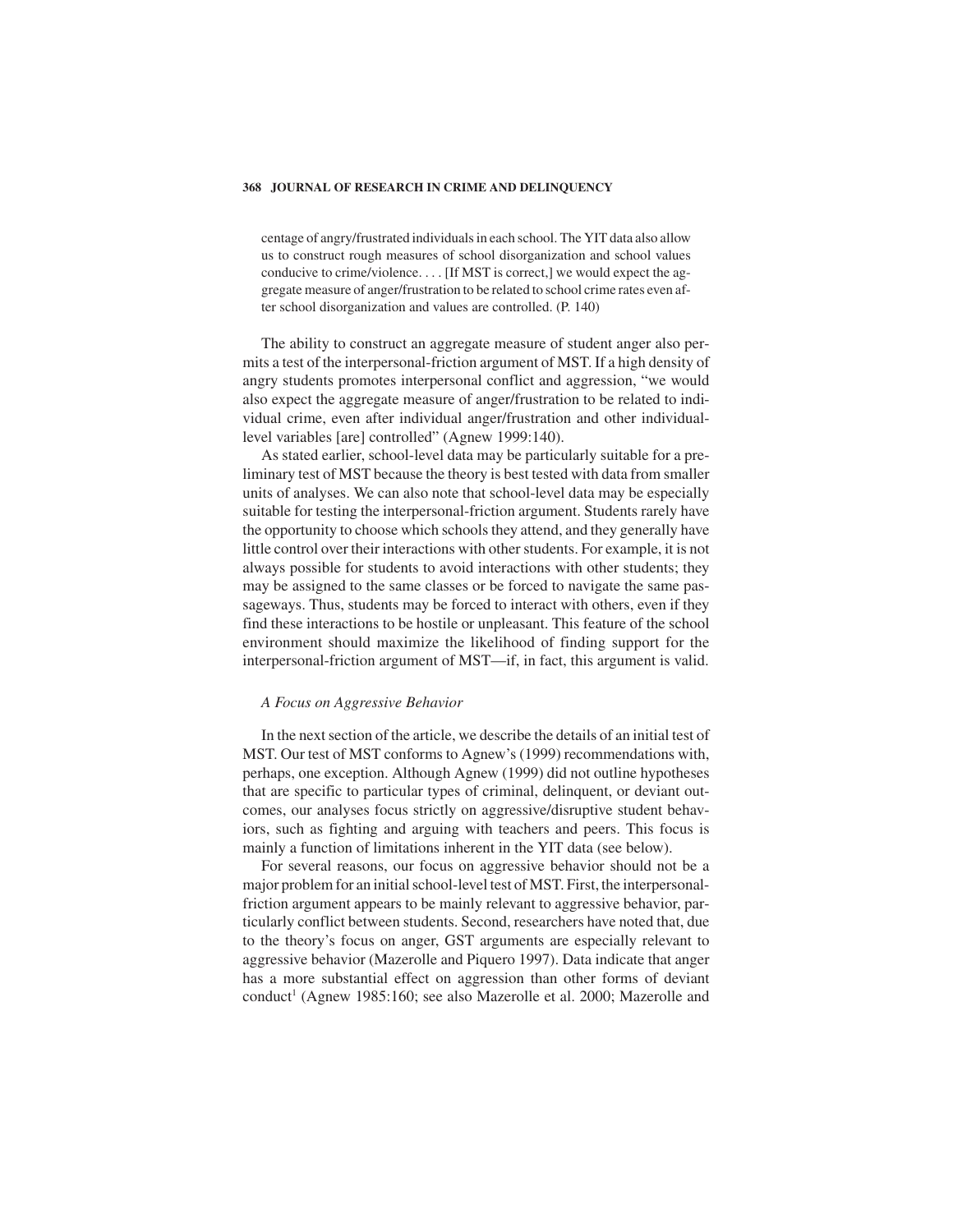centage of angry/frustrated individuals in each school. The YIT data also allow us to construct rough measures of school disorganization and school values conducive to crime/violence. . . . [If MST is correct,] we would expect the aggregate measure of anger/frustration to be related to school crime rates even after school disorganization and values are controlled. (P. 140)

The ability to construct an aggregate measure of student anger also permits a test of the interpersonal-friction argument of MST. If a high density of angry students promotes interpersonal conflict and aggression, "we would also expect the aggregate measure of anger/frustration to be related to individual crime, even after individual anger/frustration and other individual-level variables [are] controlled" (Agnew 1999:140).

As stated earlier, school-level data may be particularly suitable for a preliminary test of MST because the theory is best tested with data from smaller units of analyses. We can also note that school-level data may be especially suitable for testing the interpersonal-friction argument. Students rarely have the opportunity to choose which schools they attend, and they generally have little control over their interactions with other students. For example, it is not always possible for students to avoid interactions with other students; they may be assigned to the same classes or be forced to navigate the same passageways. Thus, students may be forced to interact with others, even if they find these interactions to be hostile or unpleasant. This feature of the school environment should maximize the likelihood of finding support for the interpersonal-friction argument of MST—if, in fact, this argument is valid.

### *A Focus on Aggressive Behavior*

In the next section of the article, we describe the details of an initial test of MST. Our test of MST conforms to Agnew's (1999) recommendations with, perhaps, one exception. Although Agnew (1999) did not outline hypotheses that are specific to particular types of criminal, delinquent, or deviant outcomes, our analyses focus strictly on aggressive/disruptive student behaviors, such as fighting and arguing with teachers and peers. This focus is mainly a function of limitations inherent in the YIT data (see below).

For several reasons, our focus on aggressive behavior should not be a major problem for an initial school-level test of MST. First, the interpersonal-friction argument appears to be mainly relevant to aggressive behavior, particularly conflict between students. Second, researchers have noted that, due to the theory's focus on anger, GST arguments are especially relevant to aggressive behavior (Mazerolle and Piquero 1997). Data indicate that anger has a more substantial effect on aggression than other forms of deviant conduct[1] (Agnew 1985:160; see also Mazerolle et al. 2000; Mazerolle and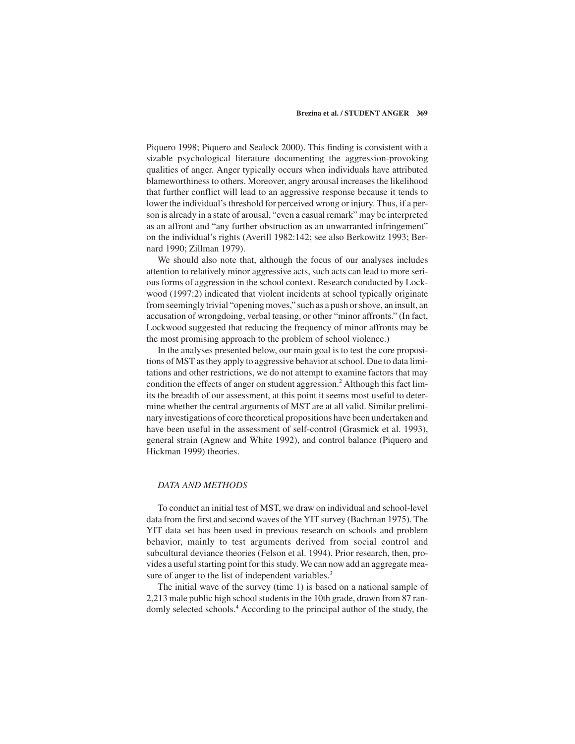Piquero 1998; Piquero and Sealock 2000). This finding is consistent with a sizable psychological literature documenting the aggression-provoking qualities of anger. Anger typically occurs when individuals have attributed blameworthiness to others. Moreover, angry arousal increases the likelihood that further conflict will lead to an aggressive response because it tends to lower the individual's threshold for perceived wrong or injury. Thus, if a person is already in a state of arousal, "even a casual remark" may be interpreted as an affront and "any further obstruction as an unwarranted infringement" on the individual's rights (Averill 1982:142; see also Berkowitz 1993; Bernard 1990; Zillman 1979).

We should also note that, although the focus of our analyses includes attention to relatively minor aggressive acts, such acts can lead to more serious forms of aggression in the school context. Research conducted by Lockwood (1997:2) indicated that violent incidents at school typically originate from seemingly trivial "opening moves," such as a push or shove, an insult, an accusation of wrongdoing, verbal teasing, or other "minor affronts." (In fact, Lockwood suggested that reducing the frequency of minor affronts may be the most promising approach to the problem of school violence.)

In the analyses presented below, our main goal is to test the core propositions of MST as they apply to aggressive behavior at school. Due to data limitations and other restrictions, we do not attempt to examine factors that may condition the effects of anger on student aggression.[2] Although this fact limits the breadth of our assessment, at this point it seems most useful to determine whether the central arguments of MST are at all valid. Similar preliminary investigations of core theoretical propositions have been undertaken and have been useful in the assessment of self-control (Grasmick et al. 1993), general strain (Agnew and White 1992), and control balance (Piquero and Hickman 1999) theories.

## *DATA AND METHODS*

To conduct an initial test of MST, we draw on individual and school-level data from the first and second waves of the YIT survey (Bachman 1975). The YIT data set has been used in previous research on schools and problem behavior, mainly to test arguments derived from social control and subcultural deviance theories (Felson et al. 1994). Prior research, then, provides a useful starting point for this study. We can now add an aggregate measure of anger to the list of independent variables.[3]

The initial wave of the survey (time 1) is based on a national sample of 2,213 male public high school students in the 10th grade, drawn from 87 randomly selected schools.[4] According to the principal author of the study, the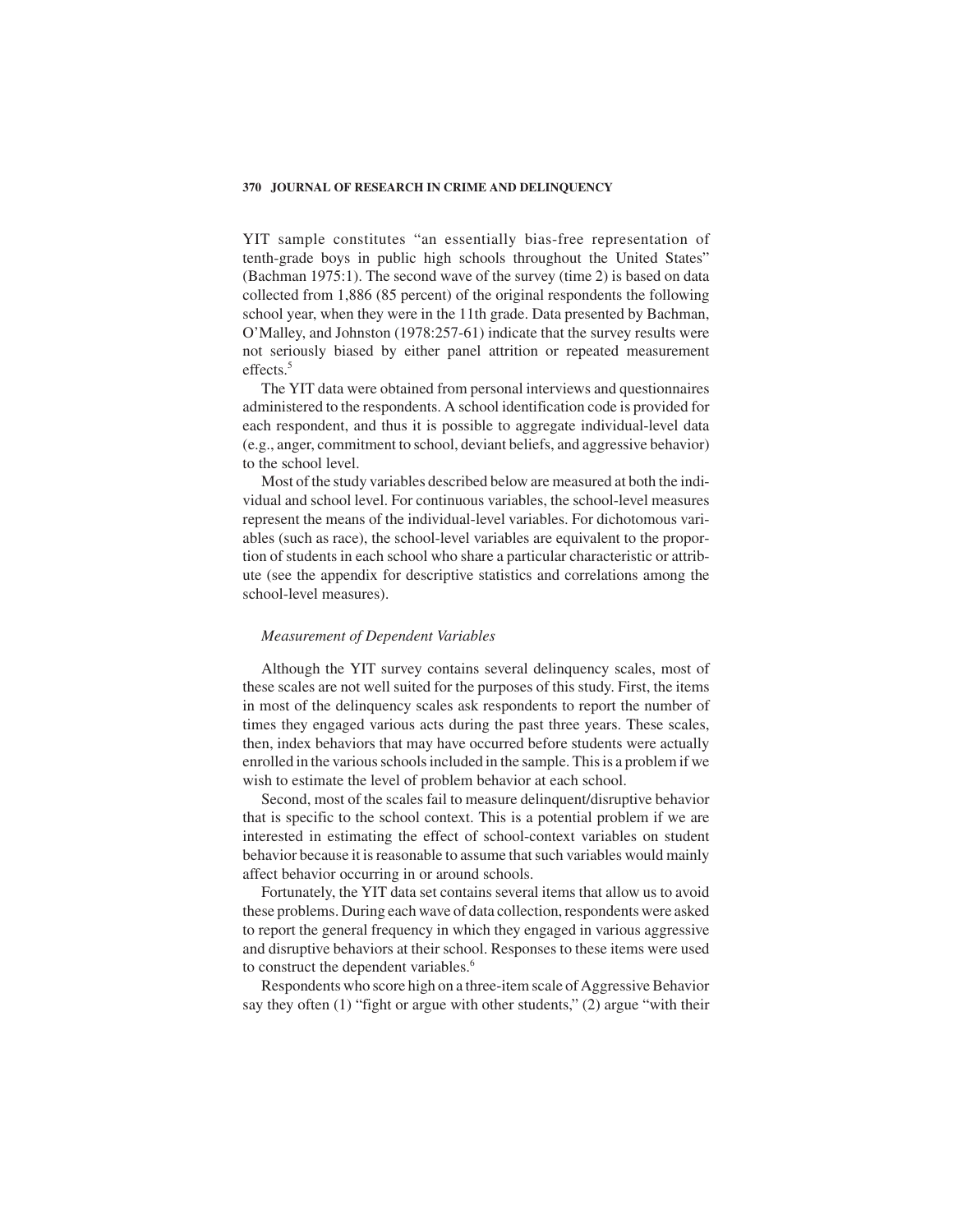YIT sample constitutes "an essentially bias-free representation of tenth-grade boys in public high schools throughout the United States" (Bachman 1975:1). The second wave of the survey (time 2) is based on data collected from 1,886 (85 percent) of the original respondents the following school year, when they were in the 11th grade. Data presented by Bachman, O'Malley, and Johnston (1978:257-61) indicate that the survey results were not seriously biased by either panel attrition or repeated measurement effects.[5]

The YIT data were obtained from personal interviews and questionnaires administered to the respondents. A school identification code is provided for each respondent, and thus it is possible to aggregate individual-level data (e.g., anger, commitment to school, deviant beliefs, and aggressive behavior) to the school level.

Most of the study variables described below are measured at both the individual and school level. For continuous variables, the school-level measures represent the means of the individual-level variables. For dichotomous variables (such as race), the school-level variables are equivalent to the proportion of students in each school who share a particular characteristic or attribute (see the appendix for descriptive statistics and correlations among the school-level measures).

### *Measurement of Dependent Variables*

Although the YIT survey contains several delinquency scales, most of these scales are not well suited for the purposes of this study. First, the items in most of the delinquency scales ask respondents to report the number of times they engaged various acts during the past three years. These scales, then, index behaviors that may have occurred before students were actually enrolled in the various schools included in the sample. This is a problem if we wish to estimate the level of problem behavior at each school.

Second, most of the scales fail to measure delinquent/disruptive behavior that is specific to the school context. This is a potential problem if we are interested in estimating the effect of school-context variables on student behavior because it is reasonable to assume that such variables would mainly affect behavior occurring in or around schools.

Fortunately, the YIT data set contains several items that allow us to avoid these problems. During each wave of data collection, respondents were asked to report the general frequency in which they engaged in various aggressive and disruptive behaviors at their school. Responses to these items were used to construct the dependent variables.[6]

Respondents who score high on a three-item scale of Aggressive Behavior say they often (1) "fight or argue with other students," (2) argue "with their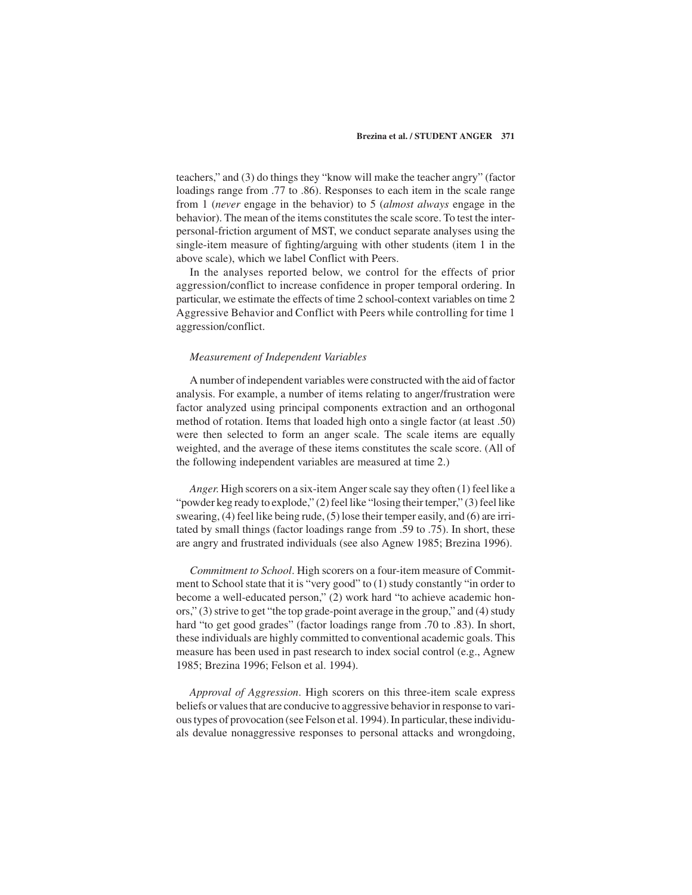teachers," and (3) do things they "know will make the teacher angry" (factor loadings range from .77 to .86). Responses to each item in the scale range from 1 (*never* engage in the behavior) to 5 (*almost always* engage in the behavior). The mean of the items constitutes the scale score. To test the interpersonal-friction argument of MST, we conduct separate analyses using the single-item measure of fighting/arguing with other students (item 1 in the above scale), which we label Conflict with Peers.

In the analyses reported below, we control for the effects of prior aggression/conflict to increase confidence in proper temporal ordering. In particular, we estimate the effects of time 2 school-context variables on time 2 Aggressive Behavior and Conflict with Peers while controlling for time 1 aggression/conflict.

### *Measurement of Independent Variables*

A number of independent variables were constructed with the aid of factor analysis. For example, a number of items relating to anger/frustration were factor analyzed using principal components extraction and an orthogonal method of rotation. Items that loaded high onto a single factor (at least .50) were then selected to form an anger scale. The scale items are equally weighted, and the average of these items constitutes the scale score. (All of the following independent variables are measured at time 2.)

*Anger.* High scorers on a six-item Anger scale say they often (1) feel like a "powder keg ready to explode," (2) feel like "losing their temper," (3) feel like swearing, (4) feel like being rude, (5) lose their temper easily, and (6) are irritated by small things (factor loadings range from .59 to .75). In short, these are angry and frustrated individuals (see also Agnew 1985; Brezina 1996).

*Commitment to School*. High scorers on a four-item measure of Commitment to School state that it is "very good" to (1) study constantly "in order to become a well-educated person," (2) work hard "to achieve academic honors," (3) strive to get "the top grade-point average in the group," and (4) study hard "to get good grades" (factor loadings range from .70 to .83). In short, these individuals are highly committed to conventional academic goals. This measure has been used in past research to index social control (e.g., Agnew 1985; Brezina 1996; Felson et al. 1994).

*Approval of Aggression*. High scorers on this three-item scale express beliefs or values that are conducive to aggressive behavior in response to various types of provocation (see Felson et al. 1994). In particular, these individuals devalue nonaggressive responses to personal attacks and wrongdoing,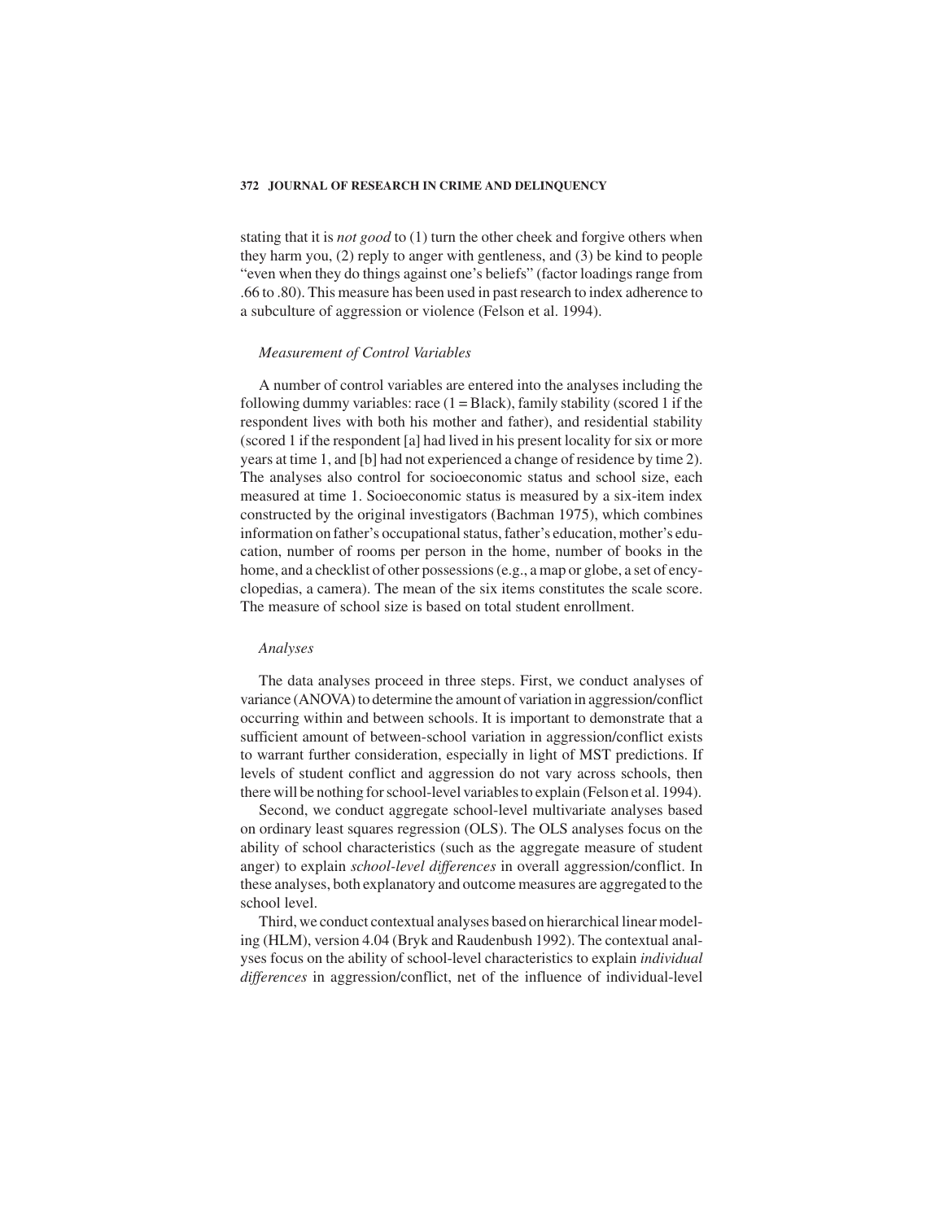stating that it is *not good* to (1) turn the other cheek and forgive others when they harm you, (2) reply to anger with gentleness, and (3) be kind to people "even when they do things against one's beliefs" (factor loadings range from .66 to .80). This measure has been used in past research to index adherence to a subculture of aggression or violence (Felson et al. 1994).

### *Measurement of Control Variables*

A number of control variables are entered into the analyses including the following dummy variables: race (1 = Black), family stability (scored 1 if the respondent lives with both his mother and father), and residential stability (scored 1 if the respondent [a] had lived in his present locality for six or more years at time 1, and [b] had not experienced a change of residence by time 2). The analyses also control for socioeconomic status and school size, each measured at time 1. Socioeconomic status is measured by a six-item index constructed by the original investigators (Bachman 1975), which combines information on father's occupational status, father's education, mother's education, number of rooms per person in the home, number of books in the home, and a checklist of other possessions (e.g., a map or globe, a set of encyclopedias, a camera). The mean of the six items constitutes the scale score. The measure of school size is based on total student enrollment.

### *Analyses*

The data analyses proceed in three steps. First, we conduct analyses of variance (ANOVA) to determine the amount of variation in aggression/conflict occurring within and between schools. It is important to demonstrate that a sufficient amount of between-school variation in aggression/conflict exists to warrant further consideration, especially in light of MST predictions. If levels of student conflict and aggression do not vary across schools, then there will be nothing for school-level variables to explain (Felson et al. 1994).

Second, we conduct aggregate school-level multivariate analyses based on ordinary least squares regression (OLS). The OLS analyses focus on the ability of school characteristics (such as the aggregate measure of student anger) to explain *school-level differences* in overall aggression/conflict. In these analyses, both explanatory and outcome measures are aggregated to the school level.

Third, we conduct contextual analyses based on hierarchical linear modeling (HLM), version 4.04 (Bryk and Raudenbush 1992). The contextual analyses focus on the ability of school-level characteristics to explain *individual differences* in aggression/conflict, net of the influence of individual-level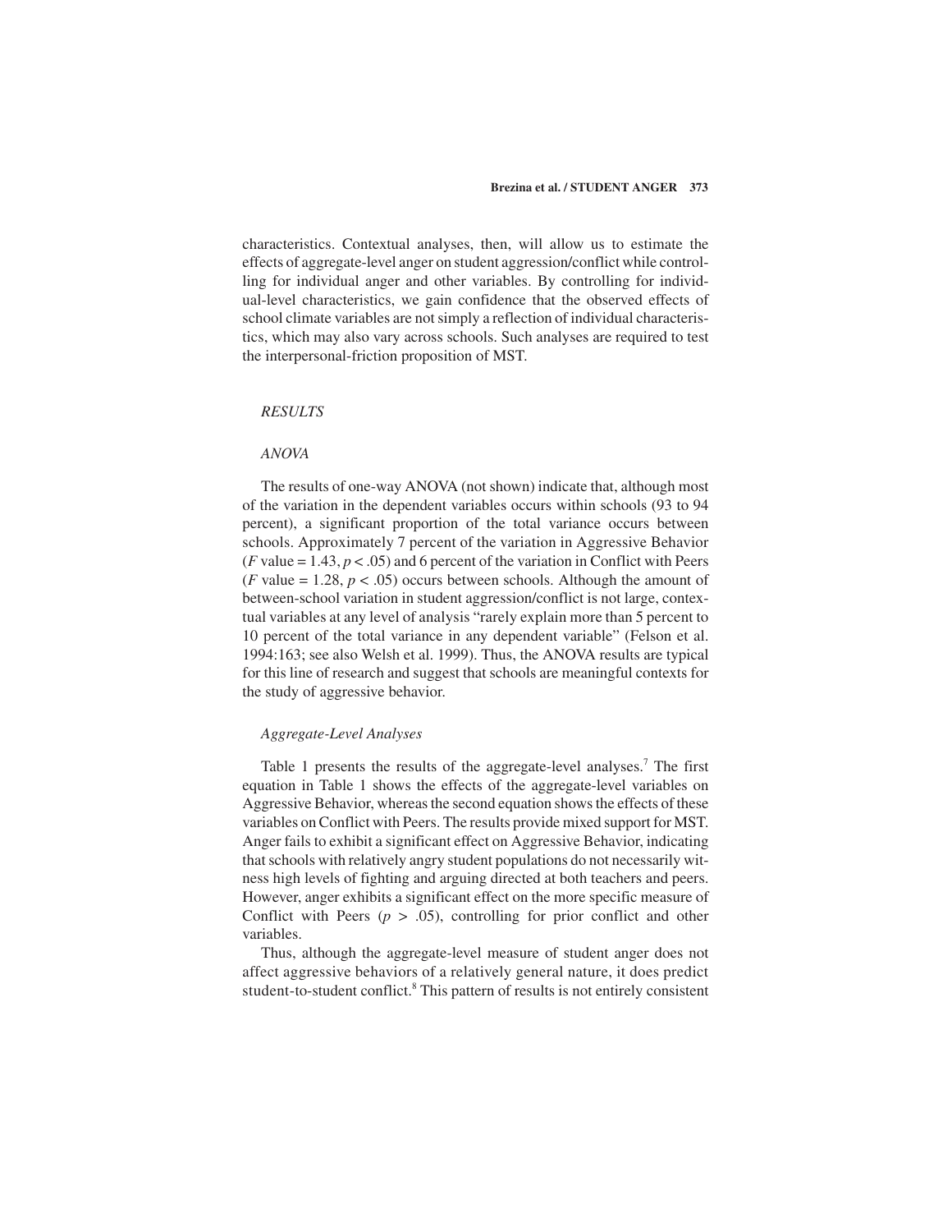characteristics. Contextual analyses, then, will allow us to estimate the effects of aggregate-level anger on student aggression/conflict while controlling for individual anger and other variables. By controlling for individual-level characteristics, we gain confidence that the observed effects of school climate variables are not simply a reflection of individual characteristics, which may also vary across schools. Such analyses are required to test the interpersonal-friction proposition of MST.

## *RESULTS*

### *ANOVA*

The results of one-way ANOVA (not shown) indicate that, although most of the variation in the dependent variables occurs within schools (93 to 94 percent), a significant proportion of the total variance occurs between schools. Approximately 7 percent of the variation in Aggressive Behavior ($F$ value = 1.43, $p < .05$) and 6 percent of the variation in Conflict with Peers ($F$ value = 1.28, $p < .05$) occurs between schools. Although the amount of between-school variation in student aggression/conflict is not large, contextual variables at any level of analysis "rarely explain more than 5 percent to 10 percent of the total variance in any dependent variable" (Felson et al. 1994:163; see also Welsh et al. 1999). Thus, the ANOVA results are typical for this line of research and suggest that schools are meaningful contexts for the study of aggressive behavior.

### *Aggregate-Level Analyses*

Table 1 presents the results of the aggregate-level analyses.[7] The first equation in Table 1 shows the effects of the aggregate-level variables on Aggressive Behavior, whereas the second equation shows the effects of these variables on Conflict with Peers. The results provide mixed support for MST. Anger fails to exhibit a significant effect on Aggressive Behavior, indicating that schools with relatively angry student populations do not necessarily witness high levels of fighting and arguing directed at both teachers and peers. However, anger exhibits a significant effect on the more specific measure of Conflict with Peers ($p > .05$), controlling for prior conflict and other variables.

Thus, although the aggregate-level measure of student anger does not affect aggressive behaviors of a relatively general nature, it does predict student-to-student conflict.[8] This pattern of results is not entirely consistent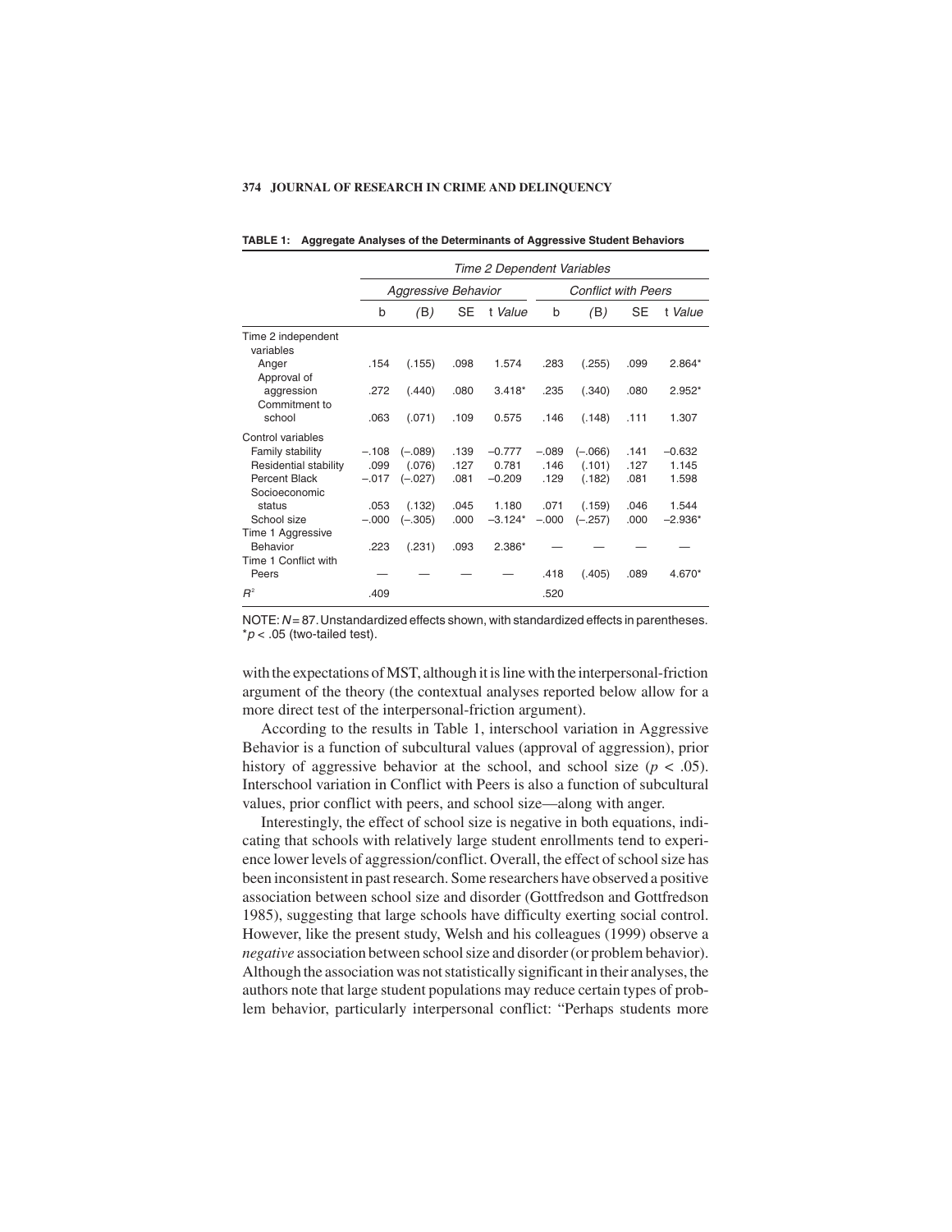**TABLE 1: Aggregate Analyses of the Determinants of Aggressive Student Behaviors**

| | *Time 2 Dependent Variables* | | | | | | | |
|---|---|---|---|---|---|---|---|---|
| | *Aggressive Behavior* | | | | *Conflict with Peers* | | | |
| | b | (B) | SE | t *Value* | b | (B) | SE | t *Value* |
| Time 2 independent variables | | | | | | | | |
| Anger | .154 | (.155) | .098 | 1.574 | .283 | (.255) | .099 | 2.864* |
| Approval of aggression | .272 | (.440) | .080 | 3.418* | .235 | (.340) | .080 | 2.952* |
| Commitment to school | .063 | (.071) | .109 | 0.575 | .146 | (.148) | .111 | 1.307 |
| Control variables | | | | | | | | |
| Family stability | –.108 | (–.089) | .139 | –0.777 | –.089 | (–.066) | .141 | –0.632 |
| Residential stability | .099 | (.076) | .127 | 0.781 | .146 | (.101) | .127 | 1.145 |
| Percent Black | –.017 | (–.027) | .081 | –0.209 | .129 | (.182) | .081 | 1.598 |
| Socioeconomic status | .053 | (.132) | .045 | 1.180 | .071 | (.159) | .046 | 1.544 |
| School size | –.000 | (–.305) | .000 | –3.124* | –.000 | (–.257) | .000 | –2.936* |
| Time 1 Aggressive Behavior | .223 | (.231) | .093 | 2.386* | — | — | — | — |
| Time 1 Conflict with Peers | — | — | — | — | .418 | (.405) | .089 | 4.670* |
| $R^2$ | .409 | | | | .520 | | | |

NOTE: $N = 87$. Unstandardized effects shown, with standardized effects in parentheses.
$^*p < .05$ (two-tailed test).

with the expectations of MST, although it is line with the interpersonal-friction argument of the theory (the contextual analyses reported below allow for a more direct test of the interpersonal-friction argument).

According to the results in Table 1, interschool variation in Aggressive Behavior is a function of subcultural values (approval of aggression), prior history of aggressive behavior at the school, and school size ($p < .05$). Interschool variation in Conflict with Peers is also a function of subcultural values, prior conflict with peers, and school size—along with anger.

Interestingly, the effect of school size is negative in both equations, indicating that schools with relatively large student enrollments tend to experience lower levels of aggression/conflict. Overall, the effect of school size has been inconsistent in past research. Some researchers have observed a positive association between school size and disorder (Gottfredson and Gottfredson 1985), suggesting that large schools have difficulty exerting social control. However, like the present study, Welsh and his colleagues (1999) observe a *negative* association between school size and disorder (or problem behavior). Although the association was not statistically significant in their analyses, the authors note that large student populations may reduce certain types of problem behavior, particularly interpersonal conflict: "Perhaps students more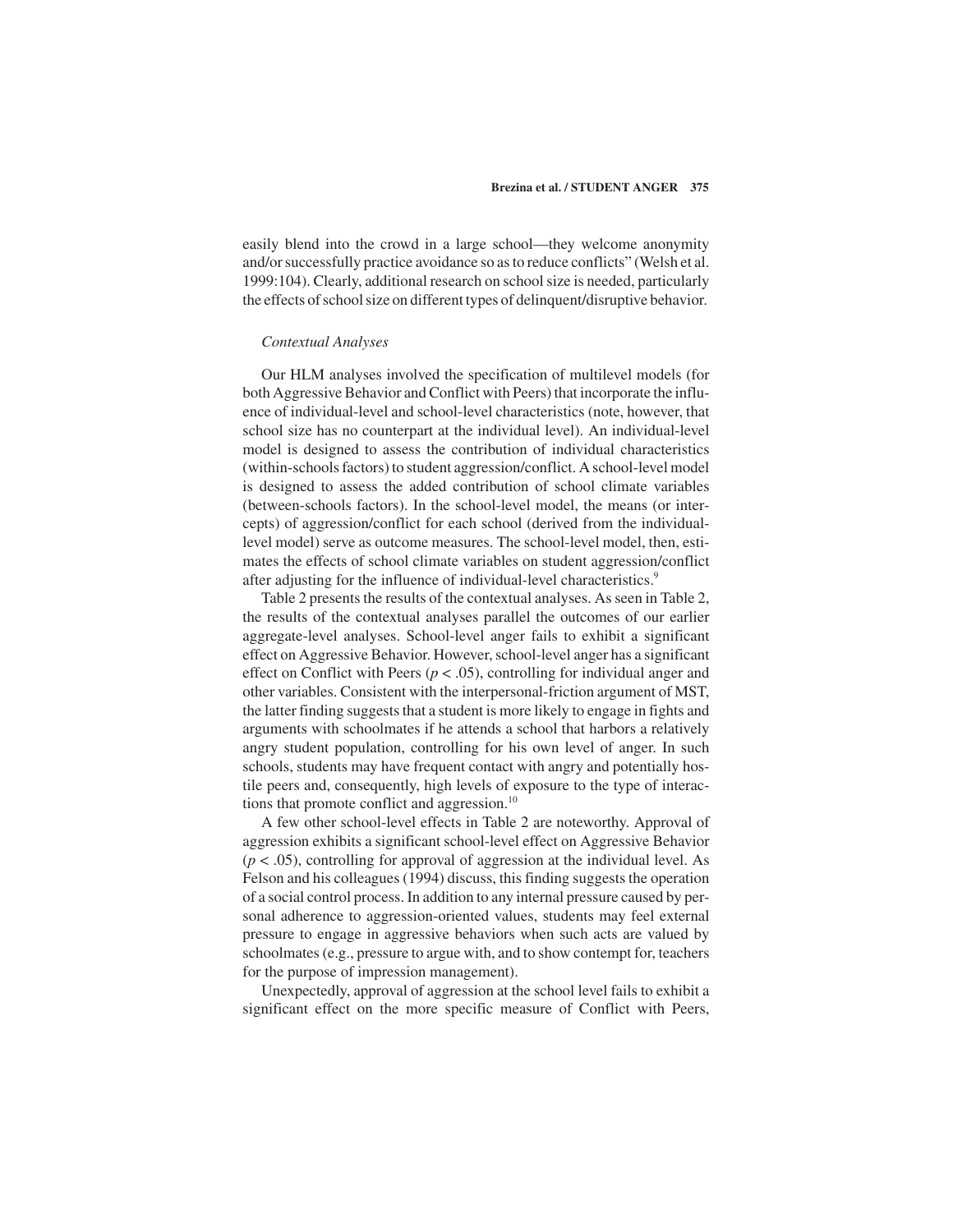easily blend into the crowd in a large school—they welcome anonymity and/or successfully practice avoidance so as to reduce conflicts" (Welsh et al. 1999:104). Clearly, additional research on school size is needed, particularly the effects of school size on different types of delinquent/disruptive behavior.

### *Contextual Analyses*

Our HLM analyses involved the specification of multilevel models (for both Aggressive Behavior and Conflict with Peers) that incorporate the influence of individual-level and school-level characteristics (note, however, that school size has no counterpart at the individual level). An individual-level model is designed to assess the contribution of individual characteristics (within-schools factors) to student aggression/conflict. A school-level model is designed to assess the added contribution of school climate variables (between-schools factors). In the school-level model, the means (or intercepts) of aggression/conflict for each school (derived from the individual-level model) serve as outcome measures. The school-level model, then, estimates the effects of school climate variables on student aggression/conflict after adjusting for the influence of individual-level characteristics.[9]

Table 2 presents the results of the contextual analyses. As seen in Table 2, the results of the contextual analyses parallel the outcomes of our earlier aggregate-level analyses. School-level anger fails to exhibit a significant effect on Aggressive Behavior. However, school-level anger has a significant effect on Conflict with Peers ($p < .05$), controlling for individual anger and other variables. Consistent with the interpersonal-friction argument of MST, the latter finding suggests that a student is more likely to engage in fights and arguments with schoolmates if he attends a school that harbors a relatively angry student population, controlling for his own level of anger. In such schools, students may have frequent contact with angry and potentially hostile peers and, consequently, high levels of exposure to the type of interactions that promote conflict and aggression.[10]

A few other school-level effects in Table 2 are noteworthy. Approval of aggression exhibits a significant school-level effect on Aggressive Behavior ($p < .05$), controlling for approval of aggression at the individual level. As Felson and his colleagues (1994) discuss, this finding suggests the operation of a social control process. In addition to any internal pressure caused by personal adherence to aggression-oriented values, students may feel external pressure to engage in aggressive behaviors when such acts are valued by schoolmates (e.g., pressure to argue with, and to show contempt for, teachers for the purpose of impression management).

Unexpectedly, approval of aggression at the school level fails to exhibit a significant effect on the more specific measure of Conflict with Peers,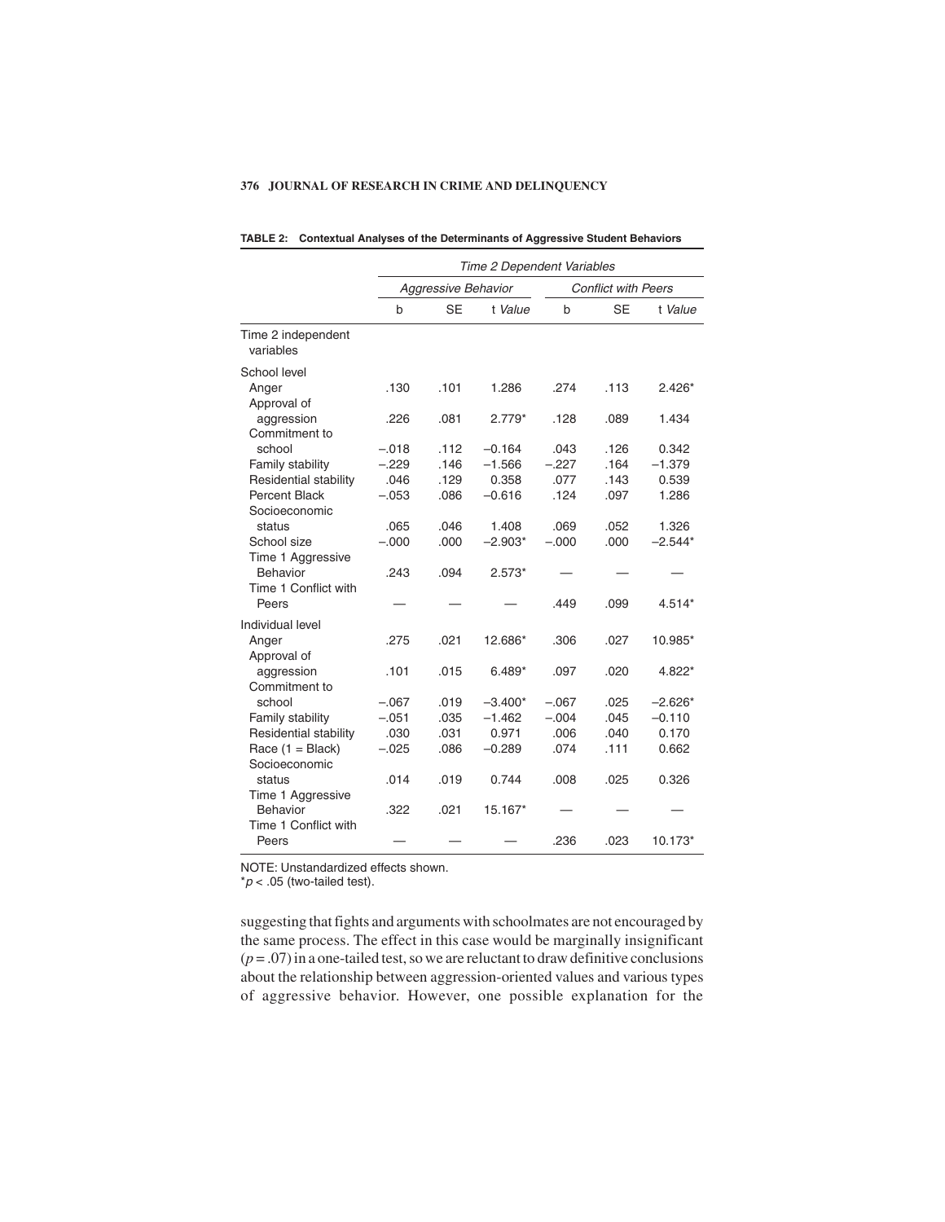**TABLE 2: Contextual Analyses of the Determinants of Aggressive Student Behaviors**

| | *Time 2 Dependent Variables* | | | | | |
|---|---|---|---|---|---|---|
| | *Aggressive Behavior* | | | *Conflict with Peers* | | |
| | b | SE | t *Value* | b | SE | t *Value* |
| Time 2 independent variables | | | | | | |
| School level | | | | | | |
| Anger | .130 | .101 | 1.286 | .274 | .113 | 2.426* |
| Approval of aggression | .226 | .081 | 2.779* | .128 | .089 | 1.434 |
| Commitment to school | –.018 | .112 | –0.164 | .043 | .126 | 0.342 |
| Family stability | –.229 | .146 | –1.566 | –.227 | .164 | –1.379 |
| Residential stability | .046 | .129 | 0.358 | .077 | .143 | 0.539 |
| Percent Black | –.053 | .086 | –0.616 | .124 | .097 | 1.286 |
| Socioeconomic status | .065 | .046 | 1.408 | .069 | .052 | 1.326 |
| School size | –.000 | .000 | –2.903* | –.000 | .000 | –2.544* |
| Time 1 Aggressive Behavior | .243 | .094 | 2.573* | — | — | — |
| Time 1 Conflict with Peers | — | — | — | .449 | .099 | 4.514* |
| Individual level | | | | | | |
| Anger | .275 | .021 | 12.686* | .306 | .027 | 10.985* |
| Approval of aggression | .101 | .015 | 6.489* | .097 | .020 | 4.822* |
| Commitment to school | –.067 | .019 | –3.400* | –.067 | .025 | –2.626* |
| Family stability | –.051 | .035 | –1.462 | –.004 | .045 | –0.110 |
| Residential stability | .030 | .031 | 0.971 | .006 | .040 | 0.170 |
| Race (1 = Black) | –.025 | .086 | –0.289 | .074 | .111 | 0.662 |
| Socioeconomic status | .014 | .019 | 0.744 | .008 | .025 | 0.326 |
| Time 1 Aggressive Behavior | .322 | .021 | 15.167* | — | — | — |
| Time 1 Conflict with Peers | — | — | — | .236 | .023 | 10.173* |

NOTE: Unstandardized effects shown.
*$p < .05$ (two-tailed test).

suggesting that fights and arguments with schoolmates are not encouraged by the same process. The effect in this case would be marginally insignificant ($p = .07$) in a one-tailed test, so we are reluctant to draw definitive conclusions about the relationship between aggression-oriented values and various types of aggressive behavior. However, one possible explanation for the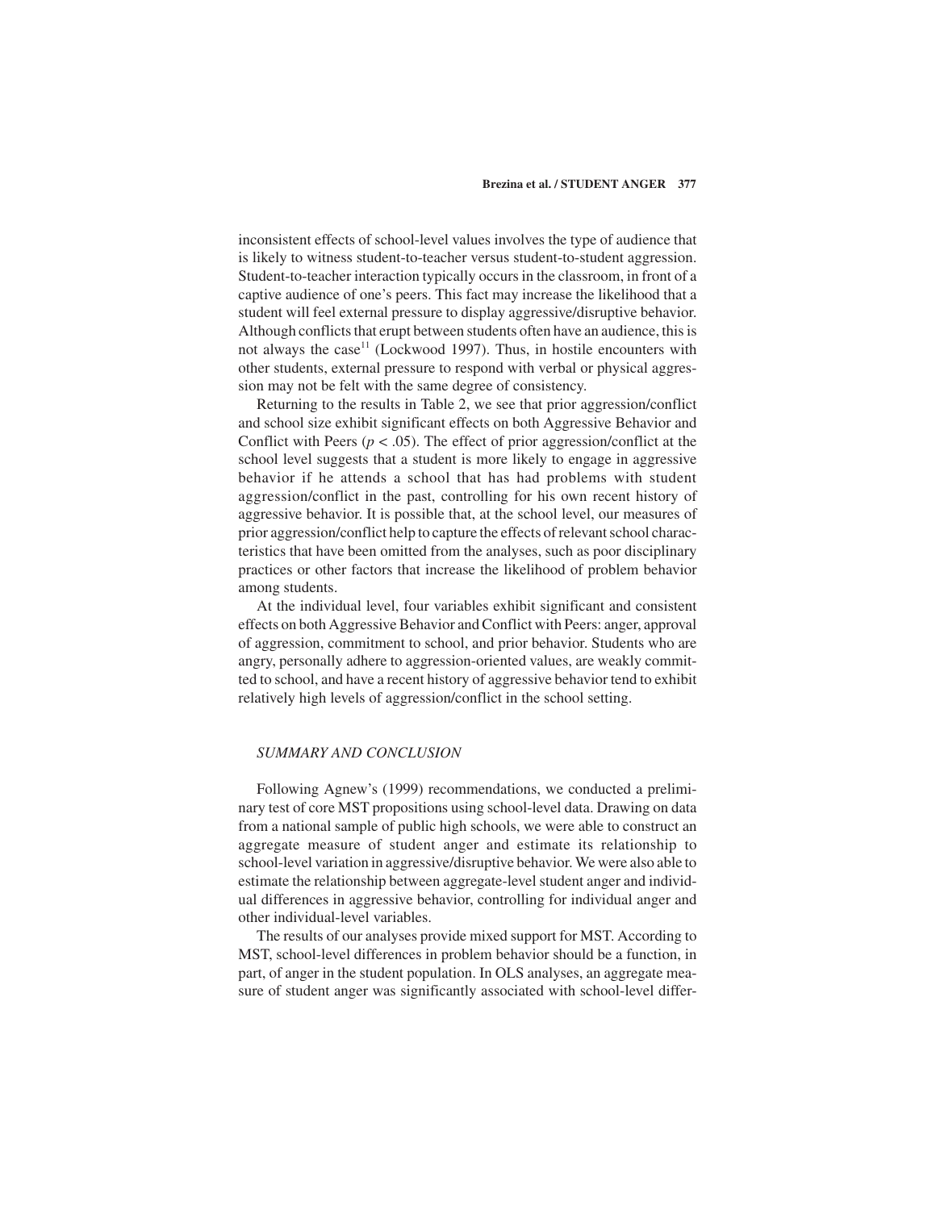inconsistent effects of school-level values involves the type of audience that is likely to witness student-to-teacher versus student-to-student aggression. Student-to-teacher interaction typically occurs in the classroom, in front of a captive audience of one's peers. This fact may increase the likelihood that a student will feel external pressure to display aggressive/disruptive behavior. Although conflicts that erupt between students often have an audience, this is not always the case[11] (Lockwood 1997). Thus, in hostile encounters with other students, external pressure to respond with verbal or physical aggression may not be felt with the same degree of consistency.

Returning to the results in Table 2, we see that prior aggression/conflict and school size exhibit significant effects on both Aggressive Behavior and Conflict with Peers ($p < .05$). The effect of prior aggression/conflict at the school level suggests that a student is more likely to engage in aggressive behavior if he attends a school that has had problems with student aggression/conflict in the past, controlling for his own recent history of aggressive behavior. It is possible that, at the school level, our measures of prior aggression/conflict help to capture the effects of relevant school characteristics that have been omitted from the analyses, such as poor disciplinary practices or other factors that increase the likelihood of problem behavior among students.

At the individual level, four variables exhibit significant and consistent effects on both Aggressive Behavior and Conflict with Peers: anger, approval of aggression, commitment to school, and prior behavior. Students who are angry, personally adhere to aggression-oriented values, are weakly committed to school, and have a recent history of aggressive behavior tend to exhibit relatively high levels of aggression/conflict in the school setting.

## *SUMMARY AND CONCLUSION*

Following Agnew's (1999) recommendations, we conducted a preliminary test of core MST propositions using school-level data. Drawing on data from a national sample of public high schools, we were able to construct an aggregate measure of student anger and estimate its relationship to school-level variation in aggressive/disruptive behavior. We were also able to estimate the relationship between aggregate-level student anger and individual differences in aggressive behavior, controlling for individual anger and other individual-level variables.

The results of our analyses provide mixed support for MST. According to MST, school-level differences in problem behavior should be a function, in part, of anger in the student population. In OLS analyses, an aggregate measure of student anger was significantly associated with school-level differ-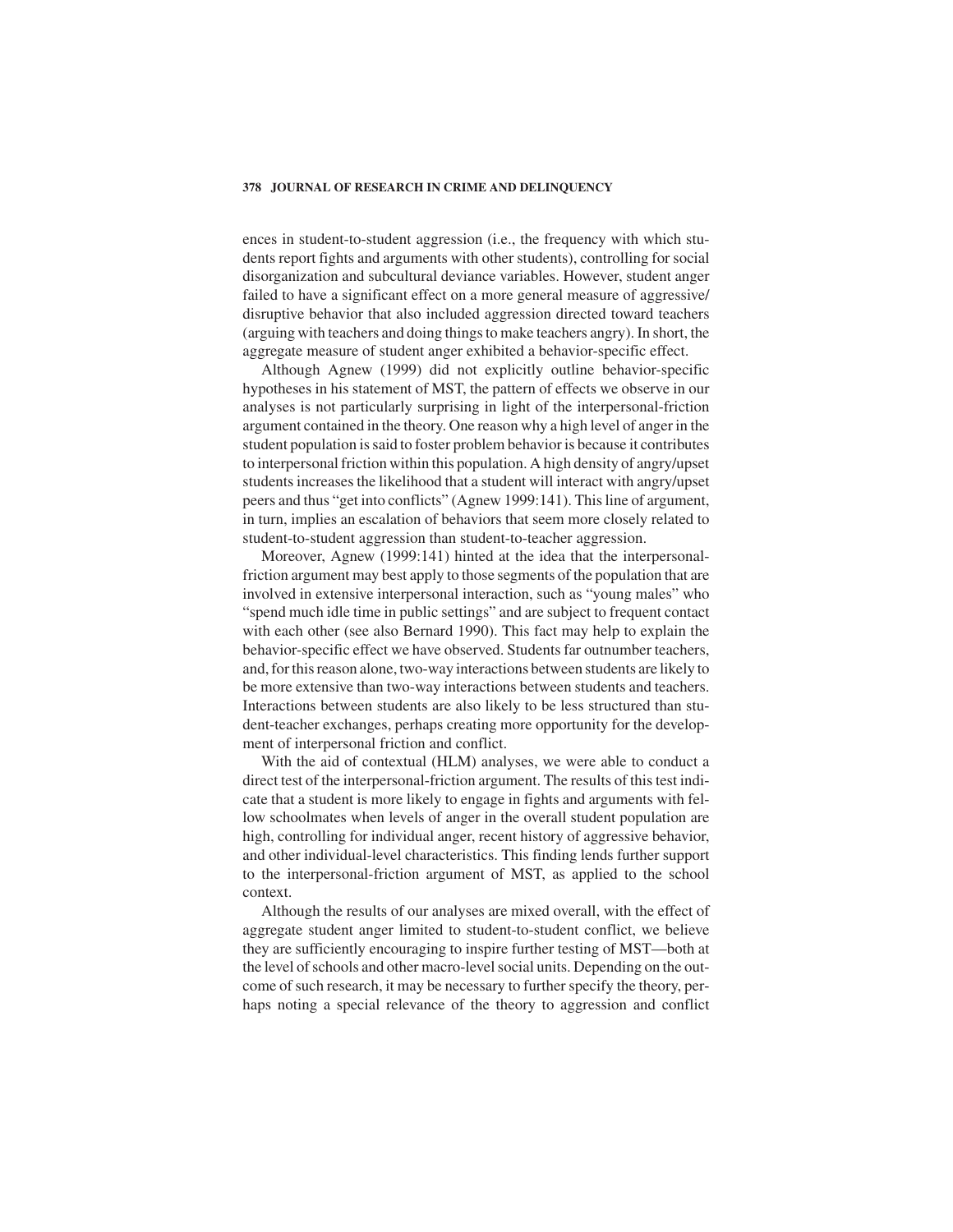ences in student-to-student aggression (i.e., the frequency with which students report fights and arguments with other students), controlling for social disorganization and subcultural deviance variables. However, student anger failed to have a significant effect on a more general measure of aggressive/disruptive behavior that also included aggression directed toward teachers (arguing with teachers and doing things to make teachers angry). In short, the aggregate measure of student anger exhibited a behavior-specific effect.

Although Agnew (1999) did not explicitly outline behavior-specific hypotheses in his statement of MST, the pattern of effects we observe in our analyses is not particularly surprising in light of the interpersonal-friction argument contained in the theory. One reason why a high level of anger in the student population is said to foster problem behavior is because it contributes to interpersonal friction within this population. A high density of angry/upset students increases the likelihood that a student will interact with angry/upset peers and thus "get into conflicts" (Agnew 1999:141). This line of argument, in turn, implies an escalation of behaviors that seem more closely related to student-to-student aggression than student-to-teacher aggression.

Moreover, Agnew (1999:141) hinted at the idea that the interpersonal-friction argument may best apply to those segments of the population that are involved in extensive interpersonal interaction, such as "young males" who "spend much idle time in public settings" and are subject to frequent contact with each other (see also Bernard 1990). This fact may help to explain the behavior-specific effect we have observed. Students far outnumber teachers, and, for this reason alone, two-way interactions between students are likely to be more extensive than two-way interactions between students and teachers. Interactions between students are also likely to be less structured than student-teacher exchanges, perhaps creating more opportunity for the development of interpersonal friction and conflict.

With the aid of contextual (HLM) analyses, we were able to conduct a direct test of the interpersonal-friction argument. The results of this test indicate that a student is more likely to engage in fights and arguments with fellow schoolmates when levels of anger in the overall student population are high, controlling for individual anger, recent history of aggressive behavior, and other individual-level characteristics. This finding lends further support to the interpersonal-friction argument of MST, as applied to the school context.

Although the results of our analyses are mixed overall, with the effect of aggregate student anger limited to student-to-student conflict, we believe they are sufficiently encouraging to inspire further testing of MST—both at the level of schools and other macro-level social units. Depending on the outcome of such research, it may be necessary to further specify the theory, perhaps noting a special relevance of the theory to aggression and conflict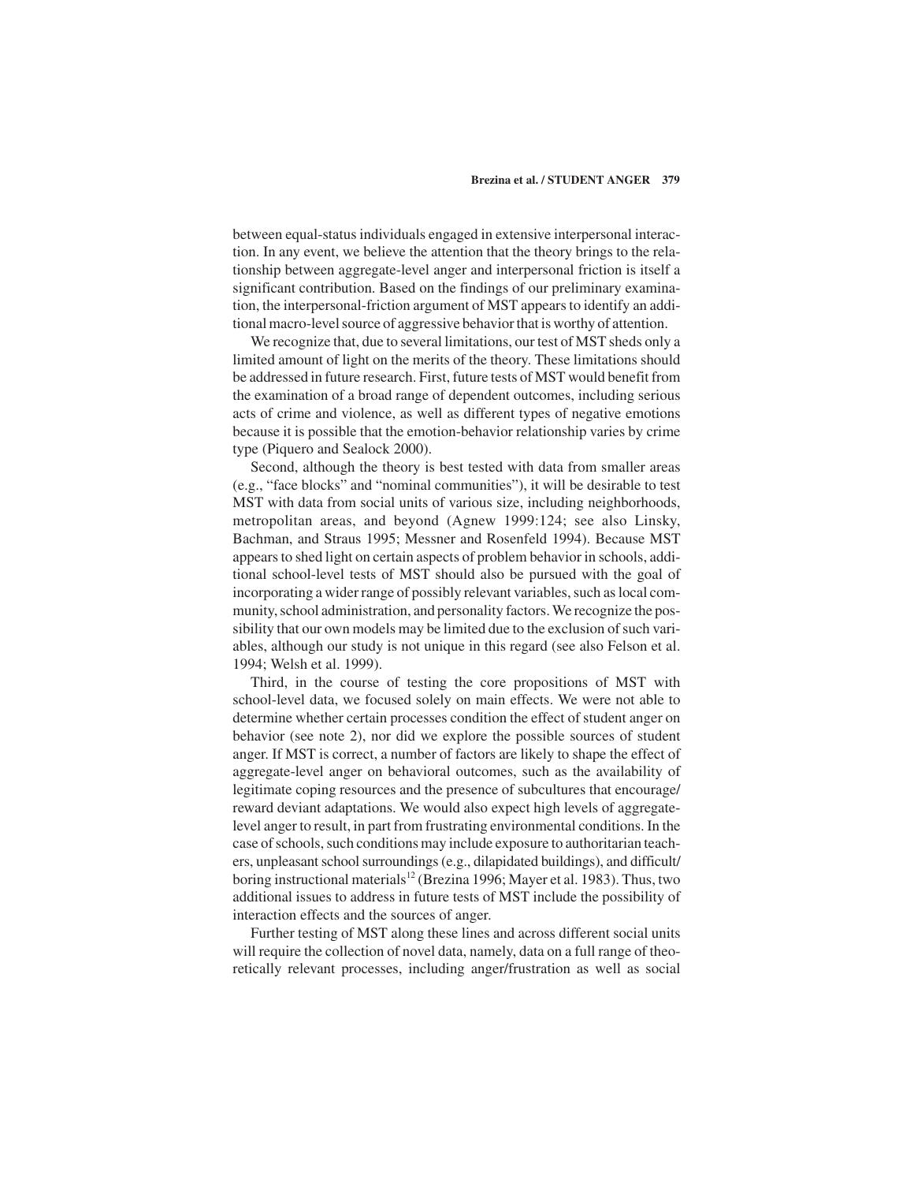between equal-status individuals engaged in extensive interpersonal interaction. In any event, we believe the attention that the theory brings to the relationship between aggregate-level anger and interpersonal friction is itself a significant contribution. Based on the findings of our preliminary examination, the interpersonal-friction argument of MST appears to identify an additional macro-level source of aggressive behavior that is worthy of attention.

We recognize that, due to several limitations, our test of MST sheds only a limited amount of light on the merits of the theory. These limitations should be addressed in future research. First, future tests of MST would benefit from the examination of a broad range of dependent outcomes, including serious acts of crime and violence, as well as different types of negative emotions because it is possible that the emotion-behavior relationship varies by crime type (Piquero and Sealock 2000).

Second, although the theory is best tested with data from smaller areas (e.g., "face blocks" and "nominal communities"), it will be desirable to test MST with data from social units of various size, including neighborhoods, metropolitan areas, and beyond (Agnew 1999:124; see also Linsky, Bachman, and Straus 1995; Messner and Rosenfeld 1994). Because MST appears to shed light on certain aspects of problem behavior in schools, additional school-level tests of MST should also be pursued with the goal of incorporating a wider range of possibly relevant variables, such as local community, school administration, and personality factors. We recognize the possibility that our own models may be limited due to the exclusion of such variables, although our study is not unique in this regard (see also Felson et al. 1994; Welsh et al. 1999).

Third, in the course of testing the core propositions of MST with school-level data, we focused solely on main effects. We were not able to determine whether certain processes condition the effect of student anger on behavior (see note 2), nor did we explore the possible sources of student anger. If MST is correct, a number of factors are likely to shape the effect of aggregate-level anger on behavioral outcomes, such as the availability of legitimate coping resources and the presence of subcultures that encourage/reward deviant adaptations. We would also expect high levels of aggregate-level anger to result, in part from frustrating environmental conditions. In the case of schools, such conditions may include exposure to authoritarian teachers, unpleasant school surroundings (e.g., dilapidated buildings), and difficult/boring instructional materials[12] (Brezina 1996; Mayer et al. 1983). Thus, two additional issues to address in future tests of MST include the possibility of interaction effects and the sources of anger.

Further testing of MST along these lines and across different social units will require the collection of novel data, namely, data on a full range of theoretically relevant processes, including anger/frustration as well as social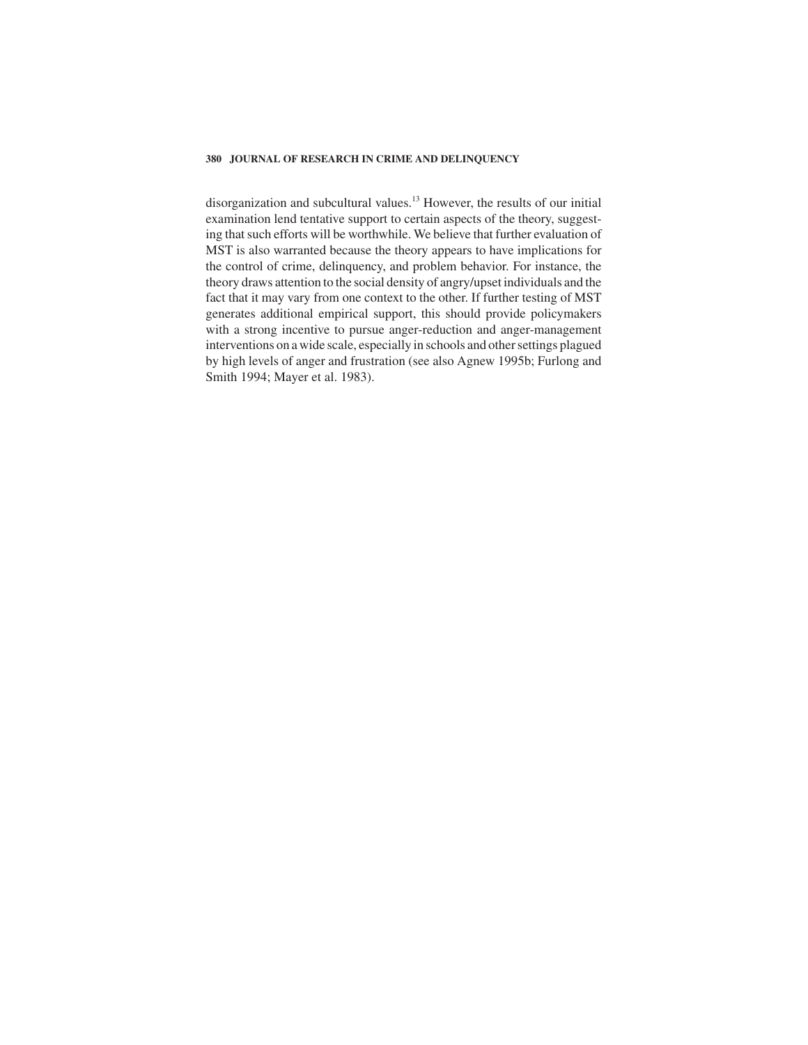disorganization and subcultural values.[13] However, the results of our initial examination lend tentative support to certain aspects of the theory, suggesting that such efforts will be worthwhile. We believe that further evaluation of MST is also warranted because the theory appears to have implications for the control of crime, delinquency, and problem behavior. For instance, the theory draws attention to the social density of angry/upset individuals and the fact that it may vary from one context to the other. If further testing of MST generates additional empirical support, this should provide policymakers with a strong incentive to pursue anger-reduction and anger-management interventions on a wide scale, especially in schools and other settings plagued by high levels of anger and frustration (see also Agnew 1995b; Furlong and Smith 1994; Mayer et al. 1983).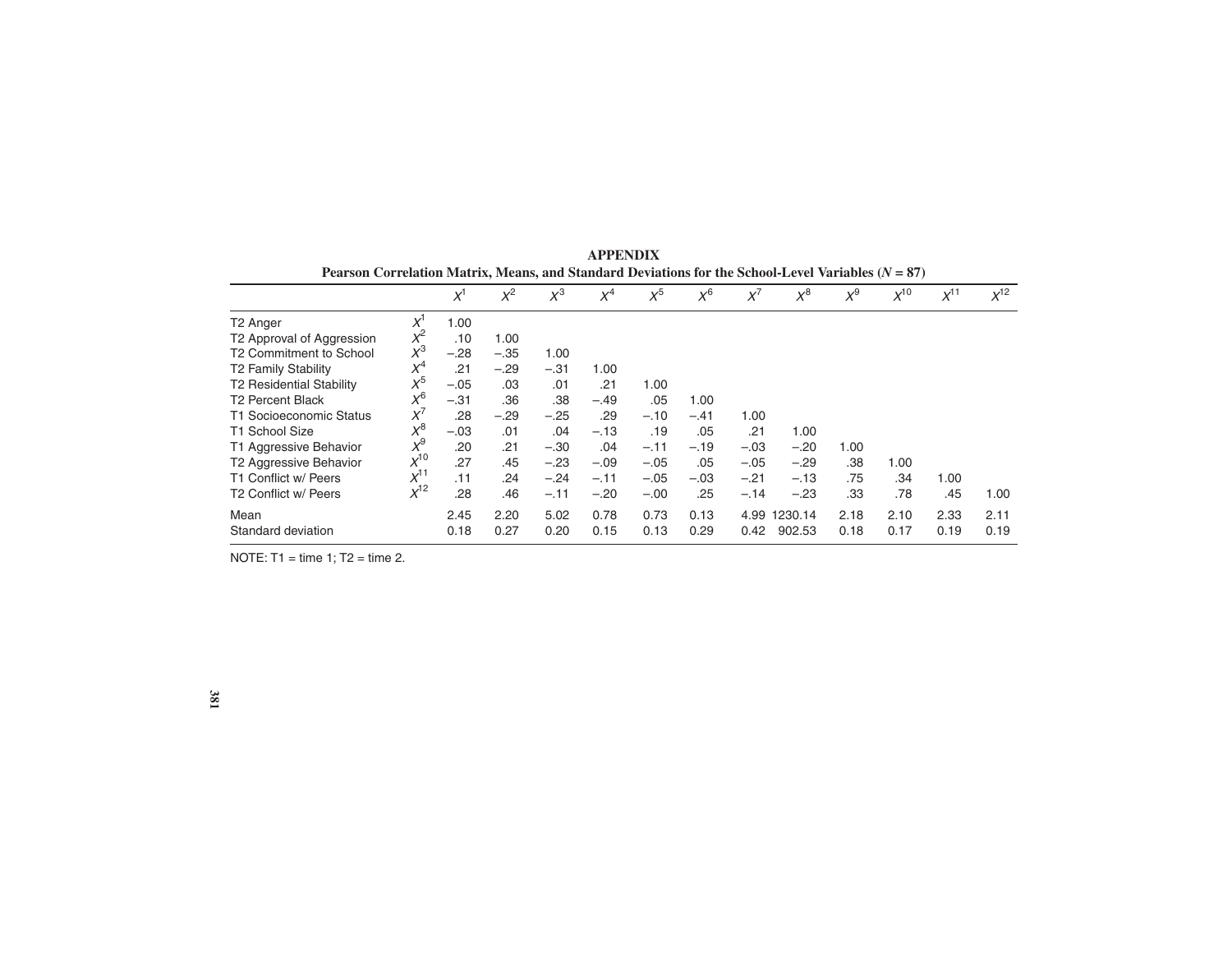**APPENDIX**

**Pearson Correlation Matrix, Means, and Standard Deviations for the School-Level Variables ($N$ = 87)**

| | | $X^1$ | $X^2$ | $X^3$ | $X^4$ | $X^5$ | $X^6$ | $X^7$ | $X^8$ | $X^9$ | $X^{10}$ | $X^{11}$ | $X^{12}$ |
|---|---|---|---|---|---|---|---|---|---|---|---|---|---|
| T2 Anger | $X^1$ | 1.00 | | | | | | | | | | | |
| T2 Approval of Aggression | $X^2$ | .10 | 1.00 | | | | | | | | | | |
| T2 Commitment to School | $X^3$ | −.28 | −.35 | 1.00 | | | | | | | | | |
| T2 Family Stability | $X^4$ | .21 | −.29 | −.31 | 1.00 | | | | | | | | |
| T2 Residential Stability | $X^5$ | −.05 | .03 | .01 | .21 | 1.00 | | | | | | | |
| T2 Percent Black | $X^6$ | −.31 | .36 | .38 | −.49 | .05 | 1.00 | | | | | | |
| T1 Socioeconomic Status | $X^7$ | .28 | −.29 | −.25 | .29 | −.10 | −.41 | 1.00 | | | | | |
| T1 School Size | $X^8$ | −.03 | .01 | .04 | −.13 | .19 | .05 | .21 | 1.00 | | | | |
| T1 Aggressive Behavior | $X^9$ | .20 | .21 | −.30 | .04 | −.11 | −.19 | −.03 | −.20 | 1.00 | | | |
| T2 Aggressive Behavior | $X^{10}$ | .27 | .45 | −.23 | −.09 | −.05 | .05 | −.05 | −.29 | .38 | 1.00 | | |
| T1 Conflict w/ Peers | $X^{11}$ | .11 | .24 | −.24 | −.11 | −.05 | −.03 | −.21 | −.13 | .75 | .34 | 1.00 | |
| T2 Conflict w/ Peers | $X^{12}$ | .28 | .46 | −.11 | −.20 | −.00 | .25 | −.14 | −.23 | .33 | .78 | .45 | 1.00 |
| Mean | | 2.45 | 2.20 | 5.02 | 0.78 | 0.73 | 0.13 | 4.99 | 1230.14 | 2.18 | 2.10 | 2.33 | 2.11 |
| Standard deviation | | 0.18 | 0.27 | 0.20 | 0.15 | 0.13 | 0.29 | 0.42 | 902.53 | 0.18 | 0.17 | 0.19 | 0.19 |

NOTE: T1 = time 1; T2 = time 2.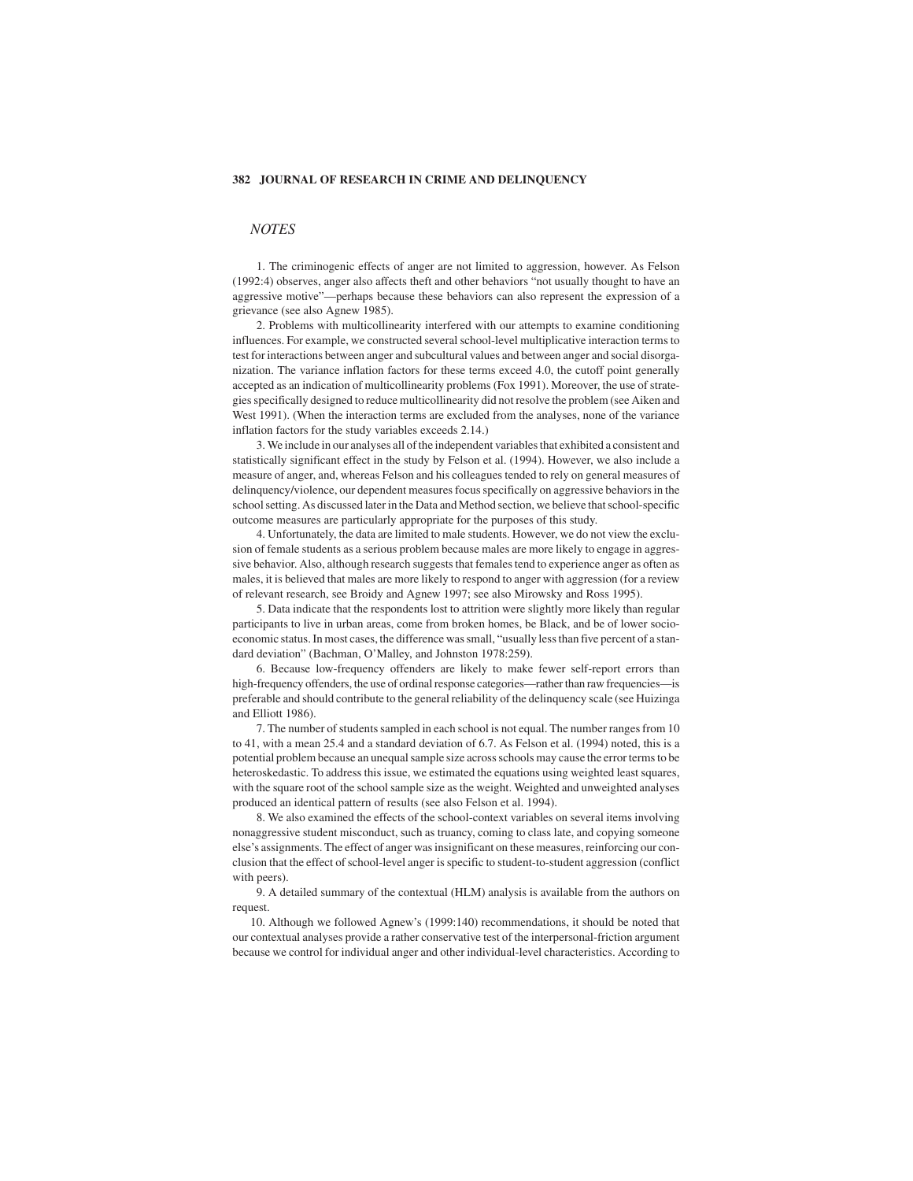## NOTES

1. The criminogenic effects of anger are not limited to aggression, however. As Felson (1992:4) observes, anger also affects theft and other behaviors "not usually thought to have an aggressive motive"—perhaps because these behaviors can also represent the expression of a grievance (see also Agnew 1985).

2. Problems with multicollinearity interfered with our attempts to examine conditioning influences. For example, we constructed several school-level multiplicative interaction terms to test for interactions between anger and subcultural values and between anger and social disorganization. The variance inflation factors for these terms exceed 4.0, the cutoff point generally accepted as an indication of multicollinearity problems (Fox 1991). Moreover, the use of strategies specifically designed to reduce multicollinearity did not resolve the problem (see Aiken and West 1991). (When the interaction terms are excluded from the analyses, none of the variance inflation factors for the study variables exceeds 2.14.)

3. We include in our analyses all of the independent variables that exhibited a consistent and statistically significant effect in the study by Felson et al. (1994). However, we also include a measure of anger, and, whereas Felson and his colleagues tended to rely on general measures of delinquency/violence, our dependent measures focus specifically on aggressive behaviors in the school setting. As discussed later in the Data and Method section, we believe that school-specific outcome measures are particularly appropriate for the purposes of this study.

4. Unfortunately, the data are limited to male students. However, we do not view the exclusion of female students as a serious problem because males are more likely to engage in aggressive behavior. Also, although research suggests that females tend to experience anger as often as males, it is believed that males are more likely to respond to anger with aggression (for a review of relevant research, see Broidy and Agnew 1997; see also Mirowsky and Ross 1995).

5. Data indicate that the respondents lost to attrition were slightly more likely than regular participants to live in urban areas, come from broken homes, be Black, and be of lower socioeconomic status. In most cases, the difference was small, "usually less than five percent of a standard deviation" (Bachman, O'Malley, and Johnston 1978:259).

6. Because low-frequency offenders are likely to make fewer self-report errors than high-frequency offenders, the use of ordinal response categories—rather than raw frequencies—is preferable and should contribute to the general reliability of the delinquency scale (see Huizinga and Elliott 1986).

7. The number of students sampled in each school is not equal. The number ranges from 10 to 41, with a mean 25.4 and a standard deviation of 6.7. As Felson et al. (1994) noted, this is a potential problem because an unequal sample size across schools may cause the error terms to be heteroskedastic. To address this issue, we estimated the equations using weighted least squares, with the square root of the school sample size as the weight. Weighted and unweighted analyses produced an identical pattern of results (see also Felson et al. 1994).

8. We also examined the effects of the school-context variables on several items involving nonaggressive student misconduct, such as truancy, coming to class late, and copying someone else's assignments. The effect of anger was insignificant on these measures, reinforcing our conclusion that the effect of school-level anger is specific to student-to-student aggression (conflict with peers).

9. A detailed summary of the contextual (HLM) analysis is available from the authors on request.

10. Although we followed Agnew's (1999:140) recommendations, it should be noted that our contextual analyses provide a rather conservative test of the interpersonal-friction argument because we control for individual anger and other individual-level characteristics. According to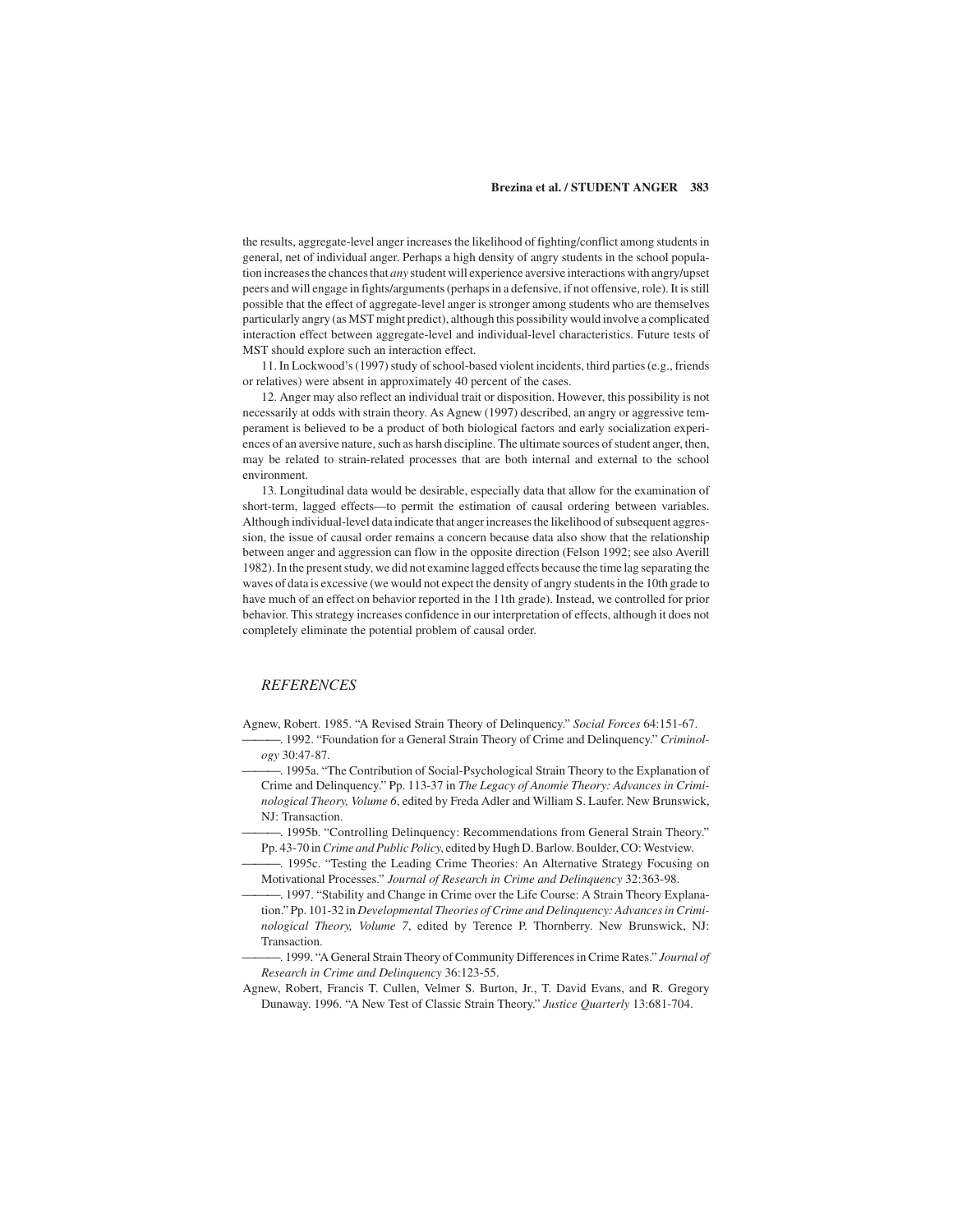the results, aggregate-level anger increases the likelihood of fighting/conflict among students in general, net of individual anger. Perhaps a high density of angry students in the school population increases the chances that *any* student will experience aversive interactions with angry/upset peers and will engage in fights/arguments (perhaps in a defensive, if not offensive, role). It is still possible that the effect of aggregate-level anger is stronger among students who are themselves particularly angry (as MST might predict), although this possibility would involve a complicated interaction effect between aggregate-level and individual-level characteristics. Future tests of MST should explore such an interaction effect.

11. In Lockwood's (1997) study of school-based violent incidents, third parties (e.g., friends or relatives) were absent in approximately 40 percent of the cases.

12. Anger may also reflect an individual trait or disposition. However, this possibility is not necessarily at odds with strain theory. As Agnew (1997) described, an angry or aggressive temperament is believed to be a product of both biological factors and early socialization experiences of an aversive nature, such as harsh discipline. The ultimate sources of student anger, then, may be related to strain-related processes that are both internal and external to the school environment.

13. Longitudinal data would be desirable, especially data that allow for the examination of short-term, lagged effects—to permit the estimation of causal ordering between variables. Although individual-level data indicate that anger increases the likelihood of subsequent aggression, the issue of causal order remains a concern because data also show that the relationship between anger and aggression can flow in the opposite direction (Felson 1992; see also Averill 1982). In the present study, we did not examine lagged effects because the time lag separating the waves of data is excessive (we would not expect the density of angry students in the 10th grade to have much of an effect on behavior reported in the 11th grade). Instead, we controlled for prior behavior. This strategy increases confidence in our interpretation of effects, although it does not completely eliminate the potential problem of causal order.

## *REFERENCES*

Agnew, Robert. 1985. "A Revised Strain Theory of Delinquency." *Social Forces* 64:151-67.

———. 1992. "Foundation for a General Strain Theory of Crime and Delinquency." *Criminology* 30:47-87.

———. 1995a. "The Contribution of Social-Psychological Strain Theory to the Explanation of Crime and Delinquency." Pp. 113-37 in *The Legacy of Anomie Theory: Advances in Criminological Theory, Volume 6*, edited by Freda Adler and William S. Laufer. New Brunswick, NJ: Transaction.

———. 1995b. "Controlling Delinquency: Recommendations from General Strain Theory." Pp. 43-70 in *Crime and Public Policy*, edited by Hugh D. Barlow. Boulder, CO: Westview.

———. 1995c. "Testing the Leading Crime Theories: An Alternative Strategy Focusing on Motivational Processes." *Journal of Research in Crime and Delinquency* 32:363-98.

———. 1997. "Stability and Change in Crime over the Life Course: A Strain Theory Explanation." Pp. 101-32 in *Developmental Theories of Crime and Delinquency: Advances in Criminological Theory, Volume 7*, edited by Terence P. Thornberry. New Brunswick, NJ: Transaction.

———. 1999. "A General Strain Theory of Community Differences in Crime Rates." *Journal of Research in Crime and Delinquency* 36:123-55.

Agnew, Robert, Francis T. Cullen, Velmer S. Burton, Jr., T. David Evans, and R. Gregory Dunaway. 1996. "A New Test of Classic Strain Theory." *Justice Quarterly* 13:681-704.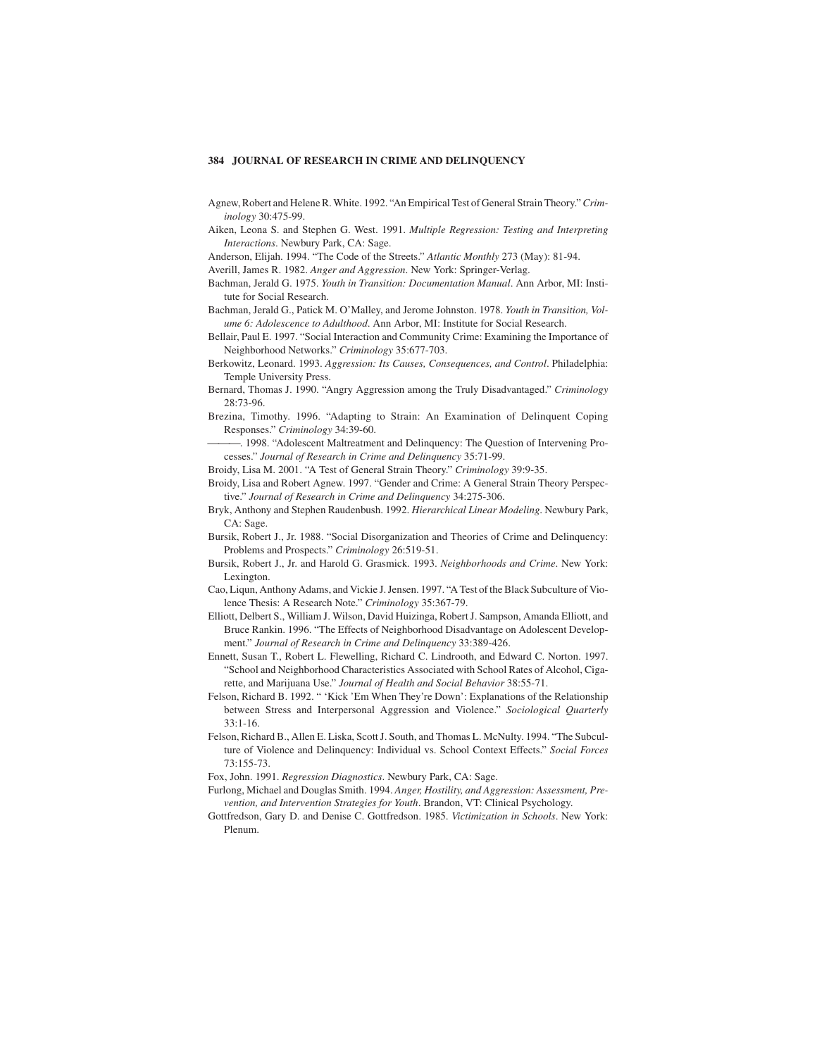Agnew, Robert and Helene R. White. 1992. "An Empirical Test of General Strain Theory." *Criminology* 30:475-99.

Aiken, Leona S. and Stephen G. West. 1991. *Multiple Regression: Testing and Interpreting Interactions*. Newbury Park, CA: Sage.

Anderson, Elijah. 1994. "The Code of the Streets." *Atlantic Monthly* 273 (May): 81-94.

Averill, James R. 1982. *Anger and Aggression*. New York: Springer-Verlag.

Bachman, Jerald G. 1975. *Youth in Transition: Documentation Manual*. Ann Arbor, MI: Institute for Social Research.

Bachman, Jerald G., Patick M. O'Malley, and Jerome Johnston. 1978. *Youth in Transition, Volume 6: Adolescence to Adulthood*. Ann Arbor, MI: Institute for Social Research.

Bellair, Paul E. 1997. "Social Interaction and Community Crime: Examining the Importance of Neighborhood Networks." *Criminology* 35:677-703.

Berkowitz, Leonard. 1993. *Aggression: Its Causes, Consequences, and Control*. Philadelphia: Temple University Press.

Bernard, Thomas J. 1990. "Angry Aggression among the Truly Disadvantaged." *Criminology* 28:73-96.

Brezina, Timothy. 1996. "Adapting to Strain: An Examination of Delinquent Coping Responses." *Criminology* 34:39-60.

———. 1998. "Adolescent Maltreatment and Delinquency: The Question of Intervening Processes." *Journal of Research in Crime and Delinquency* 35:71-99.

Broidy, Lisa M. 2001. "A Test of General Strain Theory." *Criminology* 39:9-35.

Broidy, Lisa and Robert Agnew. 1997. "Gender and Crime: A General Strain Theory Perspective." *Journal of Research in Crime and Delinquency* 34:275-306.

Bryk, Anthony and Stephen Raudenbush. 1992. *Hierarchical Linear Modeling*. Newbury Park, CA: Sage.

Bursik, Robert J., Jr. 1988. "Social Disorganization and Theories of Crime and Delinquency: Problems and Prospects." *Criminology* 26:519-51.

Bursik, Robert J., Jr. and Harold G. Grasmick. 1993. *Neighborhoods and Crime*. New York: Lexington.

Cao, Liqun, Anthony Adams, and Vickie J. Jensen. 1997. "A Test of the Black Subculture of Violence Thesis: A Research Note." *Criminology* 35:367-79.

Elliott, Delbert S., William J. Wilson, David Huizinga, Robert J. Sampson, Amanda Elliott, and Bruce Rankin. 1996. "The Effects of Neighborhood Disadvantage on Adolescent Development." *Journal of Research in Crime and Delinquency* 33:389-426.

Ennett, Susan T., Robert L. Flewelling, Richard C. Lindrooth, and Edward C. Norton. 1997. "School and Neighborhood Characteristics Associated with School Rates of Alcohol, Cigarette, and Marijuana Use." *Journal of Health and Social Behavior* 38:55-71.

Felson, Richard B. 1992. " 'Kick 'Em When They're Down': Explanations of the Relationship between Stress and Interpersonal Aggression and Violence." *Sociological Quarterly* 33:1-16.

Felson, Richard B., Allen E. Liska, Scott J. South, and Thomas L. McNulty. 1994. "The Subculture of Violence and Delinquency: Individual vs. School Context Effects." *Social Forces* 73:155-73.

Fox, John. 1991. *Regression Diagnostics*. Newbury Park, CA: Sage.

Furlong, Michael and Douglas Smith. 1994. *Anger, Hostility, and Aggression: Assessment, Prevention, and Intervention Strategies for Youth*. Brandon, VT: Clinical Psychology.

Gottfredson, Gary D. and Denise C. Gottfredson. 1985. *Victimization in Schools*. New York: Plenum.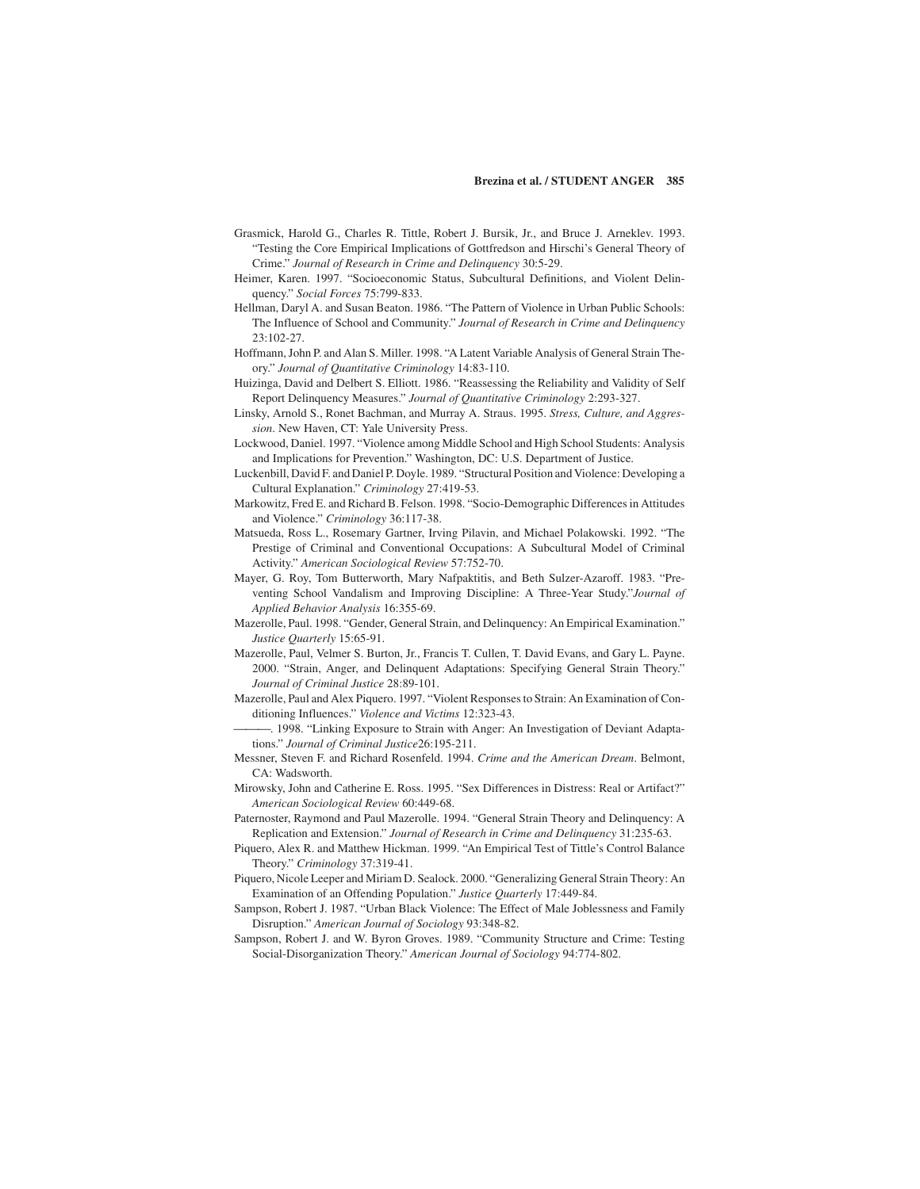Grasmick, Harold G., Charles R. Tittle, Robert J. Bursik, Jr., and Bruce J. Arneklev. 1993. "Testing the Core Empirical Implications of Gottfredson and Hirschi's General Theory of Crime." *Journal of Research in Crime and Delinquency* 30:5-29.

Heimer, Karen. 1997. "Socioeconomic Status, Subcultural Definitions, and Violent Delinquency." *Social Forces* 75:799-833.

Hellman, Daryl A. and Susan Beaton. 1986. "The Pattern of Violence in Urban Public Schools: The Influence of School and Community." *Journal of Research in Crime and Delinquency* 23:102-27.

Hoffmann, John P. and Alan S. Miller. 1998. "A Latent Variable Analysis of General Strain Theory." *Journal of Quantitative Criminology* 14:83-110.

Huizinga, David and Delbert S. Elliott. 1986. "Reassessing the Reliability and Validity of Self Report Delinquency Measures." *Journal of Quantitative Criminology* 2:293-327.

Linsky, Arnold S., Ronet Bachman, and Murray A. Straus. 1995. *Stress, Culture, and Aggression*. New Haven, CT: Yale University Press.

Lockwood, Daniel. 1997. "Violence among Middle School and High School Students: Analysis and Implications for Prevention." Washington, DC: U.S. Department of Justice.

Luckenbill, David F. and Daniel P. Doyle. 1989. "Structural Position and Violence: Developing a Cultural Explanation." *Criminology* 27:419-53.

Markowitz, Fred E. and Richard B. Felson. 1998. "Socio-Demographic Differences in Attitudes and Violence." *Criminology* 36:117-38.

Matsueda, Ross L., Rosemary Gartner, Irving Pilavin, and Michael Polakowski. 1992. "The Prestige of Criminal and Conventional Occupations: A Subcultural Model of Criminal Activity." *American Sociological Review* 57:752-70.

Mayer, G. Roy, Tom Butterworth, Mary Nafpaktitis, and Beth Sulzer-Azaroff. 1983. "Preventing School Vandalism and Improving Discipline: A Three-Year Study."*Journal of Applied Behavior Analysis* 16:355-69.

Mazerolle, Paul. 1998. "Gender, General Strain, and Delinquency: An Empirical Examination." *Justice Quarterly* 15:65-91.

Mazerolle, Paul, Velmer S. Burton, Jr., Francis T. Cullen, T. David Evans, and Gary L. Payne. 2000. "Strain, Anger, and Delinquent Adaptations: Specifying General Strain Theory." *Journal of Criminal Justice* 28:89-101.

Mazerolle, Paul and Alex Piquero. 1997. "Violent Responses to Strain: An Examination of Conditioning Influences." *Violence and Victims* 12:323-43.

———. 1998. "Linking Exposure to Strain with Anger: An Investigation of Deviant Adaptations." *Journal of Criminal Justice*26:195-211.

Messner, Steven F. and Richard Rosenfeld. 1994. *Crime and the American Dream*. Belmont, CA: Wadsworth.

Mirowsky, John and Catherine E. Ross. 1995. "Sex Differences in Distress: Real or Artifact?" *American Sociological Review* 60:449-68.

Paternoster, Raymond and Paul Mazerolle. 1994. "General Strain Theory and Delinquency: A Replication and Extension." *Journal of Research in Crime and Delinquency* 31:235-63.

Piquero, Alex R. and Matthew Hickman. 1999. "An Empirical Test of Tittle's Control Balance Theory." *Criminology* 37:319-41.

Piquero, Nicole Leeper and Miriam D. Sealock. 2000. "Generalizing General Strain Theory: An Examination of an Offending Population." *Justice Quarterly* 17:449-84.

Sampson, Robert J. 1987. "Urban Black Violence: The Effect of Male Joblessness and Family Disruption." *American Journal of Sociology* 93:348-82.

Sampson, Robert J. and W. Byron Groves. 1989. "Community Structure and Crime: Testing Social-Disorganization Theory." *American Journal of Sociology* 94:774-802.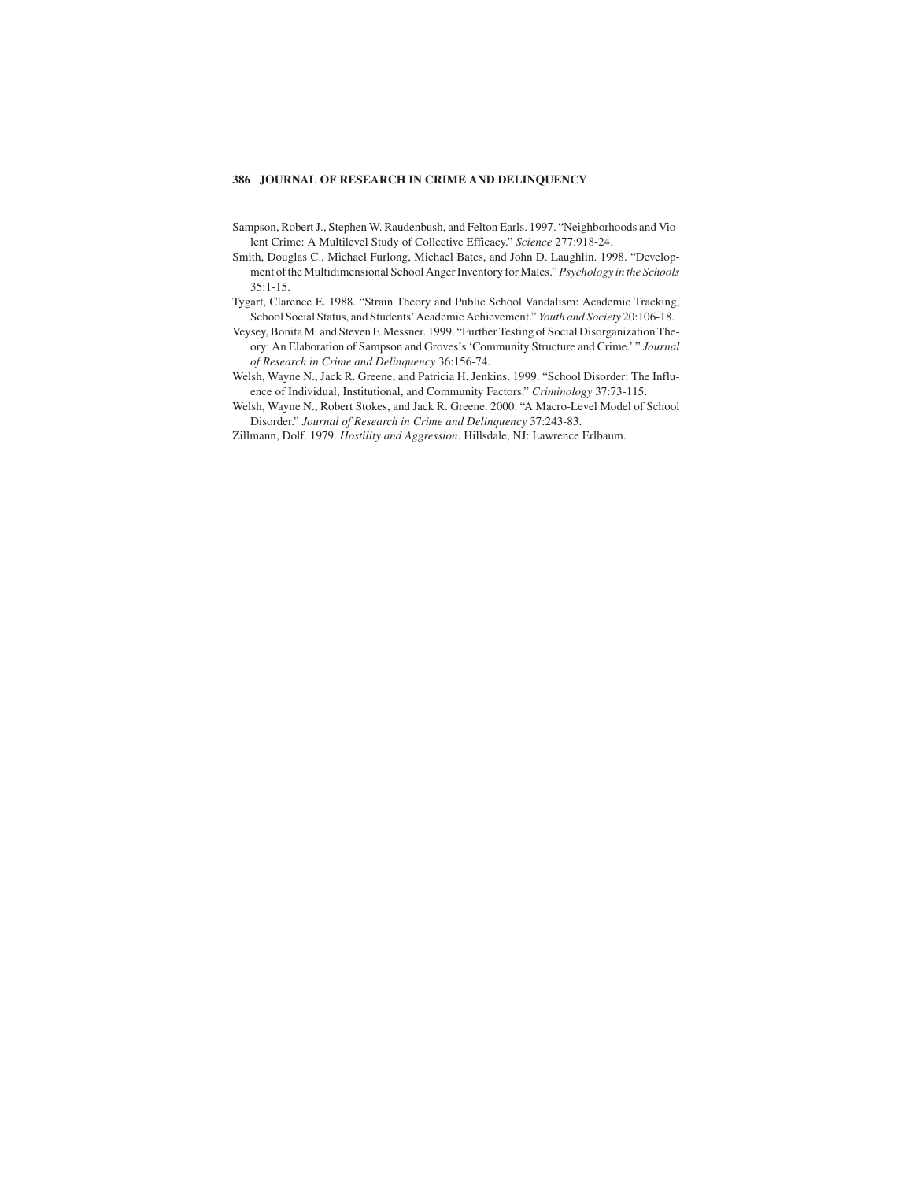Sampson, Robert J., Stephen W. Raudenbush, and Felton Earls. 1997. "Neighborhoods and Violent Crime: A Multilevel Study of Collective Efficacy." *Science* 277:918-24.

Smith, Douglas C., Michael Furlong, Michael Bates, and John D. Laughlin. 1998. "Development of the Multidimensional School Anger Inventory for Males." *Psychology in the Schools* 35:1-15.

Tygart, Clarence E. 1988. "Strain Theory and Public School Vandalism: Academic Tracking, School Social Status, and Students' Academic Achievement." *Youth and Society* 20:106-18.

Veysey, Bonita M. and Steven F. Messner. 1999. "Further Testing of Social Disorganization Theory: An Elaboration of Sampson and Groves's 'Community Structure and Crime.' " *Journal of Research in Crime and Delinquency* 36:156-74.

Welsh, Wayne N., Jack R. Greene, and Patricia H. Jenkins. 1999. "School Disorder: The Influence of Individual, Institutional, and Community Factors." *Criminology* 37:73-115.

Welsh, Wayne N., Robert Stokes, and Jack R. Greene. 2000. "A Macro-Level Model of School Disorder." *Journal of Research in Crime and Delinquency* 37:243-83.

Zillmann, Dolf. 1979. *Hostility and Aggression*. Hillsdale, NJ: Lawrence Erlbaum.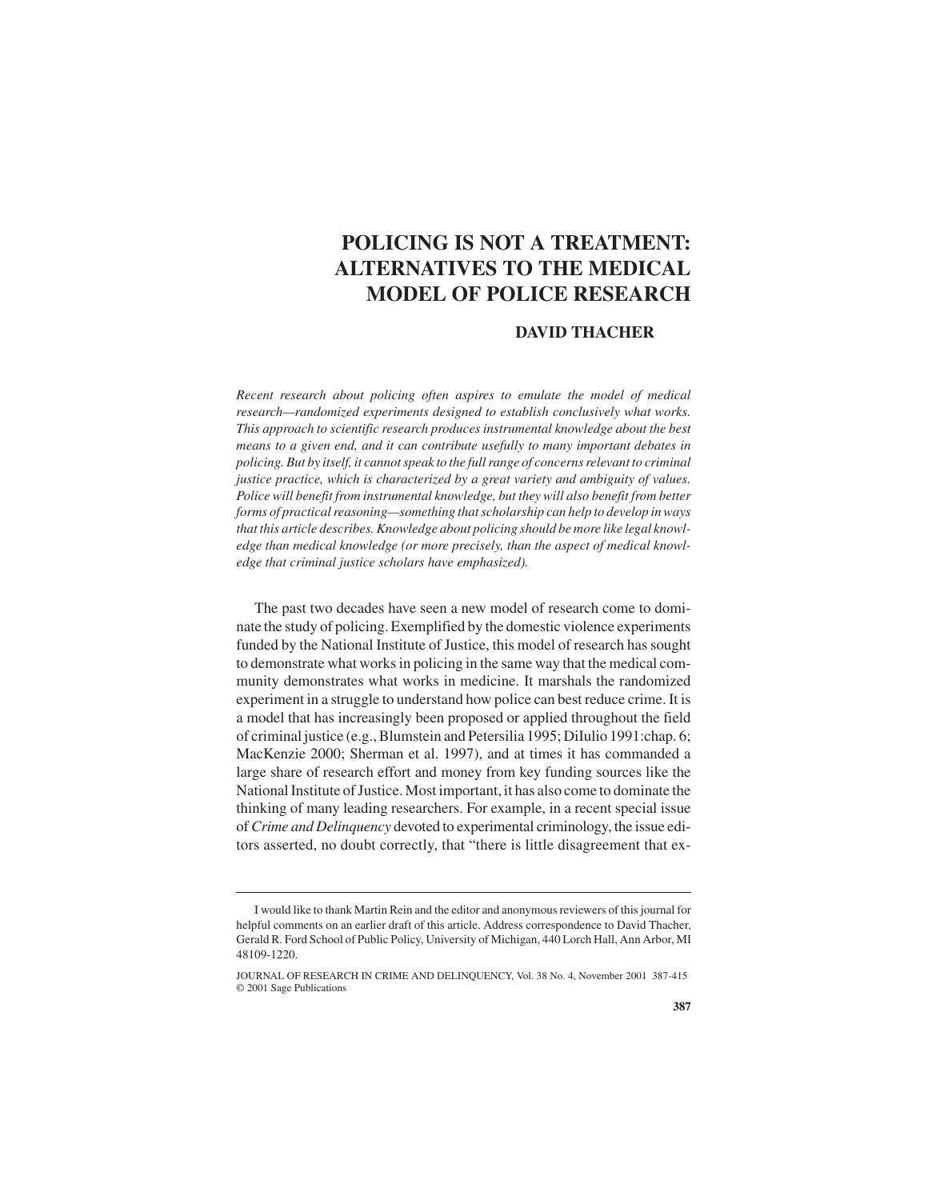# POLICING IS NOT A TREATMENT: ALTERNATIVES TO THE MEDICAL MODEL OF POLICE RESEARCH

**DAVID THACHER**

*Recent research about policing often aspires to emulate the model of medical research—randomized experiments designed to establish conclusively what works. This approach to scientific research produces instrumental knowledge about the best means to a given end, and it can contribute usefully to many important debates in policing. But by itself, it cannot speak to the full range of concerns relevant to criminal justice practice, which is characterized by a great variety and ambiguity of values. Police will benefit from instrumental knowledge, but they will also benefit from better forms of practical reasoning—something that scholarship can help to develop in ways that this article describes. Knowledge about policing should be more like legal knowledge than medical knowledge (or more precisely, than the aspect of medical knowledge that criminal justice scholars have emphasized).*

The past two decades have seen a new model of research come to dominate the study of policing. Exemplified by the domestic violence experiments funded by the National Institute of Justice, this model of research has sought to demonstrate what works in policing in the same way that the medical community demonstrates what works in medicine. It marshals the randomized experiment in a struggle to understand how police can best reduce crime. It is a model that has increasingly been proposed or applied throughout the field of criminal justice (e.g., Blumstein and Petersilia 1995; DiIulio 1991:chap. 6; MacKenzie 2000; Sherman et al. 1997), and at times it has commanded a large share of research effort and money from key funding sources like the National Institute of Justice. Most important, it has also come to dominate the thinking of many leading researchers. For example, in a recent special issue of *Crime and Delinquency* devoted to experimental criminology, the issue editors asserted, no doubt correctly, that "there is little disagreement that ex-

---

I would like to thank Martin Rein and the editor and anonymous reviewers of this journal for helpful comments on an earlier draft of this article. Address correspondence to David Thacher, Gerald R. Ford School of Public Policy, University of Michigan, 440 Lorch Hall, Ann Arbor, MI 48109-1220.

JOURNAL OF RESEARCH IN CRIME AND DELINQUENCY, Vol. 38 No. 4, November 2001 387-415
© 2001 Sage Publications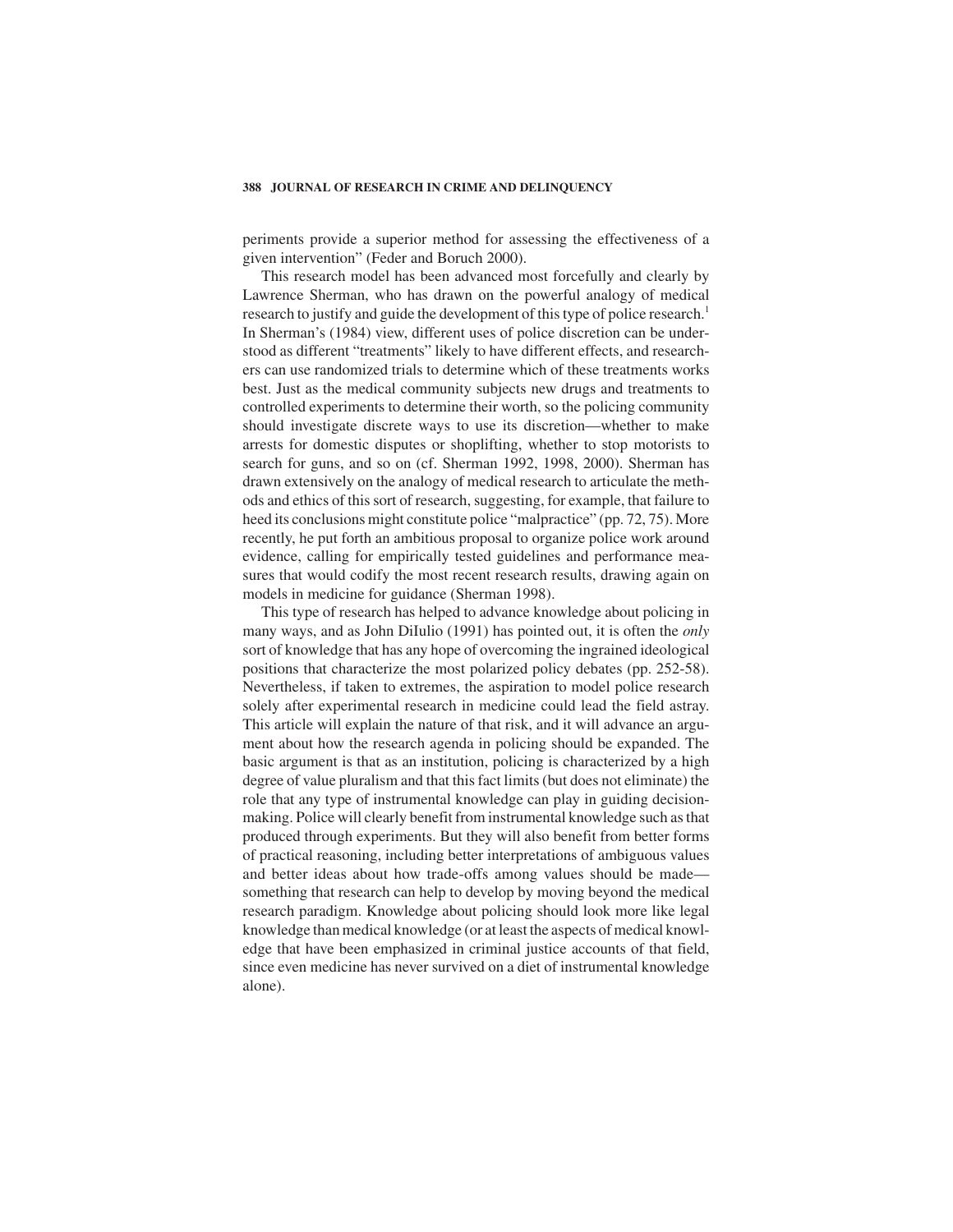periments provide a superior method for assessing the effectiveness of a given intervention" (Feder and Boruch 2000).

This research model has been advanced most forcefully and clearly by Lawrence Sherman, who has drawn on the powerful analogy of medical research to justify and guide the development of this type of police research.[1] In Sherman's (1984) view, different uses of police discretion can be understood as different "treatments" likely to have different effects, and researchers can use randomized trials to determine which of these treatments works best. Just as the medical community subjects new drugs and treatments to controlled experiments to determine their worth, so the policing community should investigate discrete ways to use its discretion—whether to make arrests for domestic disputes or shoplifting, whether to stop motorists to search for guns, and so on (cf. Sherman 1992, 1998, 2000). Sherman has drawn extensively on the analogy of medical research to articulate the methods and ethics of this sort of research, suggesting, for example, that failure to heed its conclusions might constitute police "malpractice" (pp. 72, 75). More recently, he put forth an ambitious proposal to organize police work around evidence, calling for empirically tested guidelines and performance measures that would codify the most recent research results, drawing again on models in medicine for guidance (Sherman 1998).

This type of research has helped to advance knowledge about policing in many ways, and as John DiIulio (1991) has pointed out, it is often the *only* sort of knowledge that has any hope of overcoming the ingrained ideological positions that characterize the most polarized policy debates (pp. 252-58). Nevertheless, if taken to extremes, the aspiration to model police research solely after experimental research in medicine could lead the field astray. This article will explain the nature of that risk, and it will advance an argument about how the research agenda in policing should be expanded. The basic argument is that as an institution, policing is characterized by a high degree of value pluralism and that this fact limits (but does not eliminate) the role that any type of instrumental knowledge can play in guiding decision-making. Police will clearly benefit from instrumental knowledge such as that produced through experiments. But they will also benefit from better forms of practical reasoning, including better interpretations of ambiguous values and better ideas about how trade-offs among values should be made—something that research can help to develop by moving beyond the medical research paradigm. Knowledge about policing should look more like legal knowledge than medical knowledge (or at least the aspects of medical knowledge that have been emphasized in criminal justice accounts of that field, since even medicine has never survived on a diet of instrumental knowledge alone).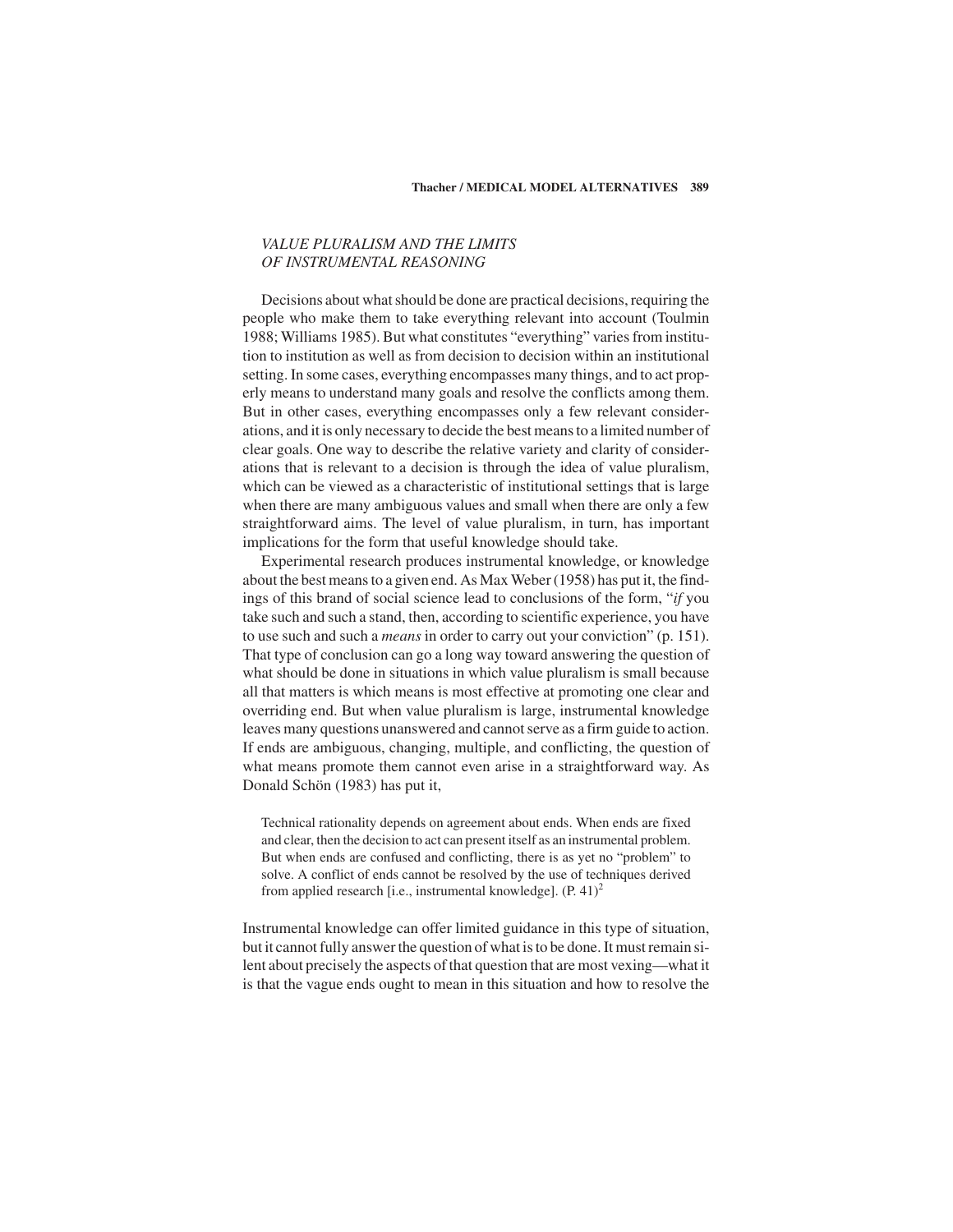## *VALUE PLURALISM AND THE LIMITS OF INSTRUMENTAL REASONING*

Decisions about what should be done are practical decisions, requiring the people who make them to take everything relevant into account (Toulmin 1988; Williams 1985). But what constitutes "everything" varies from institution to institution as well as from decision to decision within an institutional setting. In some cases, everything encompasses many things, and to act properly means to understand many goals and resolve the conflicts among them. But in other cases, everything encompasses only a few relevant considerations, and it is only necessary to decide the best means to a limited number of clear goals. One way to describe the relative variety and clarity of considerations that is relevant to a decision is through the idea of value pluralism, which can be viewed as a characteristic of institutional settings that is large when there are many ambiguous values and small when there are only a few straightforward aims. The level of value pluralism, in turn, has important implications for the form that useful knowledge should take.

Experimental research produces instrumental knowledge, or knowledge about the best means to a given end. As Max Weber (1958) has put it, the findings of this brand of social science lead to conclusions of the form, "*if* you take such and such a stand, then, according to scientific experience, you have to use such and such a *means* in order to carry out your conviction" (p. 151). That type of conclusion can go a long way toward answering the question of what should be done in situations in which value pluralism is small because all that matters is which means is most effective at promoting one clear and overriding end. But when value pluralism is large, instrumental knowledge leaves many questions unanswered and cannot serve as a firm guide to action. If ends are ambiguous, changing, multiple, and conflicting, the question of what means promote them cannot even arise in a straightforward way. As Donald Schön (1983) has put it,

> Technical rationality depends on agreement about ends. When ends are fixed and clear, then the decision to act can present itself as an instrumental problem. But when ends are confused and conflicting, there is as yet no "problem" to solve. A conflict of ends cannot be resolved by the use of techniques derived from applied research [i.e., instrumental knowledge]. (P. 41)[2]

Instrumental knowledge can offer limited guidance in this type of situation, but it cannot fully answer the question of what is to be done. It must remain silent about precisely the aspects of that question that are most vexing—what it is that the vague ends ought to mean in this situation and how to resolve the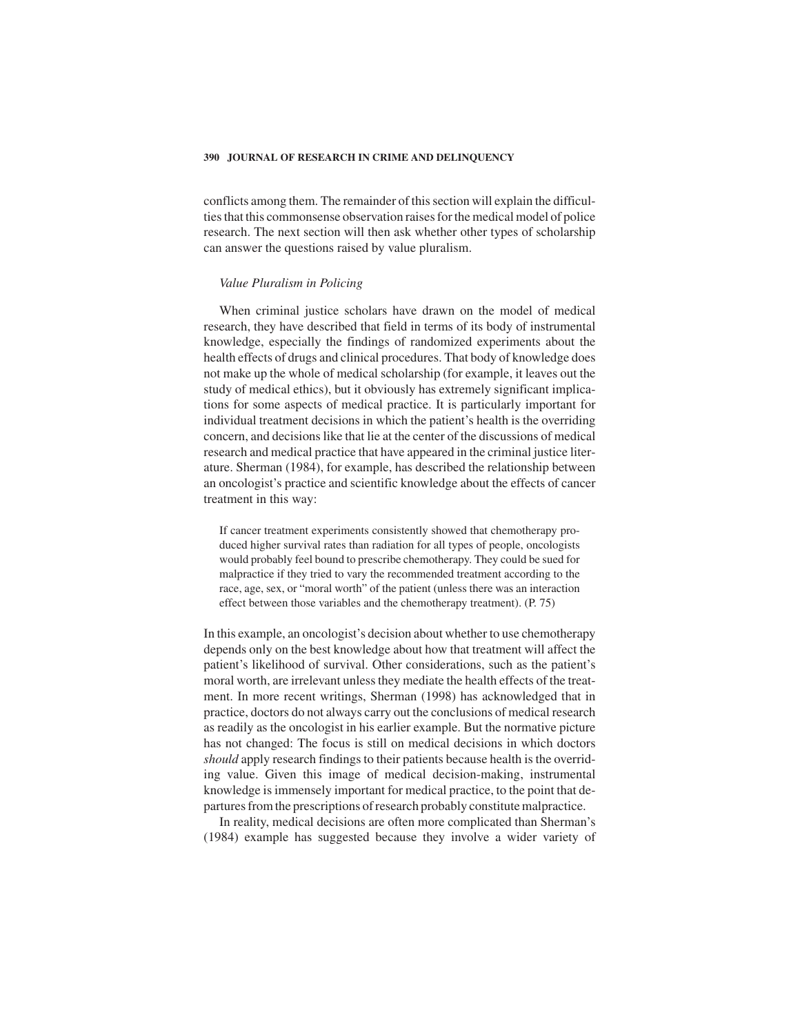conflicts among them. The remainder of this section will explain the difficulties that this commonsense observation raises for the medical model of police research. The next section will then ask whether other types of scholarship can answer the questions raised by value pluralism.

### *Value Pluralism in Policing*

When criminal justice scholars have drawn on the model of medical research, they have described that field in terms of its body of instrumental knowledge, especially the findings of randomized experiments about the health effects of drugs and clinical procedures. That body of knowledge does not make up the whole of medical scholarship (for example, it leaves out the study of medical ethics), but it obviously has extremely significant implications for some aspects of medical practice. It is particularly important for individual treatment decisions in which the patient's health is the overriding concern, and decisions like that lie at the center of the discussions of medical research and medical practice that have appeared in the criminal justice literature. Sherman (1984), for example, has described the relationship between an oncologist's practice and scientific knowledge about the effects of cancer treatment in this way:

> If cancer treatment experiments consistently showed that chemotherapy produced higher survival rates than radiation for all types of people, oncologists would probably feel bound to prescribe chemotherapy. They could be sued for malpractice if they tried to vary the recommended treatment according to the race, age, sex, or "moral worth" of the patient (unless there was an interaction effect between those variables and the chemotherapy treatment). (P. 75)

In this example, an oncologist's decision about whether to use chemotherapy depends only on the best knowledge about how that treatment will affect the patient's likelihood of survival. Other considerations, such as the patient's moral worth, are irrelevant unless they mediate the health effects of the treatment. In more recent writings, Sherman (1998) has acknowledged that in practice, doctors do not always carry out the conclusions of medical research as readily as the oncologist in his earlier example. But the normative picture has not changed: The focus is still on medical decisions in which doctors *should* apply research findings to their patients because health is the overriding value. Given this image of medical decision-making, instrumental knowledge is immensely important for medical practice, to the point that departures from the prescriptions of research probably constitute malpractice.

In reality, medical decisions are often more complicated than Sherman's (1984) example has suggested because they involve a wider variety of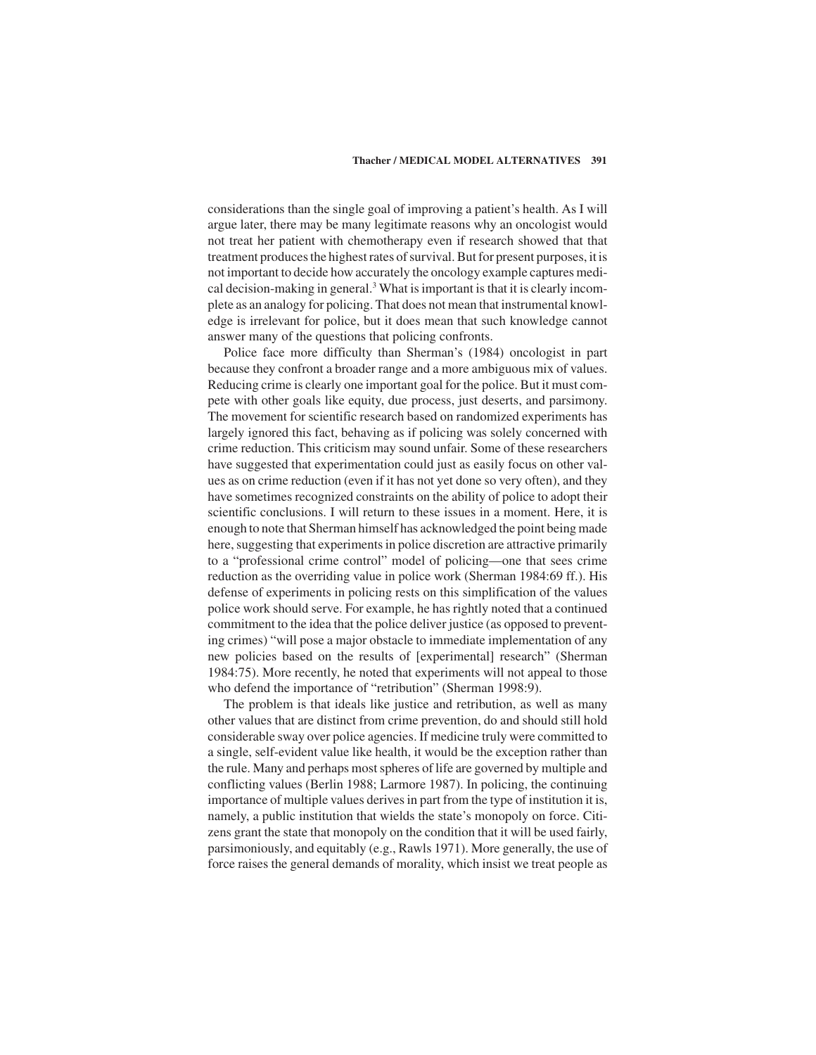considerations than the single goal of improving a patient's health. As I will argue later, there may be many legitimate reasons why an oncologist would not treat her patient with chemotherapy even if research showed that that treatment produces the highest rates of survival. But for present purposes, it is not important to decide how accurately the oncology example captures medical decision-making in general.[3] What is important is that it is clearly incomplete as an analogy for policing. That does not mean that instrumental knowledge is irrelevant for police, but it does mean that such knowledge cannot answer many of the questions that policing confronts.

Police face more difficulty than Sherman's (1984) oncologist in part because they confront a broader range and a more ambiguous mix of values. Reducing crime is clearly one important goal for the police. But it must compete with other goals like equity, due process, just deserts, and parsimony. The movement for scientific research based on randomized experiments has largely ignored this fact, behaving as if policing was solely concerned with crime reduction. This criticism may sound unfair. Some of these researchers have suggested that experimentation could just as easily focus on other values as on crime reduction (even if it has not yet done so very often), and they have sometimes recognized constraints on the ability of police to adopt their scientific conclusions. I will return to these issues in a moment. Here, it is enough to note that Sherman himself has acknowledged the point being made here, suggesting that experiments in police discretion are attractive primarily to a "professional crime control" model of policing—one that sees crime reduction as the overriding value in police work (Sherman 1984:69 ff.). His defense of experiments in policing rests on this simplification of the values police work should serve. For example, he has rightly noted that a continued commitment to the idea that the police deliver justice (as opposed to preventing crimes) "will pose a major obstacle to immediate implementation of any new policies based on the results of [experimental] research" (Sherman 1984:75). More recently, he noted that experiments will not appeal to those who defend the importance of "retribution" (Sherman 1998:9).

The problem is that ideals like justice and retribution, as well as many other values that are distinct from crime prevention, do and should still hold considerable sway over police agencies. If medicine truly were committed to a single, self-evident value like health, it would be the exception rather than the rule. Many and perhaps most spheres of life are governed by multiple and conflicting values (Berlin 1988; Larmore 1987). In policing, the continuing importance of multiple values derives in part from the type of institution it is, namely, a public institution that wields the state's monopoly on force. Citizens grant the state that monopoly on the condition that it will be used fairly, parsimoniously, and equitably (e.g., Rawls 1971). More generally, the use of force raises the general demands of morality, which insist we treat people as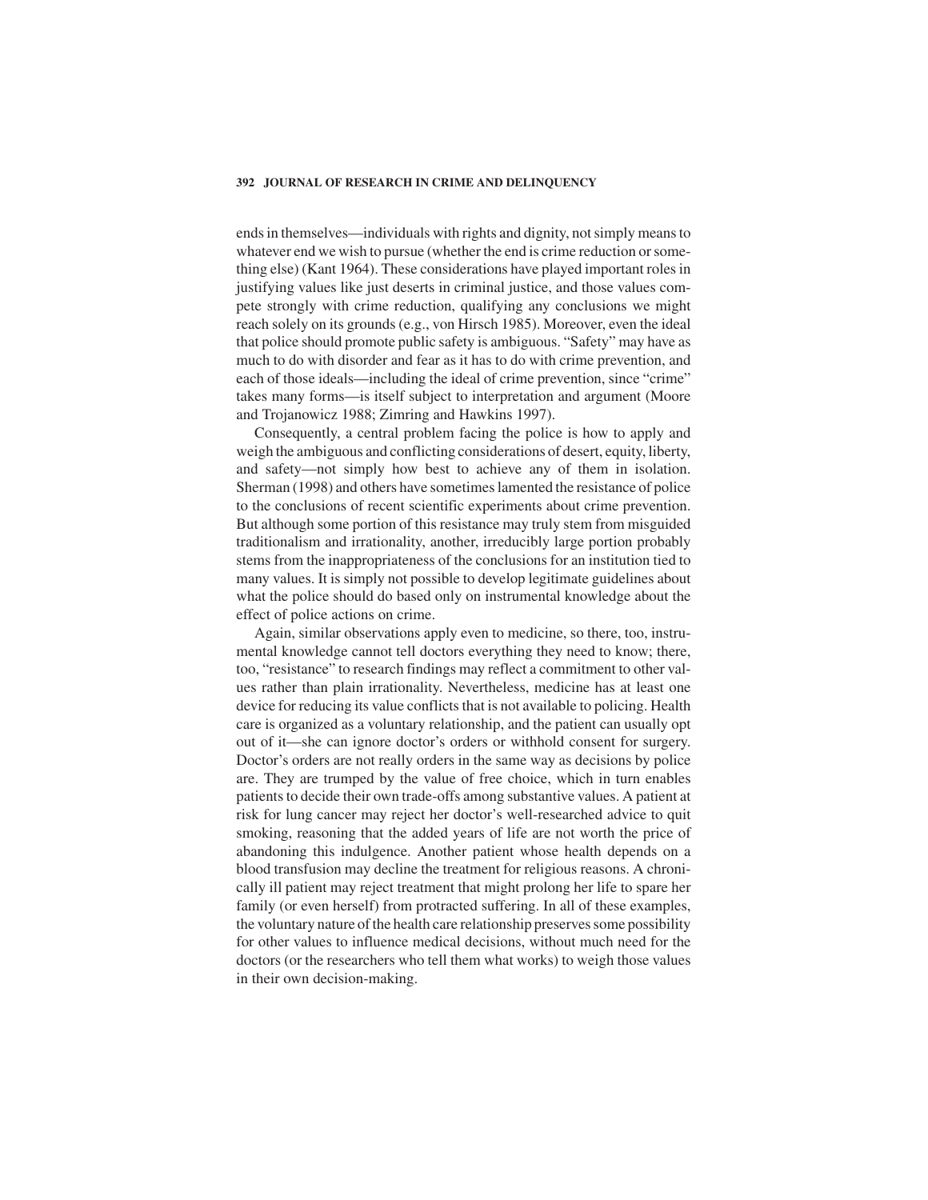ends in themselves—individuals with rights and dignity, not simply means to whatever end we wish to pursue (whether the end is crime reduction or something else) (Kant 1964). These considerations have played important roles in justifying values like just deserts in criminal justice, and those values compete strongly with crime reduction, qualifying any conclusions we might reach solely on its grounds (e.g., von Hirsch 1985). Moreover, even the ideal that police should promote public safety is ambiguous. "Safety" may have as much to do with disorder and fear as it has to do with crime prevention, and each of those ideals—including the ideal of crime prevention, since "crime" takes many forms—is itself subject to interpretation and argument (Moore and Trojanowicz 1988; Zimring and Hawkins 1997).

Consequently, a central problem facing the police is how to apply and weigh the ambiguous and conflicting considerations of desert, equity, liberty, and safety—not simply how best to achieve any of them in isolation. Sherman (1998) and others have sometimes lamented the resistance of police to the conclusions of recent scientific experiments about crime prevention. But although some portion of this resistance may truly stem from misguided traditionalism and irrationality, another, irreducibly large portion probably stems from the inappropriateness of the conclusions for an institution tied to many values. It is simply not possible to develop legitimate guidelines about what the police should do based only on instrumental knowledge about the effect of police actions on crime.

Again, similar observations apply even to medicine, so there, too, instrumental knowledge cannot tell doctors everything they need to know; there, too, "resistance" to research findings may reflect a commitment to other values rather than plain irrationality. Nevertheless, medicine has at least one device for reducing its value conflicts that is not available to policing. Health care is organized as a voluntary relationship, and the patient can usually opt out of it—she can ignore doctor's orders or withhold consent for surgery. Doctor's orders are not really orders in the same way as decisions by police are. They are trumped by the value of free choice, which in turn enables patients to decide their own trade-offs among substantive values. A patient at risk for lung cancer may reject her doctor's well-researched advice to quit smoking, reasoning that the added years of life are not worth the price of abandoning this indulgence. Another patient whose health depends on a blood transfusion may decline the treatment for religious reasons. A chronically ill patient may reject treatment that might prolong her life to spare her family (or even herself) from protracted suffering. In all of these examples, the voluntary nature of the health care relationship preserves some possibility for other values to influence medical decisions, without much need for the doctors (or the researchers who tell them what works) to weigh those values in their own decision-making.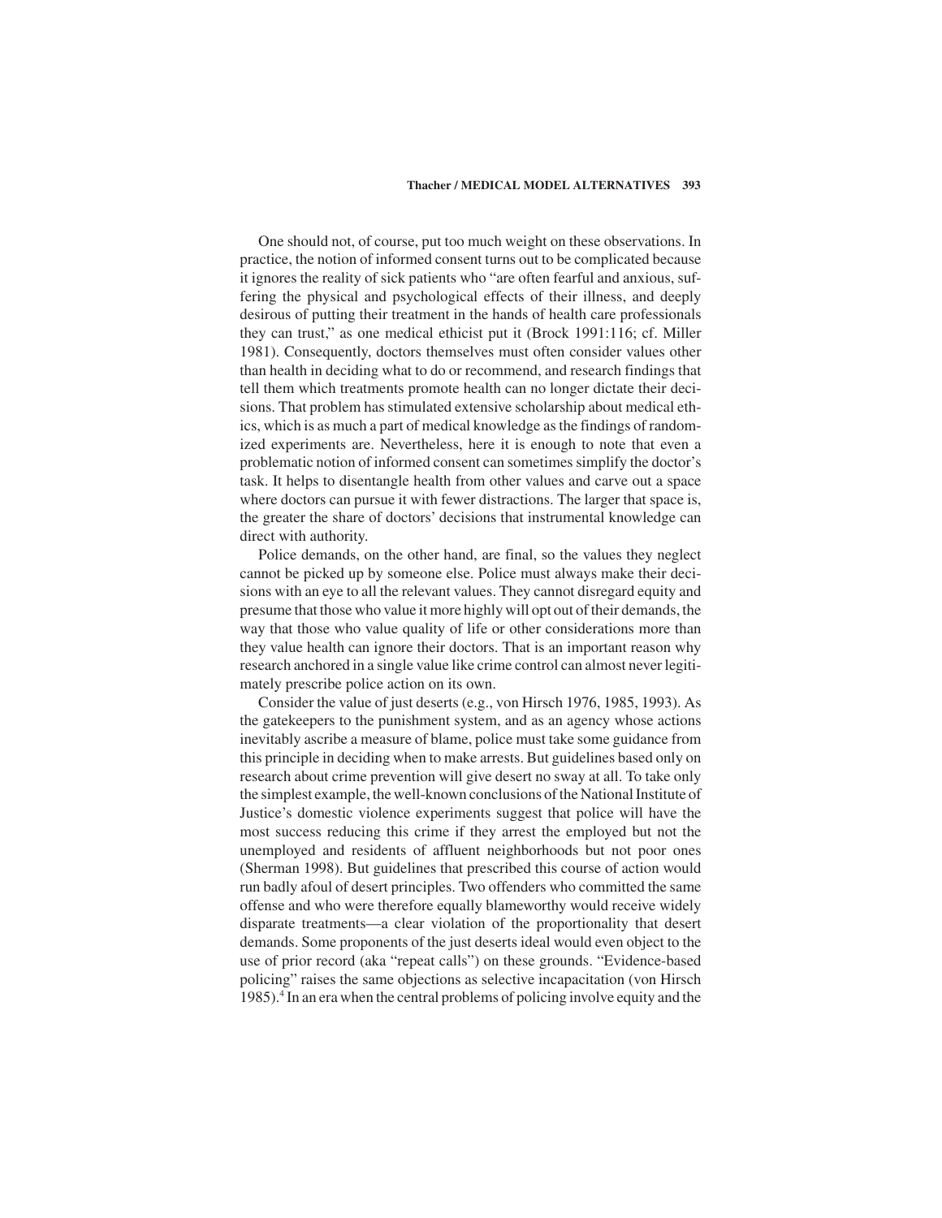One should not, of course, put too much weight on these observations. In practice, the notion of informed consent turns out to be complicated because it ignores the reality of sick patients who "are often fearful and anxious, suffering the physical and psychological effects of their illness, and deeply desirous of putting their treatment in the hands of health care professionals they can trust," as one medical ethicist put it (Brock 1991:116; cf. Miller 1981). Consequently, doctors themselves must often consider values other than health in deciding what to do or recommend, and research findings that tell them which treatments promote health can no longer dictate their decisions. That problem has stimulated extensive scholarship about medical ethics, which is as much a part of medical knowledge as the findings of randomized experiments are. Nevertheless, here it is enough to note that even a problematic notion of informed consent can sometimes simplify the doctor's task. It helps to disentangle health from other values and carve out a space where doctors can pursue it with fewer distractions. The larger that space is, the greater the share of doctors' decisions that instrumental knowledge can direct with authority.

Police demands, on the other hand, are final, so the values they neglect cannot be picked up by someone else. Police must always make their decisions with an eye to all the relevant values. They cannot disregard equity and presume that those who value it more highly will opt out of their demands, the way that those who value quality of life or other considerations more than they value health can ignore their doctors. That is an important reason why research anchored in a single value like crime control can almost never legitimately prescribe police action on its own.

Consider the value of just deserts (e.g., von Hirsch 1976, 1985, 1993). As the gatekeepers to the punishment system, and as an agency whose actions inevitably ascribe a measure of blame, police must take some guidance from this principle in deciding when to make arrests. But guidelines based only on research about crime prevention will give desert no sway at all. To take only the simplest example, the well-known conclusions of the National Institute of Justice's domestic violence experiments suggest that police will have the most success reducing this crime if they arrest the employed but not the unemployed and residents of affluent neighborhoods but not poor ones (Sherman 1998). But guidelines that prescribed this course of action would run badly afoul of desert principles. Two offenders who committed the same offense and who were therefore equally blameworthy would receive widely disparate treatments—a clear violation of the proportionality that desert demands. Some proponents of the just deserts ideal would even object to the use of prior record (aka "repeat calls") on these grounds. "Evidence-based policing" raises the same objections as selective incapacitation (von Hirsch 1985).[4] In an era when the central problems of policing involve equity and the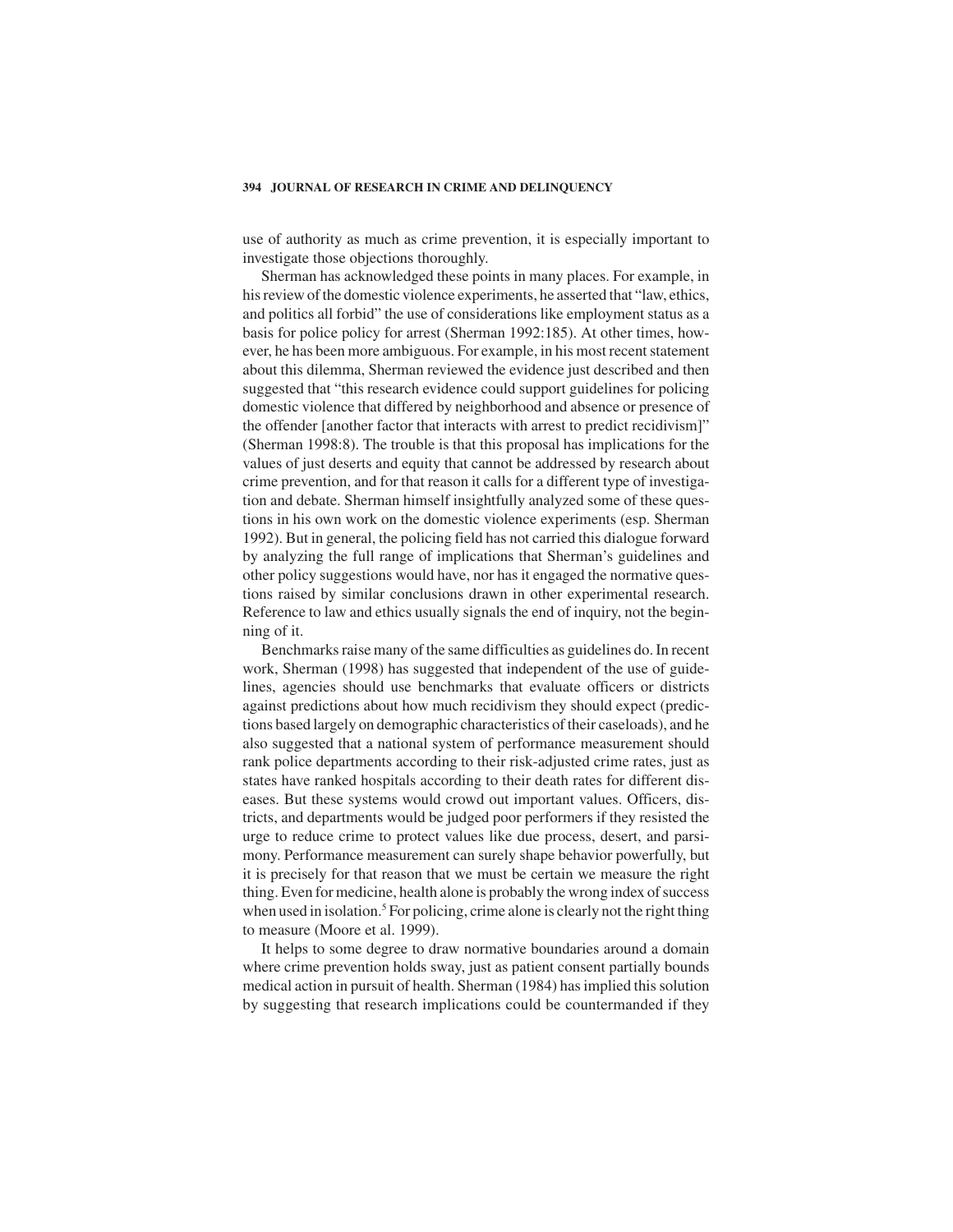use of authority as much as crime prevention, it is especially important to investigate those objections thoroughly.

Sherman has acknowledged these points in many places. For example, in his review of the domestic violence experiments, he asserted that "law, ethics, and politics all forbid" the use of considerations like employment status as a basis for police policy for arrest (Sherman 1992:185). At other times, however, he has been more ambiguous. For example, in his most recent statement about this dilemma, Sherman reviewed the evidence just described and then suggested that "this research evidence could support guidelines for policing domestic violence that differed by neighborhood and absence or presence of the offender [another factor that interacts with arrest to predict recidivism]" (Sherman 1998:8). The trouble is that this proposal has implications for the values of just deserts and equity that cannot be addressed by research about crime prevention, and for that reason it calls for a different type of investigation and debate. Sherman himself insightfully analyzed some of these questions in his own work on the domestic violence experiments (esp. Sherman 1992). But in general, the policing field has not carried this dialogue forward by analyzing the full range of implications that Sherman's guidelines and other policy suggestions would have, nor has it engaged the normative questions raised by similar conclusions drawn in other experimental research. Reference to law and ethics usually signals the end of inquiry, not the beginning of it.

Benchmarks raise many of the same difficulties as guidelines do. In recent work, Sherman (1998) has suggested that independent of the use of guidelines, agencies should use benchmarks that evaluate officers or districts against predictions about how much recidivism they should expect (predictions based largely on demographic characteristics of their caseloads), and he also suggested that a national system of performance measurement should rank police departments according to their risk-adjusted crime rates, just as states have ranked hospitals according to their death rates for different diseases. But these systems would crowd out important values. Officers, districts, and departments would be judged poor performers if they resisted the urge to reduce crime to protect values like due process, desert, and parsimony. Performance measurement can surely shape behavior powerfully, but it is precisely for that reason that we must be certain we measure the right thing. Even for medicine, health alone is probably the wrong index of success when used in isolation.[5] For policing, crime alone is clearly not the right thing to measure (Moore et al. 1999).

It helps to some degree to draw normative boundaries around a domain where crime prevention holds sway, just as patient consent partially bounds medical action in pursuit of health. Sherman (1984) has implied this solution by suggesting that research implications could be countermanded if they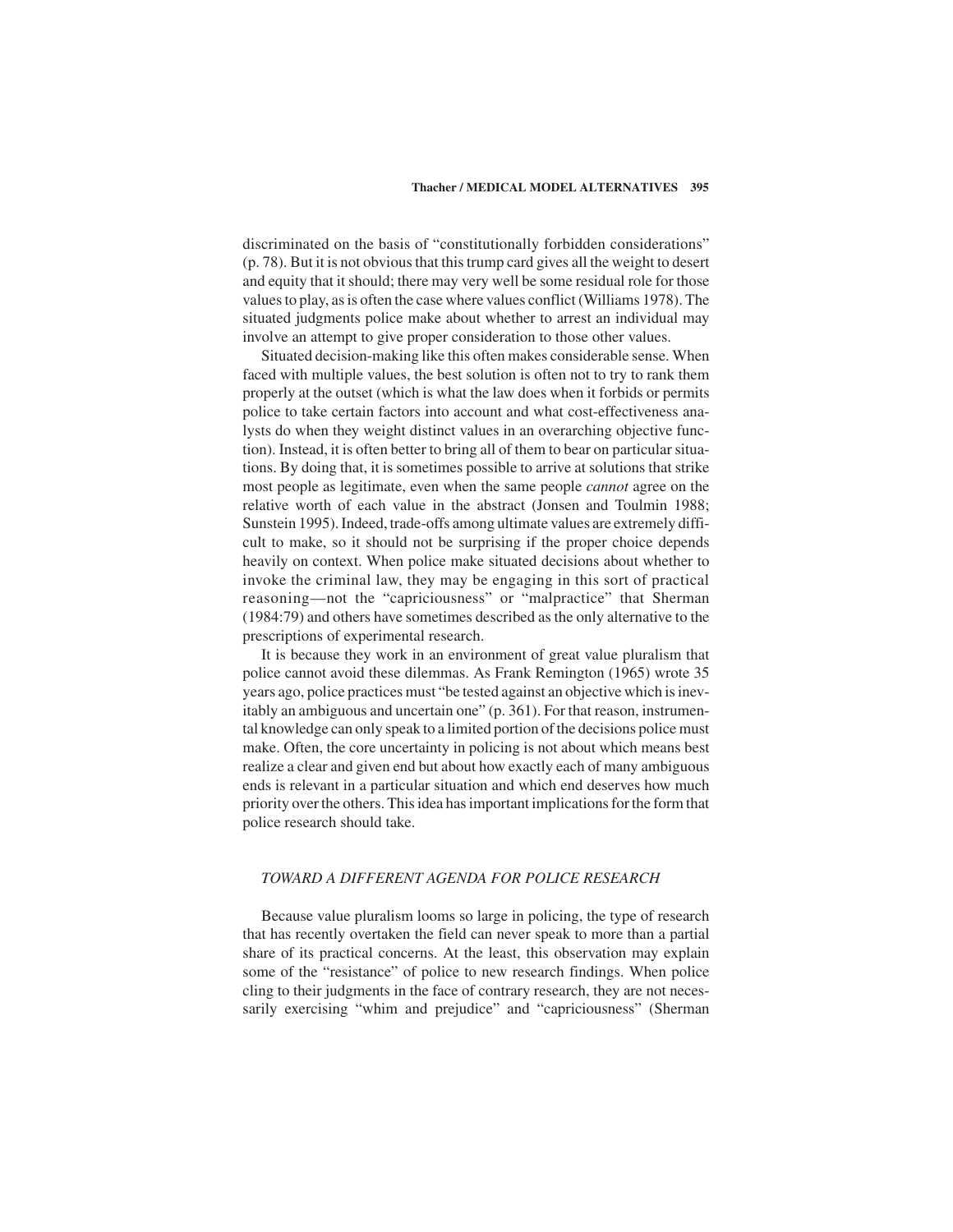discriminated on the basis of "constitutionally forbidden considerations" (p. 78). But it is not obvious that this trump card gives all the weight to desert and equity that it should; there may very well be some residual role for those values to play, as is often the case where values conflict (Williams 1978). The situated judgments police make about whether to arrest an individual may involve an attempt to give proper consideration to those other values.

Situated decision-making like this often makes considerable sense. When faced with multiple values, the best solution is often not to try to rank them properly at the outset (which is what the law does when it forbids or permits police to take certain factors into account and what cost-effectiveness analysts do when they weight distinct values in an overarching objective function). Instead, it is often better to bring all of them to bear on particular situations. By doing that, it is sometimes possible to arrive at solutions that strike most people as legitimate, even when the same people *cannot* agree on the relative worth of each value in the abstract (Jonsen and Toulmin 1988; Sunstein 1995). Indeed, trade-offs among ultimate values are extremely difficult to make, so it should not be surprising if the proper choice depends heavily on context. When police make situated decisions about whether to invoke the criminal law, they may be engaging in this sort of practical reasoning—not the "capriciousness" or "malpractice" that Sherman (1984:79) and others have sometimes described as the only alternative to the prescriptions of experimental research.

It is because they work in an environment of great value pluralism that police cannot avoid these dilemmas. As Frank Remington (1965) wrote 35 years ago, police practices must "be tested against an objective which is inevitably an ambiguous and uncertain one" (p. 361). For that reason, instrumental knowledge can only speak to a limited portion of the decisions police must make. Often, the core uncertainty in policing is not about which means best realize a clear and given end but about how exactly each of many ambiguous ends is relevant in a particular situation and which end deserves how much priority over the others. This idea has important implications for the form that police research should take.

## *TOWARD A DIFFERENT AGENDA FOR POLICE RESEARCH*

Because value pluralism looms so large in policing, the type of research that has recently overtaken the field can never speak to more than a partial share of its practical concerns. At the least, this observation may explain some of the "resistance" of police to new research findings. When police cling to their judgments in the face of contrary research, they are not necessarily exercising "whim and prejudice" and "capriciousness" (Sherman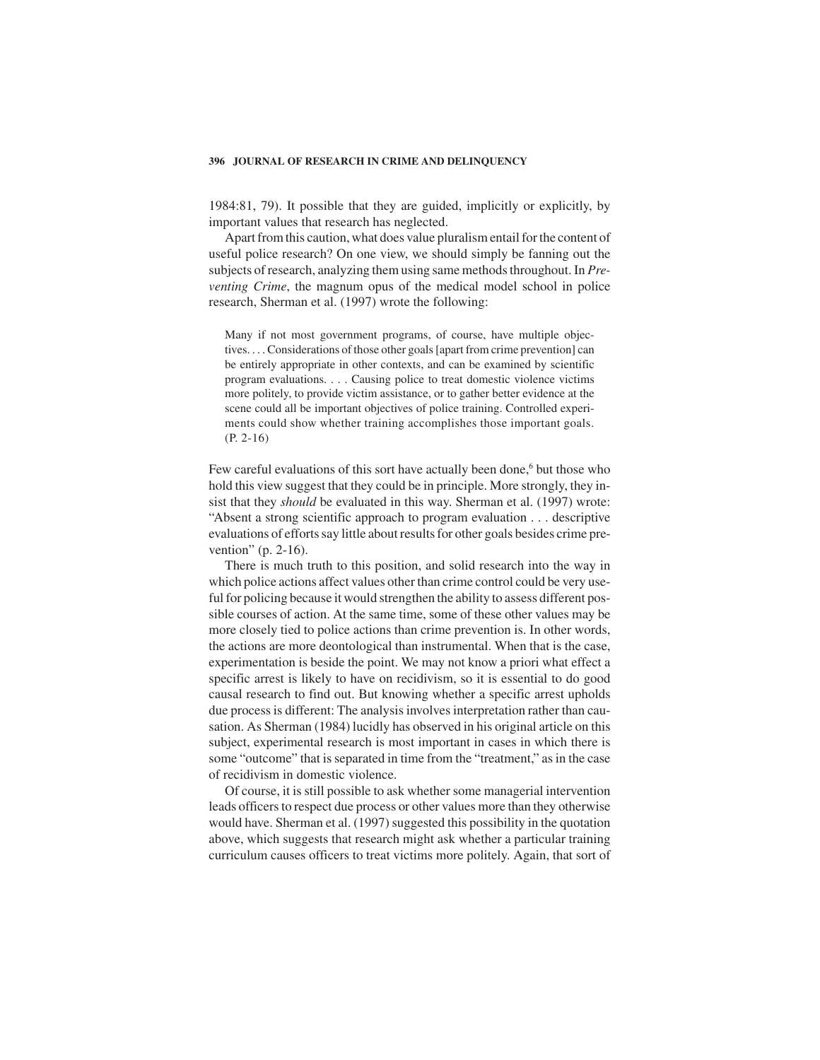1984:81, 79). It possible that they are guided, implicitly or explicitly, by important values that research has neglected.

Apart from this caution, what does value pluralism entail for the content of useful police research? On one view, we should simply be fanning out the subjects of research, analyzing them using same methods throughout. In *Preventing Crime*, the magnum opus of the medical model school in police research, Sherman et al. (1997) wrote the following:

> Many if not most government programs, of course, have multiple objectives. . . . Considerations of those other goals [apart from crime prevention] can be entirely appropriate in other contexts, and can be examined by scientific program evaluations. . . . Causing police to treat domestic violence victims more politely, to provide victim assistance, or to gather better evidence at the scene could all be important objectives of police training. Controlled experiments could show whether training accomplishes those important goals. (P. 2-16)

Few careful evaluations of this sort have actually been done,[6] but those who hold this view suggest that they could be in principle. More strongly, they insist that they *should* be evaluated in this way. Sherman et al. (1997) wrote: "Absent a strong scientific approach to program evaluation . . . descriptive evaluations of efforts say little about results for other goals besides crime prevention" (p. 2-16).

There is much truth to this position, and solid research into the way in which police actions affect values other than crime control could be very useful for policing because it would strengthen the ability to assess different possible courses of action. At the same time, some of these other values may be more closely tied to police actions than crime prevention is. In other words, the actions are more deontological than instrumental. When that is the case, experimentation is beside the point. We may not know a priori what effect a specific arrest is likely to have on recidivism, so it is essential to do good causal research to find out. But knowing whether a specific arrest upholds due process is different: The analysis involves interpretation rather than causation. As Sherman (1984) lucidly has observed in his original article on this subject, experimental research is most important in cases in which there is some "outcome" that is separated in time from the "treatment," as in the case of recidivism in domestic violence.

Of course, it is still possible to ask whether some managerial intervention leads officers to respect due process or other values more than they otherwise would have. Sherman et al. (1997) suggested this possibility in the quotation above, which suggests that research might ask whether a particular training curriculum causes officers to treat victims more politely. Again, that sort of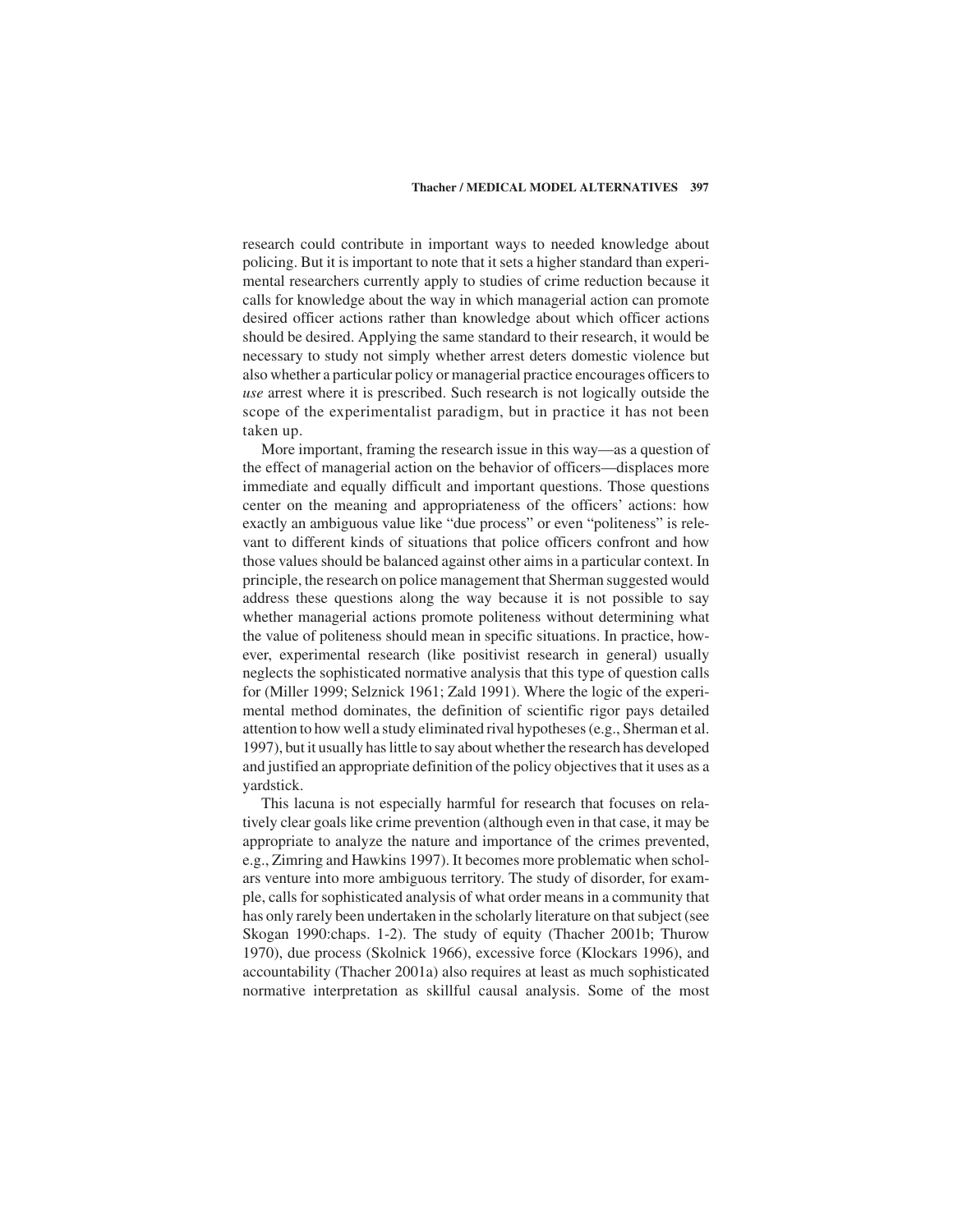research could contribute in important ways to needed knowledge about policing. But it is important to note that it sets a higher standard than experimental researchers currently apply to studies of crime reduction because it calls for knowledge about the way in which managerial action can promote desired officer actions rather than knowledge about which officer actions should be desired. Applying the same standard to their research, it would be necessary to study not simply whether arrest deters domestic violence but also whether a particular policy or managerial practice encourages officers to *use* arrest where it is prescribed. Such research is not logically outside the scope of the experimentalist paradigm, but in practice it has not been taken up.

More important, framing the research issue in this way—as a question of the effect of managerial action on the behavior of officers—displaces more immediate and equally difficult and important questions. Those questions center on the meaning and appropriateness of the officers' actions: how exactly an ambiguous value like "due process" or even "politeness" is relevant to different kinds of situations that police officers confront and how those values should be balanced against other aims in a particular context. In principle, the research on police management that Sherman suggested would address these questions along the way because it is not possible to say whether managerial actions promote politeness without determining what the value of politeness should mean in specific situations. In practice, however, experimental research (like positivist research in general) usually neglects the sophisticated normative analysis that this type of question calls for (Miller 1999; Selznick 1961; Zald 1991). Where the logic of the experimental method dominates, the definition of scientific rigor pays detailed attention to how well a study eliminated rival hypotheses (e.g., Sherman et al. 1997), but it usually has little to say about whether the research has developed and justified an appropriate definition of the policy objectives that it uses as a yardstick.

This lacuna is not especially harmful for research that focuses on relatively clear goals like crime prevention (although even in that case, it may be appropriate to analyze the nature and importance of the crimes prevented, e.g., Zimring and Hawkins 1997). It becomes more problematic when scholars venture into more ambiguous territory. The study of disorder, for example, calls for sophisticated analysis of what order means in a community that has only rarely been undertaken in the scholarly literature on that subject (see Skogan 1990:chaps. 1-2). The study of equity (Thacher 2001b; Thurow 1970), due process (Skolnick 1966), excessive force (Klockars 1996), and accountability (Thacher 2001a) also requires at least as much sophisticated normative interpretation as skillful causal analysis. Some of the most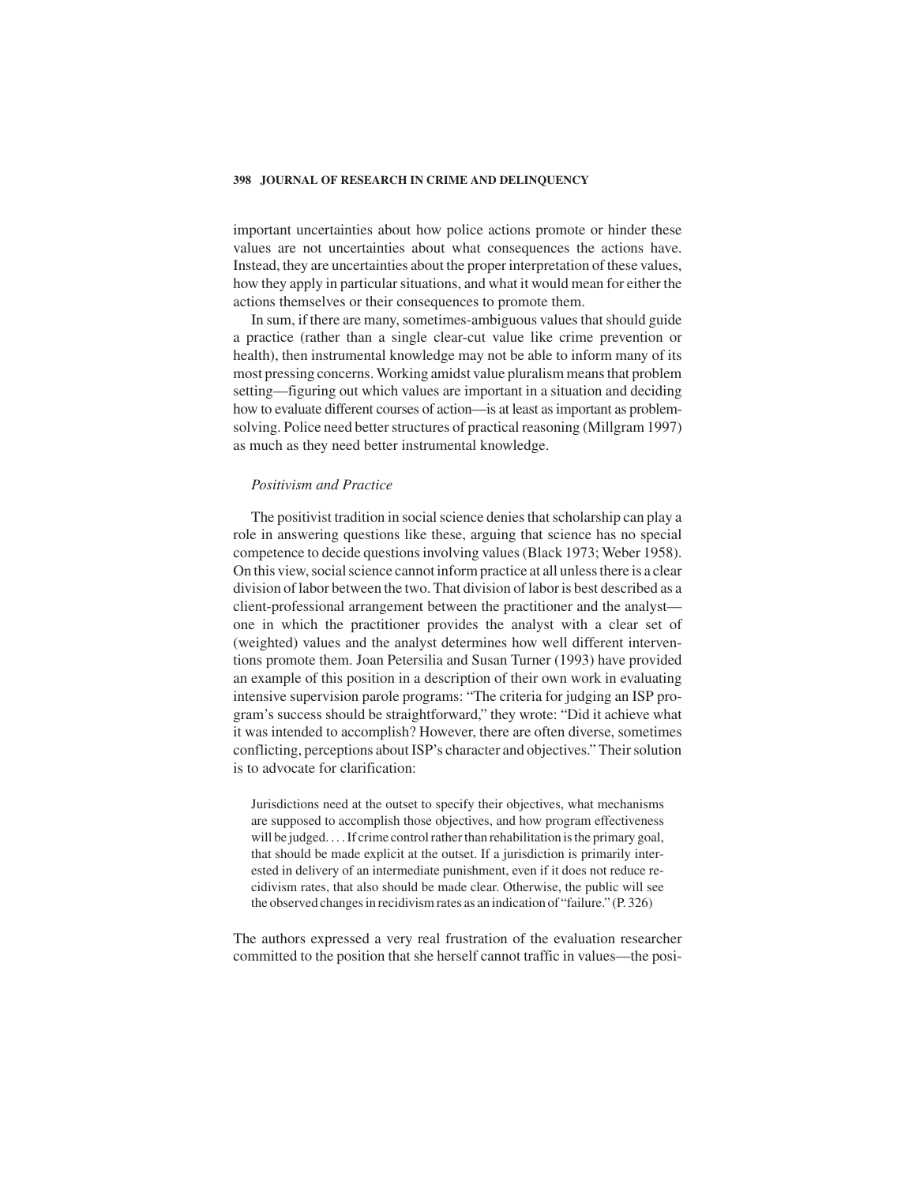important uncertainties about how police actions promote or hinder these values are not uncertainties about what consequences the actions have. Instead, they are uncertainties about the proper interpretation of these values, how they apply in particular situations, and what it would mean for either the actions themselves or their consequences to promote them.

In sum, if there are many, sometimes-ambiguous values that should guide a practice (rather than a single clear-cut value like crime prevention or health), then instrumental knowledge may not be able to inform many of its most pressing concerns. Working amidst value pluralism means that problem setting—figuring out which values are important in a situation and deciding how to evaluate different courses of action—is at least as important as problem-solving. Police need better structures of practical reasoning (Millgram 1997) as much as they need better instrumental knowledge.

### *Positivism and Practice*

The positivist tradition in social science denies that scholarship can play a role in answering questions like these, arguing that science has no special competence to decide questions involving values (Black 1973; Weber 1958). On this view, social science cannot inform practice at all unless there is a clear division of labor between the two. That division of labor is best described as a client-professional arrangement between the practitioner and the analyst—one in which the practitioner provides the analyst with a clear set of (weighted) values and the analyst determines how well different interventions promote them. Joan Petersilia and Susan Turner (1993) have provided an example of this position in a description of their own work in evaluating intensive supervision parole programs: "The criteria for judging an ISP program's success should be straightforward," they wrote: "Did it achieve what it was intended to accomplish? However, there are often diverse, sometimes conflicting, perceptions about ISP's character and objectives." Their solution is to advocate for clarification:

> Jurisdictions need at the outset to specify their objectives, what mechanisms are supposed to accomplish those objectives, and how program effectiveness will be judged. . . . If crime control rather than rehabilitation is the primary goal, that should be made explicit at the outset. If a jurisdiction is primarily interested in delivery of an intermediate punishment, even if it does not reduce recidivism rates, that also should be made clear. Otherwise, the public will see the observed changes in recidivism rates as an indication of "failure." (P. 326)

The authors expressed a very real frustration of the evaluation researcher committed to the position that she herself cannot traffic in values—the posi-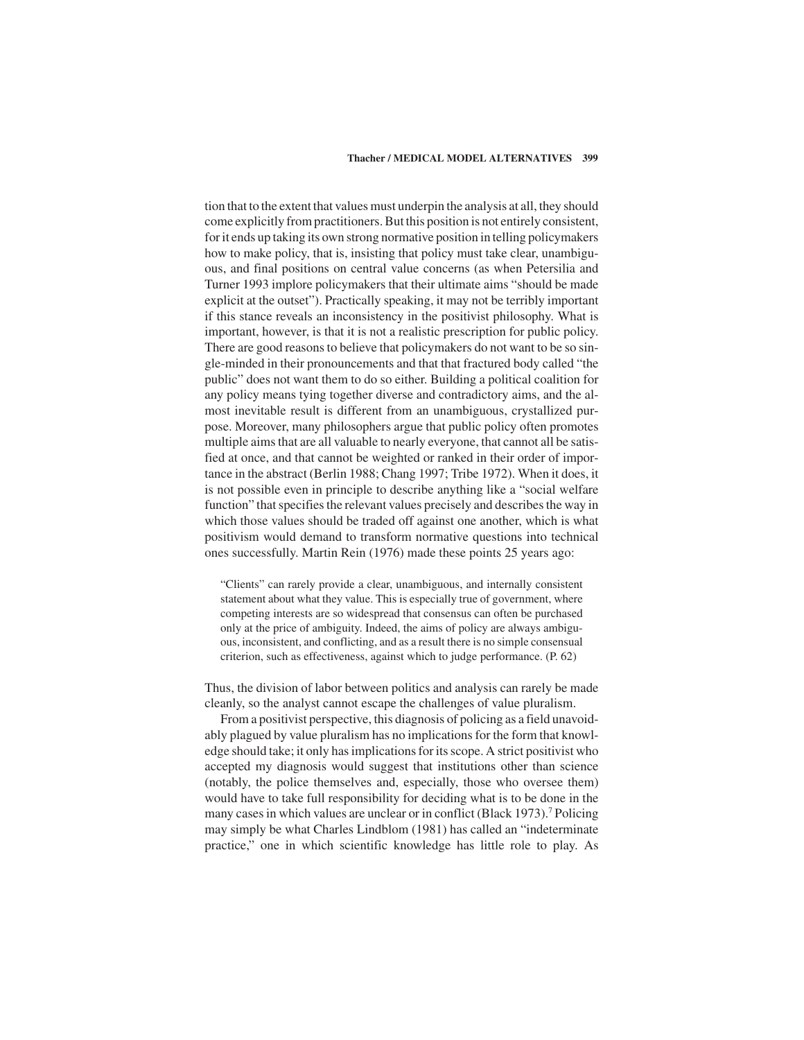tion that to the extent that values must underpin the analysis at all, they should come explicitly from practitioners. But this position is not entirely consistent, for it ends up taking its own strong normative position in telling policymakers how to make policy, that is, insisting that policy must take clear, unambiguous, and final positions on central value concerns (as when Petersilia and Turner 1993 implore policymakers that their ultimate aims "should be made explicit at the outset"). Practically speaking, it may not be terribly important if this stance reveals an inconsistency in the positivist philosophy. What is important, however, is that it is not a realistic prescription for public policy. There are good reasons to believe that policymakers do not want to be so single-minded in their pronouncements and that that fractured body called "the public" does not want them to do so either. Building a political coalition for any policy means tying together diverse and contradictory aims, and the almost inevitable result is different from an unambiguous, crystallized purpose. Moreover, many philosophers argue that public policy often promotes multiple aims that are all valuable to nearly everyone, that cannot all be satisfied at once, and that cannot be weighted or ranked in their order of importance in the abstract (Berlin 1988; Chang 1997; Tribe 1972). When it does, it is not possible even in principle to describe anything like a "social welfare function" that specifies the relevant values precisely and describes the way in which those values should be traded off against one another, which is what positivism would demand to transform normative questions into technical ones successfully. Martin Rein (1976) made these points 25 years ago:

> "Clients" can rarely provide a clear, unambiguous, and internally consistent statement about what they value. This is especially true of government, where competing interests are so widespread that consensus can often be purchased only at the price of ambiguity. Indeed, the aims of policy are always ambiguous, inconsistent, and conflicting, and as a result there is no simple consensual criterion, such as effectiveness, against which to judge performance. (P. 62)

Thus, the division of labor between politics and analysis can rarely be made cleanly, so the analyst cannot escape the challenges of value pluralism.

From a positivist perspective, this diagnosis of policing as a field unavoidably plagued by value pluralism has no implications for the form that knowledge should take; it only has implications for its scope. A strict positivist who accepted my diagnosis would suggest that institutions other than science (notably, the police themselves and, especially, those who oversee them) would have to take full responsibility for deciding what is to be done in the many cases in which values are unclear or in conflict (Black 1973).[7] Policing may simply be what Charles Lindblom (1981) has called an "indeterminate practice," one in which scientific knowledge has little role to play. As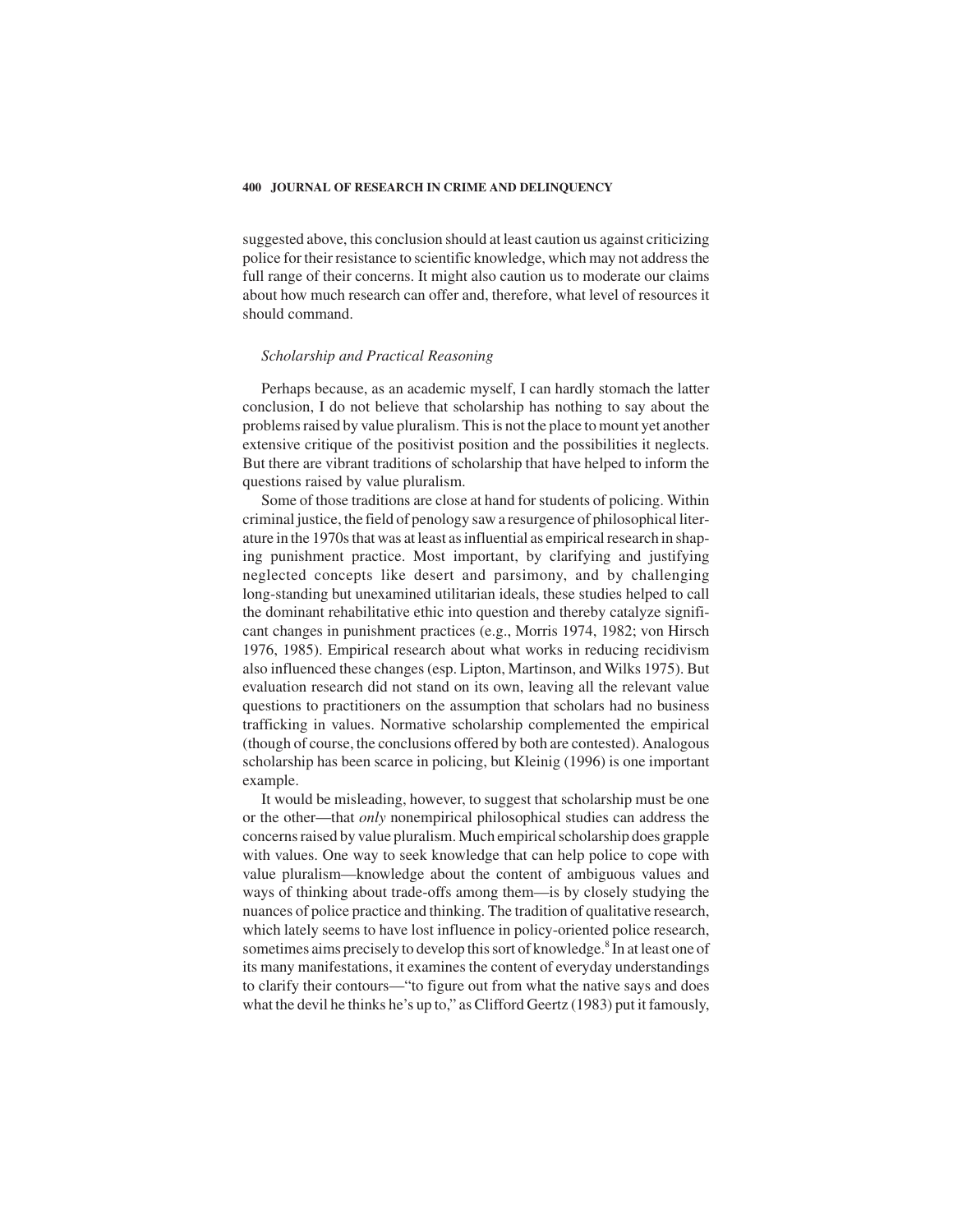suggested above, this conclusion should at least caution us against criticizing police for their resistance to scientific knowledge, which may not address the full range of their concerns. It might also caution us to moderate our claims about how much research can offer and, therefore, what level of resources it should command.

### *Scholarship and Practical Reasoning*

Perhaps because, as an academic myself, I can hardly stomach the latter conclusion, I do not believe that scholarship has nothing to say about the problems raised by value pluralism. This is not the place to mount yet another extensive critique of the positivist position and the possibilities it neglects. But there are vibrant traditions of scholarship that have helped to inform the questions raised by value pluralism.

Some of those traditions are close at hand for students of policing. Within criminal justice, the field of penology saw a resurgence of philosophical literature in the 1970s that was at least as influential as empirical research in shaping punishment practice. Most important, by clarifying and justifying neglected concepts like desert and parsimony, and by challenging long-standing but unexamined utilitarian ideals, these studies helped to call the dominant rehabilitative ethic into question and thereby catalyze significant changes in punishment practices (e.g., Morris 1974, 1982; von Hirsch 1976, 1985). Empirical research about what works in reducing recidivism also influenced these changes (esp. Lipton, Martinson, and Wilks 1975). But evaluation research did not stand on its own, leaving all the relevant value questions to practitioners on the assumption that scholars had no business trafficking in values. Normative scholarship complemented the empirical (though of course, the conclusions offered by both are contested). Analogous scholarship has been scarce in policing, but Kleinig (1996) is one important example.

It would be misleading, however, to suggest that scholarship must be one or the other—that *only* nonempirical philosophical studies can address the concerns raised by value pluralism. Much empirical scholarship does grapple with values. One way to seek knowledge that can help police to cope with value pluralism—knowledge about the content of ambiguous values and ways of thinking about trade-offs among them—is by closely studying the nuances of police practice and thinking. The tradition of qualitative research, which lately seems to have lost influence in policy-oriented police research, sometimes aims precisely to develop this sort of knowledge.[8] In at least one of its many manifestations, it examines the content of everyday understandings to clarify their contours—"to figure out from what the native says and does what the devil he thinks he's up to," as Clifford Geertz (1983) put it famously,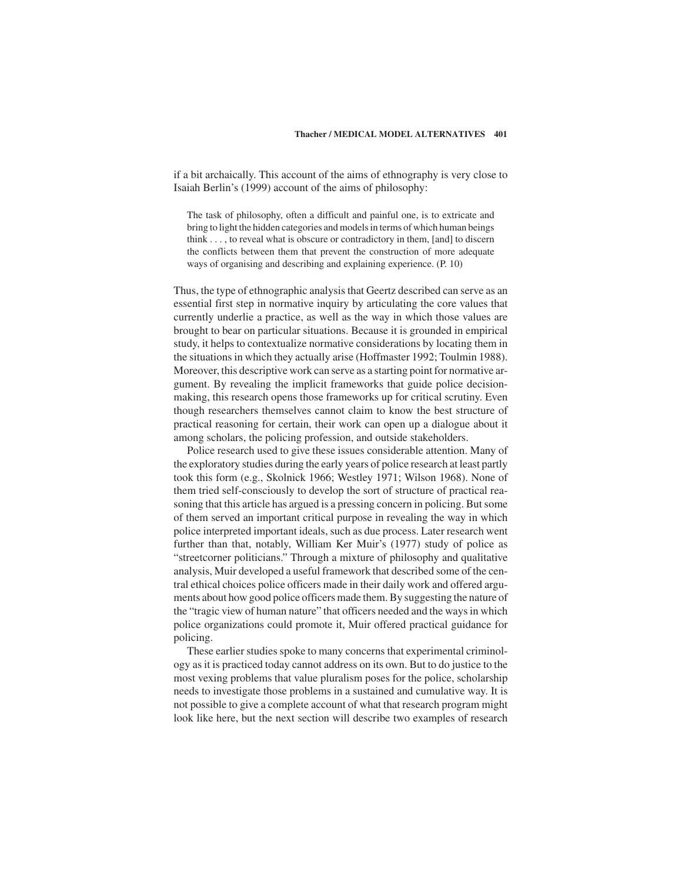if a bit archaically. This account of the aims of ethnography is very close to Isaiah Berlin's (1999) account of the aims of philosophy:

> The task of philosophy, often a difficult and painful one, is to extricate and bring to light the hidden categories and models in terms of which human beings think . . . , to reveal what is obscure or contradictory in them, [and] to discern the conflicts between them that prevent the construction of more adequate ways of organising and describing and explaining experience. (P. 10)

Thus, the type of ethnographic analysis that Geertz described can serve as an essential first step in normative inquiry by articulating the core values that currently underlie a practice, as well as the way in which those values are brought to bear on particular situations. Because it is grounded in empirical study, it helps to contextualize normative considerations by locating them in the situations in which they actually arise (Hoffmaster 1992; Toulmin 1988). Moreover, this descriptive work can serve as a starting point for normative argument. By revealing the implicit frameworks that guide police decision-making, this research opens those frameworks up for critical scrutiny. Even though researchers themselves cannot claim to know the best structure of practical reasoning for certain, their work can open up a dialogue about it among scholars, the policing profession, and outside stakeholders.

Police research used to give these issues considerable attention. Many of the exploratory studies during the early years of police research at least partly took this form (e.g., Skolnick 1966; Westley 1971; Wilson 1968). None of them tried self-consciously to develop the sort of structure of practical reasoning that this article has argued is a pressing concern in policing. But some of them served an important critical purpose in revealing the way in which police interpreted important ideals, such as due process. Later research went further than that, notably, William Ker Muir's (1977) study of police as "streetcorner politicians." Through a mixture of philosophy and qualitative analysis, Muir developed a useful framework that described some of the central ethical choices police officers made in their daily work and offered arguments about how good police officers made them. By suggesting the nature of the "tragic view of human nature" that officers needed and the ways in which police organizations could promote it, Muir offered practical guidance for policing.

These earlier studies spoke to many concerns that experimental criminology as it is practiced today cannot address on its own. But to do justice to the most vexing problems that value pluralism poses for the police, scholarship needs to investigate those problems in a sustained and cumulative way. It is not possible to give a complete account of what that research program might look like here, but the next section will describe two examples of research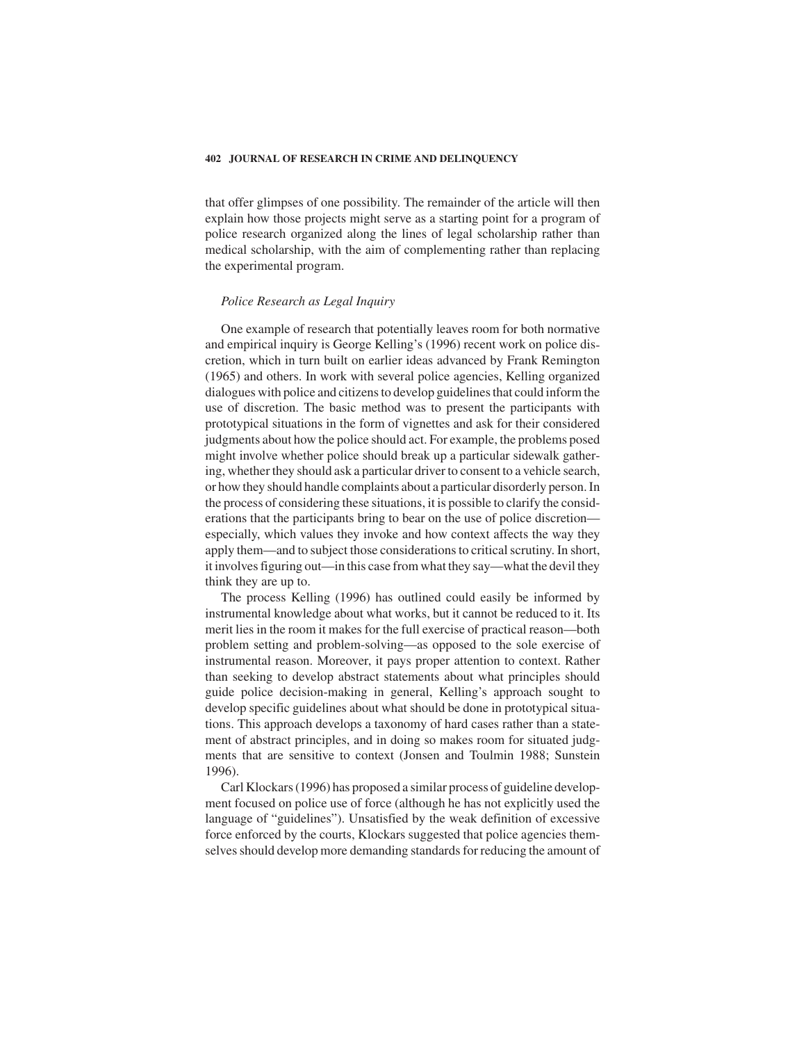that offer glimpses of one possibility. The remainder of the article will then explain how those projects might serve as a starting point for a program of police research organized along the lines of legal scholarship rather than medical scholarship, with the aim of complementing rather than replacing the experimental program.

### *Police Research as Legal Inquiry*

One example of research that potentially leaves room for both normative and empirical inquiry is George Kelling's (1996) recent work on police discretion, which in turn built on earlier ideas advanced by Frank Remington (1965) and others. In work with several police agencies, Kelling organized dialogues with police and citizens to develop guidelines that could inform the use of discretion. The basic method was to present the participants with prototypical situations in the form of vignettes and ask for their considered judgments about how the police should act. For example, the problems posed might involve whether police should break up a particular sidewalk gathering, whether they should ask a particular driver to consent to a vehicle search, or how they should handle complaints about a particular disorderly person. In the process of considering these situations, it is possible to clarify the considerations that the participants bring to bear on the use of police discretion—especially, which values they invoke and how context affects the way they apply them—and to subject those considerations to critical scrutiny. In short, it involves figuring out—in this case from what they say—what the devil they think they are up to.

The process Kelling (1996) has outlined could easily be informed by instrumental knowledge about what works, but it cannot be reduced to it. Its merit lies in the room it makes for the full exercise of practical reason—both problem setting and problem-solving—as opposed to the sole exercise of instrumental reason. Moreover, it pays proper attention to context. Rather than seeking to develop abstract statements about what principles should guide police decision-making in general, Kelling's approach sought to develop specific guidelines about what should be done in prototypical situations. This approach develops a taxonomy of hard cases rather than a statement of abstract principles, and in doing so makes room for situated judgments that are sensitive to context (Jonsen and Toulmin 1988; Sunstein 1996).

Carl Klockars (1996) has proposed a similar process of guideline development focused on police use of force (although he has not explicitly used the language of "guidelines"). Unsatisfied by the weak definition of excessive force enforced by the courts, Klockars suggested that police agencies themselves should develop more demanding standards for reducing the amount of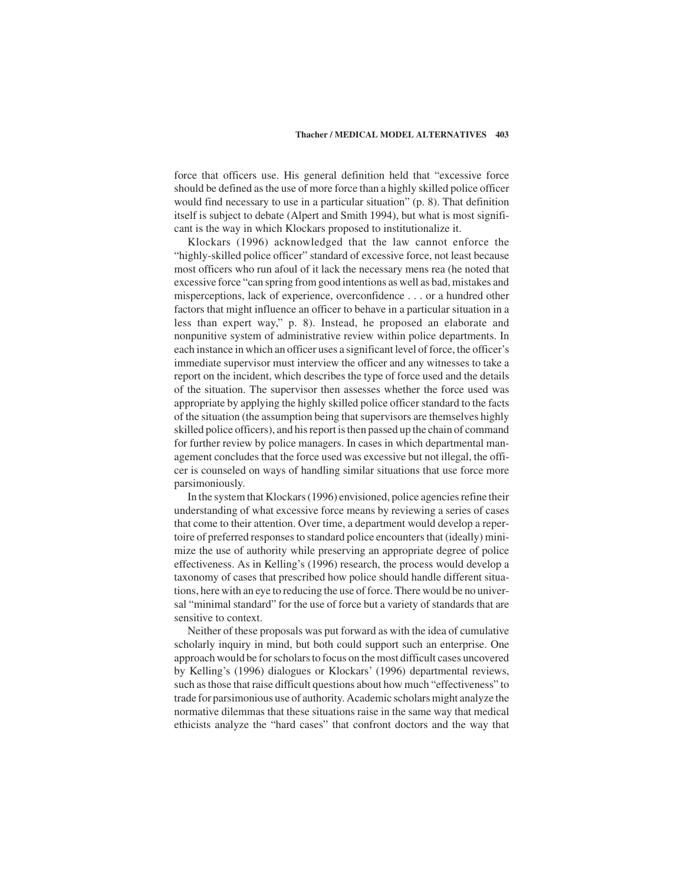force that officers use. His general definition held that "excessive force should be defined as the use of more force than a highly skilled police officer would find necessary to use in a particular situation" (p. 8). That definition itself is subject to debate (Alpert and Smith 1994), but what is most significant is the way in which Klockars proposed to institutionalize it.

Klockars (1996) acknowledged that the law cannot enforce the "highly-skilled police officer" standard of excessive force, not least because most officers who run afoul of it lack the necessary mens rea (he noted that excessive force "can spring from good intentions as well as bad, mistakes and misperceptions, lack of experience, overconfidence . . . or a hundred other factors that might influence an officer to behave in a particular situation in a less than expert way," p. 8). Instead, he proposed an elaborate and nonpunitive system of administrative review within police departments. In each instance in which an officer uses a significant level of force, the officer's immediate supervisor must interview the officer and any witnesses to take a report on the incident, which describes the type of force used and the details of the situation. The supervisor then assesses whether the force used was appropriate by applying the highly skilled police officer standard to the facts of the situation (the assumption being that supervisors are themselves highly skilled police officers), and his report is then passed up the chain of command for further review by police managers. In cases in which departmental management concludes that the force used was excessive but not illegal, the officer is counseled on ways of handling similar situations that use force more parsimoniously.

In the system that Klockars (1996) envisioned, police agencies refine their understanding of what excessive force means by reviewing a series of cases that come to their attention. Over time, a department would develop a repertoire of preferred responses to standard police encounters that (ideally) minimize the use of authority while preserving an appropriate degree of police effectiveness. As in Kelling's (1996) research, the process would develop a taxonomy of cases that prescribed how police should handle different situations, here with an eye to reducing the use of force. There would be no universal "minimal standard" for the use of force but a variety of standards that are sensitive to context.

Neither of these proposals was put forward as with the idea of cumulative scholarly inquiry in mind, but both could support such an enterprise. One approach would be for scholars to focus on the most difficult cases uncovered by Kelling's (1996) dialogues or Klockars' (1996) departmental reviews, such as those that raise difficult questions about how much "effectiveness" to trade for parsimonious use of authority. Academic scholars might analyze the normative dilemmas that these situations raise in the same way that medical ethicists analyze the "hard cases" that confront doctors and the way that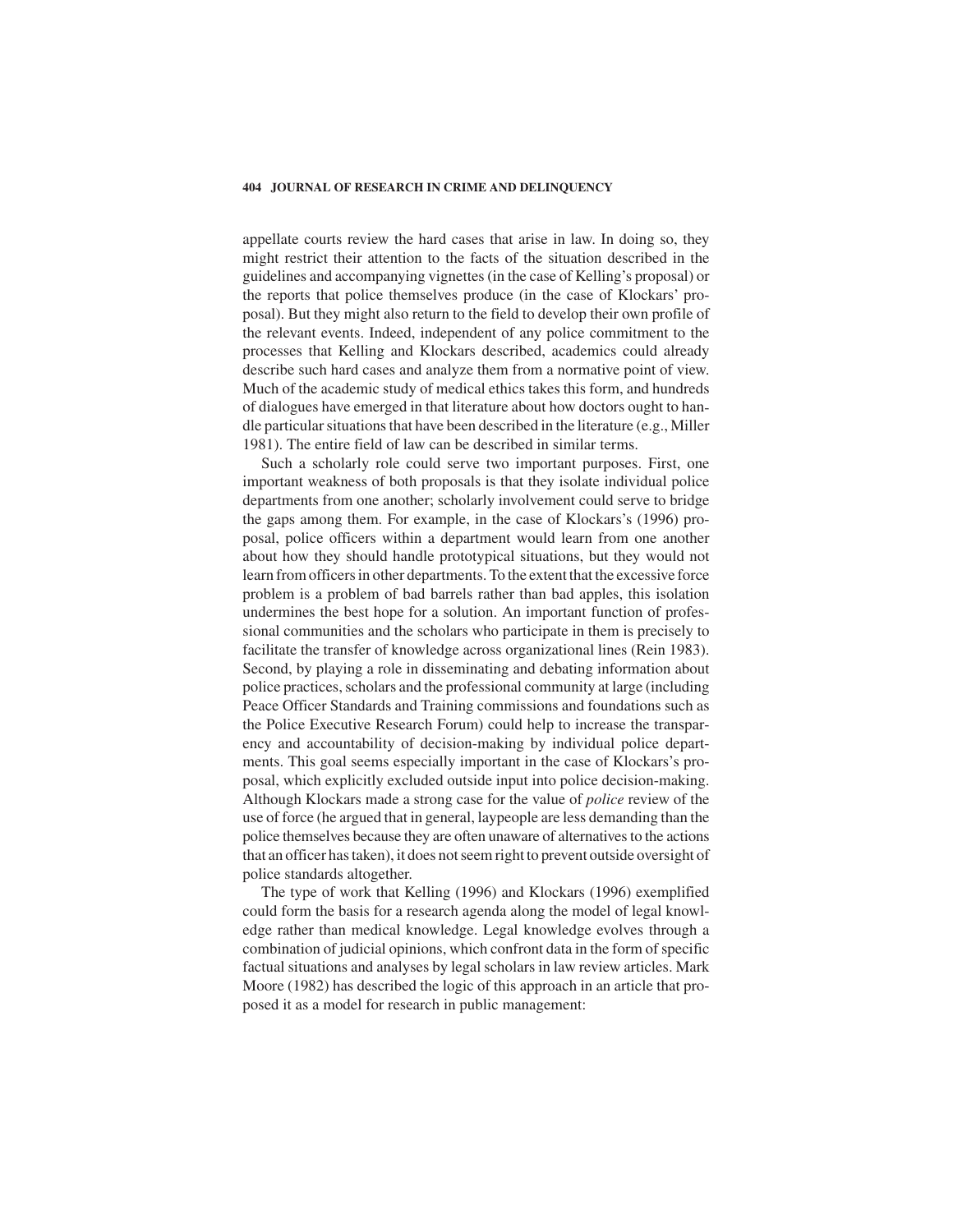appellate courts review the hard cases that arise in law. In doing so, they might restrict their attention to the facts of the situation described in the guidelines and accompanying vignettes (in the case of Kelling's proposal) or the reports that police themselves produce (in the case of Klockars' proposal). But they might also return to the field to develop their own profile of the relevant events. Indeed, independent of any police commitment to the processes that Kelling and Klockars described, academics could already describe such hard cases and analyze them from a normative point of view. Much of the academic study of medical ethics takes this form, and hundreds of dialogues have emerged in that literature about how doctors ought to handle particular situations that have been described in the literature (e.g., Miller 1981). The entire field of law can be described in similar terms.

Such a scholarly role could serve two important purposes. First, one important weakness of both proposals is that they isolate individual police departments from one another; scholarly involvement could serve to bridge the gaps among them. For example, in the case of Klockars's (1996) proposal, police officers within a department would learn from one another about how they should handle prototypical situations, but they would not learn from officers in other departments. To the extent that the excessive force problem is a problem of bad barrels rather than bad apples, this isolation undermines the best hope for a solution. An important function of professional communities and the scholars who participate in them is precisely to facilitate the transfer of knowledge across organizational lines (Rein 1983). Second, by playing a role in disseminating and debating information about police practices, scholars and the professional community at large (including Peace Officer Standards and Training commissions and foundations such as the Police Executive Research Forum) could help to increase the transparency and accountability of decision-making by individual police departments. This goal seems especially important in the case of Klockars's proposal, which explicitly excluded outside input into police decision-making. Although Klockars made a strong case for the value of *police* review of the use of force (he argued that in general, laypeople are less demanding than the police themselves because they are often unaware of alternatives to the actions that an officer has taken), it does not seem right to prevent outside oversight of police standards altogether.

The type of work that Kelling (1996) and Klockars (1996) exemplified could form the basis for a research agenda along the model of legal knowledge rather than medical knowledge. Legal knowledge evolves through a combination of judicial opinions, which confront data in the form of specific factual situations and analyses by legal scholars in law review articles. Mark Moore (1982) has described the logic of this approach in an article that proposed it as a model for research in public management: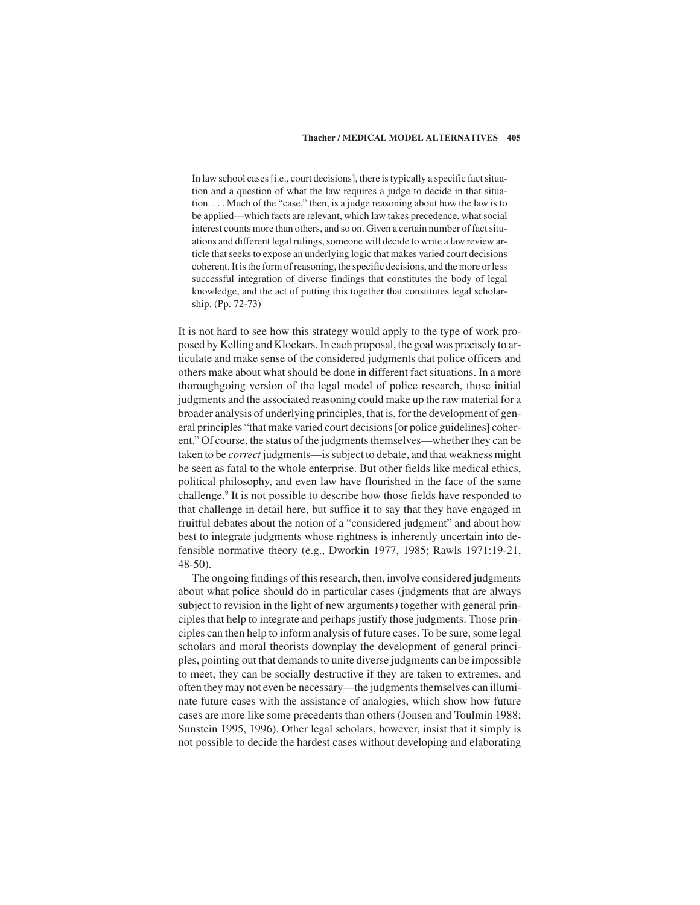> In law school cases [i.e., court decisions], there is typically a specific fact situation and a question of what the law requires a judge to decide in that situation. . . . Much of the "case," then, is a judge reasoning about how the law is to be applied—which facts are relevant, which law takes precedence, what social interest counts more than others, and so on. Given a certain number of fact situations and different legal rulings, someone will decide to write a law review article that seeks to expose an underlying logic that makes varied court decisions coherent. It is the form of reasoning, the specific decisions, and the more or less successful integration of diverse findings that constitutes the body of legal knowledge, and the act of putting this together that constitutes legal scholarship. (Pp. 72-73)

It is not hard to see how this strategy would apply to the type of work proposed by Kelling and Klockars. In each proposal, the goal was precisely to articulate and make sense of the considered judgments that police officers and others make about what should be done in different fact situations. In a more thoroughgoing version of the legal model of police research, those initial judgments and the associated reasoning could make up the raw material for a broader analysis of underlying principles, that is, for the development of general principles "that make varied court decisions [or police guidelines] coherent." Of course, the status of the judgments themselves—whether they can be taken to be *correct* judgments—is subject to debate, and that weakness might be seen as fatal to the whole enterprise. But other fields like medical ethics, political philosophy, and even law have flourished in the face of the same challenge.[9] It is not possible to describe how those fields have responded to that challenge in detail here, but suffice it to say that they have engaged in fruitful debates about the notion of a "considered judgment" and about how best to integrate judgments whose rightness is inherently uncertain into defensible normative theory (e.g., Dworkin 1977, 1985; Rawls 1971:19-21, 48-50).

The ongoing findings of this research, then, involve considered judgments about what police should do in particular cases (judgments that are always subject to revision in the light of new arguments) together with general principles that help to integrate and perhaps justify those judgments. Those principles can then help to inform analysis of future cases. To be sure, some legal scholars and moral theorists downplay the development of general principles, pointing out that demands to unite diverse judgments can be impossible to meet, they can be socially destructive if they are taken to extremes, and often they may not even be necessary—the judgments themselves can illuminate future cases with the assistance of analogies, which show how future cases are more like some precedents than others (Jonsen and Toulmin 1988; Sunstein 1995, 1996). Other legal scholars, however, insist that it simply is not possible to decide the hardest cases without developing and elaborating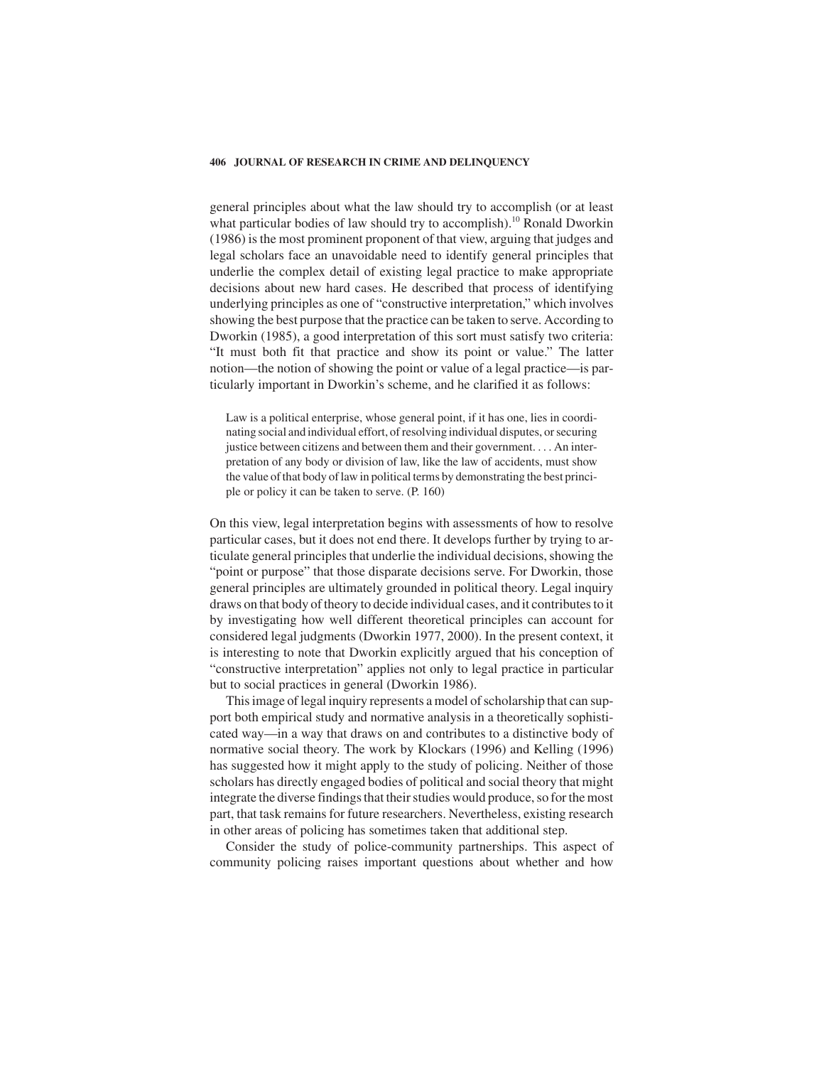general principles about what the law should try to accomplish (or at least what particular bodies of law should try to accomplish).[10] Ronald Dworkin (1986) is the most prominent proponent of that view, arguing that judges and legal scholars face an unavoidable need to identify general principles that underlie the complex detail of existing legal practice to make appropriate decisions about new hard cases. He described that process of identifying underlying principles as one of "constructive interpretation," which involves showing the best purpose that the practice can be taken to serve. According to Dworkin (1985), a good interpretation of this sort must satisfy two criteria: "It must both fit that practice and show its point or value." The latter notion—the notion of showing the point or value of a legal practice—is particularly important in Dworkin's scheme, and he clarified it as follows:

> Law is a political enterprise, whose general point, if it has one, lies in coordinating social and individual effort, of resolving individual disputes, or securing justice between citizens and between them and their government. . . . An interpretation of any body or division of law, like the law of accidents, must show the value of that body of law in political terms by demonstrating the best principle or policy it can be taken to serve. (P. 160)

On this view, legal interpretation begins with assessments of how to resolve particular cases, but it does not end there. It develops further by trying to articulate general principles that underlie the individual decisions, showing the "point or purpose" that those disparate decisions serve. For Dworkin, those general principles are ultimately grounded in political theory. Legal inquiry draws on that body of theory to decide individual cases, and it contributes to it by investigating how well different theoretical principles can account for considered legal judgments (Dworkin 1977, 2000). In the present context, it is interesting to note that Dworkin explicitly argued that his conception of "constructive interpretation" applies not only to legal practice in particular but to social practices in general (Dworkin 1986).

This image of legal inquiry represents a model of scholarship that can support both empirical study and normative analysis in a theoretically sophisticated way—in a way that draws on and contributes to a distinctive body of normative social theory. The work by Klockars (1996) and Kelling (1996) has suggested how it might apply to the study of policing. Neither of those scholars has directly engaged bodies of political and social theory that might integrate the diverse findings that their studies would produce, so for the most part, that task remains for future researchers. Nevertheless, existing research in other areas of policing has sometimes taken that additional step.

Consider the study of police-community partnerships. This aspect of community policing raises important questions about whether and how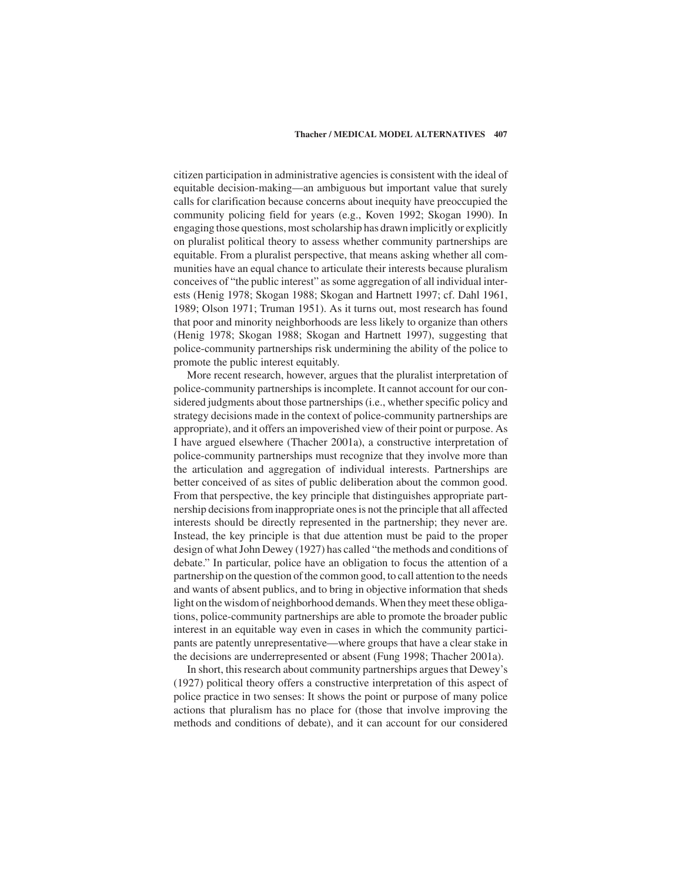citizen participation in administrative agencies is consistent with the ideal of equitable decision-making—an ambiguous but important value that surely calls for clarification because concerns about inequity have preoccupied the community policing field for years (e.g., Koven 1992; Skogan 1990). In engaging those questions, most scholarship has drawn implicitly or explicitly on pluralist political theory to assess whether community partnerships are equitable. From a pluralist perspective, that means asking whether all communities have an equal chance to articulate their interests because pluralism conceives of "the public interest" as some aggregation of all individual interests (Henig 1978; Skogan 1988; Skogan and Hartnett 1997; cf. Dahl 1961, 1989; Olson 1971; Truman 1951). As it turns out, most research has found that poor and minority neighborhoods are less likely to organize than others (Henig 1978; Skogan 1988; Skogan and Hartnett 1997), suggesting that police-community partnerships risk undermining the ability of the police to promote the public interest equitably.

More recent research, however, argues that the pluralist interpretation of police-community partnerships is incomplete. It cannot account for our considered judgments about those partnerships (i.e., whether specific policy and strategy decisions made in the context of police-community partnerships are appropriate), and it offers an impoverished view of their point or purpose. As I have argued elsewhere (Thacher 2001a), a constructive interpretation of police-community partnerships must recognize that they involve more than the articulation and aggregation of individual interests. Partnerships are better conceived of as sites of public deliberation about the common good. From that perspective, the key principle that distinguishes appropriate partnership decisions from inappropriate ones is not the principle that all affected interests should be directly represented in the partnership; they never are. Instead, the key principle is that due attention must be paid to the proper design of what John Dewey (1927) has called "the methods and conditions of debate." In particular, police have an obligation to focus the attention of a partnership on the question of the common good, to call attention to the needs and wants of absent publics, and to bring in objective information that sheds light on the wisdom of neighborhood demands. When they meet these obligations, police-community partnerships are able to promote the broader public interest in an equitable way even in cases in which the community participants are patently unrepresentative—where groups that have a clear stake in the decisions are underrepresented or absent (Fung 1998; Thacher 2001a).

In short, this research about community partnerships argues that Dewey's (1927) political theory offers a constructive interpretation of this aspect of police practice in two senses: It shows the point or purpose of many police actions that pluralism has no place for (those that involve improving the methods and conditions of debate), and it can account for our considered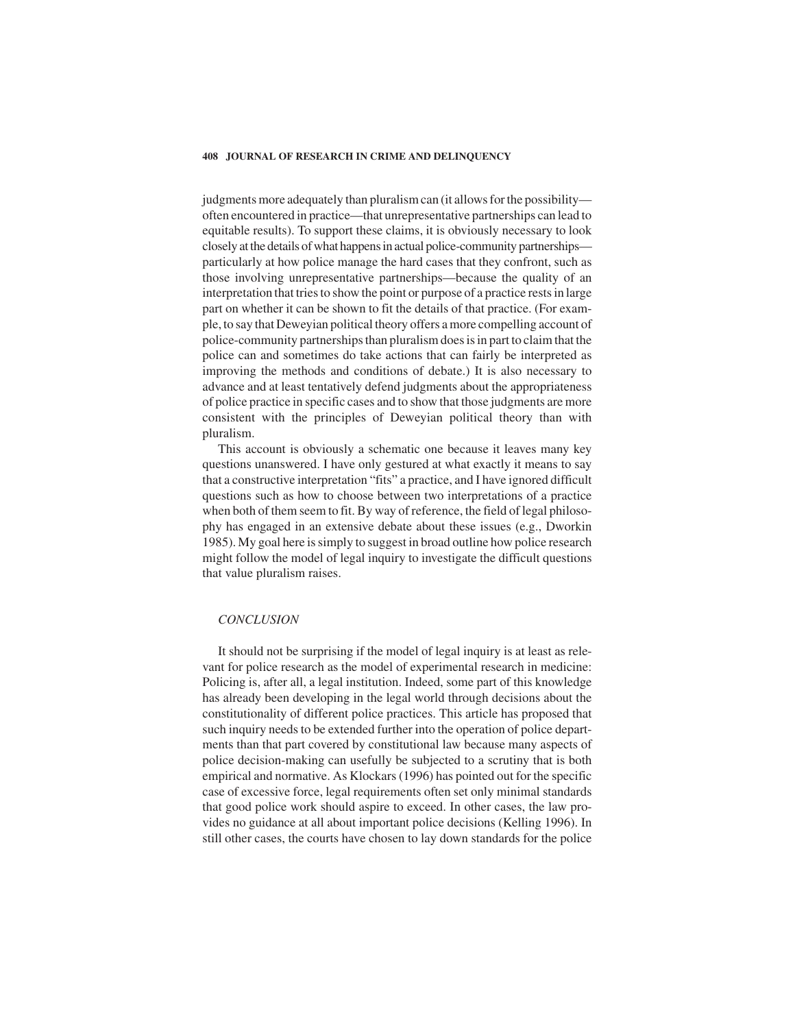judgments more adequately than pluralism can (it allows for the possibility—often encountered in practice—that unrepresentative partnerships can lead to equitable results). To support these claims, it is obviously necessary to look closely at the details of what happens in actual police-community partnerships—particularly at how police manage the hard cases that they confront, such as those involving unrepresentative partnerships—because the quality of an interpretation that tries to show the point or purpose of a practice rests in large part on whether it can be shown to fit the details of that practice. (For example, to say that Deweyian political theory offers a more compelling account of police-community partnerships than pluralism does is in part to claim that the police can and sometimes do take actions that can fairly be interpreted as improving the methods and conditions of debate.) It is also necessary to advance and at least tentatively defend judgments about the appropriateness of police practice in specific cases and to show that those judgments are more consistent with the principles of Deweyian political theory than with pluralism.

This account is obviously a schematic one because it leaves many key questions unanswered. I have only gestured at what exactly it means to say that a constructive interpretation "fits" a practice, and I have ignored difficult questions such as how to choose between two interpretations of a practice when both of them seem to fit. By way of reference, the field of legal philosophy has engaged in an extensive debate about these issues (e.g., Dworkin 1985). My goal here is simply to suggest in broad outline how police research might follow the model of legal inquiry to investigate the difficult questions that value pluralism raises.

## *CONCLUSION*

It should not be surprising if the model of legal inquiry is at least as relevant for police research as the model of experimental research in medicine: Policing is, after all, a legal institution. Indeed, some part of this knowledge has already been developing in the legal world through decisions about the constitutionality of different police practices. This article has proposed that such inquiry needs to be extended further into the operation of police departments than that part covered by constitutional law because many aspects of police decision-making can usefully be subjected to a scrutiny that is both empirical and normative. As Klockars (1996) has pointed out for the specific case of excessive force, legal requirements often set only minimal standards that good police work should aspire to exceed. In other cases, the law provides no guidance at all about important police decisions (Kelling 1996). In still other cases, the courts have chosen to lay down standards for the police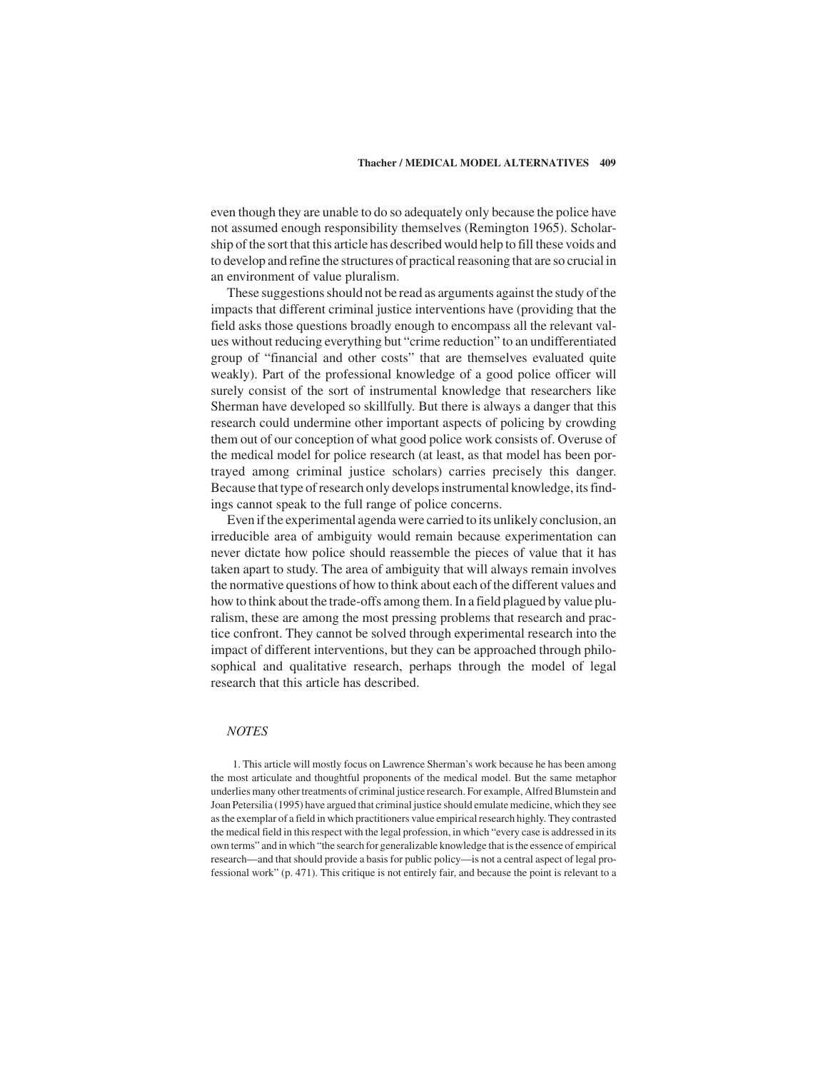even though they are unable to do so adequately only because the police have not assumed enough responsibility themselves (Remington 1965). Scholarship of the sort that this article has described would help to fill these voids and to develop and refine the structures of practical reasoning that are so crucial in an environment of value pluralism.

These suggestions should not be read as arguments against the study of the impacts that different criminal justice interventions have (providing that the field asks those questions broadly enough to encompass all the relevant values without reducing everything but "crime reduction" to an undifferentiated group of "financial and other costs" that are themselves evaluated quite weakly). Part of the professional knowledge of a good police officer will surely consist of the sort of instrumental knowledge that researchers like Sherman have developed so skillfully. But there is always a danger that this research could undermine other important aspects of policing by crowding them out of our conception of what good police work consists of. Overuse of the medical model for police research (at least, as that model has been portrayed among criminal justice scholars) carries precisely this danger. Because that type of research only develops instrumental knowledge, its findings cannot speak to the full range of police concerns.

Even if the experimental agenda were carried to its unlikely conclusion, an irreducible area of ambiguity would remain because experimentation can never dictate how police should reassemble the pieces of value that it has taken apart to study. The area of ambiguity that will always remain involves the normative questions of how to think about each of the different values and how to think about the trade-offs among them. In a field plagued by value pluralism, these are among the most pressing problems that research and practice confront. They cannot be solved through experimental research into the impact of different interventions, but they can be approached through philosophical and qualitative research, perhaps through the model of legal research that this article has described.

## *NOTES*

1. This article will mostly focus on Lawrence Sherman's work because he has been among the most articulate and thoughtful proponents of the medical model. But the same metaphor underlies many other treatments of criminal justice research. For example, Alfred Blumstein and Joan Petersilia (1995) have argued that criminal justice should emulate medicine, which they see as the exemplar of a field in which practitioners value empirical research highly. They contrasted the medical field in this respect with the legal profession, in which "every case is addressed in its own terms" and in which "the search for generalizable knowledge that is the essence of empirical research—and that should provide a basis for public policy—is not a central aspect of legal professional work" (p. 471). This critique is not entirely fair, and because the point is relevant to a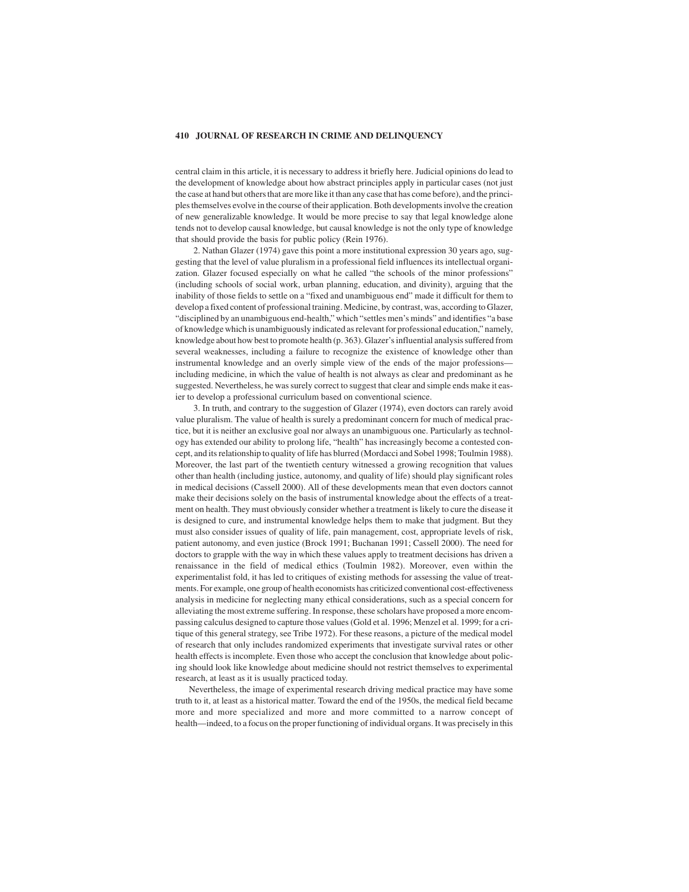central claim in this article, it is necessary to address it briefly here. Judicial opinions do lead to the development of knowledge about how abstract principles apply in particular cases (not just the case at hand but others that are more like it than any case that has come before), and the principles themselves evolve in the course of their application. Both developments involve the creation of new generalizable knowledge. It would be more precise to say that legal knowledge alone tends not to develop causal knowledge, but causal knowledge is not the only type of knowledge that should provide the basis for public policy (Rein 1976).

2. Nathan Glazer (1974) gave this point a more institutional expression 30 years ago, suggesting that the level of value pluralism in a professional field influences its intellectual organization. Glazer focused especially on what he called "the schools of the minor professions" (including schools of social work, urban planning, education, and divinity), arguing that the inability of those fields to settle on a "fixed and unambiguous end" made it difficult for them to develop a fixed content of professional training. Medicine, by contrast, was, according to Glazer, "disciplined by an unambiguous end-health," which "settles men's minds" and identifies "a base of knowledge which is unambiguously indicated as relevant for professional education," namely, knowledge about how best to promote health (p. 363). Glazer's influential analysis suffered from several weaknesses, including a failure to recognize the existence of knowledge other than instrumental knowledge and an overly simple view of the ends of the major professions—including medicine, in which the value of health is not always as clear and predominant as he suggested. Nevertheless, he was surely correct to suggest that clear and simple ends make it easier to develop a professional curriculum based on conventional science.

3. In truth, and contrary to the suggestion of Glazer (1974), even doctors can rarely avoid value pluralism. The value of health is surely a predominant concern for much of medical practice, but it is neither an exclusive goal nor always an unambiguous one. Particularly as technology has extended our ability to prolong life, "health" has increasingly become a contested concept, and its relationship to quality of life has blurred (Mordacci and Sobel 1998; Toulmin 1988). Moreover, the last part of the twentieth century witnessed a growing recognition that values other than health (including justice, autonomy, and quality of life) should play significant roles in medical decisions (Cassell 2000). All of these developments mean that even doctors cannot make their decisions solely on the basis of instrumental knowledge about the effects of a treatment on health. They must obviously consider whether a treatment is likely to cure the disease it is designed to cure, and instrumental knowledge helps them to make that judgment. But they must also consider issues of quality of life, pain management, cost, appropriate levels of risk, patient autonomy, and even justice (Brock 1991; Buchanan 1991; Cassell 2000). The need for doctors to grapple with the way in which these values apply to treatment decisions has driven a renaissance in the field of medical ethics (Toulmin 1982). Moreover, even within the experimentalist fold, it has led to critiques of existing methods for assessing the value of treatments. For example, one group of health economists has criticized conventional cost-effectiveness analysis in medicine for neglecting many ethical considerations, such as a special concern for alleviating the most extreme suffering. In response, these scholars have proposed a more encompassing calculus designed to capture those values (Gold et al. 1996; Menzel et al. 1999; for a critique of this general strategy, see Tribe 1972). For these reasons, a picture of the medical model of research that only includes randomized experiments that investigate survival rates or other health effects is incomplete. Even those who accept the conclusion that knowledge about policing should look like knowledge about medicine should not restrict themselves to experimental research, at least as it is usually practiced today.

Nevertheless, the image of experimental research driving medical practice may have some truth to it, at least as a historical matter. Toward the end of the 1950s, the medical field became more and more specialized and more and more committed to a narrow concept of health—indeed, to a focus on the proper functioning of individual organs. It was precisely in this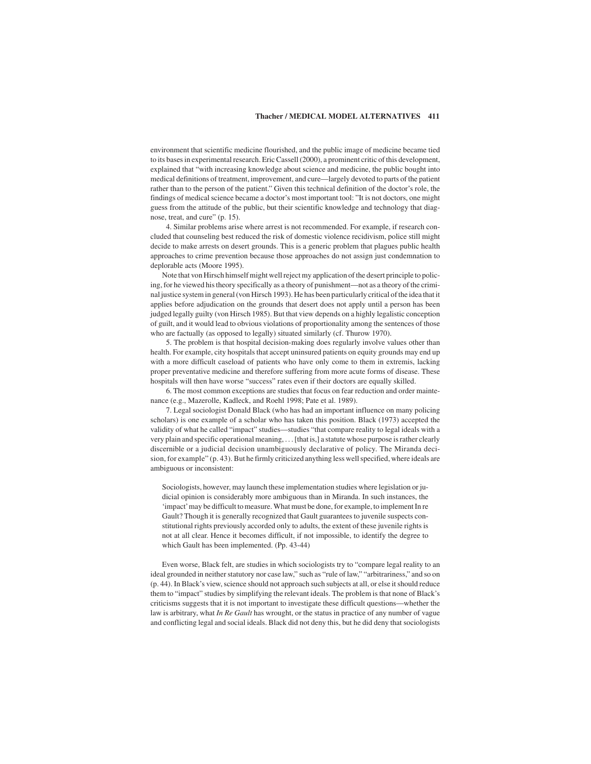environment that scientific medicine flourished, and the public image of medicine became tied to its bases in experimental research. Eric Cassell (2000), a prominent critic of this development, explained that "with increasing knowledge about science and medicine, the public bought into medical definitions of treatment, improvement, and cure—largely devoted to parts of the patient rather than to the person of the patient." Given this technical definition of the doctor's role, the findings of medical science became a doctor's most important tool: "It is not doctors, one might guess from the attitude of the public, but their scientific knowledge and technology that diagnose, treat, and cure" (p. 15).

4. Similar problems arise where arrest is not recommended. For example, if research concluded that counseling best reduced the risk of domestic violence recidivism, police still might decide to make arrests on desert grounds. This is a generic problem that plagues public health approaches to crime prevention because those approaches do not assign just condemnation to deplorable acts (Moore 1995).

Note that von Hirsch himself might well reject my application of the desert principle to policing, for he viewed his theory specifically as a theory of punishment—not as a theory of the criminal justice system in general (von Hirsch 1993). He has been particularly critical of the idea that it applies before adjudication on the grounds that desert does not apply until a person has been judged legally guilty (von Hirsch 1985). But that view depends on a highly legalistic conception of guilt, and it would lead to obvious violations of proportionality among the sentences of those who are factually (as opposed to legally) situated similarly (cf. Thurow 1970).

5. The problem is that hospital decision-making does regularly involve values other than health. For example, city hospitals that accept uninsured patients on equity grounds may end up with a more difficult caseload of patients who have only come to them in extremis, lacking proper preventative medicine and therefore suffering from more acute forms of disease. These hospitals will then have worse "success" rates even if their doctors are equally skilled.

6. The most common exceptions are studies that focus on fear reduction and order maintenance (e.g., Mazerolle, Kadleck, and Roehl 1998; Pate et al. 1989).

7. Legal sociologist Donald Black (who has had an important influence on many policing scholars) is one example of a scholar who has taken this position. Black (1973) accepted the validity of what he called "impact" studies—studies "that compare reality to legal ideals with a very plain and specific operational meaning, . . . [that is,] a statute whose purpose is rather clearly discernible or a judicial decision unambiguously declarative of policy. The Miranda decision, for example" (p. 43). But he firmly criticized anything less well specified, where ideals are ambiguous or inconsistent:

> Sociologists, however, may launch these implementation studies where legislation or judicial opinion is considerably more ambiguous than in Miranda. In such instances, the 'impact' may be difficult to measure. What must be done, for example, to implement In re Gault? Though it is generally recognized that Gault guarantees to juvenile suspects constitutional rights previously accorded only to adults, the extent of these juvenile rights is not at all clear. Hence it becomes difficult, if not impossible, to identify the degree to which Gault has been implemented. (Pp. 43-44)

Even worse, Black felt, are studies in which sociologists try to "compare legal reality to an ideal grounded in neither statutory nor case law," such as "rule of law," "arbitrariness," and so on (p. 44). In Black's view, science should not approach such subjects at all, or else it should reduce them to "impact" studies by simplifying the relevant ideals. The problem is that none of Black's criticisms suggests that it is not important to investigate these difficult questions—whether the law is arbitrary, what *In Re Gault* has wrought, or the status in practice of any number of vague and conflicting legal and social ideals. Black did not deny this, but he did deny that sociologists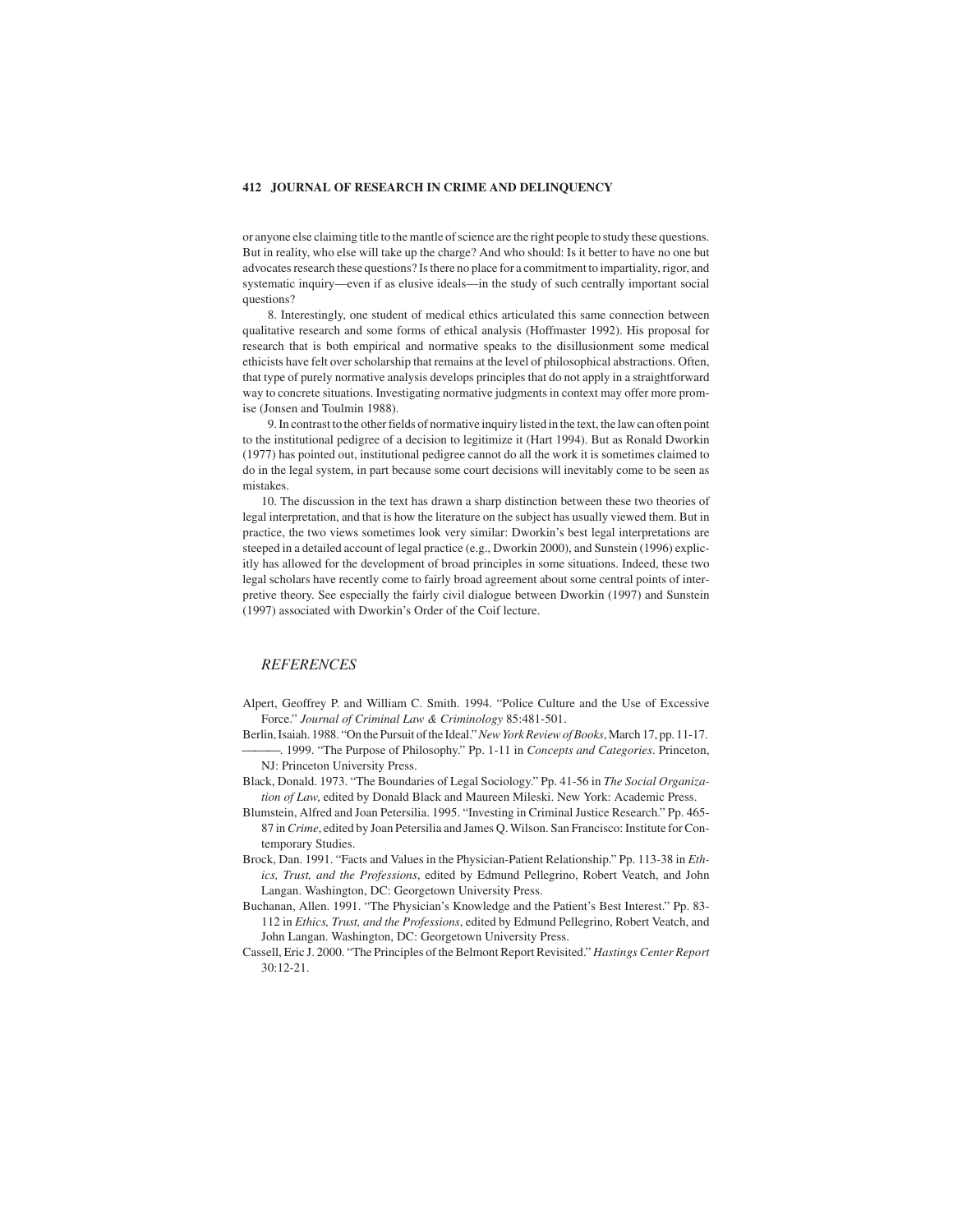or anyone else claiming title to the mantle of science are the right people to study these questions. But in reality, who else will take up the charge? And who should: Is it better to have no one but advocates research these questions? Is there no place for a commitment to impartiality, rigor, and systematic inquiry—even if as elusive ideals—in the study of such centrally important social questions?

8. Interestingly, one student of medical ethics articulated this same connection between qualitative research and some forms of ethical analysis (Hoffmaster 1992). His proposal for research that is both empirical and normative speaks to the disillusionment some medical ethicists have felt over scholarship that remains at the level of philosophical abstractions. Often, that type of purely normative analysis develops principles that do not apply in a straightforward way to concrete situations. Investigating normative judgments in context may offer more promise (Jonsen and Toulmin 1988).

9. In contrast to the other fields of normative inquiry listed in the text, the law can often point to the institutional pedigree of a decision to legitimize it (Hart 1994). But as Ronald Dworkin (1977) has pointed out, institutional pedigree cannot do all the work it is sometimes claimed to do in the legal system, in part because some court decisions will inevitably come to be seen as mistakes.

10. The discussion in the text has drawn a sharp distinction between these two theories of legal interpretation, and that is how the literature on the subject has usually viewed them. But in practice, the two views sometimes look very similar: Dworkin's best legal interpretations are steeped in a detailed account of legal practice (e.g., Dworkin 2000), and Sunstein (1996) explicitly has allowed for the development of broad principles in some situations. Indeed, these two legal scholars have recently come to fairly broad agreement about some central points of interpretive theory. See especially the fairly civil dialogue between Dworkin (1997) and Sunstein (1997) associated with Dworkin's Order of the Coif lecture.

## *REFERENCES*

Alpert, Geoffrey P. and William C. Smith. 1994. "Police Culture and the Use of Excessive Force." *Journal of Criminal Law & Criminology* 85:481-501.

Berlin, Isaiah. 1988. "On the Pursuit of the Ideal." *New York Review of Books*, March 17, pp. 11-17.

———. 1999. "The Purpose of Philosophy." Pp. 1-11 in *Concepts and Categories*. Princeton, NJ: Princeton University Press.

Black, Donald. 1973. "The Boundaries of Legal Sociology." Pp. 41-56 in *The Social Organization of Law*, edited by Donald Black and Maureen Mileski. New York: Academic Press.

Blumstein, Alfred and Joan Petersilia. 1995. "Investing in Criminal Justice Research." Pp. 465-87 in *Crime*, edited by Joan Petersilia and James Q. Wilson. San Francisco: Institute for Contemporary Studies.

Brock, Dan. 1991. "Facts and Values in the Physician-Patient Relationship." Pp. 113-38 in *Ethics, Trust, and the Professions*, edited by Edmund Pellegrino, Robert Veatch, and John Langan. Washington, DC: Georgetown University Press.

Buchanan, Allen. 1991. "The Physician's Knowledge and the Patient's Best Interest." Pp. 83-112 in *Ethics, Trust, and the Professions*, edited by Edmund Pellegrino, Robert Veatch, and John Langan. Washington, DC: Georgetown University Press.

Cassell, Eric J. 2000. "The Principles of the Belmont Report Revisited." *Hastings Center Report* 30:12-21.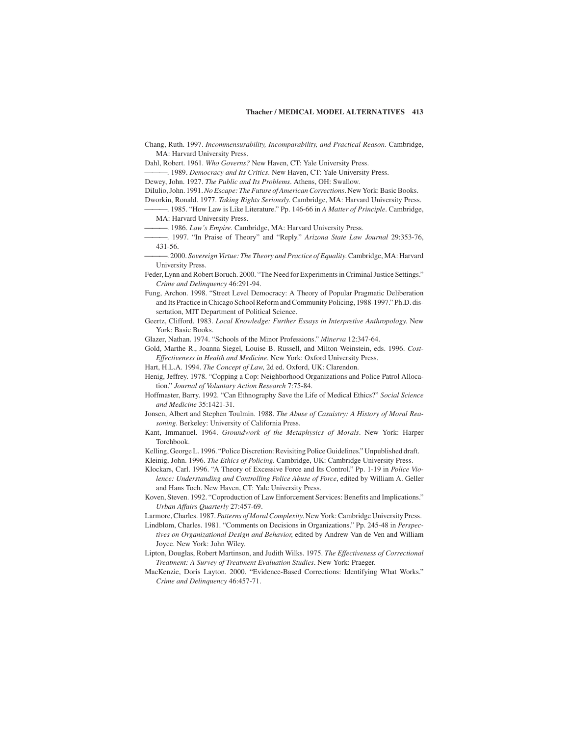Chang, Ruth. 1997. *Incommensurability, Incomparability, and Practical Reason*. Cambridge, MA: Harvard University Press.

Dahl, Robert. 1961. *Who Governs?* New Haven, CT: Yale University Press.

———. 1989. *Democracy and Its Critics*. New Haven, CT: Yale University Press.

Dewey, John. 1927. *The Public and Its Problems*. Athens, OH: Swallow.

DiIulio, John. 1991. *No Escape: The Future of American Corrections*. New York: Basic Books.

Dworkin, Ronald. 1977. *Taking Rights Seriously*. Cambridge, MA: Harvard University Press.

———. 1985. "How Law is Like Literature." Pp. 146-66 in *A Matter of Principle*. Cambridge, MA: Harvard University Press.

———. 1986. *Law's Empire*. Cambridge, MA: Harvard University Press.

———. 1997. "In Praise of Theory" and "Reply." *Arizona State Law Journal* 29:353-76, 431-56.

———. 2000. *Sovereign Virtue: The Theory and Practice of Equality*. Cambridge, MA: Harvard University Press.

Feder, Lynn and Robert Boruch. 2000. "The Need for Experiments in Criminal Justice Settings." *Crime and Delinquency* 46:291-94.

Fung, Archon. 1998. "Street Level Democracy: A Theory of Popular Pragmatic Deliberation and Its Practice in Chicago School Reform and Community Policing, 1988-1997." Ph.D. dissertation, MIT Department of Political Science.

Geertz, Clifford. 1983. *Local Knowledge: Further Essays in Interpretive Anthropology*. New York: Basic Books.

Glazer, Nathan. 1974. "Schools of the Minor Professions." *Minerva* 12:347-64.

Gold, Marthe R., Joanna Siegel, Louise B. Russell, and Milton Weinstein, eds. 1996. *Cost-Effectiveness in Health and Medicine*. New York: Oxford University Press.

Hart, H.L.A. 1994. *The Concept of Law*, 2d ed. Oxford, UK: Clarendon.

Henig, Jeffrey. 1978. "Copping a Cop: Neighborhood Organizations and Police Patrol Allocation." *Journal of Voluntary Action Research* 7:75-84.

Hoffmaster, Barry. 1992. "Can Ethnography Save the Life of Medical Ethics?" *Social Science and Medicine* 35:1421-31.

Jonsen, Albert and Stephen Toulmin. 1988. *The Abuse of Casuistry: A History of Moral Reasoning*. Berkeley: University of California Press.

Kant, Immanuel. 1964. *Groundwork of the Metaphysics of Morals*. New York: Harper Torchbook.

Kelling, George L. 1996. "Police Discretion: Revisiting Police Guidelines." Unpublished draft.

Kleinig, John. 1996. *The Ethics of Policing*. Cambridge, UK: Cambridge University Press.

Klockars, Carl. 1996. "A Theory of Excessive Force and Its Control." Pp. 1-19 in *Police Violence: Understanding and Controlling Police Abuse of Force*, edited by William A. Geller and Hans Toch. New Haven, CT: Yale University Press.

Koven, Steven. 1992. "Coproduction of Law Enforcement Services: Benefits and Implications." *Urban Affairs Quarterly* 27:457-69.

Larmore, Charles. 1987. *Patterns of Moral Complexity*. New York: Cambridge University Press.

Lindblom, Charles. 1981. "Comments on Decisions in Organizations." Pp. 245-48 in *Perspectives on Organizational Design and Behavior*, edited by Andrew Van de Ven and William Joyce. New York: John Wiley.

Lipton, Douglas, Robert Martinson, and Judith Wilks. 1975. *The Effectiveness of Correctional Treatment: A Survey of Treatment Evaluation Studies*. New York: Praeger.

MacKenzie, Doris Layton. 2000. "Evidence-Based Corrections: Identifying What Works." *Crime and Delinquency* 46:457-71.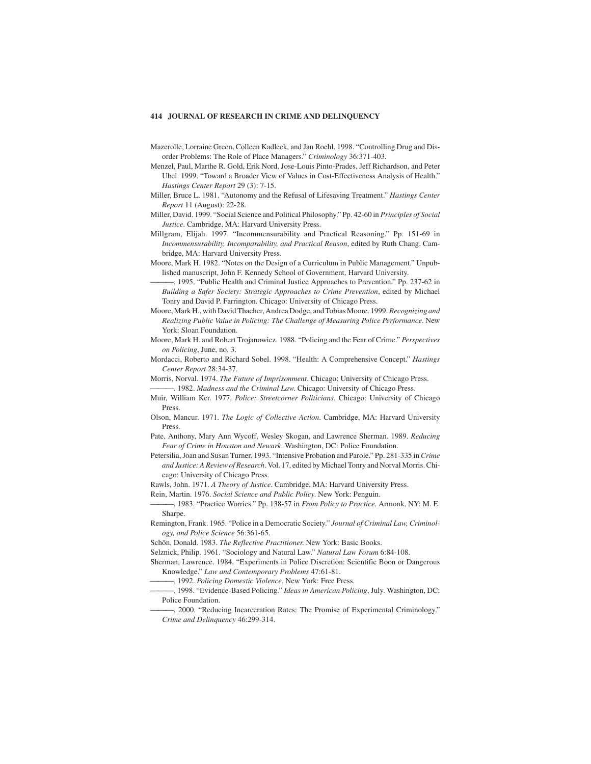Mazerolle, Lorraine Green, Colleen Kadleck, and Jan Roehl. 1998. "Controlling Drug and Disorder Problems: The Role of Place Managers." *Criminology* 36:371-403.

Menzel, Paul, Marthe R. Gold, Erik Nord, Jose-Louis Pinto-Prades, Jeff Richardson, and Peter Ubel. 1999. "Toward a Broader View of Values in Cost-Effectiveness Analysis of Health." *Hastings Center Report* 29 (3): 7-15.

Miller, Bruce L. 1981. "Autonomy and the Refusal of Lifesaving Treatment." *Hastings Center Report* 11 (August): 22-28.

Miller, David. 1999. "Social Science and Political Philosophy." Pp. 42-60 in *Principles of Social Justice*. Cambridge, MA: Harvard University Press.

Millgram, Elijah. 1997. "Incommensurability and Practical Reasoning." Pp. 151-69 in *Incommensurability, Incomparability, and Practical Reason*, edited by Ruth Chang. Cambridge, MA: Harvard University Press.

Moore, Mark H. 1982. "Notes on the Design of a Curriculum in Public Management." Unpublished manuscript, John F. Kennedy School of Government, Harvard University.

———. 1995. "Public Health and Criminal Justice Approaches to Prevention." Pp. 237-62 in *Building a Safer Society: Strategic Approaches to Crime Prevention*, edited by Michael Tonry and David P. Farrington. Chicago: University of Chicago Press.

Moore, Mark H., with David Thacher, Andrea Dodge, and Tobias Moore. 1999. *Recognizing and Realizing Public Value in Policing: The Challenge of Measuring Police Performance*. New York: Sloan Foundation.

Moore, Mark H. and Robert Trojanowicz. 1988. "Policing and the Fear of Crime." *Perspectives on Policing*, June, no. 3.

Mordacci, Roberto and Richard Sobel. 1998. "Health: A Comprehensive Concept." *Hastings Center Report* 28:34-37.

Morris, Norval. 1974. *The Future of Imprisonment*. Chicago: University of Chicago Press.

———. 1982. *Madness and the Criminal Law*. Chicago: University of Chicago Press.

Muir, William Ker. 1977. *Police: Streetcorner Politicians*. Chicago: University of Chicago Press.

Olson, Mancur. 1971. *The Logic of Collective Action*. Cambridge, MA: Harvard University Press.

Pate, Anthony, Mary Ann Wycoff, Wesley Skogan, and Lawrence Sherman. 1989. *Reducing Fear of Crime in Houston and Newark*. Washington, DC: Police Foundation.

Petersilia, Joan and Susan Turner. 1993. "Intensive Probation and Parole." Pp. 281-335 in *Crime and Justice: A Review of Research*. Vol. 17, edited by Michael Tonry and Norval Morris. Chicago: University of Chicago Press.

Rawls, John. 1971. *A Theory of Justice*. Cambridge, MA: Harvard University Press.

Rein, Martin. 1976. *Social Science and Public Policy*. New York: Penguin.

———. 1983. "Practice Worries." Pp. 138-57 in *From Policy to Practice*. Armonk, NY: M. E. Sharpe.

Remington, Frank. 1965. "Police in a Democratic Society." *Journal of Criminal Law, Criminology, and Police Science* 56:361-65.

Schön, Donald. 1983. *The Reflective Practitioner*. New York: Basic Books.

Selznick, Philip. 1961. "Sociology and Natural Law." *Natural Law Forum* 6:84-108.

Sherman, Lawrence. 1984. "Experiments in Police Discretion: Scientific Boon or Dangerous Knowledge." *Law and Contemporary Problems* 47:61-81.

———. 1992. *Policing Domestic Violence*. New York: Free Press.

———. 1998. "Evidence-Based Policing." *Ideas in American Policing*, July. Washington, DC: Police Foundation.

———. 2000. "Reducing Incarceration Rates: The Promise of Experimental Criminology." *Crime and Delinquency* 46:299-314.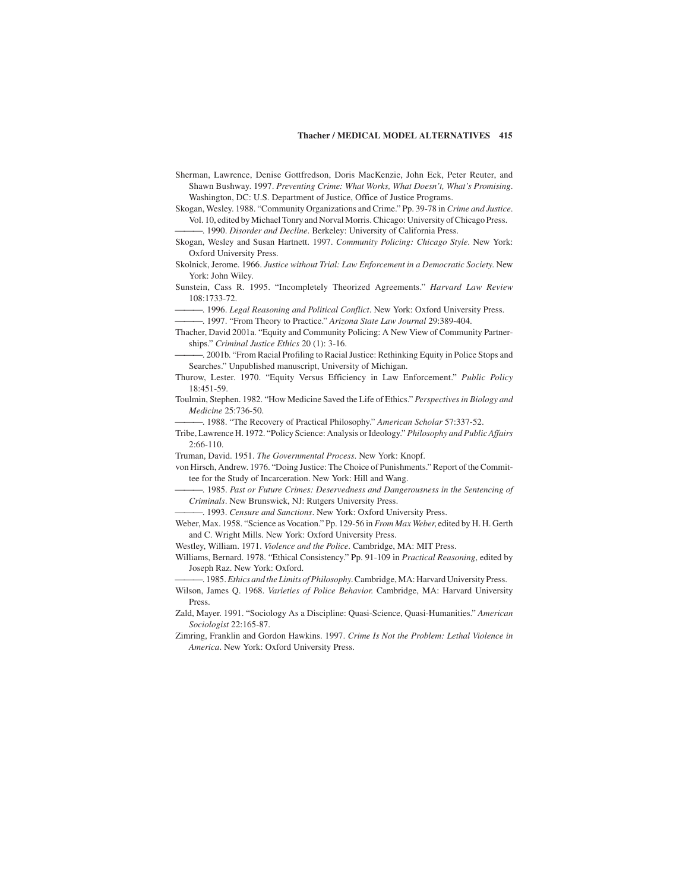Sherman, Lawrence, Denise Gottfredson, Doris MacKenzie, John Eck, Peter Reuter, and Shawn Bushway. 1997. *Preventing Crime: What Works, What Doesn't, What's Promising*. Washington, DC: U.S. Department of Justice, Office of Justice Programs.

Skogan, Wesley. 1988. "Community Organizations and Crime." Pp. 39-78 in *Crime and Justice*. Vol. 10, edited by Michael Tonry and Norval Morris. Chicago: University of Chicago Press.

———. 1990. *Disorder and Decline*. Berkeley: University of California Press.

Skogan, Wesley and Susan Hartnett. 1997. *Community Policing: Chicago Style*. New York: Oxford University Press.

Skolnick, Jerome. 1966. *Justice without Trial: Law Enforcement in a Democratic Society*. New York: John Wiley.

Sunstein, Cass R. 1995. "Incompletely Theorized Agreements." *Harvard Law Review* 108:1733-72.

———. 1996. *Legal Reasoning and Political Conflict*. New York: Oxford University Press.

———. 1997. "From Theory to Practice." *Arizona State Law Journal* 29:389-404.

Thacher, David 2001a. "Equity and Community Policing: A New View of Community Partnerships." *Criminal Justice Ethics* 20 (1): 3-16.

———. 2001b. "From Racial Profiling to Racial Justice: Rethinking Equity in Police Stops and Searches." Unpublished manuscript, University of Michigan.

Thurow, Lester. 1970. "Equity Versus Efficiency in Law Enforcement." *Public Policy* 18:451-59.

Toulmin, Stephen. 1982. "How Medicine Saved the Life of Ethics." *Perspectives in Biology and Medicine* 25:736-50.

———. 1988. "The Recovery of Practical Philosophy." *American Scholar* 57:337-52.

Tribe, Lawrence H. 1972. "Policy Science: Analysis or Ideology." *Philosophy and Public Affairs* 2:66-110.

Truman, David. 1951. *The Governmental Process*. New York: Knopf.

von Hirsch, Andrew. 1976. "Doing Justice: The Choice of Punishments." Report of the Committee for the Study of Incarceration. New York: Hill and Wang.

———. 1985. *Past or Future Crimes: Deservedness and Dangerousness in the Sentencing of Criminals*. New Brunswick, NJ: Rutgers University Press.

———. 1993. *Censure and Sanctions*. New York: Oxford University Press.

Weber, Max. 1958. "Science as Vocation." Pp. 129-56 in *From Max Weber*, edited by H. H. Gerth and C. Wright Mills. New York: Oxford University Press.

Westley, William. 1971. *Violence and the Police*. Cambridge, MA: MIT Press.

Williams, Bernard. 1978. "Ethical Consistency." Pp. 91-109 in *Practical Reasoning*, edited by Joseph Raz. New York: Oxford.

———. 1985. *Ethics and the Limits of Philosophy*. Cambridge, MA: Harvard University Press.

Wilson, James Q. 1968. *Varieties of Police Behavior*. Cambridge, MA: Harvard University Press.

Zald, Mayer. 1991. "Sociology As a Discipline: Quasi-Science, Quasi-Humanities." *American Sociologist* 22:165-87.

Zimring, Franklin and Gordon Hawkins. 1997. *Crime Is Not the Problem: Lethal Violence in America*. New York: Oxford University Press.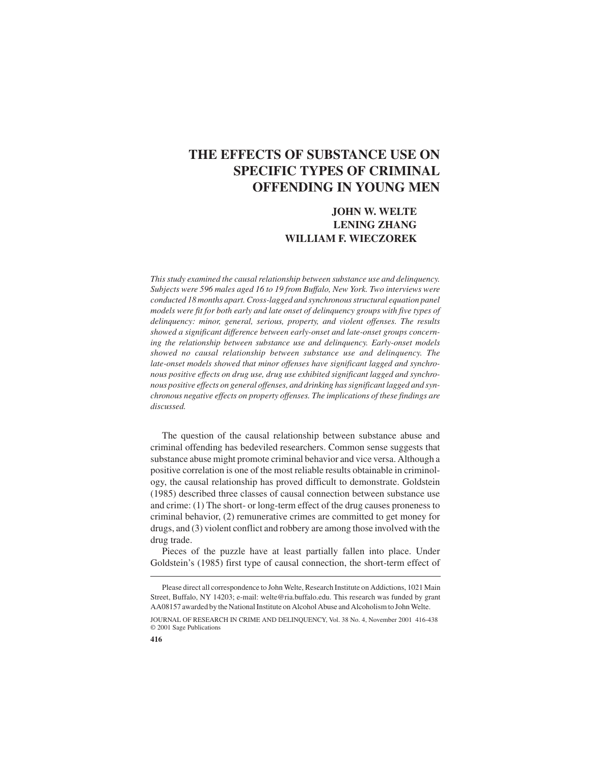# THE EFFECTS OF SUBSTANCE USE ON SPECIFIC TYPES OF CRIMINAL OFFENDING IN YOUNG MEN

**JOHN W. WELTE**
**LENING ZHANG**
**WILLIAM F. WIECZOREK**

*This study examined the causal relationship between substance use and delinquency. Subjects were 596 males aged 16 to 19 from Buffalo, New York. Two interviews were conducted 18 months apart. Cross-lagged and synchronous structural equation panel models were fit for both early and late onset of delinquency groups with five types of delinquency: minor, general, serious, property, and violent offenses. The results showed a significant difference between early-onset and late-onset groups concerning the relationship between substance use and delinquency. Early-onset models showed no causal relationship between substance use and delinquency. The late-onset models showed that minor offenses have significant lagged and synchronous positive effects on drug use, drug use exhibited significant lagged and synchronous positive effects on general offenses, and drinking has significant lagged and synchronous negative effects on property offenses. The implications of these findings are discussed.*

The question of the causal relationship between substance abuse and criminal offending has bedeviled researchers. Common sense suggests that substance abuse might promote criminal behavior and vice versa. Although a positive correlation is one of the most reliable results obtainable in criminology, the causal relationship has proved difficult to demonstrate. Goldstein (1985) described three classes of causal connection between substance use and crime: (1) The short- or long-term effect of the drug causes proneness to criminal behavior, (2) remunerative crimes are committed to get money for drugs, and (3) violent conflict and robbery are among those involved with the drug trade.

Pieces of the puzzle have at least partially fallen into place. Under Goldstein's (1985) first type of causal connection, the short-term effect of

---

Please direct all correspondence to John Welte, Research Institute on Addictions, 1021 Main Street, Buffalo, NY 14203; e-mail: welte@ria.buffalo.edu. This research was funded by grant AA08157 awarded by the National Institute on Alcohol Abuse and Alcoholism to John Welte.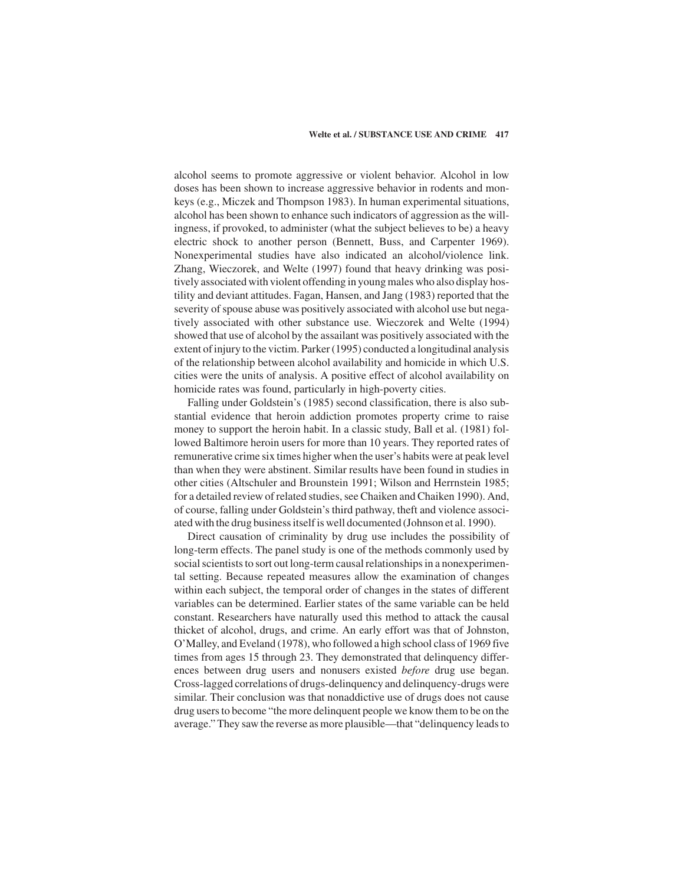alcohol seems to promote aggressive or violent behavior. Alcohol in low doses has been shown to increase aggressive behavior in rodents and monkeys (e.g., Miczek and Thompson 1983). In human experimental situations, alcohol has been shown to enhance such indicators of aggression as the willingness, if provoked, to administer (what the subject believes to be) a heavy electric shock to another person (Bennett, Buss, and Carpenter 1969). Nonexperimental studies have also indicated an alcohol/violence link. Zhang, Wieczorek, and Welte (1997) found that heavy drinking was positively associated with violent offending in young males who also display hostility and deviant attitudes. Fagan, Hansen, and Jang (1983) reported that the severity of spouse abuse was positively associated with alcohol use but negatively associated with other substance use. Wieczorek and Welte (1994) showed that use of alcohol by the assailant was positively associated with the extent of injury to the victim. Parker (1995) conducted a longitudinal analysis of the relationship between alcohol availability and homicide in which U.S. cities were the units of analysis. A positive effect of alcohol availability on homicide rates was found, particularly in high-poverty cities.

Falling under Goldstein's (1985) second classification, there is also substantial evidence that heroin addiction promotes property crime to raise money to support the heroin habit. In a classic study, Ball et al. (1981) followed Baltimore heroin users for more than 10 years. They reported rates of remunerative crime six times higher when the user's habits were at peak level than when they were abstinent. Similar results have been found in studies in other cities (Altschuler and Brounstein 1991; Wilson and Herrnstein 1985; for a detailed review of related studies, see Chaiken and Chaiken 1990). And, of course, falling under Goldstein's third pathway, theft and violence associated with the drug business itself is well documented (Johnson et al. 1990).

Direct causation of criminality by drug use includes the possibility of long-term effects. The panel study is one of the methods commonly used by social scientists to sort out long-term causal relationships in a nonexperimental setting. Because repeated measures allow the examination of changes within each subject, the temporal order of changes in the states of different variables can be determined. Earlier states of the same variable can be held constant. Researchers have naturally used this method to attack the causal thicket of alcohol, drugs, and crime. An early effort was that of Johnston, O'Malley, and Eveland (1978), who followed a high school class of 1969 five times from ages 15 through 23. They demonstrated that delinquency differences between drug users and nonusers existed *before* drug use began. Cross-lagged correlations of drugs-delinquency and delinquency-drugs were similar. Their conclusion was that nonaddictive use of drugs does not cause drug users to become "the more delinquent people we know them to be on the average." They saw the reverse as more plausible—that "delinquency leads to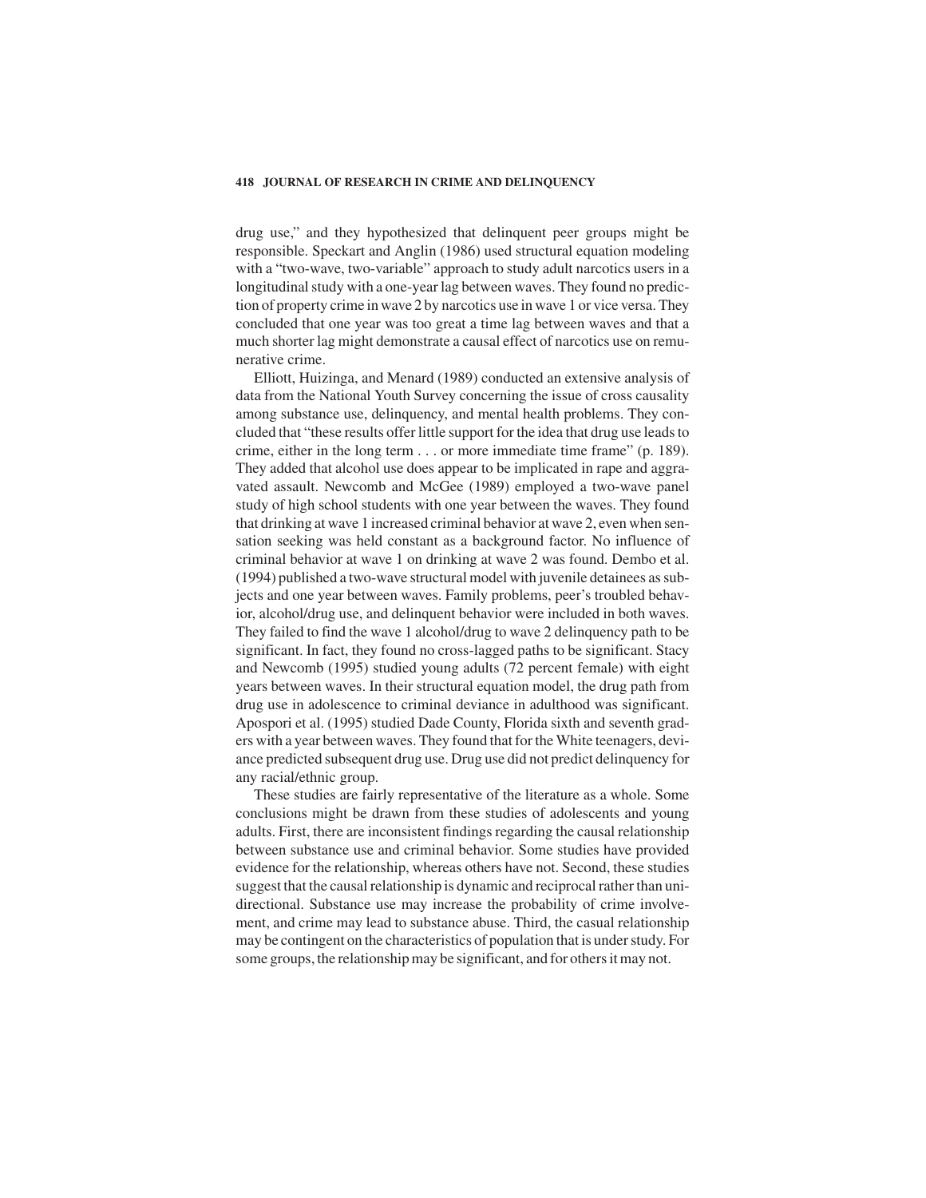drug use," and they hypothesized that delinquent peer groups might be responsible. Speckart and Anglin (1986) used structural equation modeling with a "two-wave, two-variable" approach to study adult narcotics users in a longitudinal study with a one-year lag between waves. They found no prediction of property crime in wave 2 by narcotics use in wave 1 or vice versa. They concluded that one year was too great a time lag between waves and that a much shorter lag might demonstrate a causal effect of narcotics use on remunerative crime.

Elliott, Huizinga, and Menard (1989) conducted an extensive analysis of data from the National Youth Survey concerning the issue of cross causality among substance use, delinquency, and mental health problems. They concluded that "these results offer little support for the idea that drug use leads to crime, either in the long term . . . or more immediate time frame" (p. 189). They added that alcohol use does appear to be implicated in rape and aggravated assault. Newcomb and McGee (1989) employed a two-wave panel study of high school students with one year between the waves. They found that drinking at wave 1 increased criminal behavior at wave 2, even when sensation seeking was held constant as a background factor. No influence of criminal behavior at wave 1 on drinking at wave 2 was found. Dembo et al. (1994) published a two-wave structural model with juvenile detainees as subjects and one year between waves. Family problems, peer's troubled behavior, alcohol/drug use, and delinquent behavior were included in both waves. They failed to find the wave 1 alcohol/drug to wave 2 delinquency path to be significant. In fact, they found no cross-lagged paths to be significant. Stacy and Newcomb (1995) studied young adults (72 percent female) with eight years between waves. In their structural equation model, the drug path from drug use in adolescence to criminal deviance in adulthood was significant. Apospori et al. (1995) studied Dade County, Florida sixth and seventh graders with a year between waves. They found that for the White teenagers, deviance predicted subsequent drug use. Drug use did not predict delinquency for any racial/ethnic group.

These studies are fairly representative of the literature as a whole. Some conclusions might be drawn from these studies of adolescents and young adults. First, there are inconsistent findings regarding the causal relationship between substance use and criminal behavior. Some studies have provided evidence for the relationship, whereas others have not. Second, these studies suggest that the causal relationship is dynamic and reciprocal rather than unidirectional. Substance use may increase the probability of crime involvement, and crime may lead to substance abuse. Third, the casual relationship may be contingent on the characteristics of population that is under study. For some groups, the relationship may be significant, and for others it may not.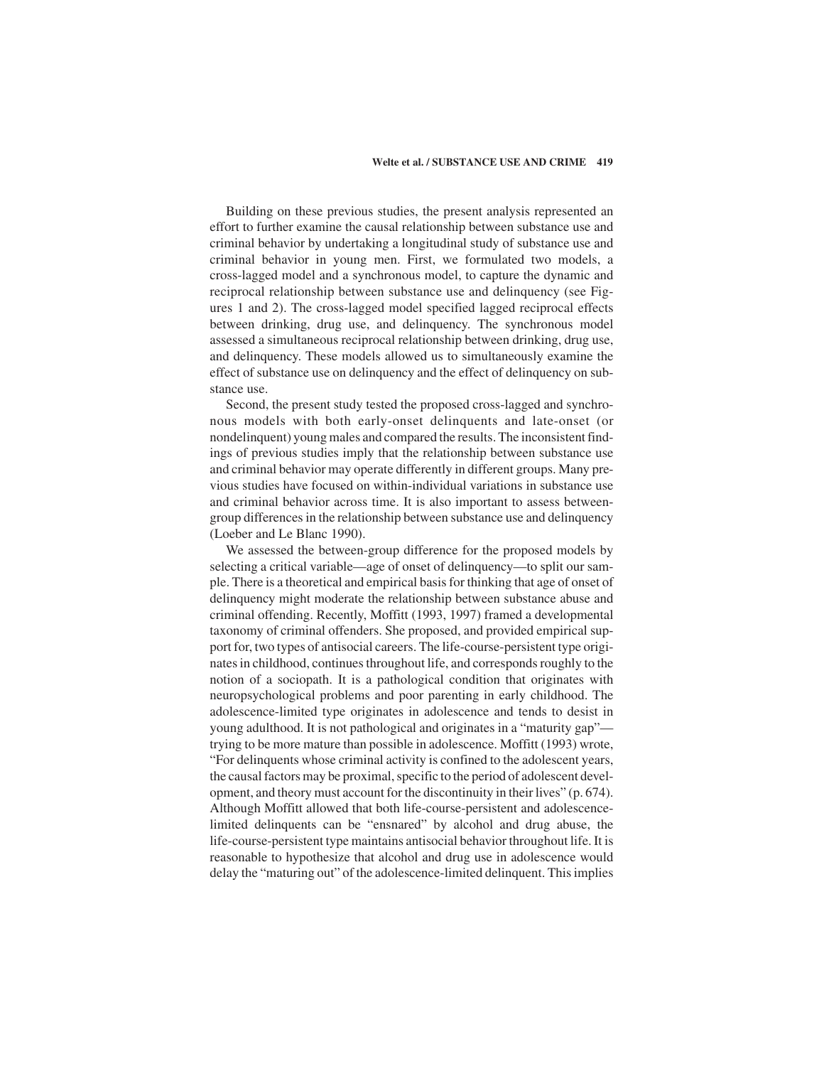Building on these previous studies, the present analysis represented an effort to further examine the causal relationship between substance use and criminal behavior by undertaking a longitudinal study of substance use and criminal behavior in young men. First, we formulated two models, a cross-lagged model and a synchronous model, to capture the dynamic and reciprocal relationship between substance use and delinquency (see Figures 1 and 2). The cross-lagged model specified lagged reciprocal effects between drinking, drug use, and delinquency. The synchronous model assessed a simultaneous reciprocal relationship between drinking, drug use, and delinquency. These models allowed us to simultaneously examine the effect of substance use on delinquency and the effect of delinquency on substance use.

Second, the present study tested the proposed cross-lagged and synchronous models with both early-onset delinquents and late-onset (or nondelinquent) young males and compared the results. The inconsistent findings of previous studies imply that the relationship between substance use and criminal behavior may operate differently in different groups. Many previous studies have focused on within-individual variations in substance use and criminal behavior across time. It is also important to assess between-group differences in the relationship between substance use and delinquency (Loeber and Le Blanc 1990).

We assessed the between-group difference for the proposed models by selecting a critical variable—age of onset of delinquency—to split our sample. There is a theoretical and empirical basis for thinking that age of onset of delinquency might moderate the relationship between substance abuse and criminal offending. Recently, Moffitt (1993, 1997) framed a developmental taxonomy of criminal offenders. She proposed, and provided empirical support for, two types of antisocial careers. The life-course-persistent type originates in childhood, continues throughout life, and corresponds roughly to the notion of a sociopath. It is a pathological condition that originates with neuropsychological problems and poor parenting in early childhood. The adolescence-limited type originates in adolescence and tends to desist in young adulthood. It is not pathological and originates in a "maturity gap"—trying to be more mature than possible in adolescence. Moffitt (1993) wrote, "For delinquents whose criminal activity is confined to the adolescent years, the causal factors may be proximal, specific to the period of adolescent development, and theory must account for the discontinuity in their lives" (p. 674). Although Moffitt allowed that both life-course-persistent and adolescence-limited delinquents can be "ensnared" by alcohol and drug abuse, the life-course-persistent type maintains antisocial behavior throughout life. It is reasonable to hypothesize that alcohol and drug use in adolescence would delay the "maturing out" of the adolescence-limited delinquent. This implies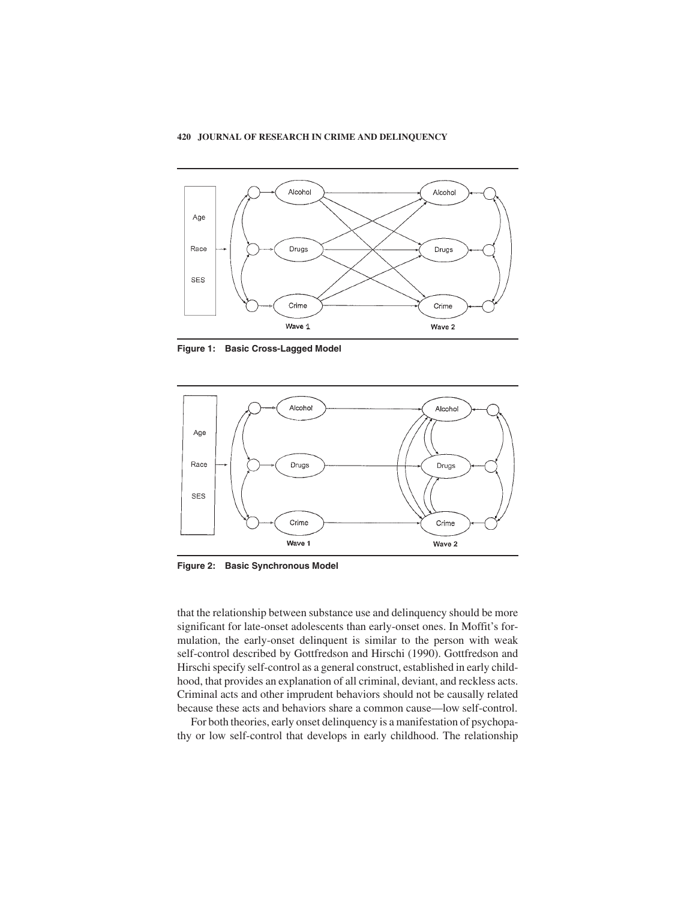Figure 1: Basic Cross-Lagged Model

Figure 2: Basic Synchronous Model

that the relationship between substance use and delinquency should be more significant for late-onset adolescents than early-onset ones. In Moffit's formulation, the early-onset delinquent is similar to the person with weak self-control described by Gottfredson and Hirschi (1990). Gottfredson and Hirschi specify self-control as a general construct, established in early childhood, that provides an explanation of all criminal, deviant, and reckless acts. Criminal acts and other imprudent behaviors should not be causally related because these acts and behaviors share a common cause—low self-control.

For both theories, early onset delinquency is a manifestation of psychopathy or low self-control that develops in early childhood. The relationship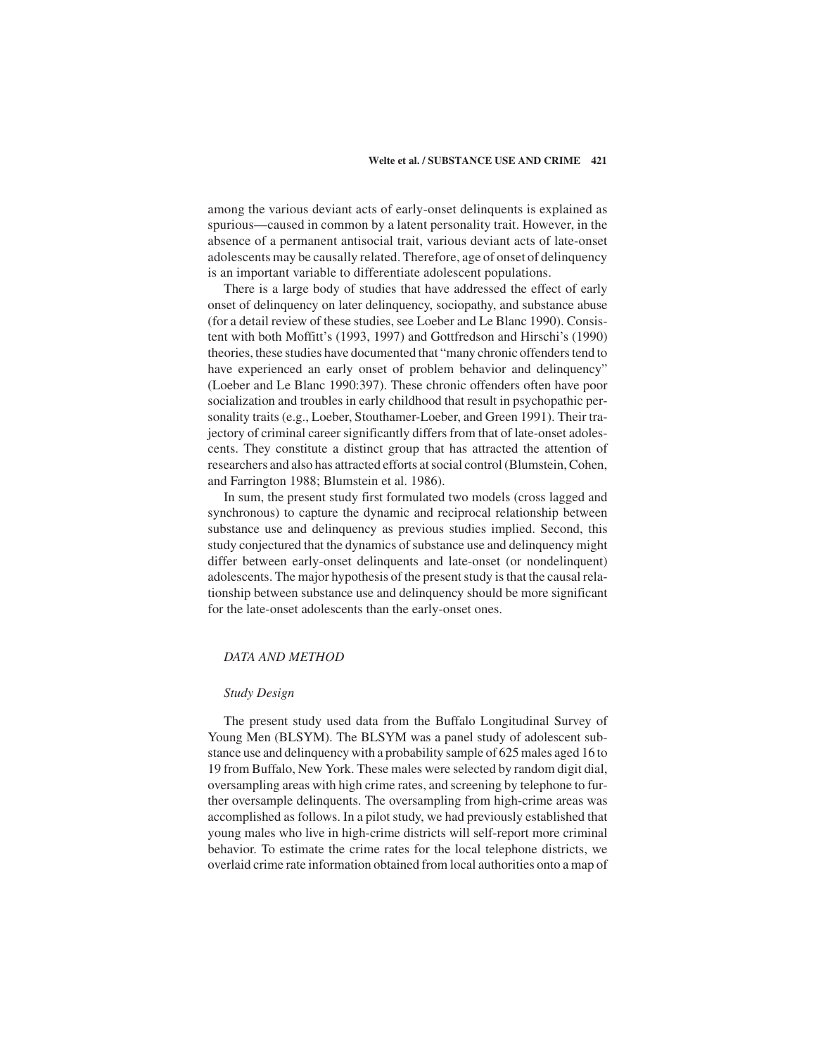among the various deviant acts of early-onset delinquents is explained as spurious—caused in common by a latent personality trait. However, in the absence of a permanent antisocial trait, various deviant acts of late-onset adolescents may be causally related. Therefore, age of onset of delinquency is an important variable to differentiate adolescent populations.

There is a large body of studies that have addressed the effect of early onset of delinquency on later delinquency, sociopathy, and substance abuse (for a detail review of these studies, see Loeber and Le Blanc 1990). Consistent with both Moffitt's (1993, 1997) and Gottfredson and Hirschi's (1990) theories, these studies have documented that "many chronic offenders tend to have experienced an early onset of problem behavior and delinquency" (Loeber and Le Blanc 1990:397). These chronic offenders often have poor socialization and troubles in early childhood that result in psychopathic personality traits (e.g., Loeber, Stouthamer-Loeber, and Green 1991). Their trajectory of criminal career significantly differs from that of late-onset adolescents. They constitute a distinct group that has attracted the attention of researchers and also has attracted efforts at social control (Blumstein, Cohen, and Farrington 1988; Blumstein et al. 1986).

In sum, the present study first formulated two models (cross lagged and synchronous) to capture the dynamic and reciprocal relationship between substance use and delinquency as previous studies implied. Second, this study conjectured that the dynamics of substance use and delinquency might differ between early-onset delinquents and late-onset (or nondelinquent) adolescents. The major hypothesis of the present study is that the causal relationship between substance use and delinquency should be more significant for the late-onset adolescents than the early-onset ones.

## *DATA AND METHOD*

### *Study Design*

The present study used data from the Buffalo Longitudinal Survey of Young Men (BLSYM). The BLSYM was a panel study of adolescent substance use and delinquency with a probability sample of 625 males aged 16 to 19 from Buffalo, New York. These males were selected by random digit dial, oversampling areas with high crime rates, and screening by telephone to further oversample delinquents. The oversampling from high-crime areas was accomplished as follows. In a pilot study, we had previously established that young males who live in high-crime districts will self-report more criminal behavior. To estimate the crime rates for the local telephone districts, we overlaid crime rate information obtained from local authorities onto a map of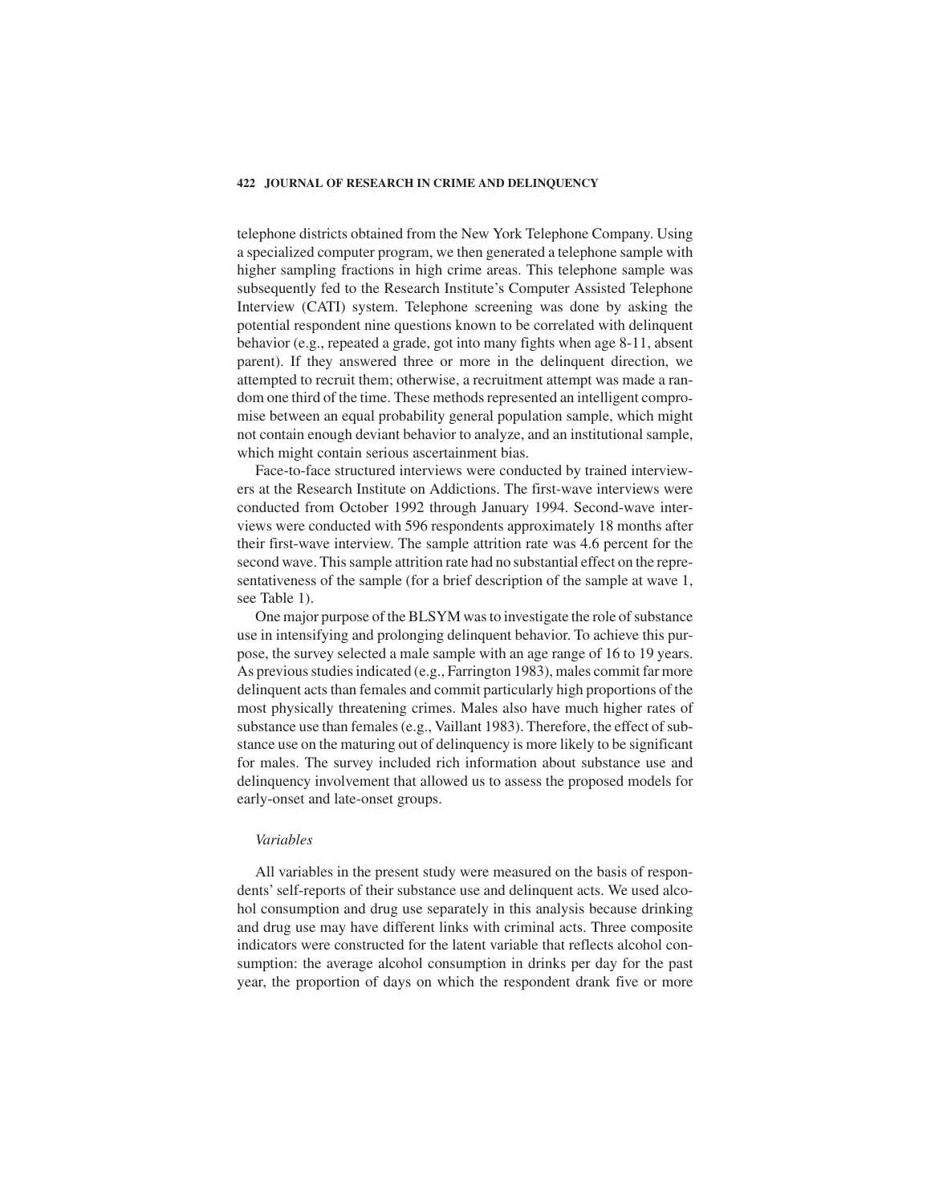telephone districts obtained from the New York Telephone Company. Using a specialized computer program, we then generated a telephone sample with higher sampling fractions in high crime areas. This telephone sample was subsequently fed to the Research Institute's Computer Assisted Telephone Interview (CATI) system. Telephone screening was done by asking the potential respondent nine questions known to be correlated with delinquent behavior (e.g., repeated a grade, got into many fights when age 8-11, absent parent). If they answered three or more in the delinquent direction, we attempted to recruit them; otherwise, a recruitment attempt was made a random one third of the time. These methods represented an intelligent compromise between an equal probability general population sample, which might not contain enough deviant behavior to analyze, and an institutional sample, which might contain serious ascertainment bias.

Face-to-face structured interviews were conducted by trained interviewers at the Research Institute on Addictions. The first-wave interviews were conducted from October 1992 through January 1994. Second-wave interviews were conducted with 596 respondents approximately 18 months after their first-wave interview. The sample attrition rate was 4.6 percent for the second wave. This sample attrition rate had no substantial effect on the representativeness of the sample (for a brief description of the sample at wave 1, see Table 1).

One major purpose of the BLSYM was to investigate the role of substance use in intensifying and prolonging delinquent behavior. To achieve this purpose, the survey selected a male sample with an age range of 16 to 19 years. As previous studies indicated (e.g., Farrington 1983), males commit far more delinquent acts than females and commit particularly high proportions of the most physically threatening crimes. Males also have much higher rates of substance use than females (e.g., Vaillant 1983). Therefore, the effect of substance use on the maturing out of delinquency is more likely to be significant for males. The survey included rich information about substance use and delinquency involvement that allowed us to assess the proposed models for early-onset and late-onset groups.

### *Variables*

All variables in the present study were measured on the basis of respondents' self-reports of their substance use and delinquent acts. We used alcohol consumption and drug use separately in this analysis because drinking and drug use may have different links with criminal acts. Three composite indicators were constructed for the latent variable that reflects alcohol consumption: the average alcohol consumption in drinks per day for the past year, the proportion of days on which the respondent drank five or more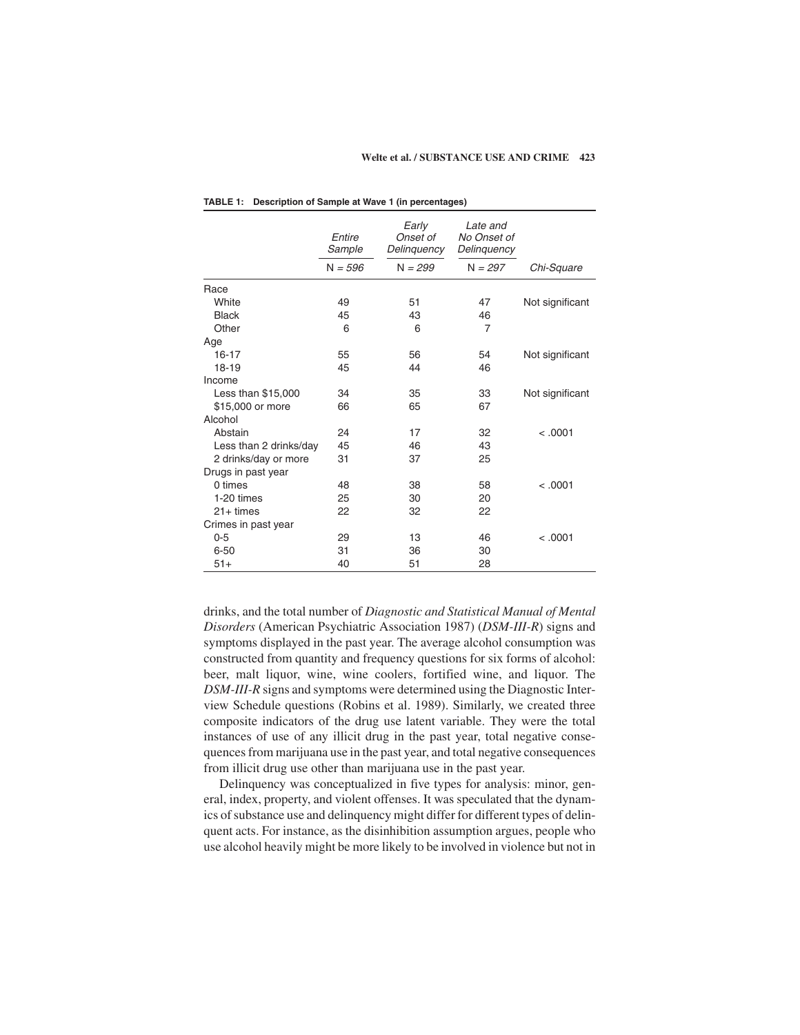**TABLE 1: Description of Sample at Wave 1 (in percentages)**

| | Entire Sample | Early Onset of Delinquency | Late and No Onset of Delinquency | |
|---|---|---|---|---|
| | N = 596 | N = 299 | N = 297 | Chi-Square |
| Race | | | | |
| White | 49 | 51 | 47 | Not significant |
| Black | 45 | 43 | 46 | |
| Other | 6 | 6 | 7 | |
| Age | | | | |
| 16-17 | 55 | 56 | 54 | Not significant |
| 18-19 | 45 | 44 | 46 | |
| Income | | | | |
| Less than $15,000 | 34 | 35 | 33 | Not significant |
| $15,000 or more | 66 | 65 | 67 | |
| Alcohol | | | | |
| Abstain | 24 | 17 | 32 | < .0001 |
| Less than 2 drinks/day | 45 | 46 | 43 | |
| 2 drinks/day or more | 31 | 37 | 25 | |
| Drugs in past year | | | | |
| 0 times | 48 | 38 | 58 | < .0001 |
| 1-20 times | 25 | 30 | 20 | |
| 21+ times | 22 | 32 | 22 | |
| Crimes in past year | | | | |
| 0-5 | 29 | 13 | 46 | < .0001 |
| 6-50 | 31 | 36 | 30 | |
| 51+ | 40 | 51 | 28 | |

drinks, and the total number of *Diagnostic and Statistical Manual of Mental Disorders* (American Psychiatric Association 1987) (*DSM-III-R*) signs and symptoms displayed in the past year. The average alcohol consumption was constructed from quantity and frequency questions for six forms of alcohol: beer, malt liquor, wine, wine coolers, fortified wine, and liquor. The *DSM-III-R* signs and symptoms were determined using the Diagnostic Interview Schedule questions (Robins et al. 1989). Similarly, we created three composite indicators of the drug use latent variable. They were the total instances of use of any illicit drug in the past year, total negative consequences from marijuana use in the past year, and total negative consequences from illicit drug use other than marijuana use in the past year.

Delinquency was conceptualized in five types for analysis: minor, general, index, property, and violent offenses. It was speculated that the dynamics of substance use and delinquency might differ for different types of delinquent acts. For instance, as the disinhibition assumption argues, people who use alcohol heavily might be more likely to be involved in violence but not in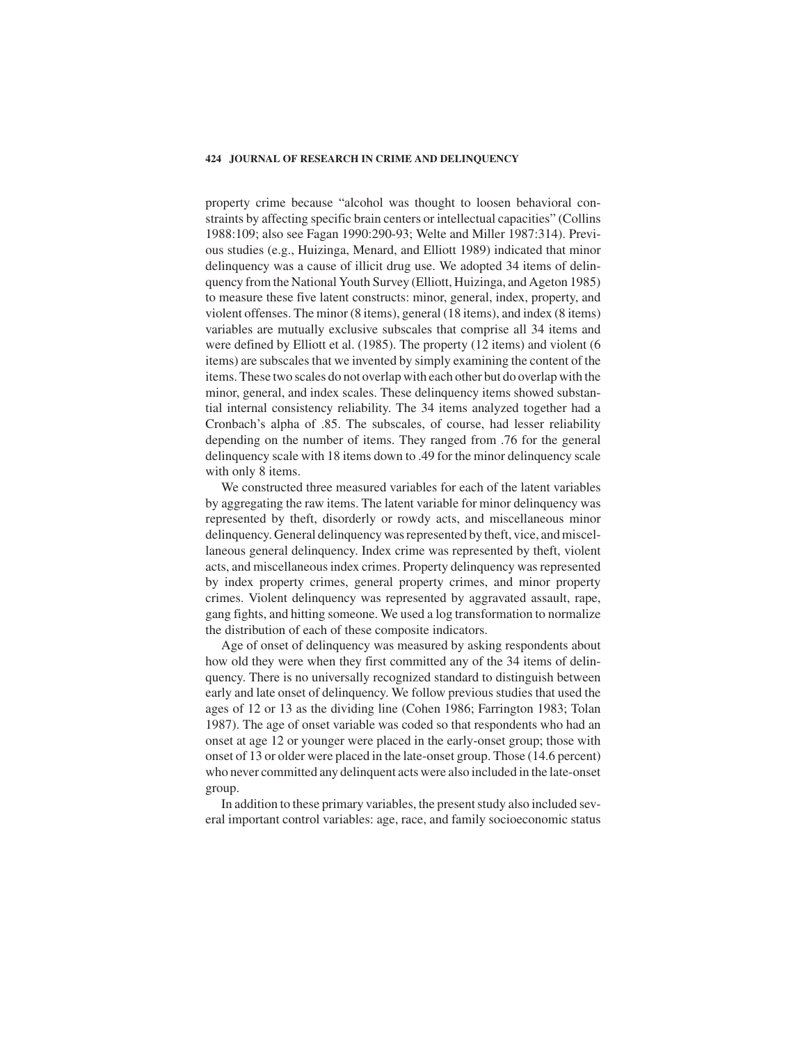property crime because "alcohol was thought to loosen behavioral constraints by affecting specific brain centers or intellectual capacities" (Collins 1988:109; also see Fagan 1990:290-93; Welte and Miller 1987:314). Previous studies (e.g., Huizinga, Menard, and Elliott 1989) indicated that minor delinquency was a cause of illicit drug use. We adopted 34 items of delinquency from the National Youth Survey (Elliott, Huizinga, and Ageton 1985) to measure these five latent constructs: minor, general, index, property, and violent offenses. The minor (8 items), general (18 items), and index (8 items) variables are mutually exclusive subscales that comprise all 34 items and were defined by Elliott et al. (1985). The property (12 items) and violent (6 items) are subscales that we invented by simply examining the content of the items. These two scales do not overlap with each other but do overlap with the minor, general, and index scales. These delinquency items showed substantial internal consistency reliability. The 34 items analyzed together had a Cronbach's alpha of .85. The subscales, of course, had lesser reliability depending on the number of items. They ranged from .76 for the general delinquency scale with 18 items down to .49 for the minor delinquency scale with only 8 items.

We constructed three measured variables for each of the latent variables by aggregating the raw items. The latent variable for minor delinquency was represented by theft, disorderly or rowdy acts, and miscellaneous minor delinquency. General delinquency was represented by theft, vice, and miscellaneous general delinquency. Index crime was represented by theft, violent acts, and miscellaneous index crimes. Property delinquency was represented by index property crimes, general property crimes, and minor property crimes. Violent delinquency was represented by aggravated assault, rape, gang fights, and hitting someone. We used a log transformation to normalize the distribution of each of these composite indicators.

Age of onset of delinquency was measured by asking respondents about how old they were when they first committed any of the 34 items of delinquency. There is no universally recognized standard to distinguish between early and late onset of delinquency. We follow previous studies that used the ages of 12 or 13 as the dividing line (Cohen 1986; Farrington 1983; Tolan 1987). The age of onset variable was coded so that respondents who had an onset at age 12 or younger were placed in the early-onset group; those with onset of 13 or older were placed in the late-onset group. Those (14.6 percent) who never committed any delinquent acts were also included in the late-onset group.

In addition to these primary variables, the present study also included several important control variables: age, race, and family socioeconomic status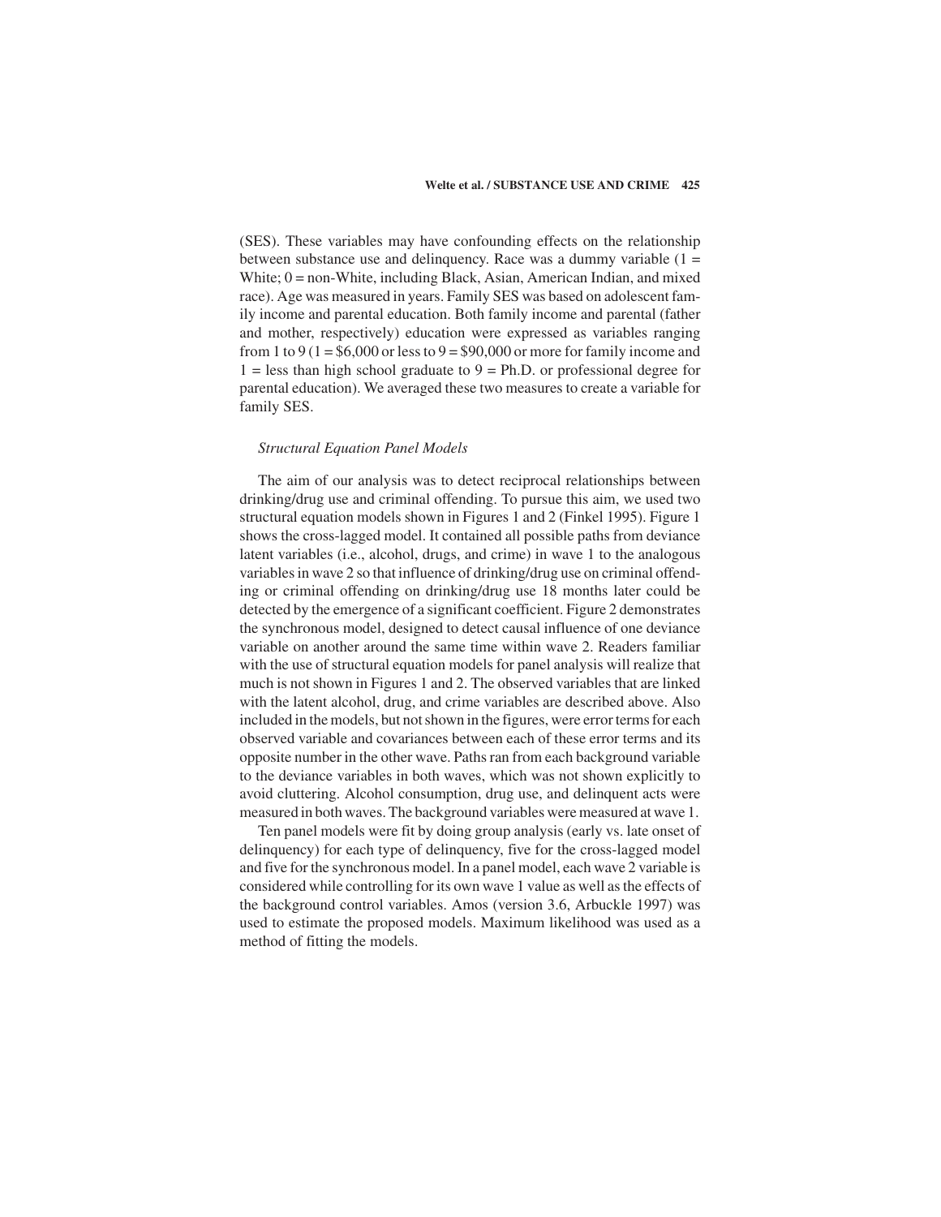(SES). These variables may have confounding effects on the relationship between substance use and delinquency. Race was a dummy variable (1 = White; 0 = non-White, including Black, Asian, American Indian, and mixed race). Age was measured in years. Family SES was based on adolescent family income and parental education. Both family income and parental (father and mother, respectively) education were expressed as variables ranging from 1 to 9 (1 = $6,000 or less to 9 = $90,000 or more for family income and 1 = less than high school graduate to 9 = Ph.D. or professional degree for parental education). We averaged these two measures to create a variable for family SES.

*Structural Equation Panel Models*

The aim of our analysis was to detect reciprocal relationships between drinking/drug use and criminal offending. To pursue this aim, we used two structural equation models shown in Figures 1 and 2 (Finkel 1995). Figure 1 shows the cross-lagged model. It contained all possible paths from deviance latent variables (i.e., alcohol, drugs, and crime) in wave 1 to the analogous variables in wave 2 so that influence of drinking/drug use on criminal offending or criminal offending on drinking/drug use 18 months later could be detected by the emergence of a significant coefficient. Figure 2 demonstrates the synchronous model, designed to detect causal influence of one deviance variable on another around the same time within wave 2. Readers familiar with the use of structural equation models for panel analysis will realize that much is not shown in Figures 1 and 2. The observed variables that are linked with the latent alcohol, drug, and crime variables are described above. Also included in the models, but not shown in the figures, were error terms for each observed variable and covariances between each of these error terms and its opposite number in the other wave. Paths ran from each background variable to the deviance variables in both waves, which was not shown explicitly to avoid cluttering. Alcohol consumption, drug use, and delinquent acts were measured in both waves. The background variables were measured at wave 1.

Ten panel models were fit by doing group analysis (early vs. late onset of delinquency) for each type of delinquency, five for the cross-lagged model and five for the synchronous model. In a panel model, each wave 2 variable is considered while controlling for its own wave 1 value as well as the effects of the background control variables. Amos (version 3.6, Arbuckle 1997) was used to estimate the proposed models. Maximum likelihood was used as a method of fitting the models.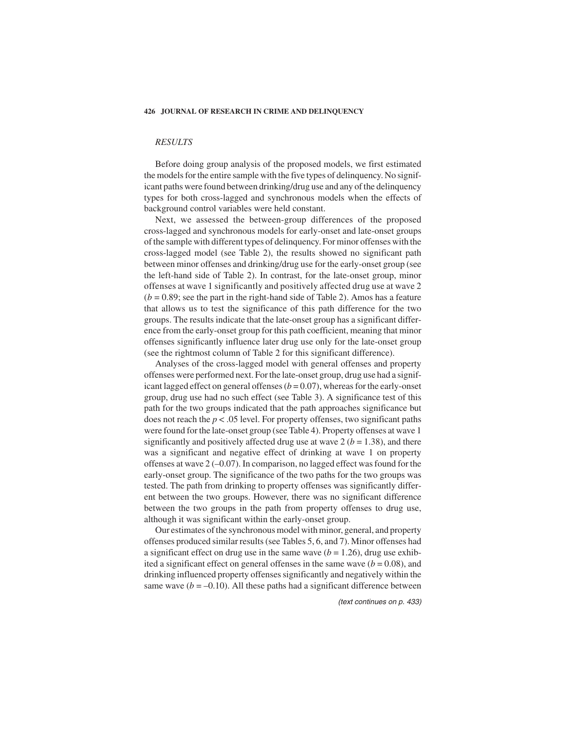## *RESULTS*

Before doing group analysis of the proposed models, we first estimated the models for the entire sample with the five types of delinquency. No significant paths were found between drinking/drug use and any of the delinquency types for both cross-lagged and synchronous models when the effects of background control variables were held constant.

Next, we assessed the between-group differences of the proposed cross-lagged and synchronous models for early-onset and late-onset groups of the sample with different types of delinquency. For minor offenses with the cross-lagged model (see Table 2), the results showed no significant path between minor offenses and drinking/drug use for the early-onset group (see the left-hand side of Table 2). In contrast, for the late-onset group, minor offenses at wave 1 significantly and positively affected drug use at wave 2 ($b = 0.89$; see the part in the right-hand side of Table 2). Amos has a feature that allows us to test the significance of this path difference for the two groups. The results indicate that the late-onset group has a significant difference from the early-onset group for this path coefficient, meaning that minor offenses significantly influence later drug use only for the late-onset group (see the rightmost column of Table 2 for this significant difference).

Analyses of the cross-lagged model with general offenses and property offenses were performed next. For the late-onset group, drug use had a significant lagged effect on general offenses ($b = 0.07$), whereas for the early-onset group, drug use had no such effect (see Table 3). A significance test of this path for the two groups indicated that the path approaches significance but does not reach the $p < .05$ level. For property offenses, two significant paths were found for the late-onset group (see Table 4). Property offenses at wave 1 significantly and positively affected drug use at wave 2 ($b = 1.38$), and there was a significant and negative effect of drinking at wave 1 on property offenses at wave 2 (–0.07). In comparison, no lagged effect was found for the early-onset group. The significance of the two paths for the two groups was tested. The path from drinking to property offenses was significantly different between the two groups. However, there was no significant difference between the two groups in the path from property offenses to drug use, although it was significant within the early-onset group.

Our estimates of the synchronous model with minor, general, and property offenses produced similar results (see Tables 5, 6, and 7). Minor offenses had a significant effect on drug use in the same wave ($b = 1.26$), drug use exhibited a significant effect on general offenses in the same wave ($b = 0.08$), and drinking influenced property offenses significantly and negatively within the same wave ($b = –0.10$). All these paths had a significant difference between

*(text continues on p. 433)*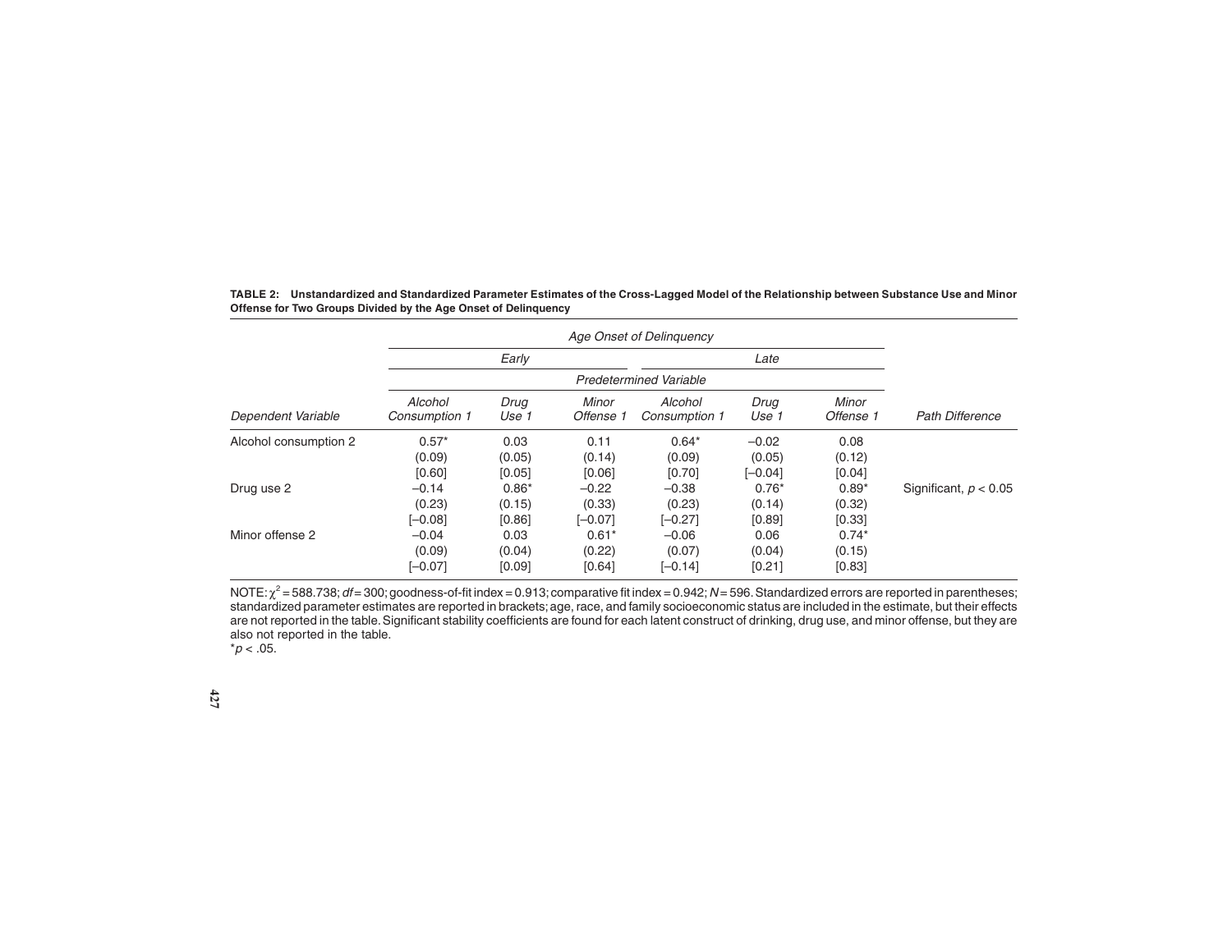**TABLE 2: Unstandardized and Standardized Parameter Estimates of the Cross-Lagged Model of the Relationship between Substance Use and Minor Offense for Two Groups Divided by the Age Onset of Delinquency**

| | *Age Onset of Delinquency* | | | | | | |
|---|---|---|---|---|---|---|---|
| | *Early* | | | *Late* | | | |
| | *Predetermined Variable* | | | | | | |
| *Dependent Variable* | *Alcohol Consumption 1* | *Drug Use 1* | *Minor Offense 1* | *Alcohol Consumption 1* | *Drug Use 1* | *Minor Offense 1* | *Path Difference* |
| Alcohol consumption 2 | 0.57* | 0.03 | 0.11 | 0.64* | –0.02 | 0.08 | |
| | (0.09) | (0.05) | (0.14) | (0.09) | (0.05) | (0.12) | |
| | [0.60] | [0.05] | [0.06] | [0.70] | [–0.04] | [0.04] | |
| Drug use 2 | –0.14 | 0.86* | –0.22 | –0.38 | 0.76* | 0.89* | Significant, $p < 0.05$ |
| | (0.23) | (0.15) | (0.33) | (0.23) | (0.14) | (0.32) | |
| | [–0.08] | [0.86] | [–0.07] | [–0.27] | [0.89] | [0.33] | |
| Minor offense 2 | –0.04 | 0.03 | 0.61* | –0.06 | 0.06 | 0.74* | |
| | (0.09) | (0.04) | (0.22) | (0.07) | (0.04) | (0.15) | |
| | [–0.07] | [0.09] | [0.64] | [–0.14] | [0.21] | [0.83] | |

NOTE: $\chi^2 = 588.738$; $df = 300$; goodness-of-fit index = 0.913; comparative fit index = 0.942; $N = 596$. Standardized errors are reported in parentheses; standardized parameter estimates are reported in brackets; age, race, and family socioeconomic status are included in the estimate, but their effects are not reported in the table. Significant stability coefficients are found for each latent construct of drinking, drug use, and minor offense, but they are also not reported in the table.
*$p < .05$.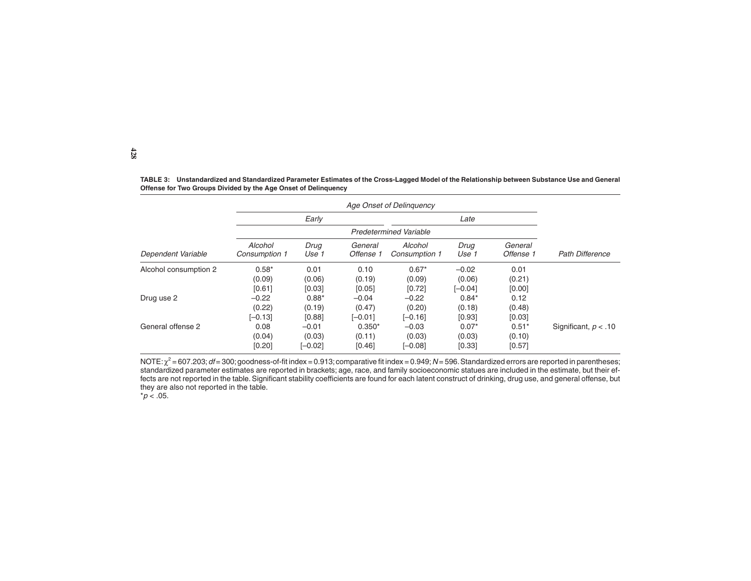**TABLE 3: Unstandardized and Standardized Parameter Estimates of the Cross-Lagged Model of the Relationship between Substance Use and General Offense for Two Groups Divided by the Age Onset of Delinquency**

| | *Age Onset of Delinquency* | | | | | | |
|---|---|---|---|---|---|---|---|
| | *Early* | | | *Late* | | | |
| | *Predetermined Variable* | | | | | | |
| *Dependent Variable* | *Alcohol Consumption 1* | *Drug Use 1* | *General Offense 1* | *Alcohol Consumption 1* | *Drug Use 1* | *General Offense 1* | *Path Difference* |
| Alcohol consumption 2 | 0.58* | 0.01 | 0.10 | 0.67* | –0.02 | 0.01 | |
| | (0.09) | (0.06) | (0.19) | (0.09) | (0.06) | (0.21) | |
| | [0.61] | [0.03] | [0.05] | [0.72] | [–0.04] | [0.00] | |
| Drug use 2 | –0.22 | 0.88* | –0.04 | –0.22 | 0.84* | 0.12 | |
| | (0.22) | (0.19) | (0.47) | (0.20) | (0.18) | (0.48) | |
| | [–0.13] | [0.88] | [–0.01] | [–0.16] | [0.93] | [0.03] | |
| General offense 2 | 0.08 | –0.01 | 0.350* | –0.03 | 0.07* | 0.51* | Significant, $p < .10$ |
| | (0.04) | (0.03) | (0.11) | (0.03) | (0.03) | (0.10) | |
| | [0.20] | [–0.02] | [0.46] | [–0.08] | [0.33] | [0.57] | |

NOTE: $\chi^2 = 607.203$; $df = 300$; goodness-of-fit index = 0.913; comparative fit index = 0.949; $N = 596$. Standardized errors are reported in parentheses; standardized parameter estimates are reported in brackets; age, race, and family socioeconomic statues are included in the estimate, but their effects are not reported in the table. Significant stability coefficients are found for each latent construct of drinking, drug use, and general offense, but they are also not reported in the table.

*$p < .05$.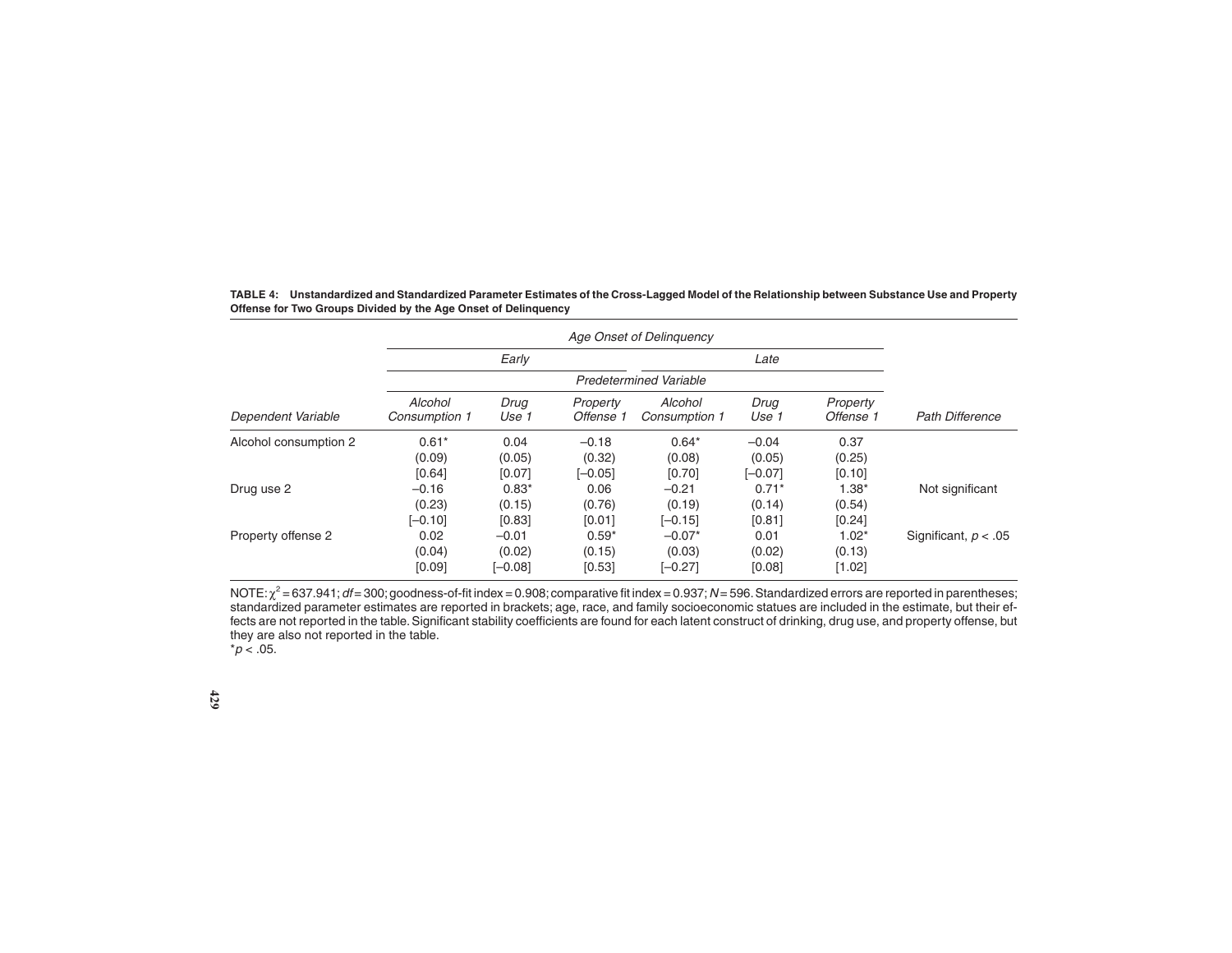**TABLE 4: Unstandardized and Standardized Parameter Estimates of the Cross-Lagged Model of the Relationship between Substance Use and Property Offense for Two Groups Divided by the Age Onset of Delinquency**

| | *Age Onset of Delinquency* | | | | | | |
|---|---|---|---|---|---|---|---|
| | *Early* | | | *Late* | | | |
| | *Predetermined Variable* | | | | | | |
| *Dependent Variable* | *Alcohol Consumption 1* | *Drug Use 1* | *Property Offense 1* | *Alcohol Consumption 1* | *Drug Use 1* | *Property Offense 1* | *Path Difference* |
| Alcohol consumption 2 | 0.61* | 0.04 | –0.18 | 0.64* | –0.04 | 0.37 | |
| | (0.09) | (0.05) | (0.32) | (0.08) | (0.05) | (0.25) | |
| | [0.64] | [0.07] | [–0.05] | [0.70] | [–0.07] | [0.10] | |
| Drug use 2 | –0.16 | 0.83* | 0.06 | –0.21 | 0.71* | 1.38* | Not significant |
| | (0.23) | (0.15) | (0.76) | (0.19) | (0.14) | (0.54) | |
| | [–0.10] | [0.83] | [0.01] | [–0.15] | [0.81] | [0.24] | |
| Property offense 2 | 0.02 | –0.01 | 0.59* | –0.07* | 0.01 | 1.02* | Significant, $p < .05$ |
| | (0.04) | (0.02) | (0.15) | (0.03) | (0.02) | (0.13) | |
| | [0.09] | [–0.08] | [0.53] | [–0.27] | [0.08] | [1.02] | |

NOTE: $\chi^2 = 637.941$; $df = 300$; goodness-of-fit index = 0.908; comparative fit index = 0.937; $N = 596$. Standardized errors are reported in parentheses; standardized parameter estimates are reported in brackets; age, race, and family socioeconomic statues are included in the estimate, but their effects are not reported in the table. Significant stability coefficients are found for each latent construct of drinking, drug use, and property offense, but they are also not reported in the table.
*$p < .05$.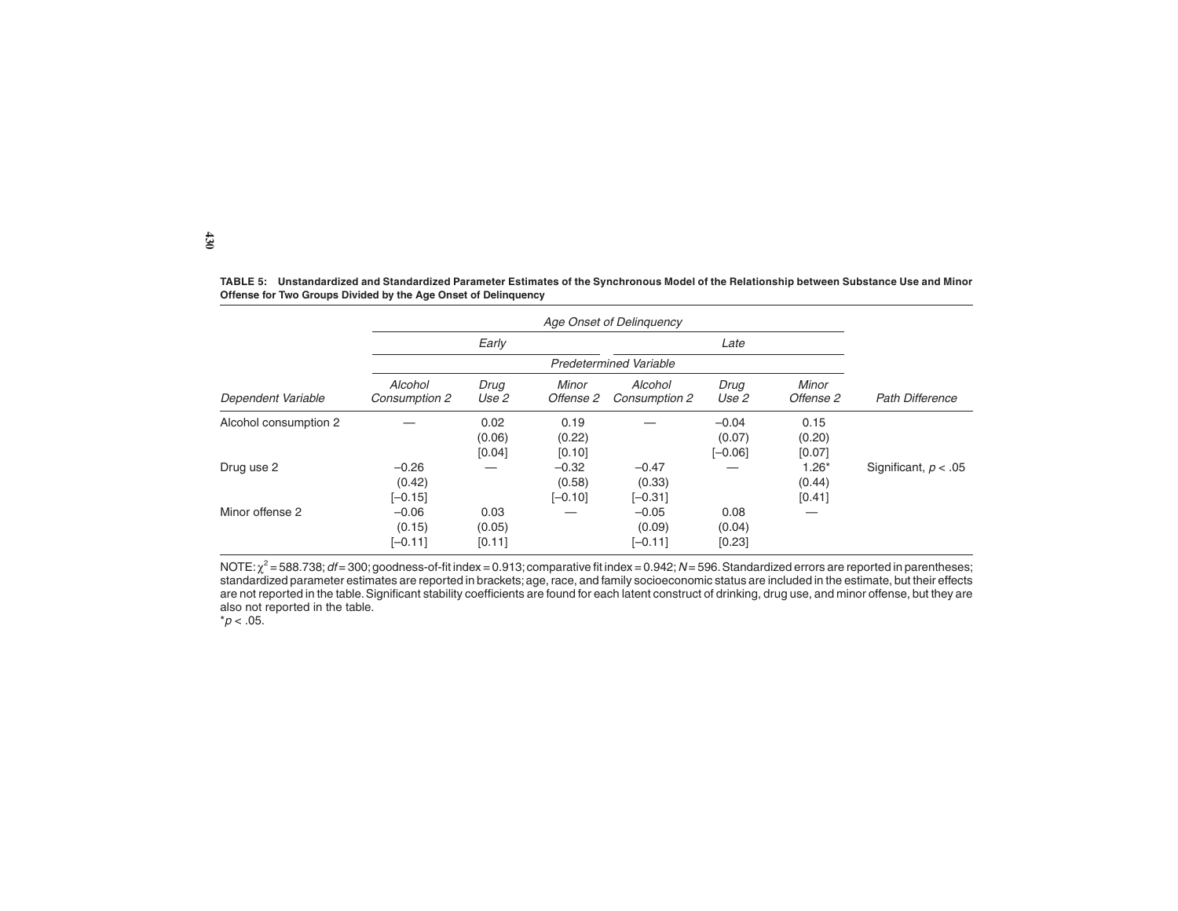**TABLE 5: Unstandardized and Standardized Parameter Estimates of the Synchronous Model of the Relationship between Substance Use and Minor Offense for Two Groups Divided by the Age Onset of Delinquency**

| | *Age Onset of Delinquency* | | | | | | |
|---|---|---|---|---|---|---|---|
| | *Early* | | | *Late* | | | |
| | *Predetermined Variable* | | | | | | |
| *Dependent Variable* | *Alcohol Consumption 2* | *Drug Use 2* | *Minor Offense 2* | *Alcohol Consumption 2* | *Drug Use 2* | *Minor Offense 2* | *Path Difference* |
| Alcohol consumption 2 | — | 0.02 (0.06) [0.04] | 0.19 (0.22) [0.10] | — | –0.04 (0.07) [–0.06] | 0.15 (0.20) [0.07] | |
| Drug use 2 | –0.26 (0.42) [–0.15] | — | –0.32 (0.58) [–0.10] | –0.47 (0.33) [–0.31] | — | 1.26* (0.44) [0.41] | Significant, $p < .05$ |
| Minor offense 2 | –0.06 (0.15) [–0.11] | 0.03 (0.05) [0.11] | — | –0.05 (0.09) [–0.11] | 0.08 (0.04) [0.23] | — | |

NOTE: $\chi^2 = 588.738$; $df = 300$; goodness-of-fit index = 0.913; comparative fit index = 0.942; $N = 596$. Standardized errors are reported in parentheses; standardized parameter estimates are reported in brackets; age, race, and family socioeconomic status are included in the estimate, but their effects are not reported in the table. Significant stability coefficients are found for each latent construct of drinking, drug use, and minor offense, but they are also not reported in the table.

*$p < .05$.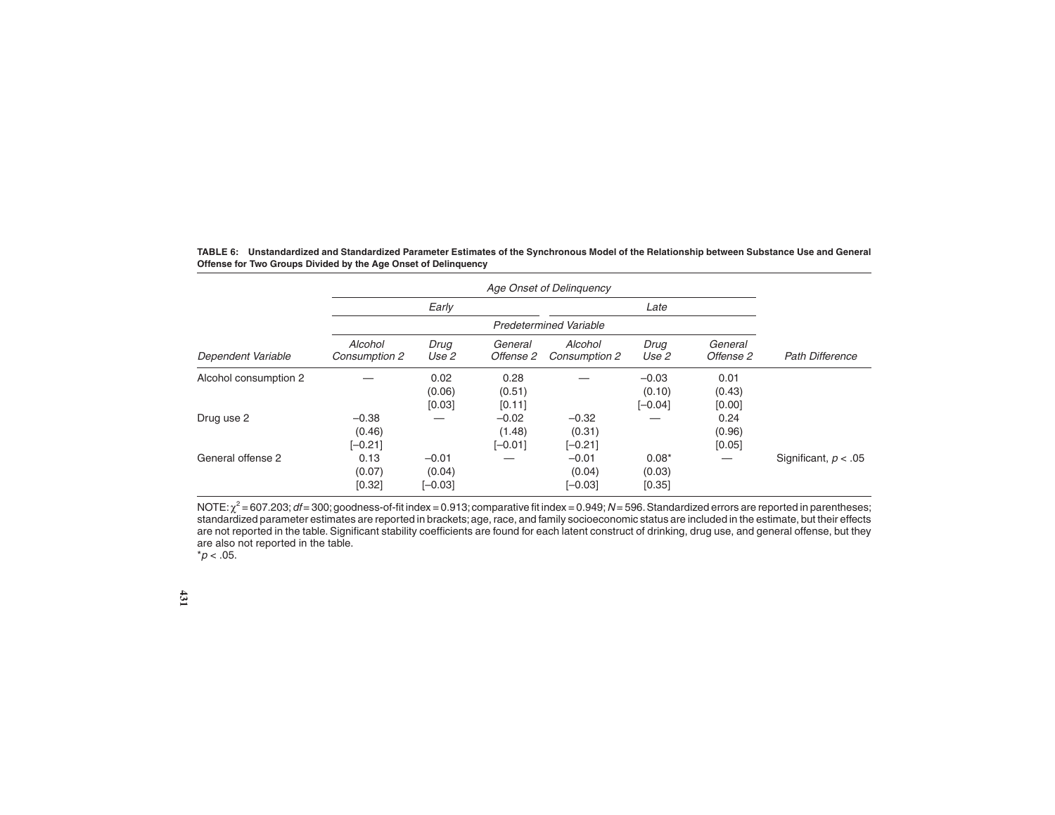**TABLE 6: Unstandardized and Standardized Parameter Estimates of the Synchronous Model of the Relationship between Substance Use and General Offense for Two Groups Divided by the Age Onset of Delinquency**

| | *Age Onset of Delinquency* | | | | | | |
|---|---|---|---|---|---|---|---|
| | *Early* | | | *Late* | | | |
| | *Predetermined Variable* | | | | | | |
| *Dependent Variable* | *Alcohol Consumption 2* | *Drug Use 2* | *General Offense 2* | *Alcohol Consumption 2* | *Drug Use 2* | *General Offense 2* | *Path Difference* |
| Alcohol consumption 2 | — | 0.02 (0.06) [0.03] | 0.28 (0.51) [0.11] | — | –0.03 (0.10) [–0.04] | 0.01 (0.43) [0.00] | |
| Drug use 2 | –0.38 (0.46) [–0.21] | — | –0.02 (1.48) [–0.01] | –0.32 (0.31) [–0.21] | — | 0.24 (0.96) [0.05] | |
| General offense 2 | 0.13 (0.07) [0.32] | –0.01 (0.04) [–0.03] | — | –0.01 (0.04) [–0.03] | 0.08* (0.03) [0.35] | — | Significant, $p < .05$ |

NOTE: $\chi^2 = 607.203$; $df = 300$; goodness-of-fit index = 0.913; comparative fit index = 0.949; $N = 596$. Standardized errors are reported in parentheses; standardized parameter estimates are reported in brackets; age, race, and family socioeconomic status are included in the estimate, but their effects are not reported in the table. Significant stability coefficients are found for each latent construct of drinking, drug use, and general offense, but they are also not reported in the table.

*$p < .05$.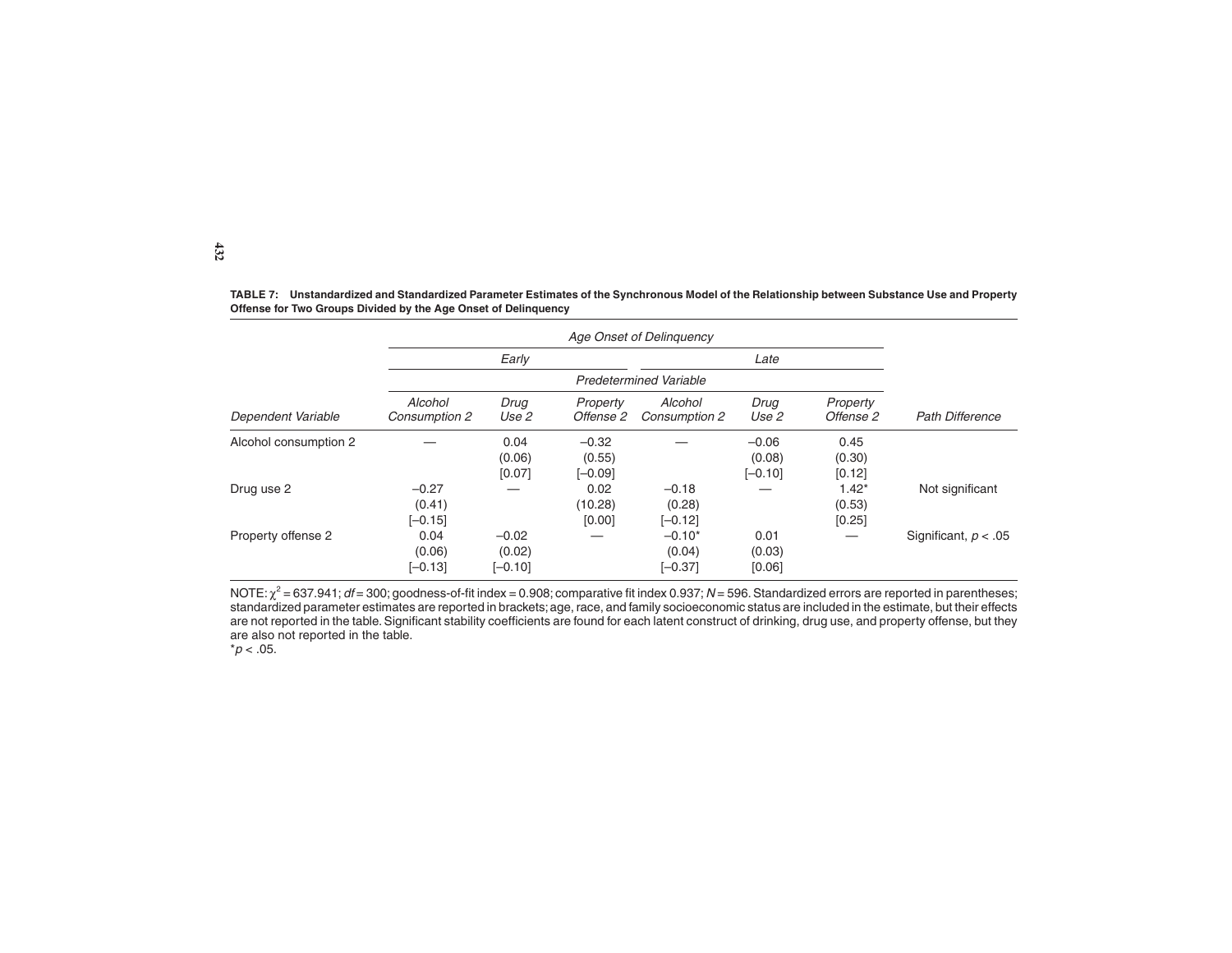**TABLE 7: Unstandardized and Standardized Parameter Estimates of the Synchronous Model of the Relationship between Substance Use and Property Offense for Two Groups Divided by the Age Onset of Delinquency**

| | *Age Onset of Delinquency* | | | | | | |
|---|---|---|---|---|---|---|---|
| | *Early* | | | *Late* | | | |
| | *Predetermined Variable* | | | | | | |
| *Dependent Variable* | *Alcohol Consumption 2* | *Drug Use 2* | *Property Offense 2* | *Alcohol Consumption 2* | *Drug Use 2* | *Property Offense 2* | *Path Difference* |
| Alcohol consumption 2 | — | 0.04 (0.06) [0.07] | –0.32 (0.55) [–0.09] | — | –0.06 (0.08) [–0.10] | 0.45 (0.30) [0.12] | |
| Drug use 2 | –0.27 (0.41) [–0.15] | — | 0.02 (10.28) [0.00] | –0.18 (0.28) [–0.12] | — | 1.42* (0.53) [0.25] | Not significant |
| Property offense 2 | 0.04 (0.06) [–0.13] | –0.02 (0.02) [–0.10] | — | –0.10* (0.04) [–0.37] | 0.01 (0.03) [0.06] | — | Significant, $p < .05$ |

NOTE: $\chi^2 = 637.941$; $df = 300$; goodness-of-fit index = 0.908; comparative fit index 0.937; $N = 596$. Standardized errors are reported in parentheses; standardized parameter estimates are reported in brackets; age, race, and family socioeconomic status are included in the estimate, but their effects are not reported in the table. Significant stability coefficients are found for each latent construct of drinking, drug use, and property offense, but they are also not reported in the table.
*$p < .05$.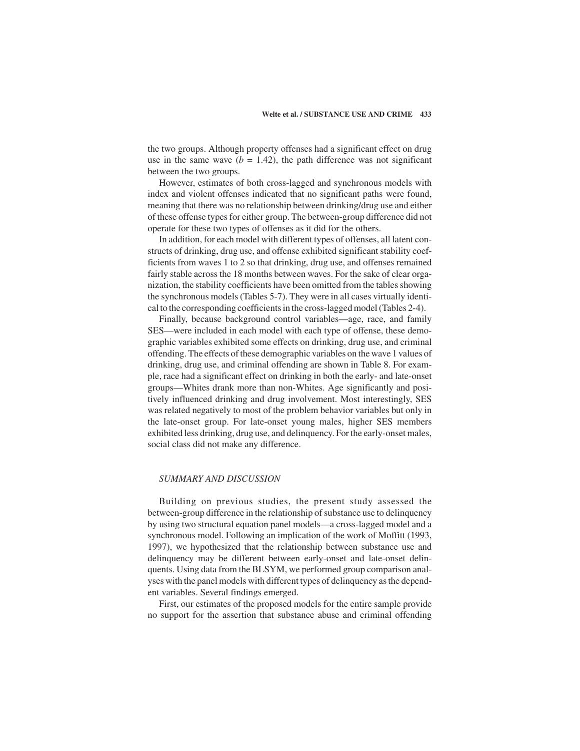the two groups. Although property offenses had a significant effect on drug use in the same wave ($b = 1.42$), the path difference was not significant between the two groups.

However, estimates of both cross-lagged and synchronous models with index and violent offenses indicated that no significant paths were found, meaning that there was no relationship between drinking/drug use and either of these offense types for either group. The between-group difference did not operate for these two types of offenses as it did for the others.

In addition, for each model with different types of offenses, all latent constructs of drinking, drug use, and offense exhibited significant stability coefficients from waves 1 to 2 so that drinking, drug use, and offenses remained fairly stable across the 18 months between waves. For the sake of clear organization, the stability coefficients have been omitted from the tables showing the synchronous models (Tables 5-7). They were in all cases virtually identical to the corresponding coefficients in the cross-lagged model (Tables 2-4).

Finally, because background control variables—age, race, and family SES—were included in each model with each type of offense, these demographic variables exhibited some effects on drinking, drug use, and criminal offending. The effects of these demographic variables on the wave 1 values of drinking, drug use, and criminal offending are shown in Table 8. For example, race had a significant effect on drinking in both the early- and late-onset groups—Whites drank more than non-Whites. Age significantly and positively influenced drinking and drug involvement. Most interestingly, SES was related negatively to most of the problem behavior variables but only in the late-onset group. For late-onset young males, higher SES members exhibited less drinking, drug use, and delinquency. For the early-onset males, social class did not make any difference.

## *SUMMARY AND DISCUSSION*

Building on previous studies, the present study assessed the between-group difference in the relationship of substance use to delinquency by using two structural equation panel models—a cross-lagged model and a synchronous model. Following an implication of the work of Moffitt (1993, 1997), we hypothesized that the relationship between substance use and delinquency may be different between early-onset and late-onset delinquents. Using data from the BLSYM, we performed group comparison analyses with the panel models with different types of delinquency as the dependent variables. Several findings emerged.

First, our estimates of the proposed models for the entire sample provide no support for the assertion that substance abuse and criminal offending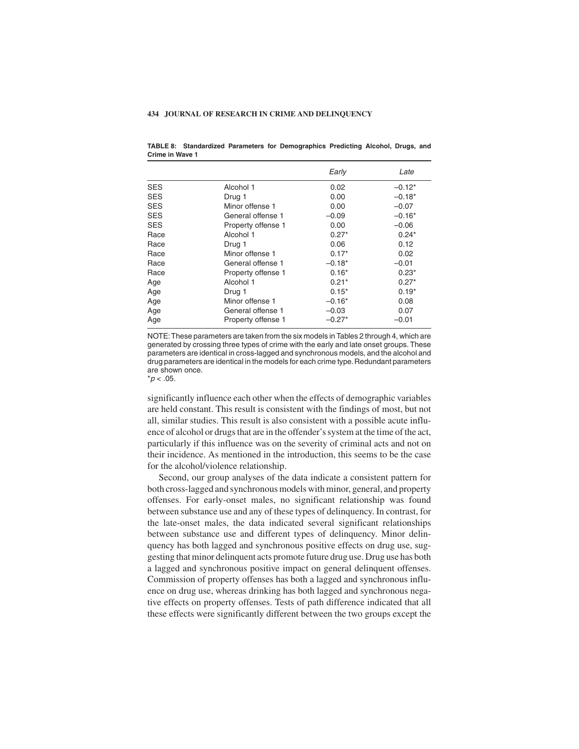**TABLE 8: Standardized Parameters for Demographics Predicting Alcohol, Drugs, and Crime in Wave 1**

| | | *Early* | *Late* |
|---|---|---|---|
| SES | Alcohol 1 | 0.02 | –0.12* |
| SES | Drug 1 | 0.00 | –0.18* |
| SES | Minor offense 1 | 0.00 | –0.07 |
| SES | General offense 1 | –0.09 | –0.16* |
| SES | Property offense 1 | 0.00 | –0.06 |
| Race | Alcohol 1 | 0.27* | 0.24* |
| Race | Drug 1 | 0.06 | 0.12 |
| Race | Minor offense 1 | 0.17* | 0.02 |
| Race | General offense 1 | –0.18* | –0.01 |
| Race | Property offense 1 | 0.16* | 0.23* |
| Age | Alcohol 1 | 0.21* | 0.27* |
| Age | Drug 1 | 0.15* | 0.19* |
| Age | Minor offense 1 | –0.16* | 0.08 |
| Age | General offense 1 | –0.03 | 0.07 |
| Age | Property offense 1 | –0.27* | –0.01 |

NOTE: These parameters are taken from the six models in Tables 2 through 4, which are generated by crossing three types of crime with the early and late onset groups. These parameters are identical in cross-lagged and synchronous models, and the alcohol and drug parameters are identical in the models for each crime type. Redundant parameters are shown once.
*$p < .05$.

significantly influence each other when the effects of demographic variables are held constant. This result is consistent with the findings of most, but not all, similar studies. This result is also consistent with a possible acute influence of alcohol or drugs that are in the offender's system at the time of the act, particularly if this influence was on the severity of criminal acts and not on their incidence. As mentioned in the introduction, this seems to be the case for the alcohol/violence relationship.

Second, our group analyses of the data indicate a consistent pattern for both cross-lagged and synchronous models with minor, general, and property offenses. For early-onset males, no significant relationship was found between substance use and any of these types of delinquency. In contrast, for the late-onset males, the data indicated several significant relationships between substance use and different types of delinquency. Minor delinquency has both lagged and synchronous positive effects on drug use, suggesting that minor delinquent acts promote future drug use. Drug use has both a lagged and synchronous positive impact on general delinquent offenses. Commission of property offenses has both a lagged and synchronous influence on drug use, whereas drinking has both lagged and synchronous negative effects on property offenses. Tests of path difference indicated that all these effects were significantly different between the two groups except the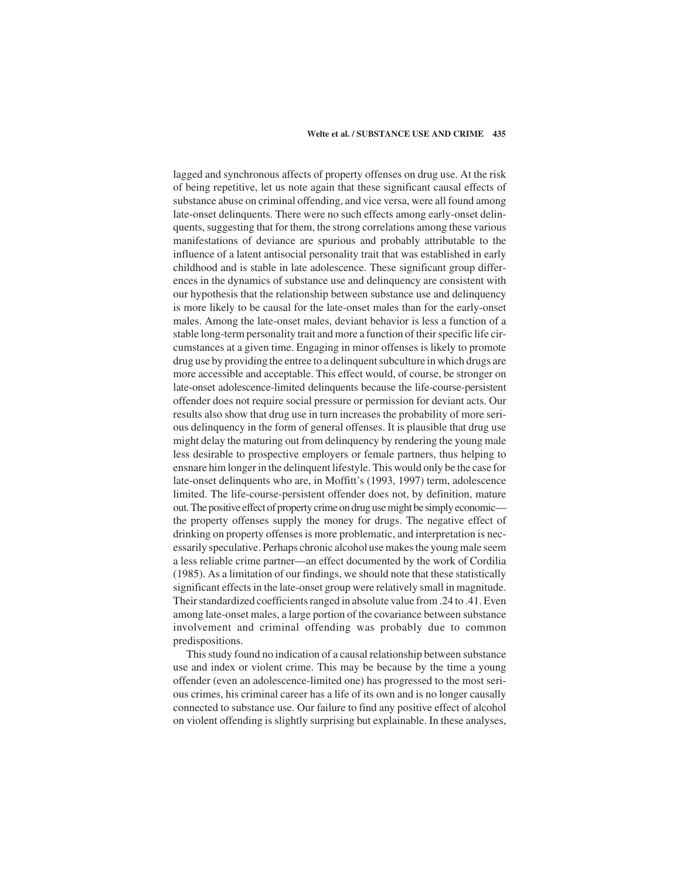lagged and synchronous affects of property offenses on drug use. At the risk of being repetitive, let us note again that these significant causal effects of substance abuse on criminal offending, and vice versa, were all found among late-onset delinquents. There were no such effects among early-onset delinquents, suggesting that for them, the strong correlations among these various manifestations of deviance are spurious and probably attributable to the influence of a latent antisocial personality trait that was established in early childhood and is stable in late adolescence. These significant group differences in the dynamics of substance use and delinquency are consistent with our hypothesis that the relationship between substance use and delinquency is more likely to be causal for the late-onset males than for the early-onset males. Among the late-onset males, deviant behavior is less a function of a stable long-term personality trait and more a function of their specific life circumstances at a given time. Engaging in minor offenses is likely to promote drug use by providing the entree to a delinquent subculture in which drugs are more accessible and acceptable. This effect would, of course, be stronger on late-onset adolescence-limited delinquents because the life-course-persistent offender does not require social pressure or permission for deviant acts. Our results also show that drug use in turn increases the probability of more serious delinquency in the form of general offenses. It is plausible that drug use might delay the maturing out from delinquency by rendering the young male less desirable to prospective employers or female partners, thus helping to ensnare him longer in the delinquent lifestyle. This would only be the case for late-onset delinquents who are, in Moffitt's (1993, 1997) term, adolescence limited. The life-course-persistent offender does not, by definition, mature out. The positive effect of property crime on drug use might be simply economic—the property offenses supply the money for drugs. The negative effect of drinking on property offenses is more problematic, and interpretation is necessarily speculative. Perhaps chronic alcohol use makes the young male seem a less reliable crime partner—an effect documented by the work of Cordilia (1985). As a limitation of our findings, we should note that these statistically significant effects in the late-onset group were relatively small in magnitude. Their standardized coefficients ranged in absolute value from .24 to .41. Even among late-onset males, a large portion of the covariance between substance involvement and criminal offending was probably due to common predispositions.

This study found no indication of a causal relationship between substance use and index or violent crime. This may be because by the time a young offender (even an adolescence-limited one) has progressed to the most serious crimes, his criminal career has a life of its own and is no longer causally connected to substance use. Our failure to find any positive effect of alcohol on violent offending is slightly surprising but explainable. In these analyses,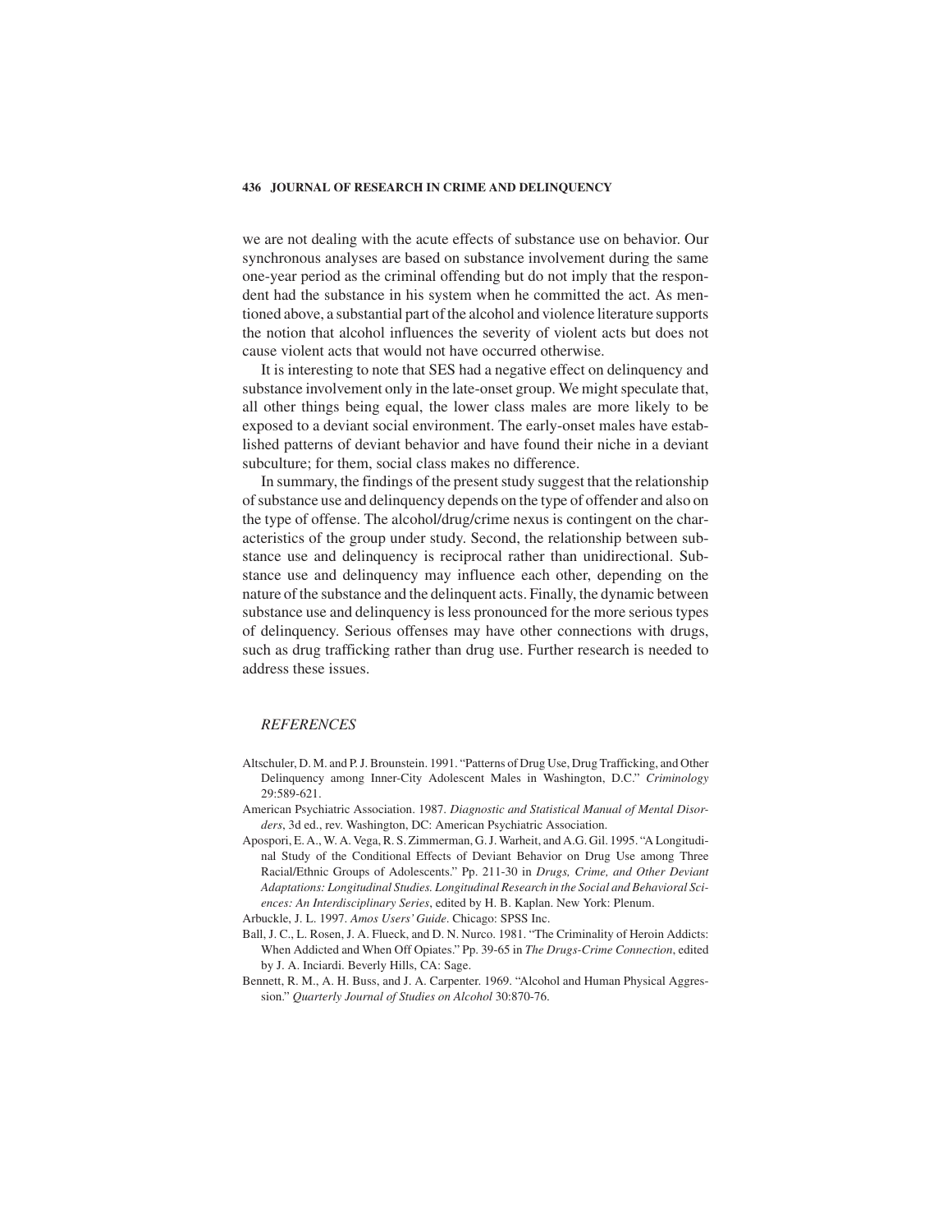we are not dealing with the acute effects of substance use on behavior. Our synchronous analyses are based on substance involvement during the same one-year period as the criminal offending but do not imply that the respondent had the substance in his system when he committed the act. As mentioned above, a substantial part of the alcohol and violence literature supports the notion that alcohol influences the severity of violent acts but does not cause violent acts that would not have occurred otherwise.

It is interesting to note that SES had a negative effect on delinquency and substance involvement only in the late-onset group. We might speculate that, all other things being equal, the lower class males are more likely to be exposed to a deviant social environment. The early-onset males have established patterns of deviant behavior and have found their niche in a deviant subculture; for them, social class makes no difference.

In summary, the findings of the present study suggest that the relationship of substance use and delinquency depends on the type of offender and also on the type of offense. The alcohol/drug/crime nexus is contingent on the characteristics of the group under study. Second, the relationship between substance use and delinquency is reciprocal rather than unidirectional. Substance use and delinquency may influence each other, depending on the nature of the substance and the delinquent acts. Finally, the dynamic between substance use and delinquency is less pronounced for the more serious types of delinquency. Serious offenses may have other connections with drugs, such as drug trafficking rather than drug use. Further research is needed to address these issues.

## *REFERENCES*

Altschuler, D. M. and P. J. Brounstein. 1991. "Patterns of Drug Use, Drug Trafficking, and Other Delinquency among Inner-City Adolescent Males in Washington, D.C." *Criminology* 29:589-621.

American Psychiatric Association. 1987. *Diagnostic and Statistical Manual of Mental Disorders*, 3d ed., rev. Washington, DC: American Psychiatric Association.

Apospori, E. A., W. A. Vega, R. S. Zimmerman, G. J. Warheit, and A.G. Gil. 1995. "A Longitudinal Study of the Conditional Effects of Deviant Behavior on Drug Use among Three Racial/Ethnic Groups of Adolescents." Pp. 211-30 in *Drugs, Crime, and Other Deviant Adaptations: Longitudinal Studies. Longitudinal Research in the Social and Behavioral Sciences: An Interdisciplinary Series*, edited by H. B. Kaplan. New York: Plenum.

Arbuckle, J. L. 1997. *Amos Users' Guide*. Chicago: SPSS Inc.

Ball, J. C., L. Rosen, J. A. Flueck, and D. N. Nurco. 1981. "The Criminality of Heroin Addicts: When Addicted and When Off Opiates." Pp. 39-65 in *The Drugs-Crime Connection*, edited by J. A. Inciardi. Beverly Hills, CA: Sage.

Bennett, R. M., A. H. Buss, and J. A. Carpenter. 1969. "Alcohol and Human Physical Aggression." *Quarterly Journal of Studies on Alcohol* 30:870-76.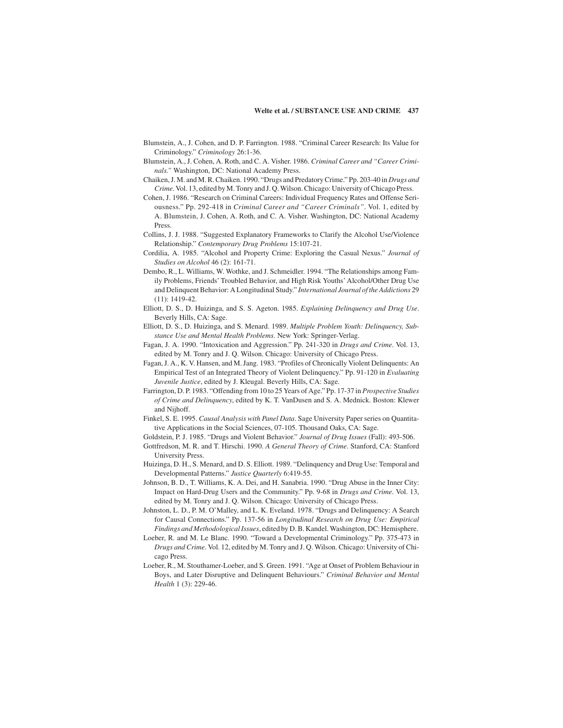Blumstein, A., J. Cohen, and D. P. Farrington. 1988. "Criminal Career Research: Its Value for Criminology." *Criminology* 26:1-36.

Blumstein, A., J. Cohen, A. Roth, and C. A. Visher. 1986. *Criminal Career and "Career Criminals."* Washington, DC: National Academy Press.

Chaiken, J. M. and M. R. Chaiken. 1990. "Drugs and Predatory Crime." Pp. 203-40 in *Drugs and Crime*. Vol. 13, edited by M. Tonry and J. Q. Wilson. Chicago: University of Chicago Press.

Cohen, J. 1986. "Research on Criminal Careers: Individual Frequency Rates and Offense Seriousness." Pp. 292-418 in *Criminal Career and "Career Criminals"*. Vol. 1, edited by A. Blumstein, J. Cohen, A. Roth, and C. A. Visher. Washington, DC: National Academy Press.

Collins, J. J. 1988. "Suggested Explanatory Frameworks to Clarify the Alcohol Use/Violence Relationship." *Contemporary Drug Problems* 15:107-21.

Cordilia, A. 1985. "Alcohol and Property Crime: Exploring the Casual Nexus." *Journal of Studies on Alcohol* 46 (2): 161-71.

Dembo, R., L. Williams, W. Wothke, and J. Schmeidler. 1994. "The Relationships among Family Problems, Friends' Troubled Behavior, and High Risk Youths' Alcohol/Other Drug Use and Delinquent Behavior: A Longitudinal Study." *International Journal of the Addictions* 29 (11): 1419-42.

Elliott, D. S., D. Huizinga, and S. S. Ageton. 1985. *Explaining Delinquency and Drug Use*. Beverly Hills, CA: Sage.

Elliott, D. S., D. Huizinga, and S. Menard. 1989. *Multiple Problem Youth: Delinquency, Substance Use and Mental Health Problems*. New York: Springer-Verlag.

Fagan, J. A. 1990. "Intoxication and Aggression." Pp. 241-320 in *Drugs and Crime*. Vol. 13, edited by M. Tonry and J. Q. Wilson. Chicago: University of Chicago Press.

Fagan, J. A., K. V. Hansen, and M. Jang. 1983. "Profiles of Chronically Violent Delinquents: An Empirical Test of an Integrated Theory of Violent Delinquency." Pp. 91-120 in *Evaluating Juvenile Justice*, edited by J. Kleugal. Beverly Hills, CA: Sage.

Farrington, D. P. 1983. "Offending from 10 to 25 Years of Age." Pp. 17-37 in *Prospective Studies of Crime and Delinquency*, edited by K. T. VanDusen and S. A. Mednick. Boston: Klewer and Nijhoff.

Finkel, S. E. 1995. *Causal Analysis with Panel Data*. Sage University Paper series on Quantitative Applications in the Social Sciences, 07-105. Thousand Oaks, CA: Sage.

Goldstein, P. J. 1985. "Drugs and Violent Behavior." *Journal of Drug Issues* (Fall): 493-506.

Gottfredson, M. R. and T. Hirschi. 1990. *A General Theory of Crime*. Stanford, CA: Stanford University Press.

Huizinga, D. H., S. Menard, and D. S. Elliott. 1989. "Delinquency and Drug Use: Temporal and Developmental Patterns." *Justice Quarterly* 6:419-55.

Johnson, B. D., T. Williams, K. A. Dei, and H. Sanabria. 1990. "Drug Abuse in the Inner City: Impact on Hard-Drug Users and the Community." Pp. 9-68 in *Drugs and Crime*. Vol. 13, edited by M. Tonry and J. Q. Wilson. Chicago: University of Chicago Press.

Johnston, L. D., P. M. O'Malley, and L. K. Eveland. 1978. "Drugs and Delinquency: A Search for Causal Connections." Pp. 137-56 in *Longitudinal Research on Drug Use: Empirical Findings and Methodological Issues*, edited by D. B. Kandel. Washington, DC: Hemisphere.

Loeber, R. and M. Le Blanc. 1990. "Toward a Developmental Criminology." Pp. 375-473 in *Drugs and Crime*. Vol. 12, edited by M. Tonry and J. Q. Wilson. Chicago: University of Chicago Press.

Loeber, R., M. Stouthamer-Loeber, and S. Green. 1991. "Age at Onset of Problem Behaviour in Boys, and Later Disruptive and Delinquent Behaviours." *Criminal Behavior and Mental Health* 1 (3): 229-46.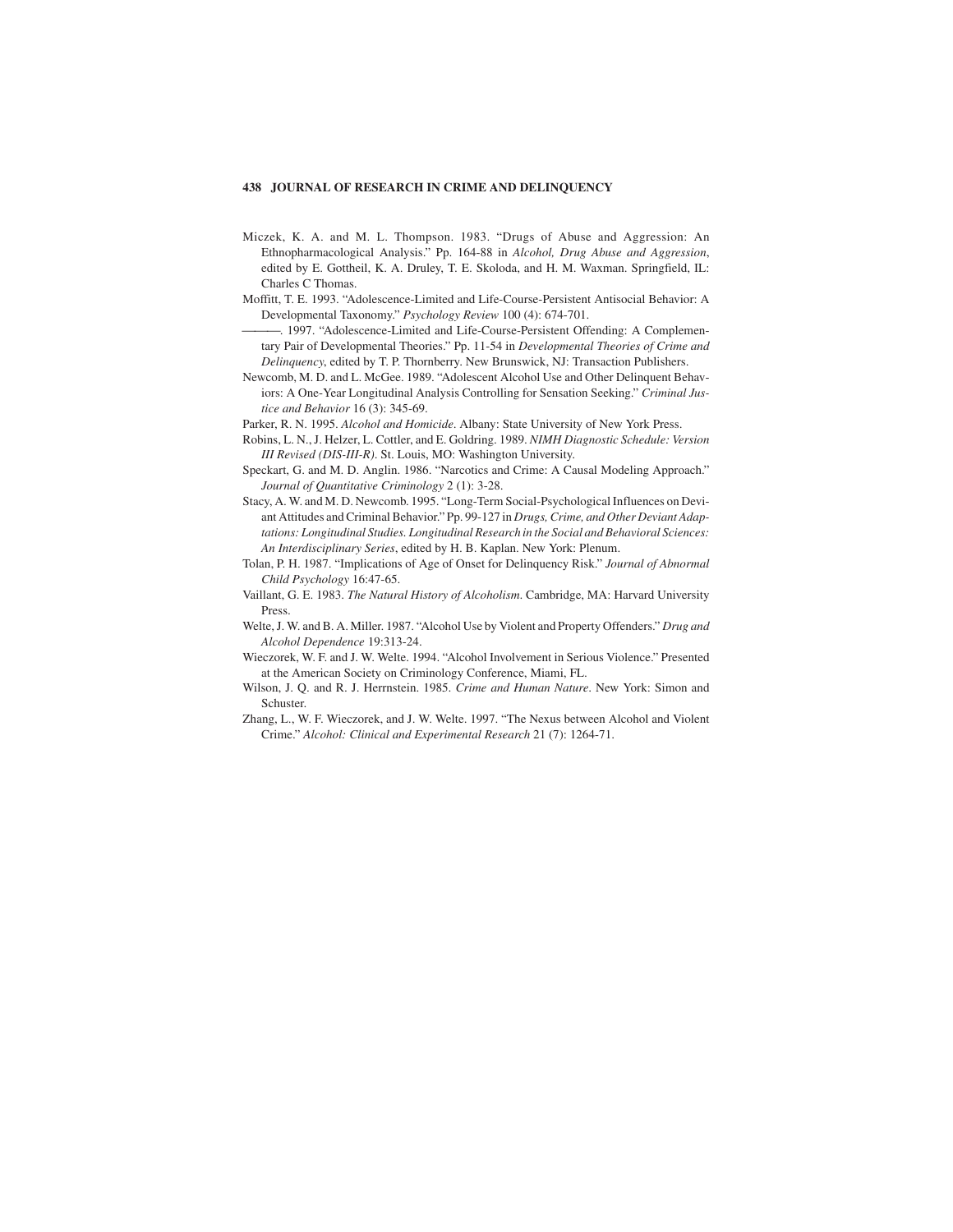Miczek, K. A. and M. L. Thompson. 1983. "Drugs of Abuse and Aggression: An Ethnopharmacological Analysis." Pp. 164-88 in *Alcohol, Drug Abuse and Aggression*, edited by E. Gottheil, K. A. Druley, T. E. Skoloda, and H. M. Waxman. Springfield, IL: Charles C Thomas.

Moffitt, T. E. 1993. "Adolescence-Limited and Life-Course-Persistent Antisocial Behavior: A Developmental Taxonomy." *Psychology Review* 100 (4): 674-701.

———. 1997. "Adolescence-Limited and Life-Course-Persistent Offending: A Complementary Pair of Developmental Theories." Pp. 11-54 in *Developmental Theories of Crime and Delinquency*, edited by T. P. Thornberry. New Brunswick, NJ: Transaction Publishers.

Newcomb, M. D. and L. McGee. 1989. "Adolescent Alcohol Use and Other Delinquent Behaviors: A One-Year Longitudinal Analysis Controlling for Sensation Seeking." *Criminal Justice and Behavior* 16 (3): 345-69.

Parker, R. N. 1995. *Alcohol and Homicide*. Albany: State University of New York Press.

Robins, L. N., J. Helzer, L. Cottler, and E. Goldring. 1989. *NIMH Diagnostic Schedule: Version III Revised (DIS-III-R)*. St. Louis, MO: Washington University.

Speckart, G. and M. D. Anglin. 1986. "Narcotics and Crime: A Causal Modeling Approach." *Journal of Quantitative Criminology* 2 (1): 3-28.

Stacy, A. W. and M. D. Newcomb. 1995. "Long-Term Social-Psychological Influences on Deviant Attitudes and Criminal Behavior." Pp. 99-127 in *Drugs, Crime, and Other Deviant Adaptations: Longitudinal Studies. Longitudinal Research in the Social and Behavioral Sciences: An Interdisciplinary Series*, edited by H. B. Kaplan. New York: Plenum.

Tolan, P. H. 1987. "Implications of Age of Onset for Delinquency Risk." *Journal of Abnormal Child Psychology* 16:47-65.

Vaillant, G. E. 1983. *The Natural History of Alcoholism*. Cambridge, MA: Harvard University Press.

Welte, J. W. and B. A. Miller. 1987. "Alcohol Use by Violent and Property Offenders." *Drug and Alcohol Dependence* 19:313-24.

Wieczorek, W. F. and J. W. Welte. 1994. "Alcohol Involvement in Serious Violence." Presented at the American Society on Criminology Conference, Miami, FL.

Wilson, J. Q. and R. J. Herrnstein. 1985. *Crime and Human Nature*. New York: Simon and Schuster.

Zhang, L., W. F. Wieczorek, and J. W. Welte. 1997. "The Nexus between Alcohol and Violent Crime." *Alcohol: Clinical and Experimental Research* 21 (7): 1264-71.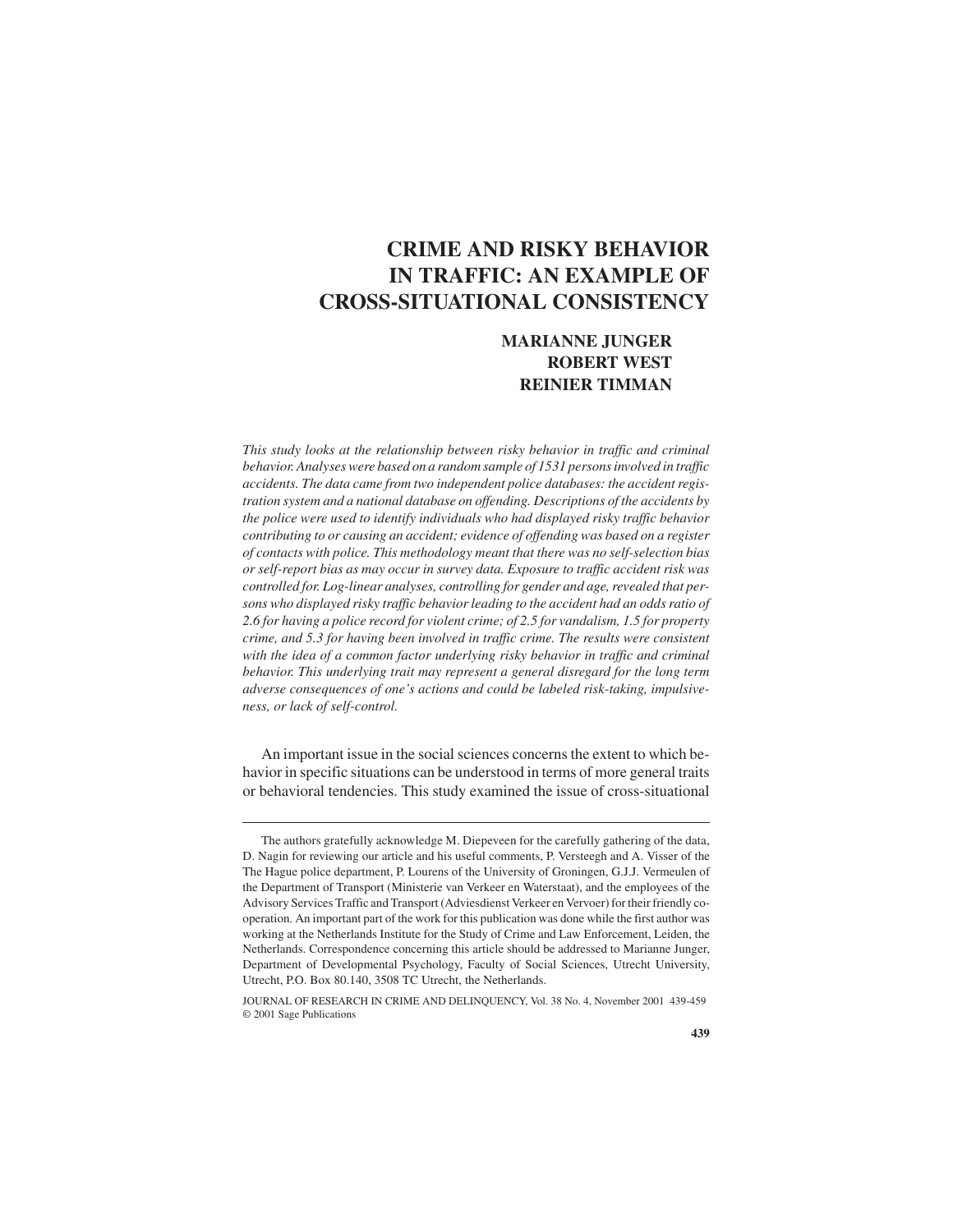# CRIME AND RISKY BEHAVIOR IN TRAFFIC: AN EXAMPLE OF CROSS-SITUATIONAL CONSISTENCY

**MARIANNE JUNGER**
**ROBERT WEST**
**REINIER TIMMAN**

*This study looks at the relationship between risky behavior in traffic and criminal behavior. Analyses were based on a random sample of 1531 persons involved in traffic accidents. The data came from two independent police databases: the accident registration system and a national database on offending. Descriptions of the accidents by the police were used to identify individuals who had displayed risky traffic behavior contributing to or causing an accident; evidence of offending was based on a register of contacts with police. This methodology meant that there was no self-selection bias or self-report bias as may occur in survey data. Exposure to traffic accident risk was controlled for. Log-linear analyses, controlling for gender and age, revealed that persons who displayed risky traffic behavior leading to the accident had an odds ratio of 2.6 for having a police record for violent crime; of 2.5 for vandalism, 1.5 for property crime, and 5.3 for having been involved in traffic crime. The results were consistent with the idea of a common factor underlying risky behavior in traffic and criminal behavior. This underlying trait may represent a general disregard for the long term adverse consequences of one's actions and could be labeled risk-taking, impulsiveness, or lack of self-control.*

An important issue in the social sciences concerns the extent to which behavior in specific situations can be understood in terms of more general traits or behavioral tendencies. This study examined the issue of cross-situational

---

The authors gratefully acknowledge M. Diepeveen for the carefully gathering of the data, D. Nagin for reviewing our article and his useful comments, P. Versteegh and A. Visser of the The Hague police department, P. Lourens of the University of Groningen, G.J.J. Vermeulen of the Department of Transport (Ministerie van Verkeer en Waterstaat), and the employees of the Advisory Services Traffic and Transport (Adviesdienst Verkeer en Vervoer) for their friendly cooperation. An important part of the work for this publication was done while the first author was working at the Netherlands Institute for the Study of Crime and Law Enforcement, Leiden, the Netherlands. Correspondence concerning this article should be addressed to Marianne Junger, Department of Developmental Psychology, Faculty of Social Sciences, Utrecht University, Utrecht, P.O. Box 80.140, 3508 TC Utrecht, the Netherlands.

JOURNAL OF RESEARCH IN CRIME AND DELINQUENCY, Vol. 38 No. 4, November 2001 439-459
© 2001 Sage Publications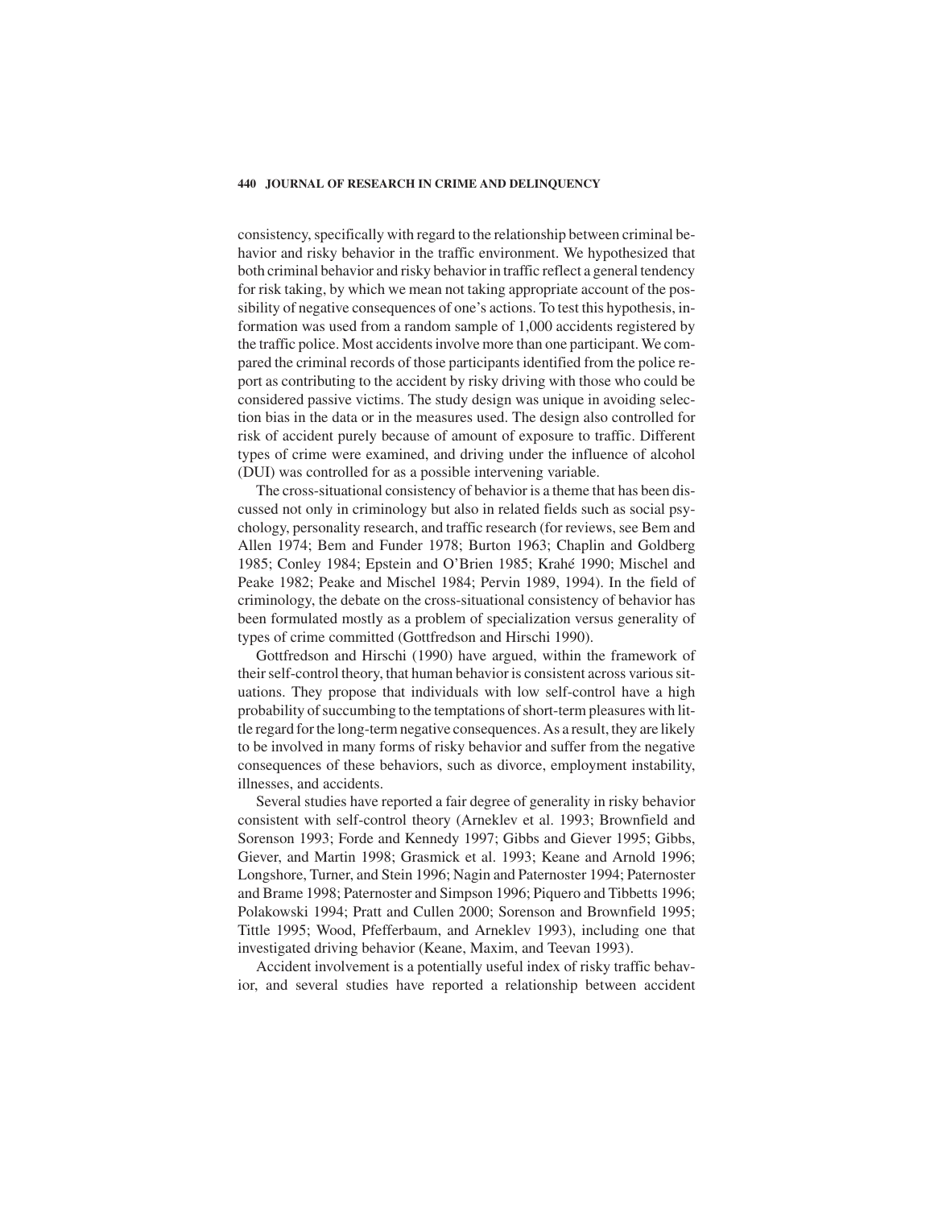consistency, specifically with regard to the relationship between criminal behavior and risky behavior in the traffic environment. We hypothesized that both criminal behavior and risky behavior in traffic reflect a general tendency for risk taking, by which we mean not taking appropriate account of the possibility of negative consequences of one's actions. To test this hypothesis, information was used from a random sample of 1,000 accidents registered by the traffic police. Most accidents involve more than one participant. We compared the criminal records of those participants identified from the police report as contributing to the accident by risky driving with those who could be considered passive victims. The study design was unique in avoiding selection bias in the data or in the measures used. The design also controlled for risk of accident purely because of amount of exposure to traffic. Different types of crime were examined, and driving under the influence of alcohol (DUI) was controlled for as a possible intervening variable.

The cross-situational consistency of behavior is a theme that has been discussed not only in criminology but also in related fields such as social psychology, personality research, and traffic research (for reviews, see Bem and Allen 1974; Bem and Funder 1978; Burton 1963; Chaplin and Goldberg 1985; Conley 1984; Epstein and O'Brien 1985; Krahé 1990; Mischel and Peake 1982; Peake and Mischel 1984; Pervin 1989, 1994). In the field of criminology, the debate on the cross-situational consistency of behavior has been formulated mostly as a problem of specialization versus generality of types of crime committed (Gottfredson and Hirschi 1990).

Gottfredson and Hirschi (1990) have argued, within the framework of their self-control theory, that human behavior is consistent across various situations. They propose that individuals with low self-control have a high probability of succumbing to the temptations of short-term pleasures with little regard for the long-term negative consequences. As a result, they are likely to be involved in many forms of risky behavior and suffer from the negative consequences of these behaviors, such as divorce, employment instability, illnesses, and accidents.

Several studies have reported a fair degree of generality in risky behavior consistent with self-control theory (Arneklev et al. 1993; Brownfield and Sorenson 1993; Forde and Kennedy 1997; Gibbs and Giever 1995; Gibbs, Giever, and Martin 1998; Grasmick et al. 1993; Keane and Arnold 1996; Longshore, Turner, and Stein 1996; Nagin and Paternoster 1994; Paternoster and Brame 1998; Paternoster and Simpson 1996; Piquero and Tibbetts 1996; Polakowski 1994; Pratt and Cullen 2000; Sorenson and Brownfield 1995; Tittle 1995; Wood, Pfefferbaum, and Arneklev 1993), including one that investigated driving behavior (Keane, Maxim, and Teevan 1993).

Accident involvement is a potentially useful index of risky traffic behavior, and several studies have reported a relationship between accident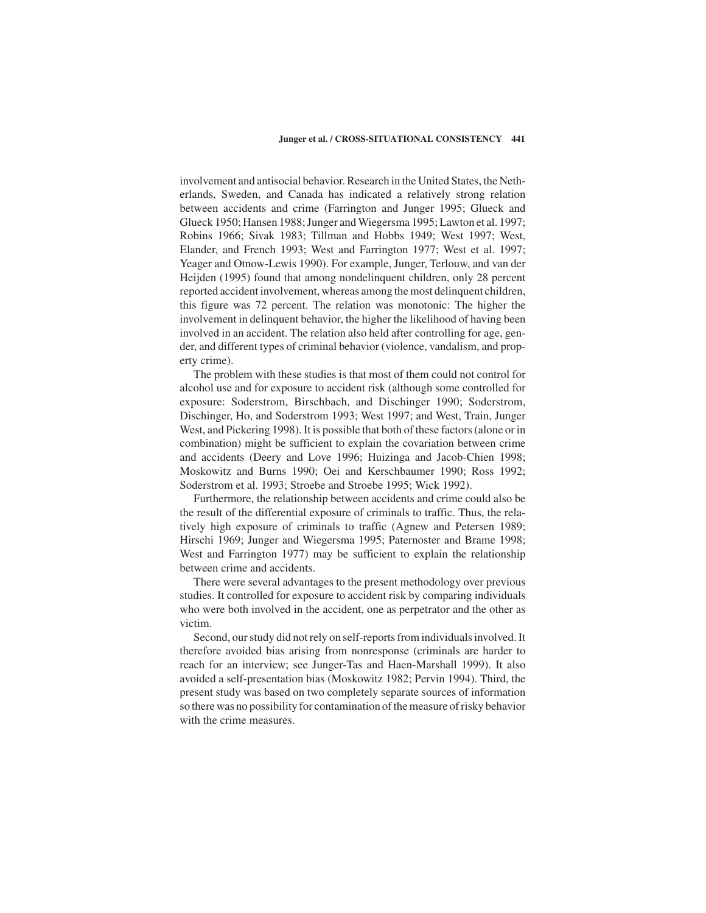involvement and antisocial behavior. Research in the United States, the Netherlands, Sweden, and Canada has indicated a relatively strong relation between accidents and crime (Farrington and Junger 1995; Glueck and Glueck 1950; Hansen 1988; Junger and Wiegersma 1995; Lawton et al. 1997; Robins 1966; Sivak 1983; Tillman and Hobbs 1949; West 1997; West, Elander, and French 1993; West and Farrington 1977; West et al. 1997; Yeager and Otnow-Lewis 1990). For example, Junger, Terlouw, and van der Heijden (1995) found that among nondelinquent children, only 28 percent reported accident involvement, whereas among the most delinquent children, this figure was 72 percent. The relation was monotonic: The higher the involvement in delinquent behavior, the higher the likelihood of having been involved in an accident. The relation also held after controlling for age, gender, and different types of criminal behavior (violence, vandalism, and property crime).

The problem with these studies is that most of them could not control for alcohol use and for exposure to accident risk (although some controlled for exposure: Soderstrom, Birschbach, and Dischinger 1990; Soderstrom, Dischinger, Ho, and Soderstrom 1993; West 1997; and West, Train, Junger West, and Pickering 1998). It is possible that both of these factors (alone or in combination) might be sufficient to explain the covariation between crime and accidents (Deery and Love 1996; Huizinga and Jacob-Chien 1998; Moskowitz and Burns 1990; Oei and Kerschbaumer 1990; Ross 1992; Soderstrom et al. 1993; Stroebe and Stroebe 1995; Wick 1992).

Furthermore, the relationship between accidents and crime could also be the result of the differential exposure of criminals to traffic. Thus, the relatively high exposure of criminals to traffic (Agnew and Petersen 1989; Hirschi 1969; Junger and Wiegersma 1995; Paternoster and Brame 1998; West and Farrington 1977) may be sufficient to explain the relationship between crime and accidents.

There were several advantages to the present methodology over previous studies. It controlled for exposure to accident risk by comparing individuals who were both involved in the accident, one as perpetrator and the other as victim.

Second, our study did not rely on self-reports from individuals involved. It therefore avoided bias arising from nonresponse (criminals are harder to reach for an interview; see Junger-Tas and Haen-Marshall 1999). It also avoided a self-presentation bias (Moskowitz 1982; Pervin 1994). Third, the present study was based on two completely separate sources of information so there was no possibility for contamination of the measure of risky behavior with the crime measures.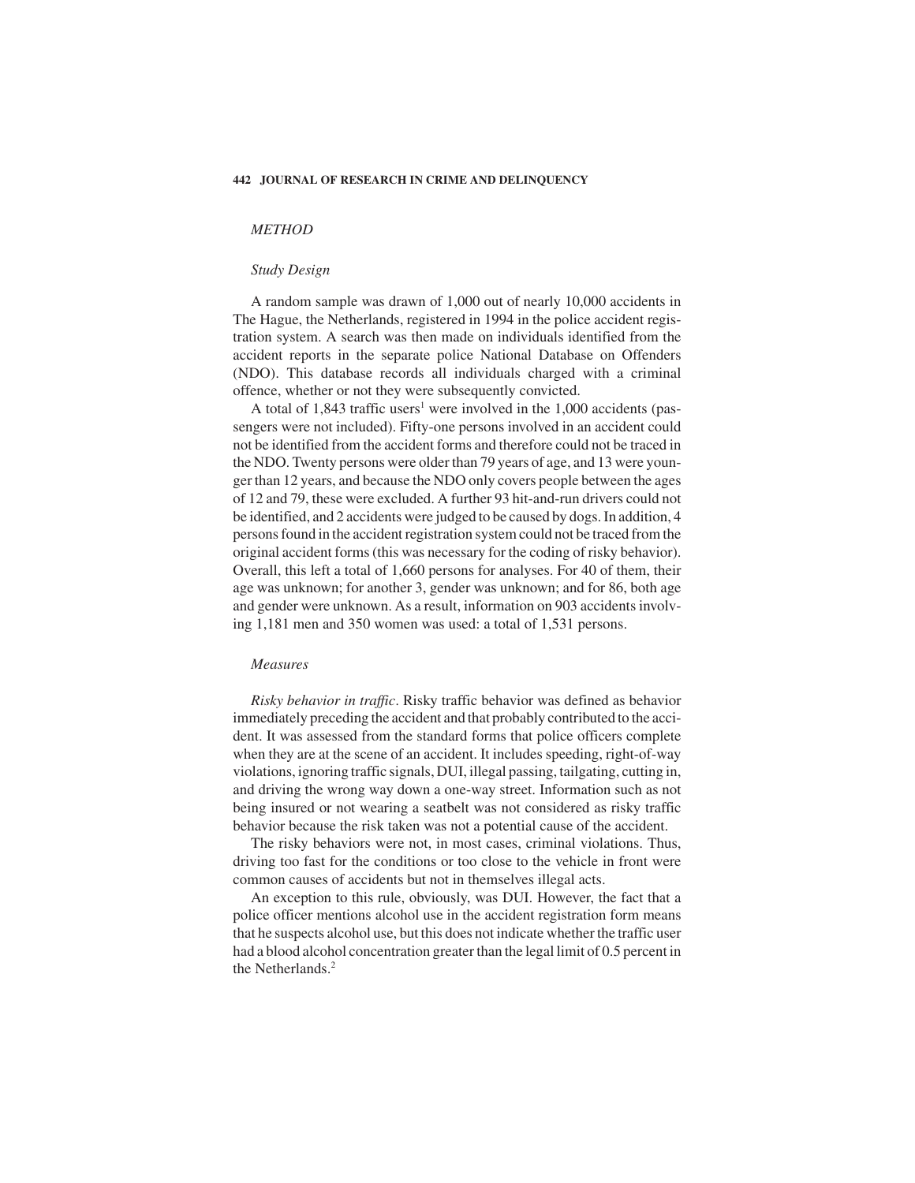## *METHOD*

### *Study Design*

A random sample was drawn of 1,000 out of nearly 10,000 accidents in The Hague, the Netherlands, registered in 1994 in the police accident registration system. A search was then made on individuals identified from the accident reports in the separate police National Database on Offenders (NDO). This database records all individuals charged with a criminal offence, whether or not they were subsequently convicted.

A total of 1,843 traffic users[1] were involved in the 1,000 accidents (passengers were not included). Fifty-one persons involved in an accident could not be identified from the accident forms and therefore could not be traced in the NDO. Twenty persons were older than 79 years of age, and 13 were younger than 12 years, and because the NDO only covers people between the ages of 12 and 79, these were excluded. A further 93 hit-and-run drivers could not be identified, and 2 accidents were judged to be caused by dogs. In addition, 4 persons found in the accident registration system could not be traced from the original accident forms (this was necessary for the coding of risky behavior). Overall, this left a total of 1,660 persons for analyses. For 40 of them, their age was unknown; for another 3, gender was unknown; and for 86, both age and gender were unknown. As a result, information on 903 accidents involving 1,181 men and 350 women was used: a total of 1,531 persons.

### *Measures*

*Risky behavior in traffic*. Risky traffic behavior was defined as behavior immediately preceding the accident and that probably contributed to the accident. It was assessed from the standard forms that police officers complete when they are at the scene of an accident. It includes speeding, right-of-way violations, ignoring traffic signals, DUI, illegal passing, tailgating, cutting in, and driving the wrong way down a one-way street. Information such as not being insured or not wearing a seatbelt was not considered as risky traffic behavior because the risk taken was not a potential cause of the accident.

The risky behaviors were not, in most cases, criminal violations. Thus, driving too fast for the conditions or too close to the vehicle in front were common causes of accidents but not in themselves illegal acts.

An exception to this rule, obviously, was DUI. However, the fact that a police officer mentions alcohol use in the accident registration form means that he suspects alcohol use, but this does not indicate whether the traffic user had a blood alcohol concentration greater than the legal limit of 0.5 percent in the Netherlands.[2]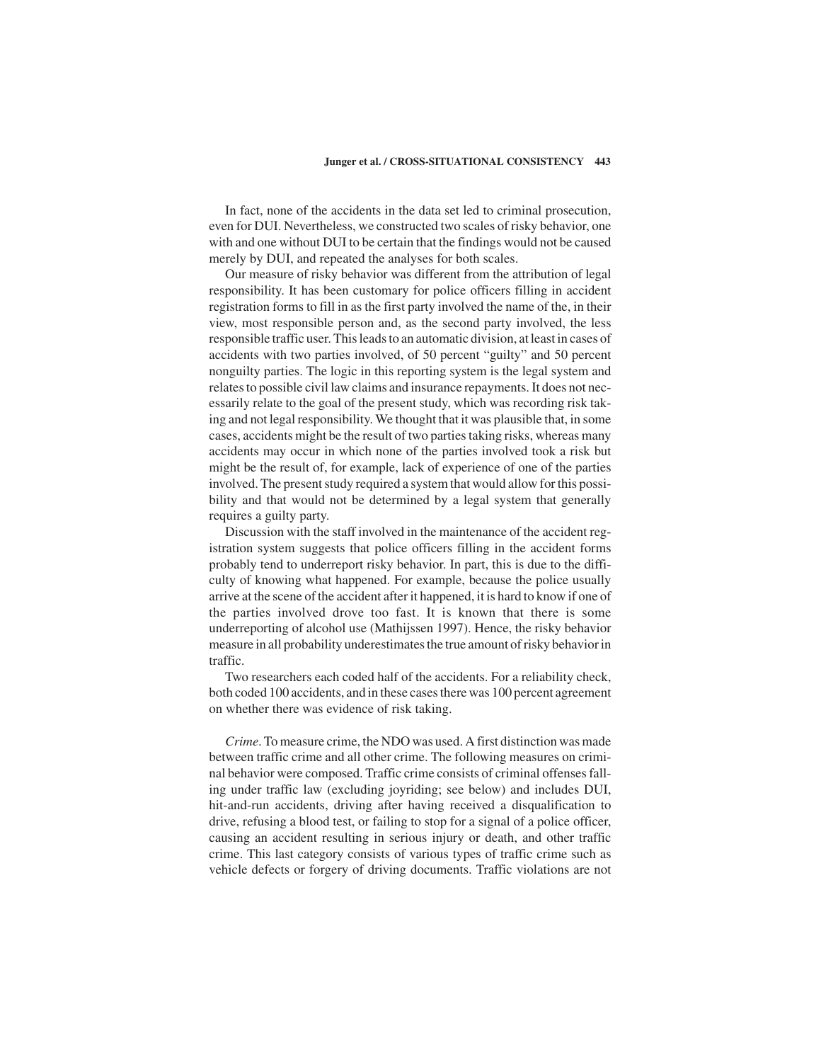In fact, none of the accidents in the data set led to criminal prosecution, even for DUI. Nevertheless, we constructed two scales of risky behavior, one with and one without DUI to be certain that the findings would not be caused merely by DUI, and repeated the analyses for both scales.

Our measure of risky behavior was different from the attribution of legal responsibility. It has been customary for police officers filling in accident registration forms to fill in as the first party involved the name of the, in their view, most responsible person and, as the second party involved, the less responsible traffic user. This leads to an automatic division, at least in cases of accidents with two parties involved, of 50 percent "guilty" and 50 percent nonguilty parties. The logic in this reporting system is the legal system and relates to possible civil law claims and insurance repayments. It does not necessarily relate to the goal of the present study, which was recording risk taking and not legal responsibility. We thought that it was plausible that, in some cases, accidents might be the result of two parties taking risks, whereas many accidents may occur in which none of the parties involved took a risk but might be the result of, for example, lack of experience of one of the parties involved. The present study required a system that would allow for this possibility and that would not be determined by a legal system that generally requires a guilty party.

Discussion with the staff involved in the maintenance of the accident registration system suggests that police officers filling in the accident forms probably tend to underreport risky behavior. In part, this is due to the difficulty of knowing what happened. For example, because the police usually arrive at the scene of the accident after it happened, it is hard to know if one of the parties involved drove too fast. It is known that there is some underreporting of alcohol use (Mathijssen 1997). Hence, the risky behavior measure in all probability underestimates the true amount of risky behavior in traffic.

Two researchers each coded half of the accidents. For a reliability check, both coded 100 accidents, and in these cases there was 100 percent agreement on whether there was evidence of risk taking.

*Crime*. To measure crime, the NDO was used. A first distinction was made between traffic crime and all other crime. The following measures on criminal behavior were composed. Traffic crime consists of criminal offenses falling under traffic law (excluding joyriding; see below) and includes DUI, hit-and-run accidents, driving after having received a disqualification to drive, refusing a blood test, or failing to stop for a signal of a police officer, causing an accident resulting in serious injury or death, and other traffic crime. This last category consists of various types of traffic crime such as vehicle defects or forgery of driving documents. Traffic violations are not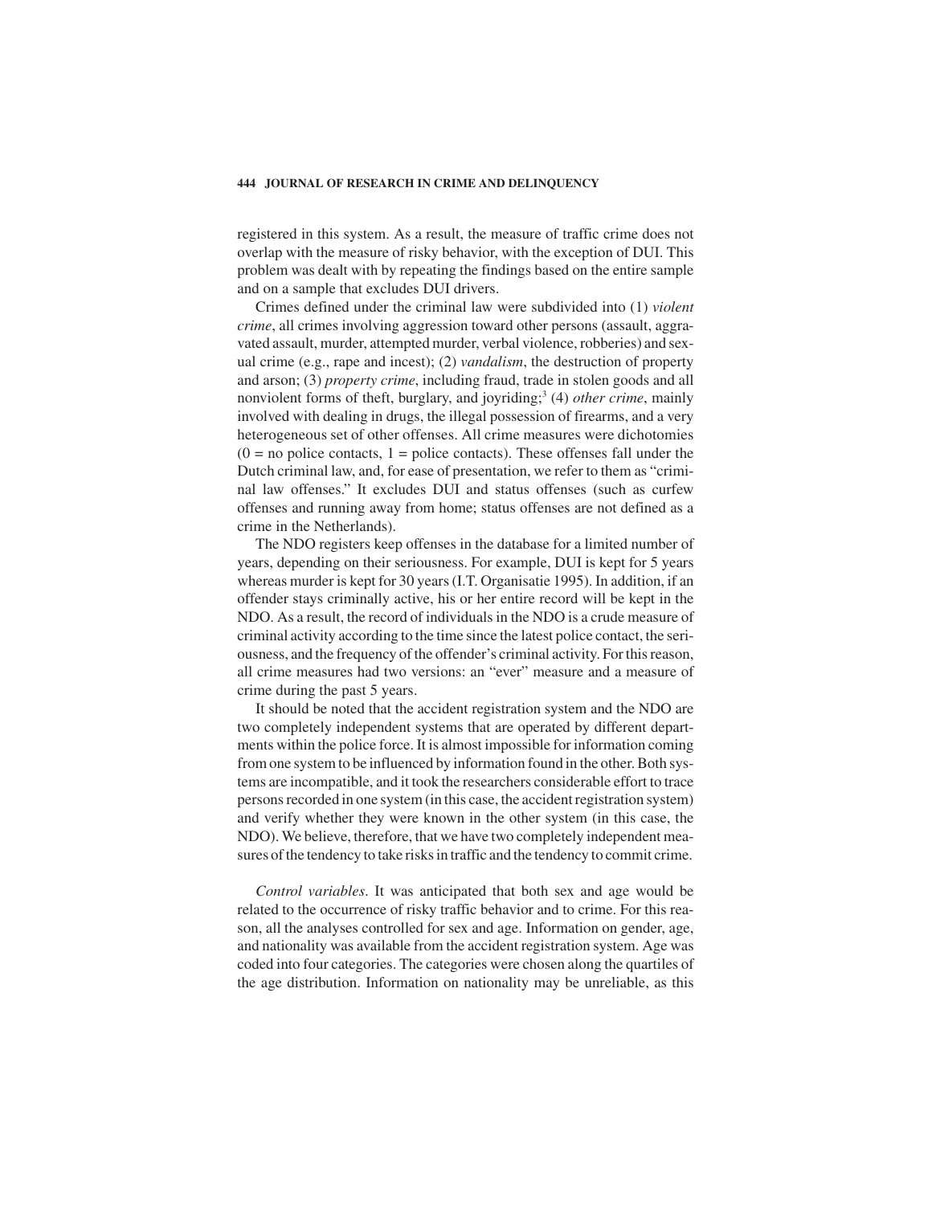registered in this system. As a result, the measure of traffic crime does not overlap with the measure of risky behavior, with the exception of DUI. This problem was dealt with by repeating the findings based on the entire sample and on a sample that excludes DUI drivers.

Crimes defined under the criminal law were subdivided into (1) *violent crime*, all crimes involving aggression toward other persons (assault, aggravated assault, murder, attempted murder, verbal violence, robberies) and sexual crime (e.g., rape and incest); (2) *vandalism*, the destruction of property and arson; (3) *property crime*, including fraud, trade in stolen goods and all nonviolent forms of theft, burglary, and joyriding;[3] (4) *other crime*, mainly involved with dealing in drugs, the illegal possession of firearms, and a very heterogeneous set of other offenses. All crime measures were dichotomies (0 = no police contacts, 1 = police contacts). These offenses fall under the Dutch criminal law, and, for ease of presentation, we refer to them as "criminal law offenses." It excludes DUI and status offenses (such as curfew offenses and running away from home; status offenses are not defined as a crime in the Netherlands).

The NDO registers keep offenses in the database for a limited number of years, depending on their seriousness. For example, DUI is kept for 5 years whereas murder is kept for 30 years (I.T. Organisatie 1995). In addition, if an offender stays criminally active, his or her entire record will be kept in the NDO. As a result, the record of individuals in the NDO is a crude measure of criminal activity according to the time since the latest police contact, the seriousness, and the frequency of the offender's criminal activity. For this reason, all crime measures had two versions: an "ever" measure and a measure of crime during the past 5 years.

It should be noted that the accident registration system and the NDO are two completely independent systems that are operated by different departments within the police force. It is almost impossible for information coming from one system to be influenced by information found in the other. Both systems are incompatible, and it took the researchers considerable effort to trace persons recorded in one system (in this case, the accident registration system) and verify whether they were known in the other system (in this case, the NDO). We believe, therefore, that we have two completely independent measures of the tendency to take risks in traffic and the tendency to commit crime.

*Control variables*. It was anticipated that both sex and age would be related to the occurrence of risky traffic behavior and to crime. For this reason, all the analyses controlled for sex and age. Information on gender, age, and nationality was available from the accident registration system. Age was coded into four categories. The categories were chosen along the quartiles of the age distribution. Information on nationality may be unreliable, as this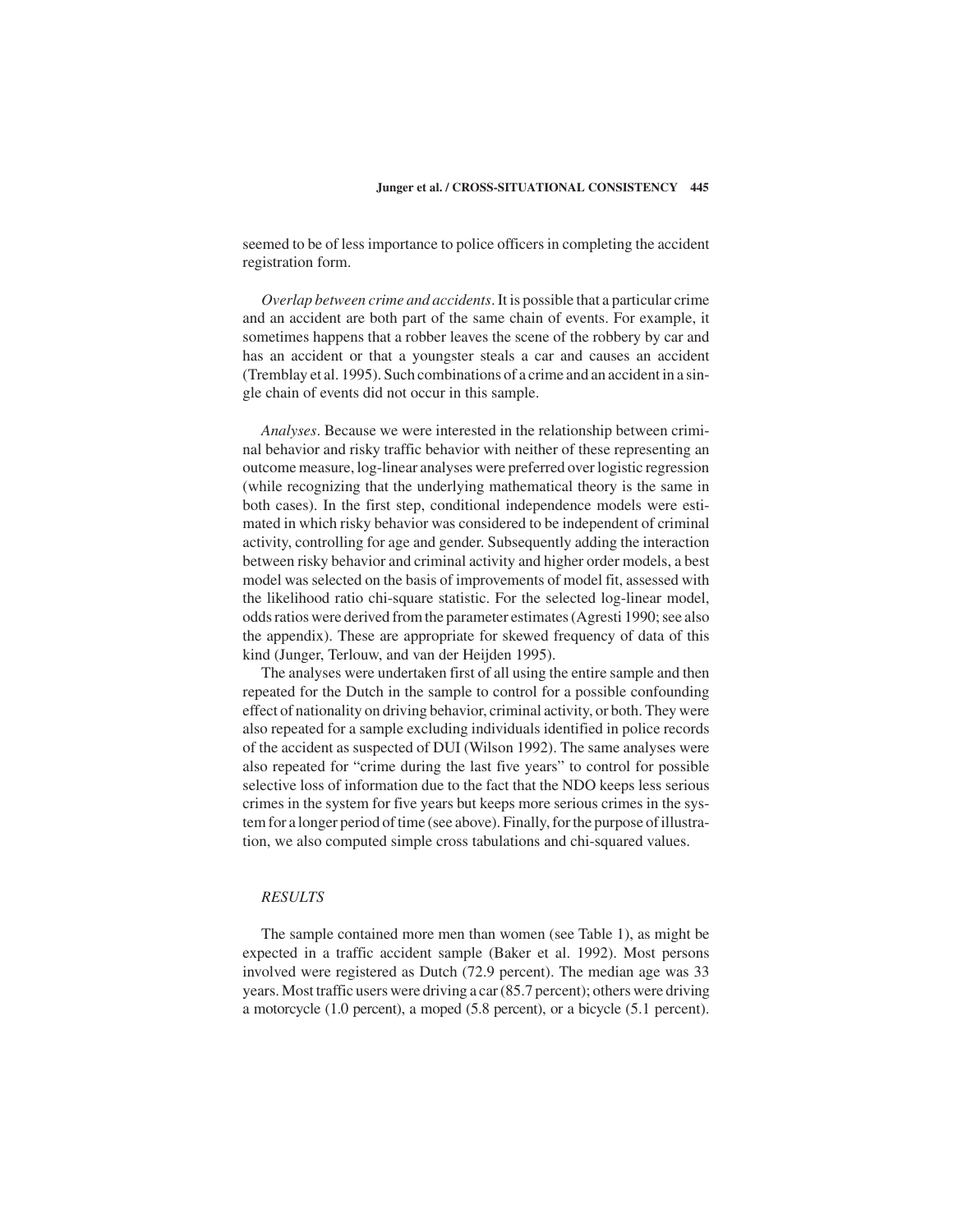seemed to be of less importance to police officers in completing the accident registration form.

*Overlap between crime and accidents*. It is possible that a particular crime and an accident are both part of the same chain of events. For example, it sometimes happens that a robber leaves the scene of the robbery by car and has an accident or that a youngster steals a car and causes an accident (Tremblay et al. 1995). Such combinations of a crime and an accident in a single chain of events did not occur in this sample.

*Analyses*. Because we were interested in the relationship between criminal behavior and risky traffic behavior with neither of these representing an outcome measure, log-linear analyses were preferred over logistic regression (while recognizing that the underlying mathematical theory is the same in both cases). In the first step, conditional independence models were estimated in which risky behavior was considered to be independent of criminal activity, controlling for age and gender. Subsequently adding the interaction between risky behavior and criminal activity and higher order models, a best model was selected on the basis of improvements of model fit, assessed with the likelihood ratio chi-square statistic. For the selected log-linear model, odds ratios were derived from the parameter estimates (Agresti 1990; see also the appendix). These are appropriate for skewed frequency of data of this kind (Junger, Terlouw, and van der Heijden 1995).

The analyses were undertaken first of all using the entire sample and then repeated for the Dutch in the sample to control for a possible confounding effect of nationality on driving behavior, criminal activity, or both. They were also repeated for a sample excluding individuals identified in police records of the accident as suspected of DUI (Wilson 1992). The same analyses were also repeated for "crime during the last five years" to control for possible selective loss of information due to the fact that the NDO keeps less serious crimes in the system for five years but keeps more serious crimes in the system for a longer period of time (see above). Finally, for the purpose of illustration, we also computed simple cross tabulations and chi-squared values.

## *RESULTS*

The sample contained more men than women (see Table 1), as might be expected in a traffic accident sample (Baker et al. 1992). Most persons involved were registered as Dutch (72.9 percent). The median age was 33 years. Most traffic users were driving a car (85.7 percent); others were driving a motorcycle (1.0 percent), a moped (5.8 percent), or a bicycle (5.1 percent).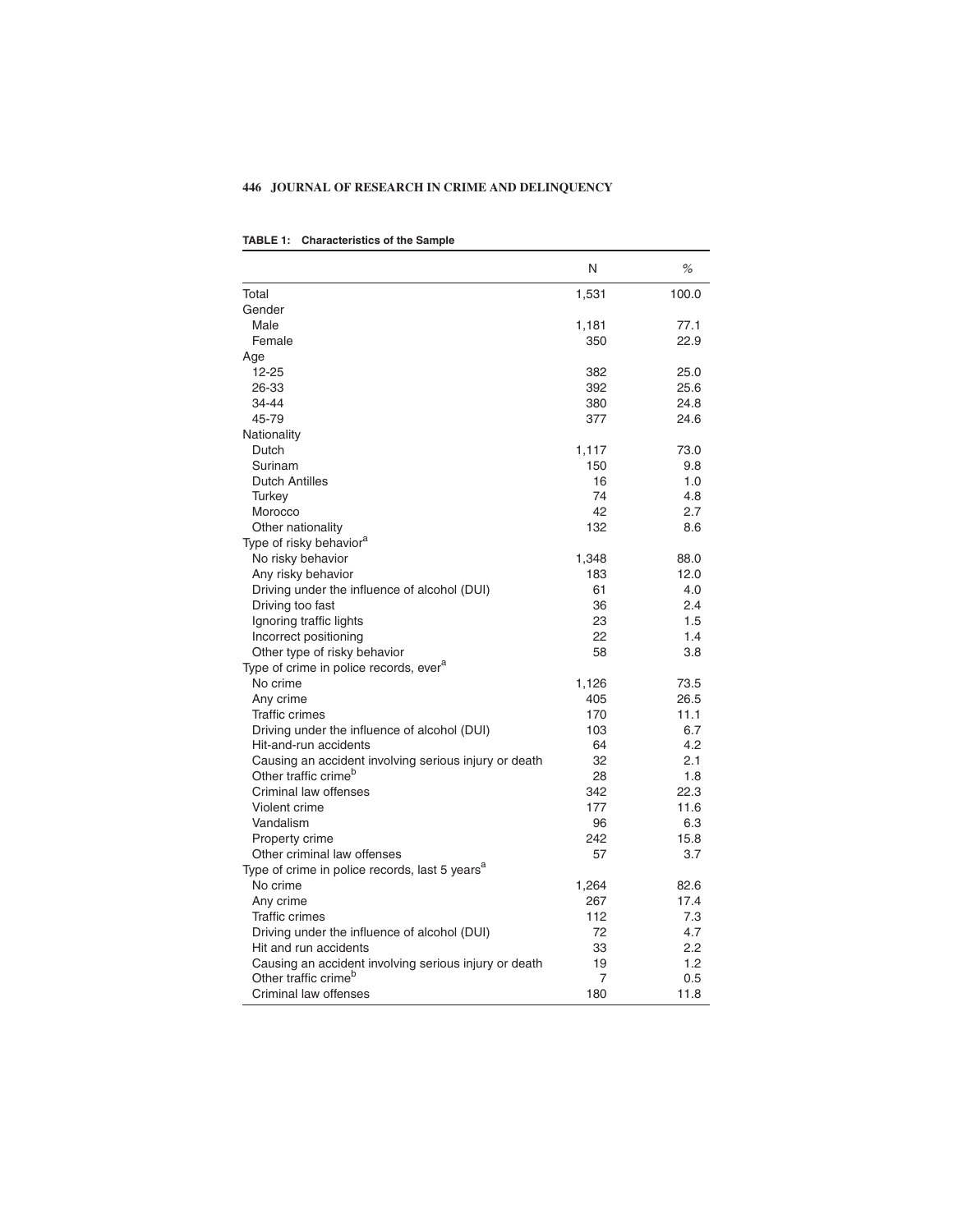**TABLE 1: Characteristics of the Sample**

| | N | % |
|---|---|---|
| Total | 1,531 | 100.0 |
| Gender | | |
| Male | 1,181 | 77.1 |
| Female | 350 | 22.9 |
| Age | | |
| 12-25 | 382 | 25.0 |
| 26-33 | 392 | 25.6 |
| 34-44 | 380 | 24.8 |
| 45-79 | 377 | 24.6 |
| Nationality | | |
| Dutch | 1,117 | 73.0 |
| Surinam | 150 | 9.8 |
| Dutch Antilles | 16 | 1.0 |
| Turkey | 74 | 4.8 |
| Morocco | 42 | 2.7 |
| Other nationality | 132 | 8.6 |
| Type of risky behavior[a] | | |
| No risky behavior | 1,348 | 88.0 |
| Any risky behavior | 183 | 12.0 |
| Driving under the influence of alcohol (DUI) | 61 | 4.0 |
| Driving too fast | 36 | 2.4 |
| Ignoring traffic lights | 23 | 1.5 |
| Incorrect positioning | 22 | 1.4 |
| Other type of risky behavior | 58 | 3.8 |
| Type of crime in police records, ever[a] | | |
| No crime | 1,126 | 73.5 |
| Any crime | 405 | 26.5 |
| Traffic crimes | 170 | 11.1 |
| Driving under the influence of alcohol (DUI) | 103 | 6.7 |
| Hit-and-run accidents | 64 | 4.2 |
| Causing an accident involving serious injury or death | 32 | 2.1 |
| Other traffic crime[b] | 28 | 1.8 |
| Criminal law offenses | 342 | 22.3 |
| Violent crime | 177 | 11.6 |
| Vandalism | 96 | 6.3 |
| Property crime | 242 | 15.8 |
| Other criminal law offenses | 57 | 3.7 |
| Type of crime in police records, last 5 years[a] | | |
| No crime | 1,264 | 82.6 |
| Any crime | 267 | 17.4 |
| Traffic crimes | 112 | 7.3 |
| Driving under the influence of alcohol (DUI) | 72 | 4.7 |
| Hit and run accidents | 33 | 2.2 |
| Causing an accident involving serious injury or death | 19 | 1.2 |
| Other traffic crime[b] | 7 | 0.5 |
| Criminal law offenses | 180 | 11.8 |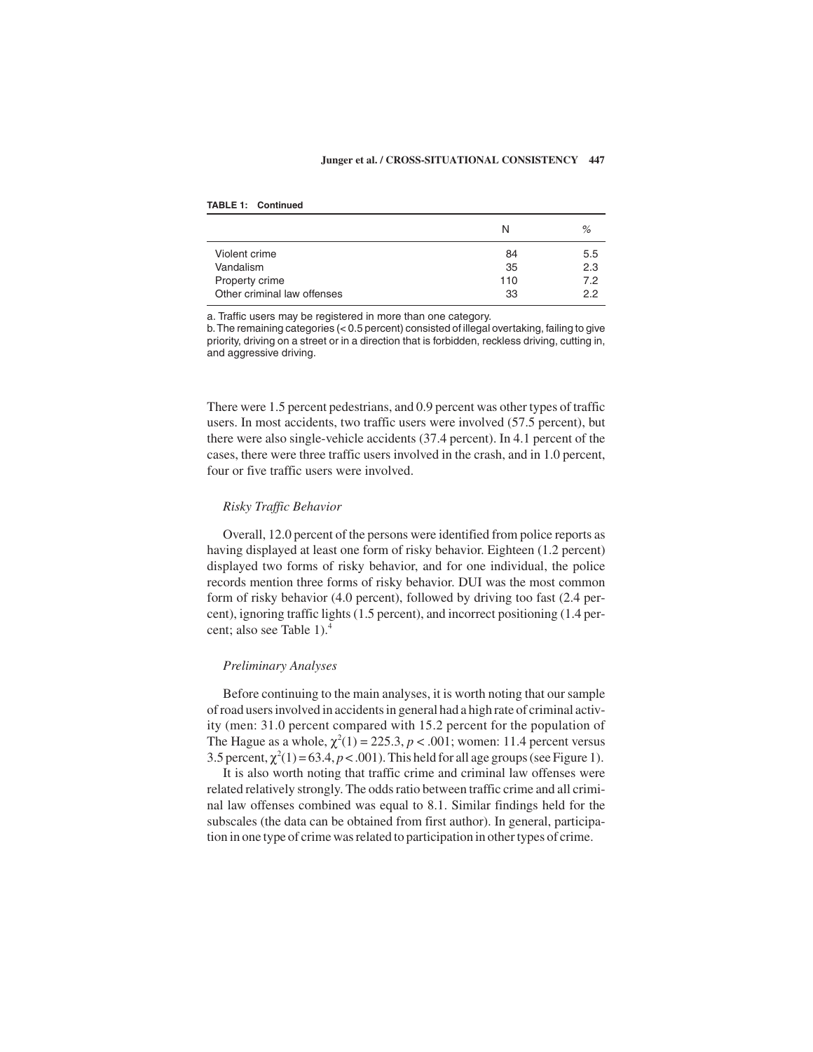**TABLE 1: Continued**

| | N | % |
|---|---|---|
| Violent crime | 84 | 5.5 |
| Vandalism | 35 | 2.3 |
| Property crime | 110 | 7.2 |
| Other criminal law offenses | 33 | 2.2 |

a. Traffic users may be registered in more than one category.
b. The remaining categories (< 0.5 percent) consisted of illegal overtaking, failing to give priority, driving on a street or in a direction that is forbidden, reckless driving, cutting in, and aggressive driving.

There were 1.5 percent pedestrians, and 0.9 percent was other types of traffic users. In most accidents, two traffic users were involved (57.5 percent), but there were also single-vehicle accidents (37.4 percent). In 4.1 percent of the cases, there were three traffic users involved in the crash, and in 1.0 percent, four or five traffic users were involved.

### *Risky Traffic Behavior*

Overall, 12.0 percent of the persons were identified from police reports as having displayed at least one form of risky behavior. Eighteen (1.2 percent) displayed two forms of risky behavior, and for one individual, the police records mention three forms of risky behavior. DUI was the most common form of risky behavior (4.0 percent), followed by driving too fast (2.4 percent), ignoring traffic lights (1.5 percent), and incorrect positioning (1.4 percent; also see Table 1).[4]

### *Preliminary Analyses*

Before continuing to the main analyses, it is worth noting that our sample of road users involved in accidents in general had a high rate of criminal activity (men: 31.0 percent compared with 15.2 percent for the population of The Hague as a whole, $\chi^2(1) = 225.3$, $p < .001$; women: 11.4 percent versus 3.5 percent, $\chi^2(1) = 63.4$, $p < .001$). This held for all age groups (see Figure 1).

It is also worth noting that traffic crime and criminal law offenses were related relatively strongly. The odds ratio between traffic crime and all criminal law offenses combined was equal to 8.1. Similar findings held for the subscales (the data can be obtained from first author). In general, participation in one type of crime was related to participation in other types of crime.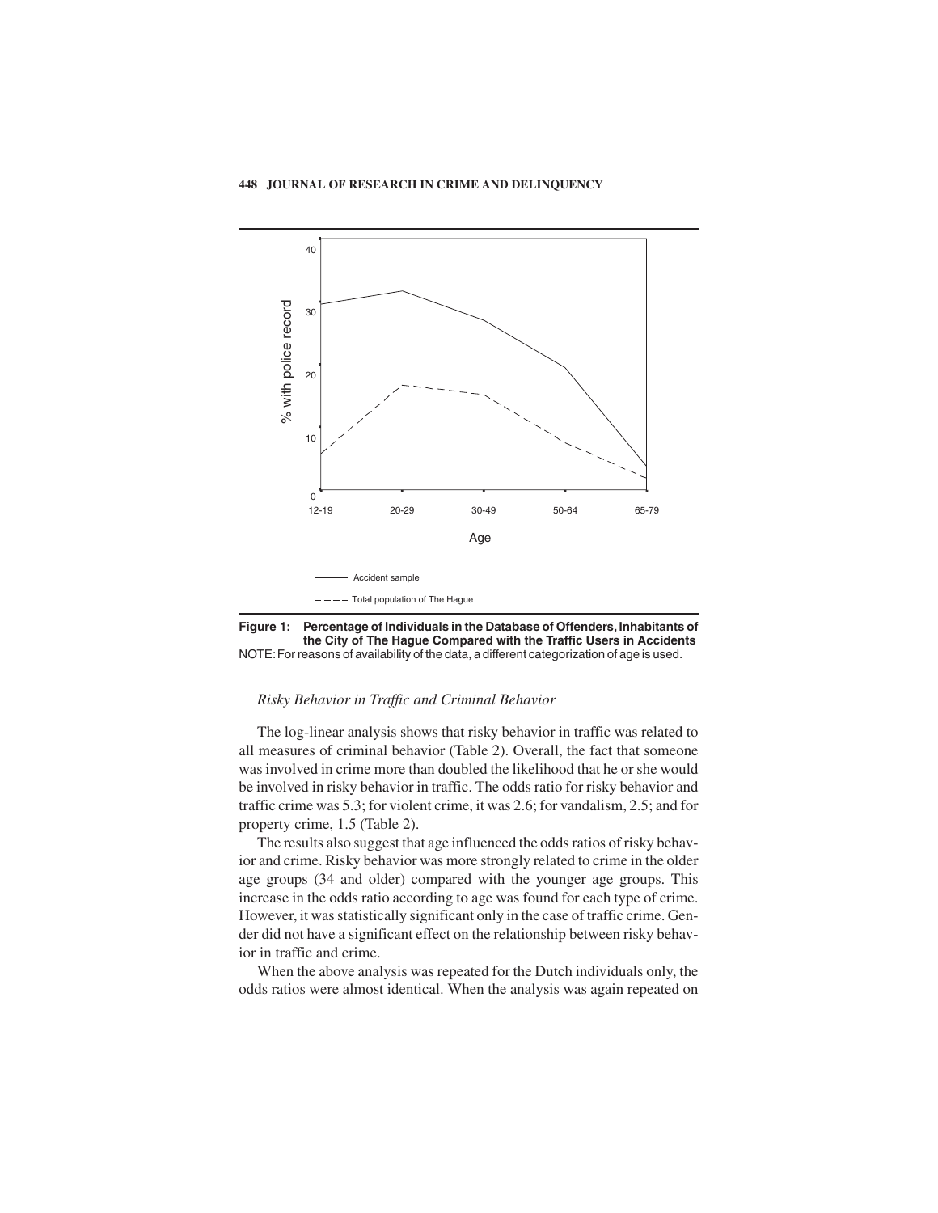**Figure 1: Percentage of Individuals in the Database of Offenders, Inhabitants of the City of The Hague Compared with the Traffic Users in Accidents**

NOTE: For reasons of availability of the data, a different categorization of age is used.

### *Risky Behavior in Traffic and Criminal Behavior*

The log-linear analysis shows that risky behavior in traffic was related to all measures of criminal behavior (Table 2). Overall, the fact that someone was involved in crime more than doubled the likelihood that he or she would be involved in risky behavior in traffic. The odds ratio for risky behavior and traffic crime was 5.3; for violent crime, it was 2.6; for vandalism, 2.5; and for property crime, 1.5 (Table 2).

The results also suggest that age influenced the odds ratios of risky behavior and crime. Risky behavior was more strongly related to crime in the older age groups (34 and older) compared with the younger age groups. This increase in the odds ratio according to age was found for each type of crime. However, it was statistically significant only in the case of traffic crime. Gender did not have a significant effect on the relationship between risky behavior in traffic and crime.

When the above analysis was repeated for the Dutch individuals only, the odds ratios were almost identical. When the analysis was again repeated on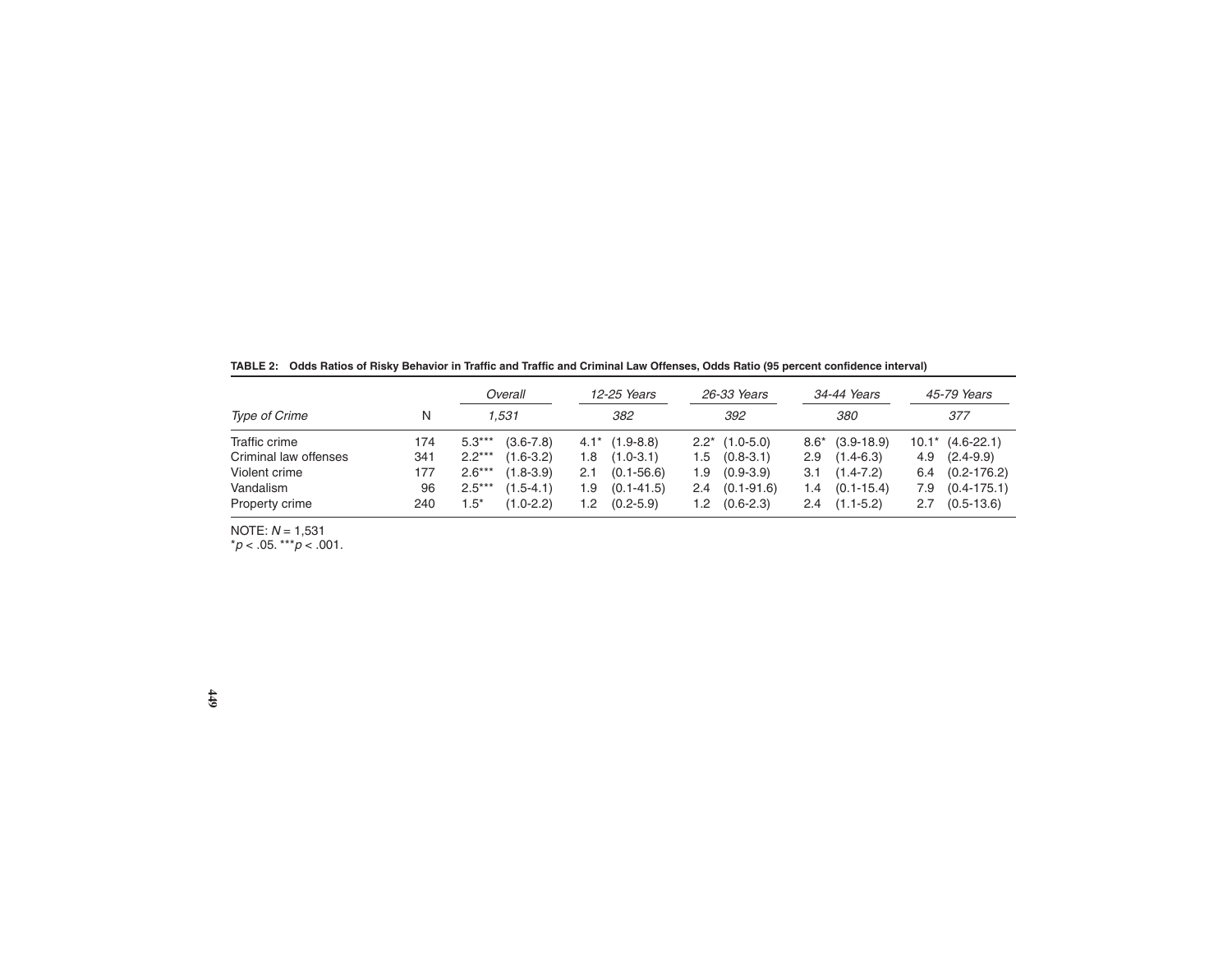**TABLE 2: Odds Ratios of Risky Behavior in Traffic and Traffic and Criminal Law Offenses, Odds Ratio (95 percent confidence interval)**

| | | *Overall* | | *12-25 Years* | | *26-33 Years* | | *34-44 Years* | | *45-79 Years* | |
|---|---|---|---|---|---|---|---|---|---|---|---|
| *Type of Crime* | N | *1,531* | | *382* | | *392* | | *380* | | *377* | |
| Traffic crime | 174 | 5.3*** | (3.6-7.8) | 4.1* | (1.9-8.8) | 2.2* | (1.0-5.0) | 8.6* | (3.9-18.9) | 10.1* | (4.6-22.1) |
| Criminal law offenses | 341 | 2.2*** | (1.6-3.2) | 1.8 | (1.0-3.1) | 1.5 | (0.8-3.1) | 2.9 | (1.4-6.3) | 4.9 | (2.4-9.9) |
| Violent crime | 177 | 2.6*** | (1.8-3.9) | 2.1 | (0.1-56.6) | 1.9 | (0.9-3.9) | 3.1 | (1.4-7.2) | 6.4 | (0.2-176.2) |
| Vandalism | 96 | 2.5*** | (1.5-4.1) | 1.9 | (0.1-41.5) | 2.4 | (0.1-91.6) | 1.4 | (0.1-15.4) | 7.9 | (0.4-175.1) |
| Property crime | 240 | 1.5* | (1.0-2.2) | 1.2 | (0.2-5.9) | 1.2 | (0.6-2.3) | 2.4 | (1.1-5.2) | 2.7 | (0.5-13.6) |

NOTE: $N = 1,531$

$^{*}p < .05$. $^{***}p < .001$.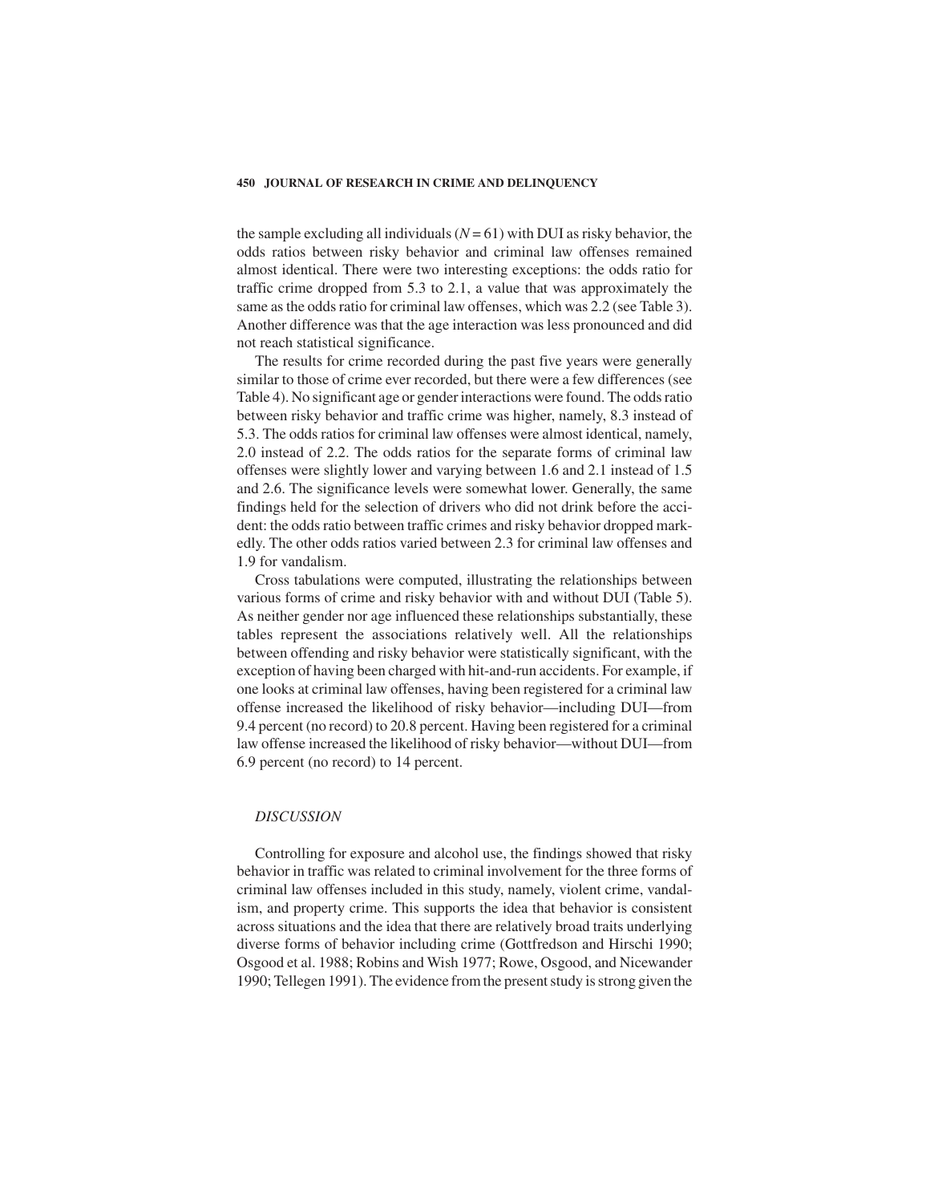the sample excluding all individuals ($N = 61$) with DUI as risky behavior, the odds ratios between risky behavior and criminal law offenses remained almost identical. There were two interesting exceptions: the odds ratio for traffic crime dropped from 5.3 to 2.1, a value that was approximately the same as the odds ratio for criminal law offenses, which was 2.2 (see Table 3). Another difference was that the age interaction was less pronounced and did not reach statistical significance.

The results for crime recorded during the past five years were generally similar to those of crime ever recorded, but there were a few differences (see Table 4). No significant age or gender interactions were found. The odds ratio between risky behavior and traffic crime was higher, namely, 8.3 instead of 5.3. The odds ratios for criminal law offenses were almost identical, namely, 2.0 instead of 2.2. The odds ratios for the separate forms of criminal law offenses were slightly lower and varying between 1.6 and 2.1 instead of 1.5 and 2.6. The significance levels were somewhat lower. Generally, the same findings held for the selection of drivers who did not drink before the accident: the odds ratio between traffic crimes and risky behavior dropped markedly. The other odds ratios varied between 2.3 for criminal law offenses and 1.9 for vandalism.

Cross tabulations were computed, illustrating the relationships between various forms of crime and risky behavior with and without DUI (Table 5). As neither gender nor age influenced these relationships substantially, these tables represent the associations relatively well. All the relationships between offending and risky behavior were statistically significant, with the exception of having been charged with hit-and-run accidents. For example, if one looks at criminal law offenses, having been registered for a criminal law offense increased the likelihood of risky behavior—including DUI—from 9.4 percent (no record) to 20.8 percent. Having been registered for a criminal law offense increased the likelihood of risky behavior—without DUI—from 6.9 percent (no record) to 14 percent.

## *DISCUSSION*

Controlling for exposure and alcohol use, the findings showed that risky behavior in traffic was related to criminal involvement for the three forms of criminal law offenses included in this study, namely, violent crime, vandalism, and property crime. This supports the idea that behavior is consistent across situations and the idea that there are relatively broad traits underlying diverse forms of behavior including crime (Gottfredson and Hirschi 1990; Osgood et al. 1988; Robins and Wish 1977; Rowe, Osgood, and Nicewander 1990; Tellegen 1991). The evidence from the present study is strong given the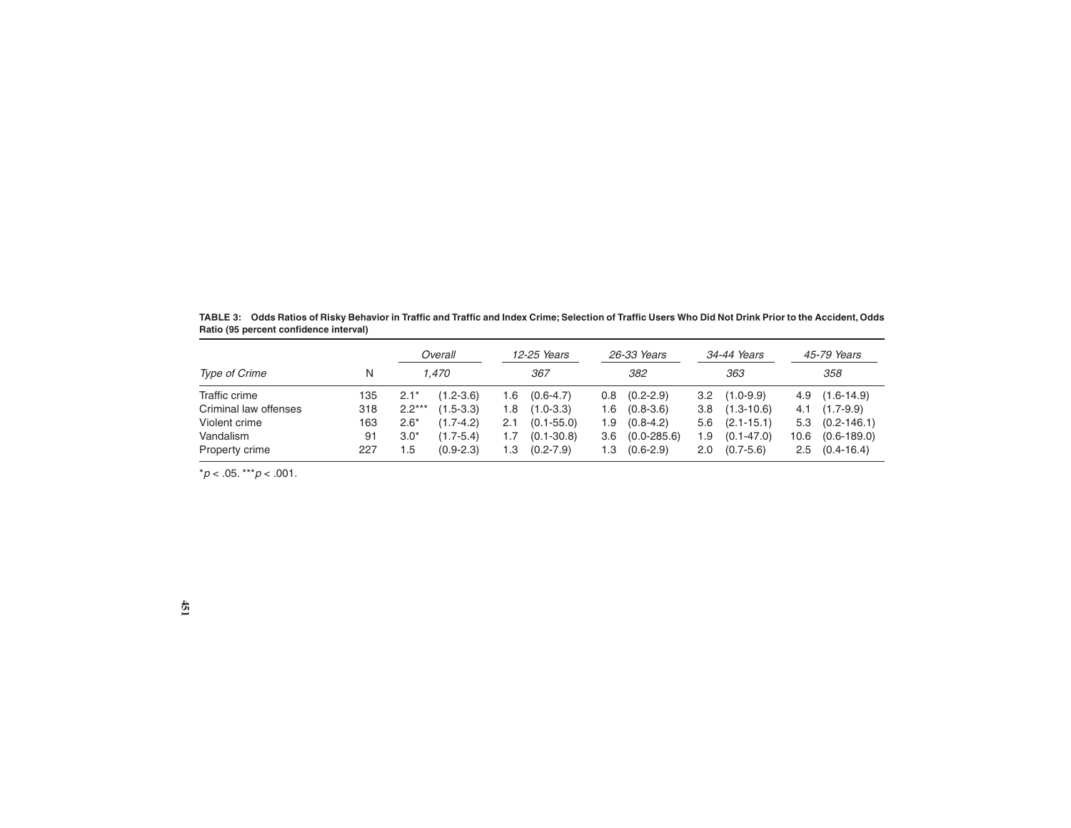**TABLE 3: Odds Ratios of Risky Behavior in Traffic and Traffic and Index Crime; Selection of Traffic Users Who Did Not Drink Prior to the Accident, Odds Ratio (95 percent confidence interval)**

| | | *Overall* | | *12-25 Years* | | *26-33 Years* | | *34-44 Years* | | *45-79 Years* | |
|---|---|---|---|---|---|---|---|---|---|---|---|
| *Type of Crime* | N | *1,470* | | *367* | | *382* | | *363* | | *358* | |
| Traffic crime | 135 | 2.1* | (1.2-3.6) | 1.6 | (0.6-4.7) | 0.8 | (0.2-2.9) | 3.2 | (1.0-9.9) | 4.9 | (1.6-14.9) |
| Criminal law offenses | 318 | 2.2*** | (1.5-3.3) | 1.8 | (1.0-3.3) | 1.6 | (0.8-3.6) | 3.8 | (1.3-10.6) | 4.1 | (1.7-9.9) |
| Violent crime | 163 | 2.6* | (1.7-4.2) | 2.1 | (0.1-55.0) | 1.9 | (0.8-4.2) | 5.6 | (2.1-15.1) | 5.3 | (0.2-146.1) |
| Vandalism | 91 | 3.0* | (1.7-5.4) | 1.7 | (0.1-30.8) | 3.6 | (0.0-285.6) | 1.9 | (0.1-47.0) | 10.6 | (0.6-189.0) |
| Property crime | 227 | 1.5 | (0.9-2.3) | 1.3 | (0.2-7.9) | 1.3 | (0.6-2.9) | 2.0 | (0.7-5.6) | 2.5 | (0.4-16.4) |

*$p < .05$. ***$p < .001$.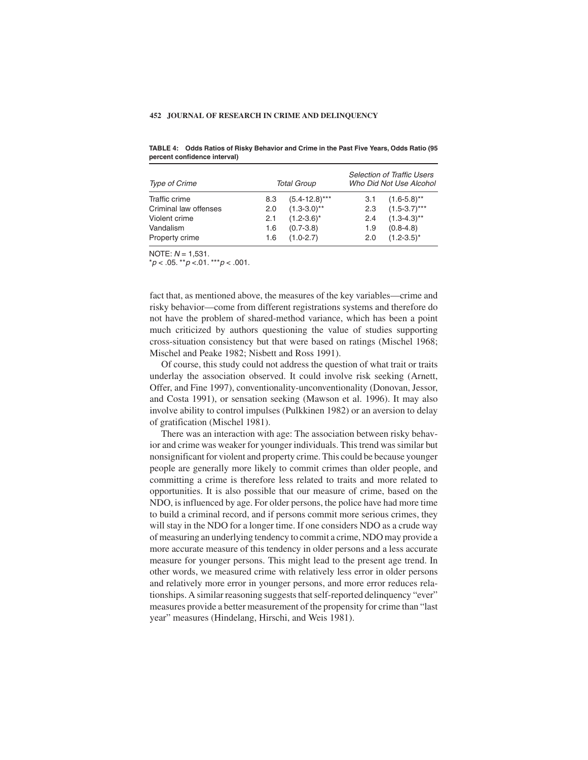**TABLE 4: Odds Ratios of Risky Behavior and Crime in the Past Five Years, Odds Ratio (95 percent confidence interval)**

| *Type of Crime* | *Total Group* | | *Selection of Traffic Users Who Did Not Use Alcohol* | |
|---|---|---|---|---|
| Traffic crime | 8.3 | (5.4-12.8)*** | 3.1 | (1.6-5.8)** |
| Criminal law offenses | 2.0 | (1.3-3.0)** | 2.3 | (1.5-3.7)*** |
| Violent crime | 2.1 | (1.2-3.6)* | 2.4 | (1.3-4.3)** |
| Vandalism | 1.6 | (0.7-3.8) | 1.9 | (0.8-4.8) |
| Property crime | 1.6 | (1.0-2.7) | 2.0 | (1.2-3.5)* |

NOTE: $N = 1{,}531$.
$^{*}p < .05$. $^{**}p < .01$. $^{***}p < .001$.

fact that, as mentioned above, the measures of the key variables—crime and risky behavior—come from different registrations systems and therefore do not have the problem of shared-method variance, which has been a point much criticized by authors questioning the value of studies supporting cross-situation consistency but that were based on ratings (Mischel 1968; Mischel and Peake 1982; Nisbett and Ross 1991).

Of course, this study could not address the question of what trait or traits underlay the association observed. It could involve risk seeking (Arnett, Offer, and Fine 1997), conventionality-unconventionality (Donovan, Jessor, and Costa 1991), or sensation seeking (Mawson et al. 1996). It may also involve ability to control impulses (Pulkkinen 1982) or an aversion to delay of gratification (Mischel 1981).

There was an interaction with age: The association between risky behavior and crime was weaker for younger individuals. This trend was similar but nonsignificant for violent and property crime. This could be because younger people are generally more likely to commit crimes than older people, and committing a crime is therefore less related to traits and more related to opportunities. It is also possible that our measure of crime, based on the NDO, is influenced by age. For older persons, the police have had more time to build a criminal record, and if persons commit more serious crimes, they will stay in the NDO for a longer time. If one considers NDO as a crude way of measuring an underlying tendency to commit a crime, NDO may provide a more accurate measure of this tendency in older persons and a less accurate measure for younger persons. This might lead to the present age trend. In other words, we measured crime with relatively less error in older persons and relatively more error in younger persons, and more error reduces relationships. A similar reasoning suggests that self-reported delinquency "ever" measures provide a better measurement of the propensity for crime than "last year" measures (Hindelang, Hirschi, and Weis 1981).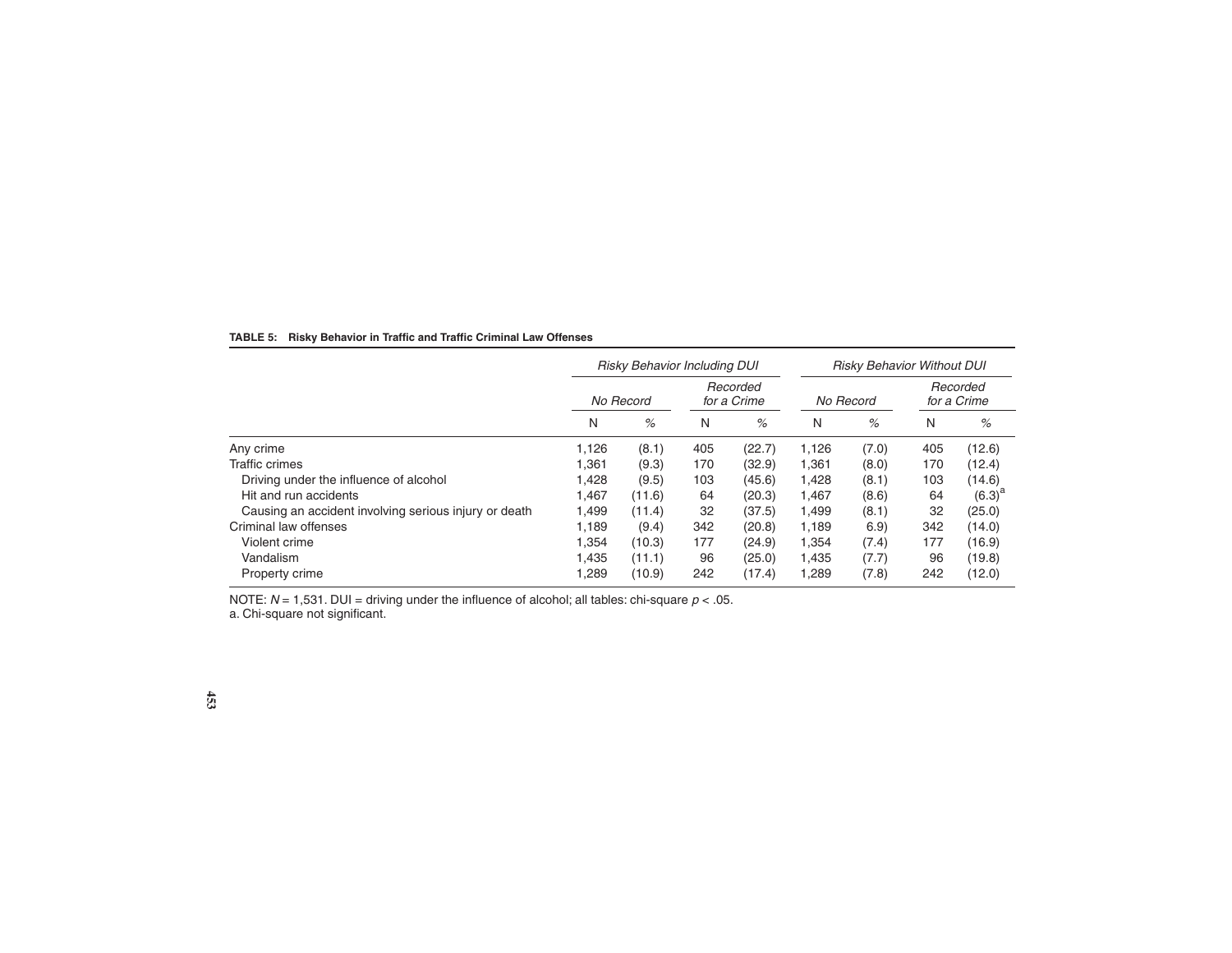**TABLE 5: Risky Behavior in Traffic and Traffic Criminal Law Offenses**

| | *Risky Behavior Including DUI* | | | | *Risky Behavior Without DUI* | | | |
|---|---|---|---|---|---|---|---|---|
| | *No Record* | | *Recorded for a Crime* | | *No Record* | | *Recorded for a Crime* | |
| | N | % | N | % | N | % | N | % |
| Any crime | 1,126 | (8.1) | 405 | (22.7) | 1,126 | (7.0) | 405 | (12.6) |
| Traffic crimes | 1,361 | (9.3) | 170 | (32.9) | 1,361 | (8.0) | 170 | (12.4) |
| Driving under the influence of alcohol | 1,428 | (9.5) | 103 | (45.6) | 1,428 | (8.1) | 103 | (14.6) |
| Hit and run accidents | 1,467 | (11.6) | 64 | (20.3) | 1,467 | (8.6) | 64 | (6.3)[a] |
| Causing an accident involving serious injury or death | 1,499 | (11.4) | 32 | (37.5) | 1,499 | (8.1) | 32 | (25.0) |
| Criminal law offenses | 1,189 | (9.4) | 342 | (20.8) | 1,189 | 6.9) | 342 | (14.0) |
| Violent crime | 1,354 | (10.3) | 177 | (24.9) | 1,354 | (7.4) | 177 | (16.9) |
| Vandalism | 1,435 | (11.1) | 96 | (25.0) | 1,435 | (7.7) | 96 | (19.8) |
| Property crime | 1,289 | (10.9) | 242 | (17.4) | 1,289 | (7.8) | 242 | (12.0) |

NOTE: $N = 1{,}531$. DUI = driving under the influence of alcohol; all tables: chi-square $p < .05$.
a. Chi-square not significant.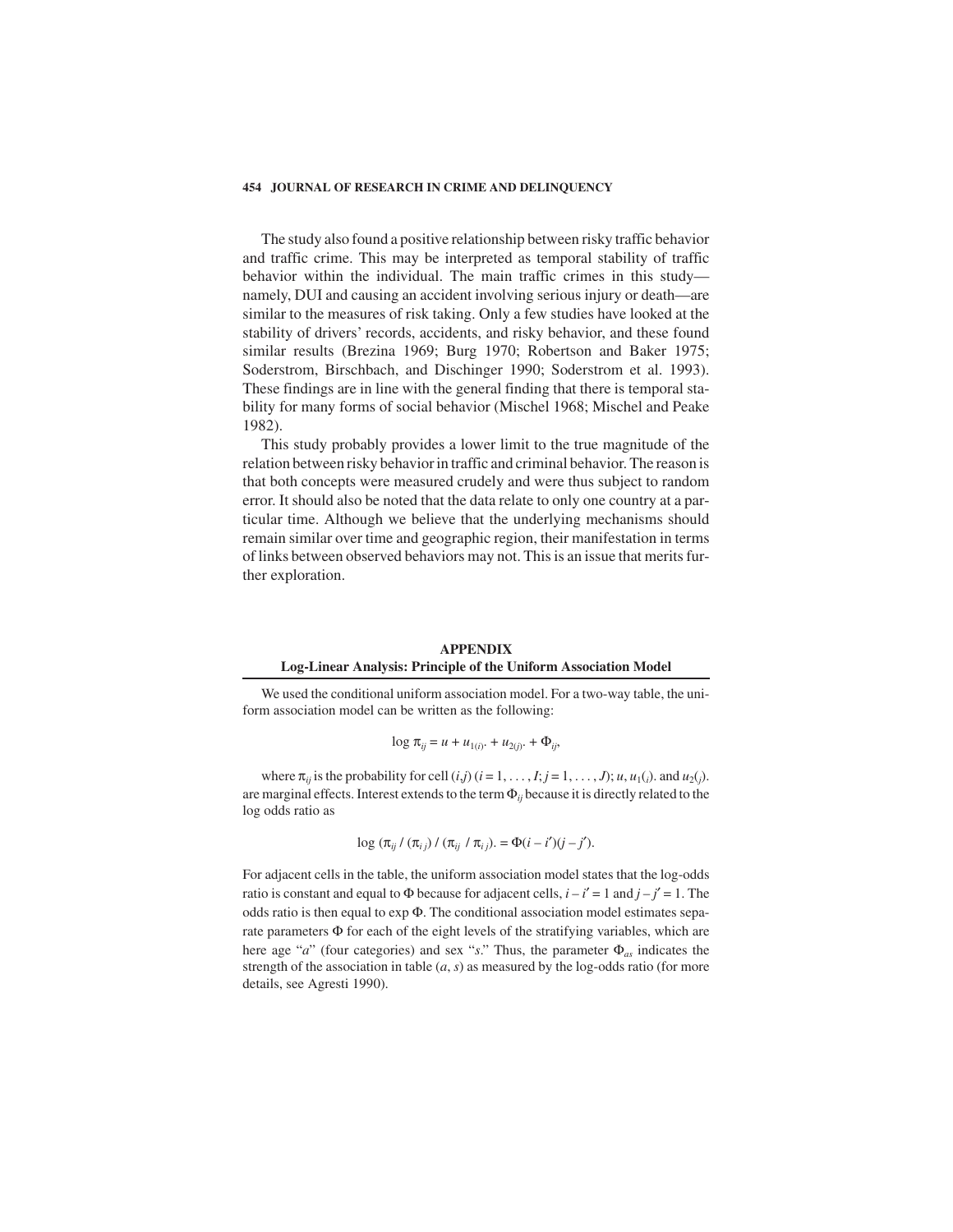The study also found a positive relationship between risky traffic behavior and traffic crime. This may be interpreted as temporal stability of traffic behavior within the individual. The main traffic crimes in this study—namely, DUI and causing an accident involving serious injury or death—are similar to the measures of risk taking. Only a few studies have looked at the stability of drivers' records, accidents, and risky behavior, and these found similar results (Brezina 1969; Burg 1970; Robertson and Baker 1975; Soderstrom, Birschbach, and Dischinger 1990; Soderstrom et al. 1993). These findings are in line with the general finding that there is temporal stability for many forms of social behavior (Mischel 1968; Mischel and Peake 1982).

This study probably provides a lower limit to the true magnitude of the relation between risky behavior in traffic and criminal behavior. The reason is that both concepts were measured crudely and were thus subject to random error. It should also be noted that the data relate to only one country at a particular time. Although we believe that the underlying mechanisms should remain similar over time and geographic region, their manifestation in terms of links between observed behaviors may not. This is an issue that merits further exploration.

## APPENDIX
### Log-Linear Analysis: Principle of the Uniform Association Model

We used the conditional uniform association model. For a two-way table, the uniform association model can be written as the following:

$$\log \pi_{ij} = u + u_{1(i)}. + u_{2(j)}. + \Phi_{ij},$$

where $\pi_{ij}$ is the probability for cell $(i,j)$ $(i = 1, \ldots, I; j = 1, \ldots, J)$; $u$, $u_1(_i)$. and $u_2(_j)$. are marginal effects. Interest extends to the term $\Phi_{ij}$ because it is directly related to the log odds ratio as

$$\log (\pi_{ij} / (\pi_{i\,j}) / (\pi_{ij} / \pi_{i\,j}). = \Phi(i - i')(j - j').$$

For adjacent cells in the table, the uniform association model states that the log-odds ratio is constant and equal to $\Phi$ because for adjacent cells, $i - i' = 1$ and $j - j' = 1$. The odds ratio is then equal to exp $\Phi$. The conditional association model estimates separate parameters $\Phi$ for each of the eight levels of the stratifying variables, which are here age "*a*" (four categories) and sex "*s*." Thus, the parameter $\Phi_{as}$ indicates the strength of the association in table $(a, s)$ as measured by the log-odds ratio (for more details, see Agresti 1990).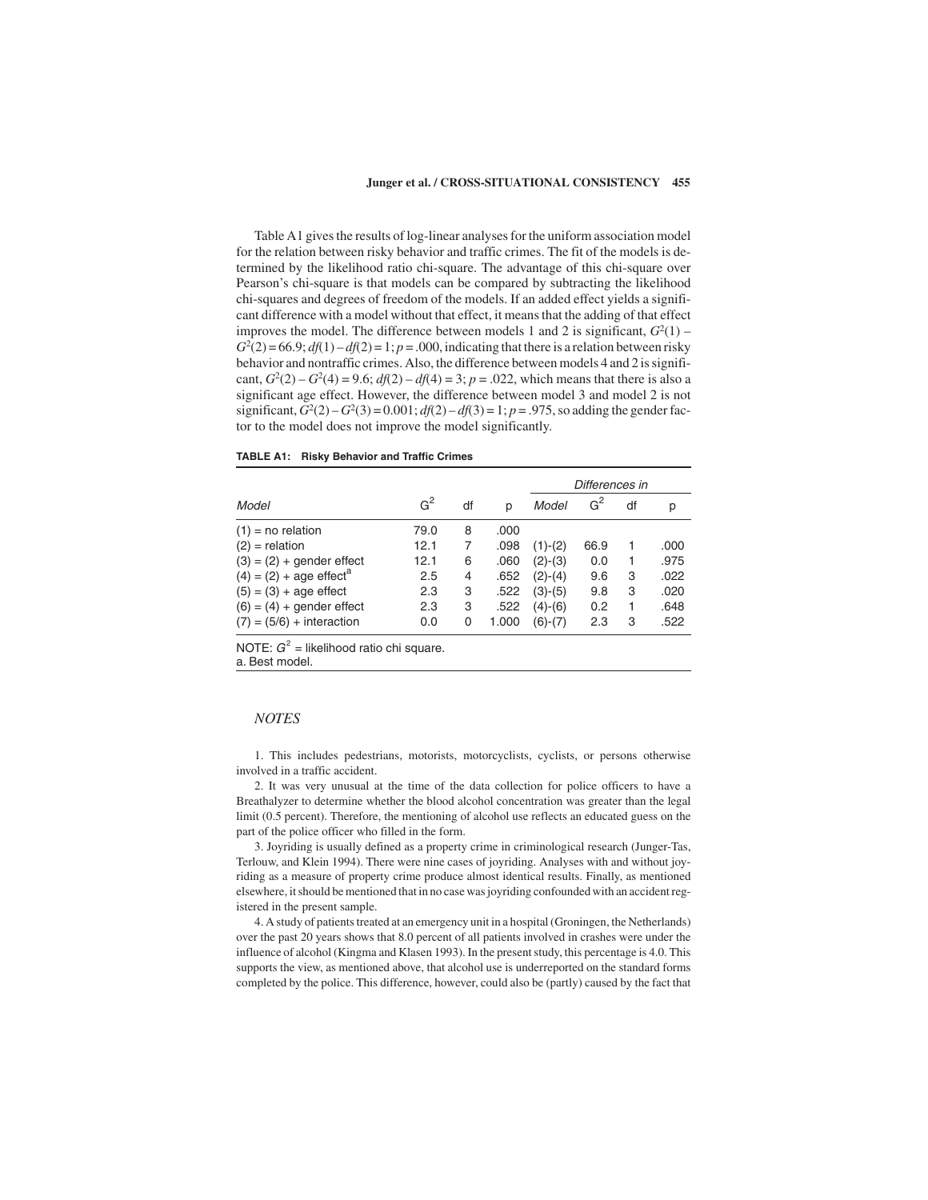Table A1 gives the results of log-linear analyses for the uniform association model for the relation between risky behavior and traffic crimes. The fit of the models is determined by the likelihood ratio chi-square. The advantage of this chi-square over Pearson's chi-square is that models can be compared by subtracting the likelihood chi-squares and degrees of freedom of the models. If an added effect yields a significant difference with a model without that effect, it means that the adding of that effect improves the model. The difference between models 1 and 2 is significant, $G^2(1) - G^2(2) = 66.9$; $df(1) - df(2) = 1$; $p = .000$, indicating that there is a relation between risky behavior and nontraffic crimes. Also, the difference between models 4 and 2 is significant, $G^2(2) - G^2(4) = 9.6$; $df(2) - df(4) = 3$; $p = .022$, which means that there is also a significant age effect. However, the difference between model 3 and model 2 is not significant, $G^2(2) - G^2(3) = 0.001$; $df(2) - df(3) = 1$; $p = .975$, so adding the gender factor to the model does not improve the model significantly.

**TABLE A1: Risky Behavior and Traffic Crimes**

| | | | | *Differences in* | | | |
|---|---|---|---|---|---|---|---|
| *Model* | $G^2$ | df | p | *Model* | $G^2$ | df | p |
| (1) = no relation | 79.0 | 8 | .000 | | | | |
| (2) = relation | 12.1 | 7 | .098 | (1)-(2) | 66.9 | 1 | .000 |
| (3) = (2) + gender effect | 12.1 | 6 | .060 | (2)-(3) | 0.0 | 1 | .975 |
| (4) = (2) + age effect[a] | 2.5 | 4 | .652 | (2)-(4) | 9.6 | 3 | .022 |
| (5) = (3) + age effect | 2.3 | 3 | .522 | (3)-(5) | 9.8 | 3 | .020 |
| (6) = (4) + gender effect | 2.3 | 3 | .522 | (4)-(6) | 0.2 | 1 | .648 |
| (7) = (5/6) + interaction | 0.0 | 0 | 1.000 | (6)-(7) | 2.3 | 3 | .522 |

NOTE: $G^2$ = likelihood ratio chi square.
a. Best model.

## *NOTES*

1. This includes pedestrians, motorists, motorcyclists, cyclists, or persons otherwise involved in a traffic accident.

2. It was very unusual at the time of the data collection for police officers to have a Breathalyzer to determine whether the blood alcohol concentration was greater than the legal limit (0.5 percent). Therefore, the mentioning of alcohol use reflects an educated guess on the part of the police officer who filled in the form.

3. Joyriding is usually defined as a property crime in criminological research (Junger-Tas, Terlouw, and Klein 1994). There were nine cases of joyriding. Analyses with and without joyriding as a measure of property crime produce almost identical results. Finally, as mentioned elsewhere, it should be mentioned that in no case was joyriding confounded with an accident registered in the present sample.

4. A study of patients treated at an emergency unit in a hospital (Groningen, the Netherlands) over the past 20 years shows that 8.0 percent of all patients involved in crashes were under the influence of alcohol (Kingma and Klasen 1993). In the present study, this percentage is 4.0. This supports the view, as mentioned above, that alcohol use is underreported on the standard forms completed by the police. This difference, however, could also be (partly) caused by the fact that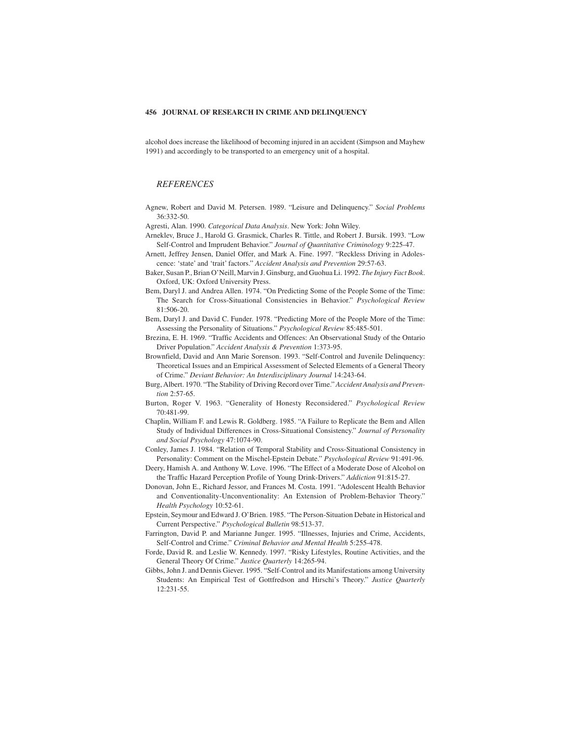alcohol does increase the likelihood of becoming injured in an accident (Simpson and Mayhew 1991) and accordingly to be transported to an emergency unit of a hospital.

## *REFERENCES*

Agnew, Robert and David M. Petersen. 1989. "Leisure and Delinquency." *Social Problems* 36:332-50.

Agresti, Alan. 1990. *Categorical Data Analysis*. New York: John Wiley.

Arneklev, Bruce J., Harold G. Grasmick, Charles R. Tittle, and Robert J. Bursik. 1993. "Low Self-Control and Imprudent Behavior." *Journal of Quantitative Criminology* 9:225-47.

Arnett, Jeffrey Jensen, Daniel Offer, and Mark A. Fine. 1997. "Reckless Driving in Adolescence: 'state' and 'trait' factors." *Accident Analysis and Prevention* 29:57-63.

Baker, Susan P., Brian O'Neill, Marvin J. Ginsburg, and Guohua Li. 1992. *The Injury Fact Book*. Oxford, UK: Oxford University Press.

Bem, Daryl J. and Andrea Allen. 1974. "On Predicting Some of the People Some of the Time: The Search for Cross-Situational Consistencies in Behavior." *Psychological Review* 81:506-20.

Bem, Daryl J. and David C. Funder. 1978. "Predicting More of the People More of the Time: Assessing the Personality of Situations." *Psychological Review* 85:485-501.

Brezina, E. H. 1969. "Traffic Accidents and Offences: An Observational Study of the Ontario Driver Population." *Accident Analysis & Prevention* 1:373-95.

Brownfield, David and Ann Marie Sorenson. 1993. "Self-Control and Juvenile Delinquency: Theoretical Issues and an Empirical Assessment of Selected Elements of a General Theory of Crime." *Deviant Behavior: An Interdisciplinary Journal* 14:243-64.

Burg, Albert. 1970. "The Stability of Driving Record over Time." *Accident Analysis and Prevention* 2:57-65.

Burton, Roger V. 1963. "Generality of Honesty Reconsidered." *Psychological Review* 70:481-99.

Chaplin, William F. and Lewis R. Goldberg. 1985. "A Failure to Replicate the Bem and Allen Study of Individual Differences in Cross-Situational Consistency." *Journal of Personality and Social Psychology* 47:1074-90.

Conley, James J. 1984. "Relation of Temporal Stability and Cross-Situational Consistency in Personality: Comment on the Mischel-Epstein Debate." *Psychological Review* 91:491-96.

Deery, Hamish A. and Anthony W. Love. 1996. "The Effect of a Moderate Dose of Alcohol on the Traffic Hazard Perception Profile of Young Drink-Drivers." *Addiction* 91:815-27.

Donovan, John E., Richard Jessor, and Frances M. Costa. 1991. "Adolescent Health Behavior and Conventionality-Unconventionality: An Extension of Problem-Behavior Theory." *Health Psychology* 10:52-61.

Epstein, Seymour and Edward J. O'Brien. 1985. "The Person-Situation Debate in Historical and Current Perspective." *Psychological Bulletin* 98:513-37.

Farrington, David P. and Marianne Junger. 1995. "Illnesses, Injuries and Crime, Accidents, Self-Control and Crime." *Criminal Behavior and Mental Health* 5:255-478.

Forde, David R. and Leslie W. Kennedy. 1997. "Risky Lifestyles, Routine Activities, and the General Theory Of Crime." *Justice Quarterly* 14:265-94.

Gibbs, John J. and Dennis Giever. 1995. "Self-Control and its Manifestations among University Students: An Empirical Test of Gottfredson and Hirschi's Theory." *Justice Quarterly* 12:231-55.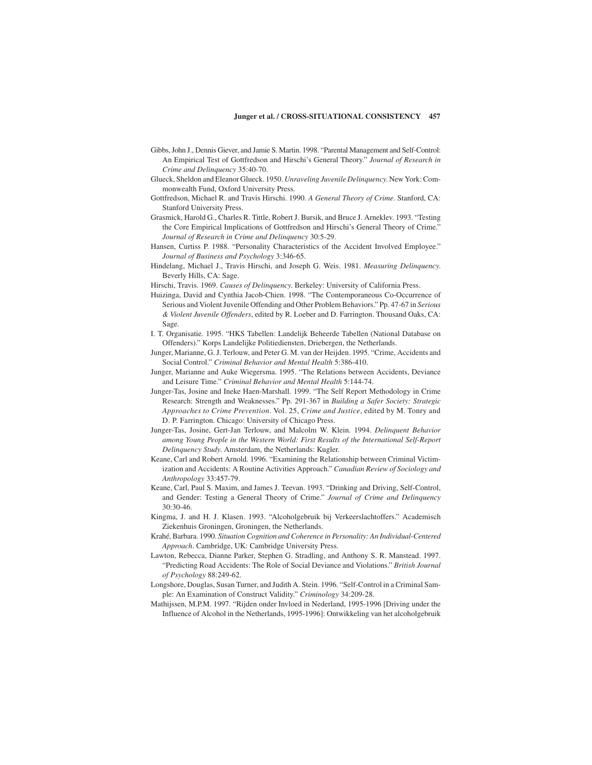Gibbs, John J., Dennis Giever, and Jamie S. Martin. 1998. "Parental Management and Self-Control: An Empirical Test of Gottfredson and Hirschi's General Theory." *Journal of Research in Crime and Delinquency* 35:40-70.

Glueck, Sheldon and Eleanor Glueck. 1950. *Unraveling Juvenile Delinquency*. New York: Commonwealth Fund, Oxford University Press.

Gottfredson, Michael R. and Travis Hirschi. 1990. *A General Theory of Crime*. Stanford, CA: Stanford University Press.

Grasmick, Harold G., Charles R. Tittle, Robert J. Bursik, and Bruce J. Arneklev. 1993. "Testing the Core Empirical Implications of Gottfredson and Hirschi's General Theory of Crime." *Journal of Research in Crime and Delinquency* 30:5-29.

Hansen, Curtiss P. 1988. "Personality Characteristics of the Accident Involved Employee." *Journal of Business and Psychology* 3:346-65.

Hindelang, Michael J., Travis Hirschi, and Joseph G. Weis. 1981. *Measuring Delinquency*. Beverly Hills, CA: Sage.

Hirschi, Travis. 1969. *Causes of Delinquency*. Berkeley: University of California Press.

Huizinga, David and Cynthia Jacob-Chien. 1998. "The Contemporaneous Co-Occurrence of Serious and Violent Juvenile Offending and Other Problem Behaviors." Pp. 47-67 in *Serious & Violent Juvenile Offenders*, edited by R. Loeber and D. Farrington. Thousand Oaks, CA: Sage.

I. T. Organisatie. 1995. "HKS Tabellen: Landelijk Beheerde Tabellen (National Database on Offenders)." Korps Landelijke Politiediensten, Driebergen, the Netherlands.

Junger, Marianne, G. J. Terlouw, and Peter G. M. van der Heijden. 1995. "Crime, Accidents and Social Control." *Criminal Behavior and Mental Health* 5:386-410.

Junger, Marianne and Auke Wiegersma. 1995. "The Relations between Accidents, Deviance and Leisure Time." *Criminal Behavior and Mental Health* 5:144-74.

Junger-Tas, Josine and Ineke Haen-Marshall. 1999. "The Self Report Methodology in Crime Research: Strength and Weaknesses." Pp. 291-367 in *Building a Safer Society: Strategic Approaches to Crime Prevention*. Vol. 25, *Crime and Justice*, edited by M. Tonry and D. P. Farrington. Chicago: University of Chicago Press.

Junger-Tas, Josine, Gert-Jan Terlouw, and Malcolm W. Klein. 1994. *Delinquent Behavior among Young People in the Western World: First Results of the International Self-Report Delinquency Study*. Amsterdam, the Netherlands: Kugler.

Keane, Carl and Robert Arnold. 1996. "Examining the Relationship between Criminal Victimization and Accidents: A Routine Activities Approach." *Canadian Review of Sociology and Anthropology* 33:457-79.

Keane, Carl, Paul S. Maxim, and James J. Teevan. 1993. "Drinking and Driving, Self-Control, and Gender: Testing a General Theory of Crime." *Journal of Crime and Delinquency* 30:30-46.

Kingma, J. and H. J. Klasen. 1993. "Alcoholgebruik bij Verkeerslachtoffers." Academisch Ziekenhuis Groningen, Groningen, the Netherlands.

Krahé, Barbara. 1990. *Situation Cognition and Coherence in Personality: An Individual-Centered Approach*. Cambridge, UK: Cambridge University Press.

Lawton, Rebecca, Dianne Parker, Stephen G. Stradling, and Anthony S. R. Manstead. 1997. "Predicting Road Accidents: The Role of Social Deviance and Violations." *British Journal of Psychology* 88:249-62.

Longshore, Douglas, Susan Turner, and Judith A. Stein. 1996. "Self-Control in a Criminal Sample: An Examination of Construct Validity." *Criminology* 34:209-28.

Mathijssen, M.P.M. 1997. "Rijden onder Invloed in Nederland, 1995-1996 [Driving under the Influence of Alcohol in the Netherlands, 1995-1996]: Ontwikkeling van het alcoholgebruik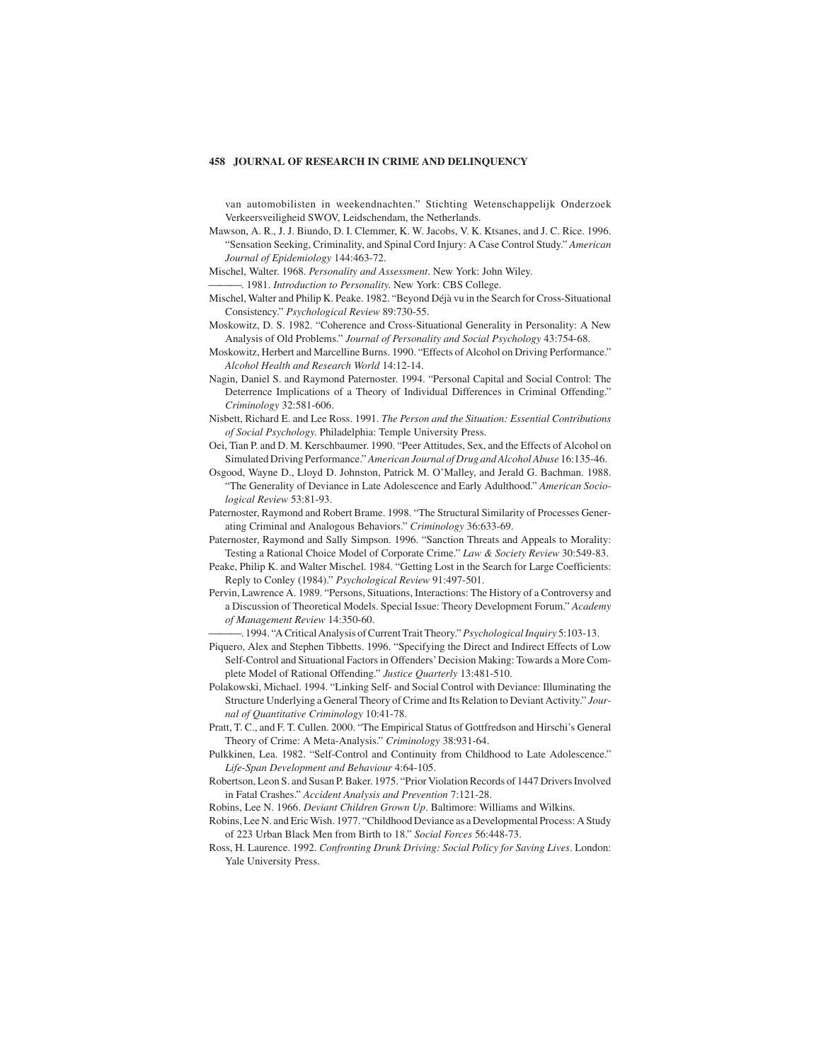van automobilisten in weekendnachten." Stichting Wetenschappelijk Onderzoek Verkeersveiligheid SWOV, Leidschendam, the Netherlands.

Mawson, A. R., J. J. Biundo, D. I. Clemmer, K. W. Jacobs, V. K. Ktsanes, and J. C. Rice. 1996. "Sensation Seeking, Criminality, and Spinal Cord Injury: A Case Control Study." *American Journal of Epidemiology* 144:463-72.

Mischel, Walter. 1968. *Personality and Assessment*. New York: John Wiley.

———. 1981. *Introduction to Personality.* New York: CBS College.

Mischel, Walter and Philip K. Peake. 1982. "Beyond Déjà vu in the Search for Cross-Situational Consistency." *Psychological Review* 89:730-55.

Moskowitz, D. S. 1982. "Coherence and Cross-Situational Generality in Personality: A New Analysis of Old Problems." *Journal of Personality and Social Psychology* 43:754-68.

Moskowitz, Herbert and Marcelline Burns. 1990. "Effects of Alcohol on Driving Performance." *Alcohol Health and Research World* 14:12-14.

Nagin, Daniel S. and Raymond Paternoster. 1994. "Personal Capital and Social Control: The Deterrence Implications of a Theory of Individual Differences in Criminal Offending." *Criminology* 32:581-606.

Nisbett, Richard E. and Lee Ross. 1991. *The Person and the Situation: Essential Contributions of Social Psychology.* Philadelphia: Temple University Press.

Oei, Tian P. and D. M. Kerschbaumer. 1990. "Peer Attitudes, Sex, and the Effects of Alcohol on Simulated Driving Performance." *American Journal of Drug and Alcohol Abuse* 16:135-46.

Osgood, Wayne D., Lloyd D. Johnston, Patrick M. O'Malley, and Jerald G. Bachman. 1988. "The Generality of Deviance in Late Adolescence and Early Adulthood." *American Sociological Review* 53:81-93.

Paternoster, Raymond and Robert Brame. 1998. "The Structural Similarity of Processes Generating Criminal and Analogous Behaviors." *Criminology* 36:633-69.

Paternoster, Raymond and Sally Simpson. 1996. "Sanction Threats and Appeals to Morality: Testing a Rational Choice Model of Corporate Crime." *Law & Society Review* 30:549-83.

Peake, Philip K. and Walter Mischel. 1984. "Getting Lost in the Search for Large Coefficients: Reply to Conley (1984)." *Psychological Review* 91:497-501.

Pervin, Lawrence A. 1989. "Persons, Situations, Interactions: The History of a Controversy and a Discussion of Theoretical Models. Special Issue: Theory Development Forum." *Academy of Management Review* 14:350-60.

———. 1994. "A Critical Analysis of Current Trait Theory." *Psychological Inquiry* 5:103-13.

Piquero, Alex and Stephen Tibbetts. 1996. "Specifying the Direct and Indirect Effects of Low Self-Control and Situational Factors in Offenders' Decision Making: Towards a More Complete Model of Rational Offending." *Justice Quarterly* 13:481-510.

Polakowski, Michael. 1994. "Linking Self- and Social Control with Deviance: Illuminating the Structure Underlying a General Theory of Crime and Its Relation to Deviant Activity." *Journal of Quantitative Criminology* 10:41-78.

Pratt, T. C., and F. T. Cullen. 2000. "The Empirical Status of Gottfredson and Hirschi's General Theory of Crime: A Meta-Analysis." *Criminology* 38:931-64.

Pulkkinen, Lea. 1982. "Self-Control and Continuity from Childhood to Late Adolescence." *Life-Span Development and Behaviour* 4:64-105.

Robertson, Leon S. and Susan P. Baker. 1975. "Prior Violation Records of 1447 Drivers Involved in Fatal Crashes." *Accident Analysis and Prevention* 7:121-28.

Robins, Lee N. 1966. *Deviant Children Grown Up*. Baltimore: Williams and Wilkins.

Robins, Lee N. and Eric Wish. 1977. "Childhood Deviance as a Developmental Process: A Study of 223 Urban Black Men from Birth to 18." *Social Forces* 56:448-73.

Ross, H. Laurence. 1992. *Confronting Drunk Driving: Social Policy for Saving Lives*. London: Yale University Press.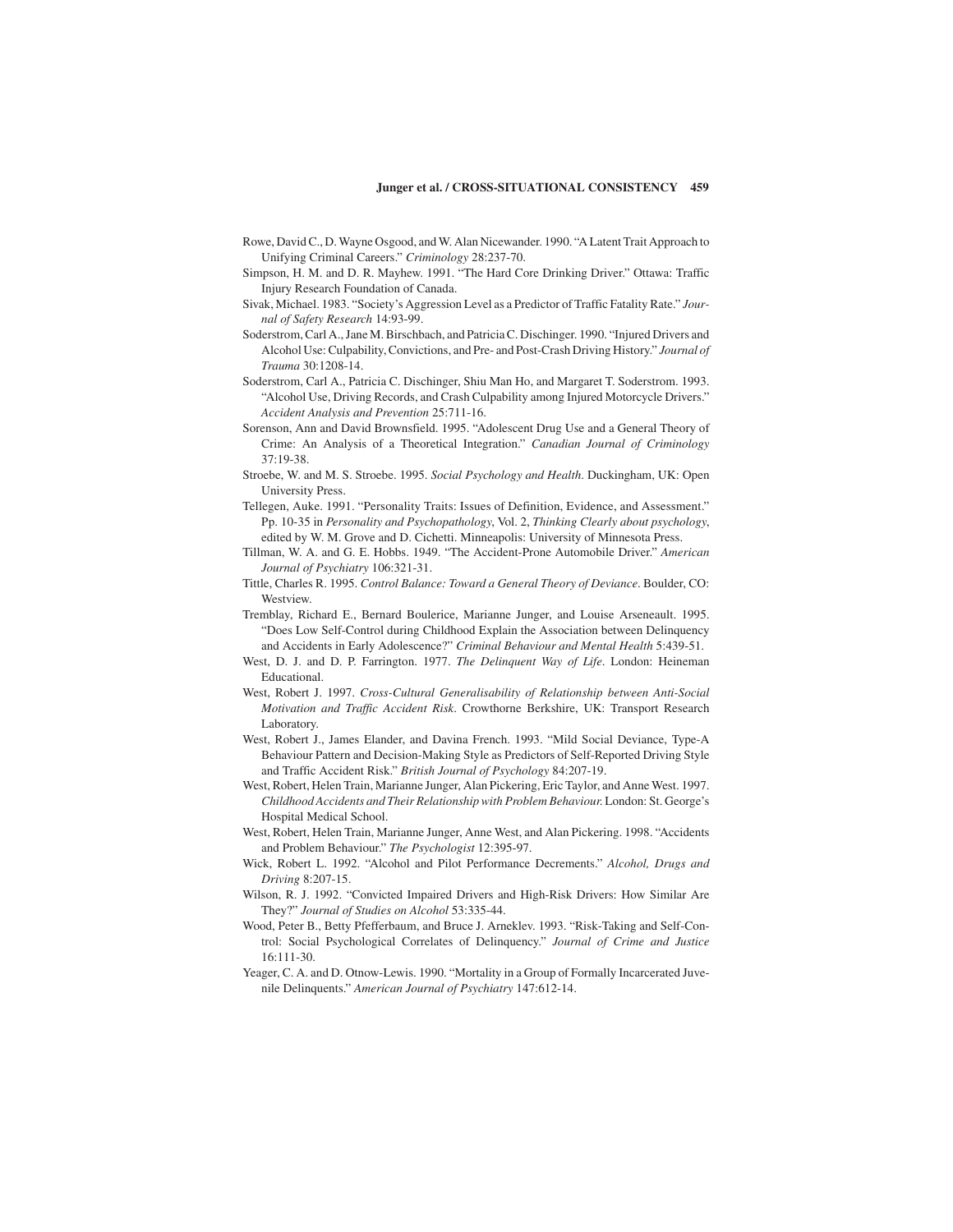Rowe, David C., D. Wayne Osgood, and W. Alan Nicewander. 1990. "A Latent Trait Approach to Unifying Criminal Careers." *Criminology* 28:237-70.

Simpson, H. M. and D. R. Mayhew. 1991. "The Hard Core Drinking Driver." Ottawa: Traffic Injury Research Foundation of Canada.

Sivak, Michael. 1983. "Society's Aggression Level as a Predictor of Traffic Fatality Rate." *Journal of Safety Research* 14:93-99.

Soderstrom, Carl A., Jane M. Birschbach, and Patricia C. Dischinger. 1990. "Injured Drivers and Alcohol Use: Culpability, Convictions, and Pre- and Post-Crash Driving History." *Journal of Trauma* 30:1208-14.

Soderstrom, Carl A., Patricia C. Dischinger, Shiu Man Ho, and Margaret T. Soderstrom. 1993. "Alcohol Use, Driving Records, and Crash Culpability among Injured Motorcycle Drivers." *Accident Analysis and Prevention* 25:711-16.

Sorenson, Ann and David Brownsfield. 1995. "Adolescent Drug Use and a General Theory of Crime: An Analysis of a Theoretical Integration." *Canadian Journal of Criminology* 37:19-38.

Stroebe, W. and M. S. Stroebe. 1995. *Social Psychology and Health*. Duckingham, UK: Open University Press.

Tellegen, Auke. 1991. "Personality Traits: Issues of Definition, Evidence, and Assessment." Pp. 10-35 in *Personality and Psychopathology*, Vol. 2, *Thinking Clearly about psychology*, edited by W. M. Grove and D. Cichetti. Minneapolis: University of Minnesota Press.

Tillman, W. A. and G. E. Hobbs. 1949. "The Accident-Prone Automobile Driver." *American Journal of Psychiatry* 106:321-31.

Tittle, Charles R. 1995. *Control Balance: Toward a General Theory of Deviance*. Boulder, CO: Westview.

Tremblay, Richard E., Bernard Boulerice, Marianne Junger, and Louise Arseneault. 1995. "Does Low Self-Control during Childhood Explain the Association between Delinquency and Accidents in Early Adolescence?" *Criminal Behaviour and Mental Health* 5:439-51.

West, D. J. and D. P. Farrington. 1977. *The Delinquent Way of Life*. London: Heineman Educational.

West, Robert J. 1997. *Cross-Cultural Generalisability of Relationship between Anti-Social Motivation and Traffic Accident Risk*. Crowthorne Berkshire, UK: Transport Research Laboratory.

West, Robert J., James Elander, and Davina French. 1993. "Mild Social Deviance, Type-A Behaviour Pattern and Decision-Making Style as Predictors of Self-Reported Driving Style and Traffic Accident Risk." *British Journal of Psychology* 84:207-19.

West, Robert, Helen Train, Marianne Junger, Alan Pickering, Eric Taylor, and Anne West. 1997. *Childhood Accidents and Their Relationship with Problem Behaviour.* London: St. George's Hospital Medical School.

West, Robert, Helen Train, Marianne Junger, Anne West, and Alan Pickering. 1998. "Accidents and Problem Behaviour." *The Psychologist* 12:395-97.

Wick, Robert L. 1992. "Alcohol and Pilot Performance Decrements." *Alcohol, Drugs and Driving* 8:207-15.

Wilson, R. J. 1992. "Convicted Impaired Drivers and High-Risk Drivers: How Similar Are They?" *Journal of Studies on Alcohol* 53:335-44.

Wood, Peter B., Betty Pfefferbaum, and Bruce J. Arneklev. 1993. "Risk-Taking and Self-Control: Social Psychological Correlates of Delinquency." *Journal of Crime and Justice* 16:111-30.

Yeager, C. A. and D. Otnow-Lewis. 1990. "Mortality in a Group of Formally Incarcerated Juvenile Delinquents." *American Journal of Psychiatry* 147:612-14.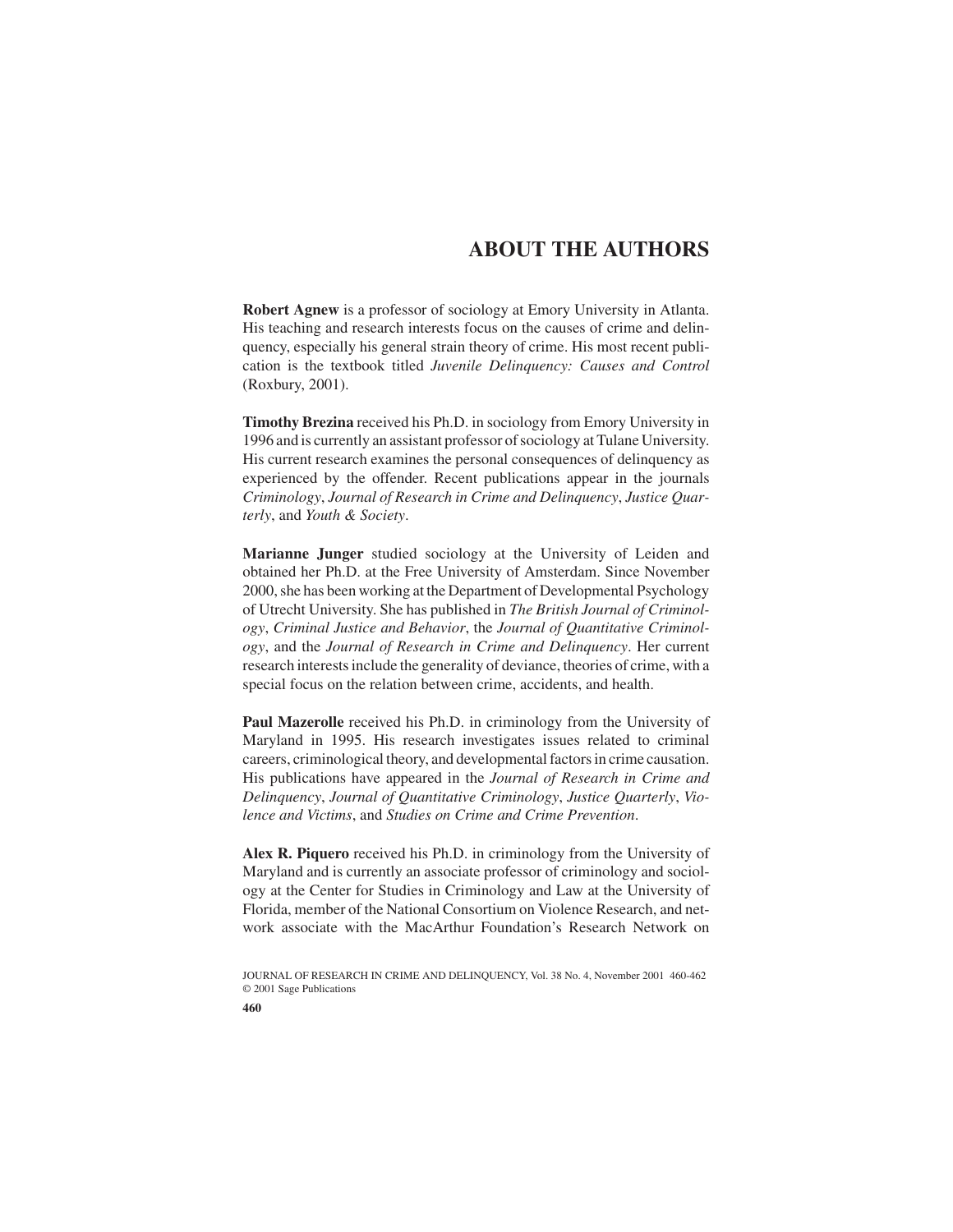# ABOUT THE AUTHORS

**Robert Agnew** is a professor of sociology at Emory University in Atlanta. His teaching and research interests focus on the causes of crime and delinquency, especially his general strain theory of crime. His most recent publication is the textbook titled *Juvenile Delinquency: Causes and Control* (Roxbury, 2001).

**Timothy Brezina** received his Ph.D. in sociology from Emory University in 1996 and is currently an assistant professor of sociology at Tulane University. His current research examines the personal consequences of delinquency as experienced by the offender. Recent publications appear in the journals *Criminology*, *Journal of Research in Crime and Delinquency*, *Justice Quarterly*, and *Youth & Society*.

**Marianne Junger** studied sociology at the University of Leiden and obtained her Ph.D. at the Free University of Amsterdam. Since November 2000, she has been working at the Department of Developmental Psychology of Utrecht University. She has published in *The British Journal of Criminology*, *Criminal Justice and Behavior*, the *Journal of Quantitative Criminology*, and the *Journal of Research in Crime and Delinquency*. Her current research interests include the generality of deviance, theories of crime, with a special focus on the relation between crime, accidents, and health.

**Paul Mazerolle** received his Ph.D. in criminology from the University of Maryland in 1995. His research investigates issues related to criminal careers, criminological theory, and developmental factors in crime causation. His publications have appeared in the *Journal of Research in Crime and Delinquency*, *Journal of Quantitative Criminology*, *Justice Quarterly*, *Violence and Victims*, and *Studies on Crime and Crime Prevention*.

**Alex R. Piquero** received his Ph.D. in criminology from the University of Maryland and is currently an associate professor of criminology and sociology at the Center for Studies in Criminology and Law at the University of Florida, member of the National Consortium on Violence Research, and network associate with the MacArthur Foundation's Research Network on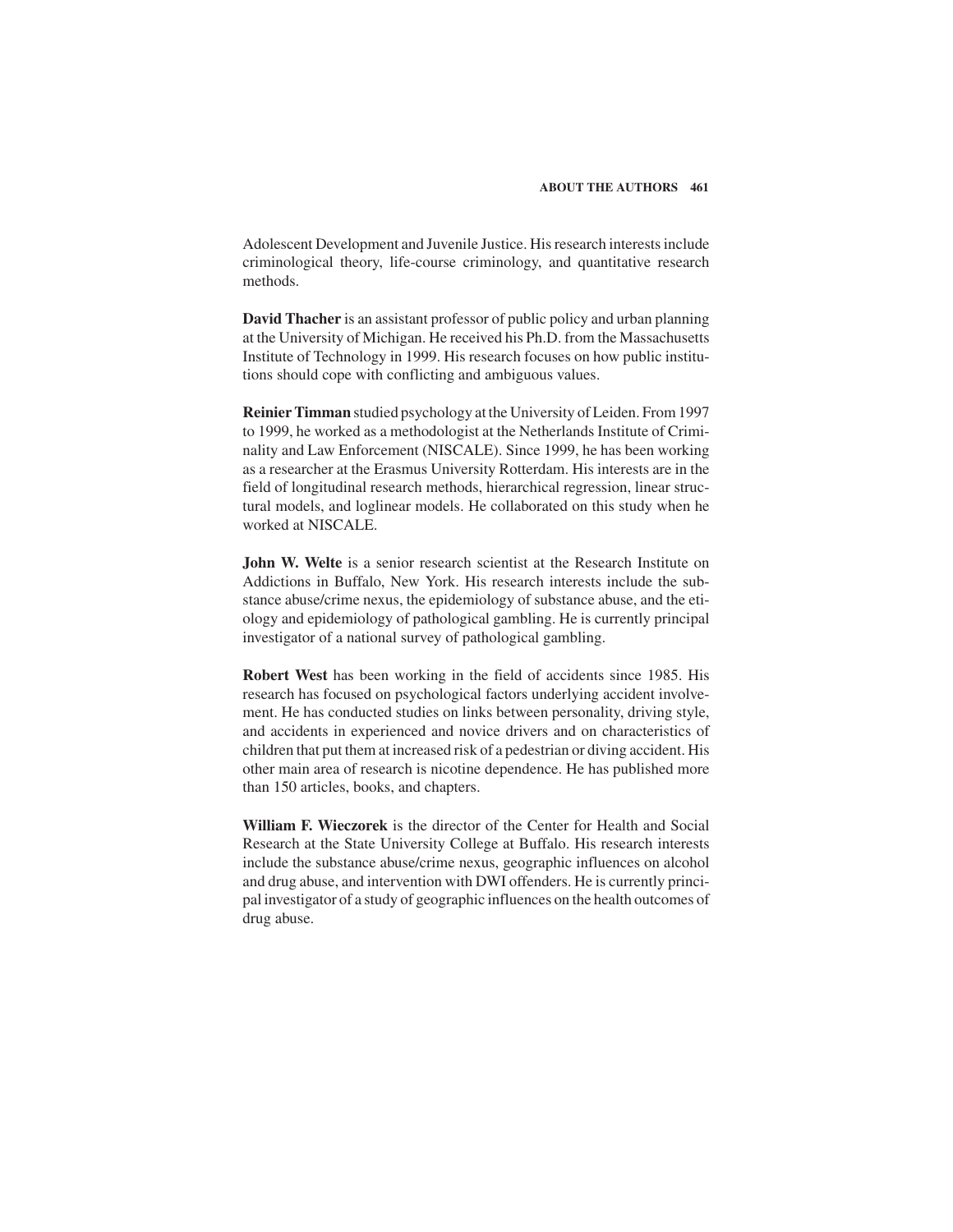Adolescent Development and Juvenile Justice. His research interests include criminological theory, life-course criminology, and quantitative research methods.

**David Thacher** is an assistant professor of public policy and urban planning at the University of Michigan. He received his Ph.D. from the Massachusetts Institute of Technology in 1999. His research focuses on how public institutions should cope with conflicting and ambiguous values.

**Reinier Timman** studied psychology at the University of Leiden. From 1997 to 1999, he worked as a methodologist at the Netherlands Institute of Criminality and Law Enforcement (NISCALE). Since 1999, he has been working as a researcher at the Erasmus University Rotterdam. His interests are in the field of longitudinal research methods, hierarchical regression, linear structural models, and loglinear models. He collaborated on this study when he worked at NISCALE.

**John W. Welte** is a senior research scientist at the Research Institute on Addictions in Buffalo, New York. His research interests include the substance abuse/crime nexus, the epidemiology of substance abuse, and the etiology and epidemiology of pathological gambling. He is currently principal investigator of a national survey of pathological gambling.

**Robert West** has been working in the field of accidents since 1985. His research has focused on psychological factors underlying accident involvement. He has conducted studies on links between personality, driving style, and accidents in experienced and novice drivers and on characteristics of children that put them at increased risk of a pedestrian or diving accident. His other main area of research is nicotine dependence. He has published more than 150 articles, books, and chapters.

**William F. Wieczorek** is the director of the Center for Health and Social Research at the State University College at Buffalo. His research interests include the substance abuse/crime nexus, geographic influences on alcohol and drug abuse, and intervention with DWI offenders. He is currently principal investigator of a study of geographic influences on the health outcomes of drug abuse.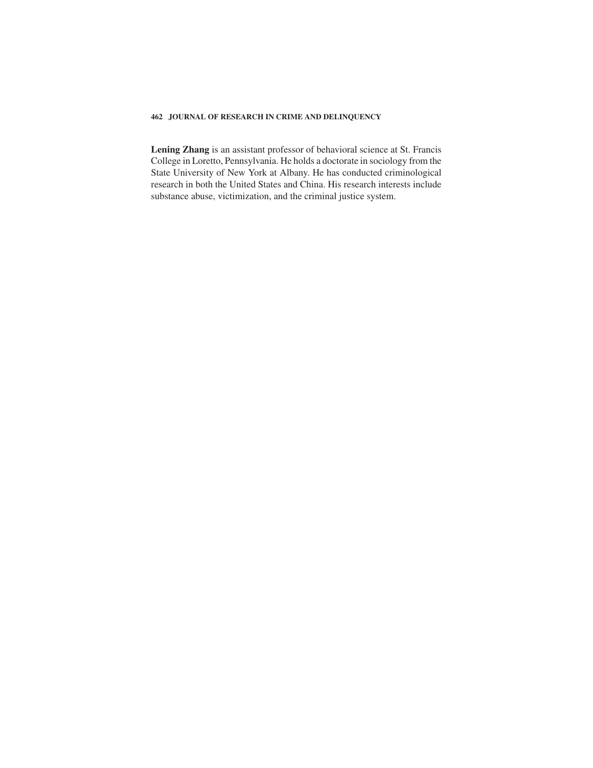**Lening Zhang** is an assistant professor of behavioral science at St. Francis College in Loretto, Pennsylvania. He holds a doctorate in sociology from the State University of New York at Albany. He has conducted criminological research in both the United States and China. His research interests include substance abuse, victimization, and the criminal justice system.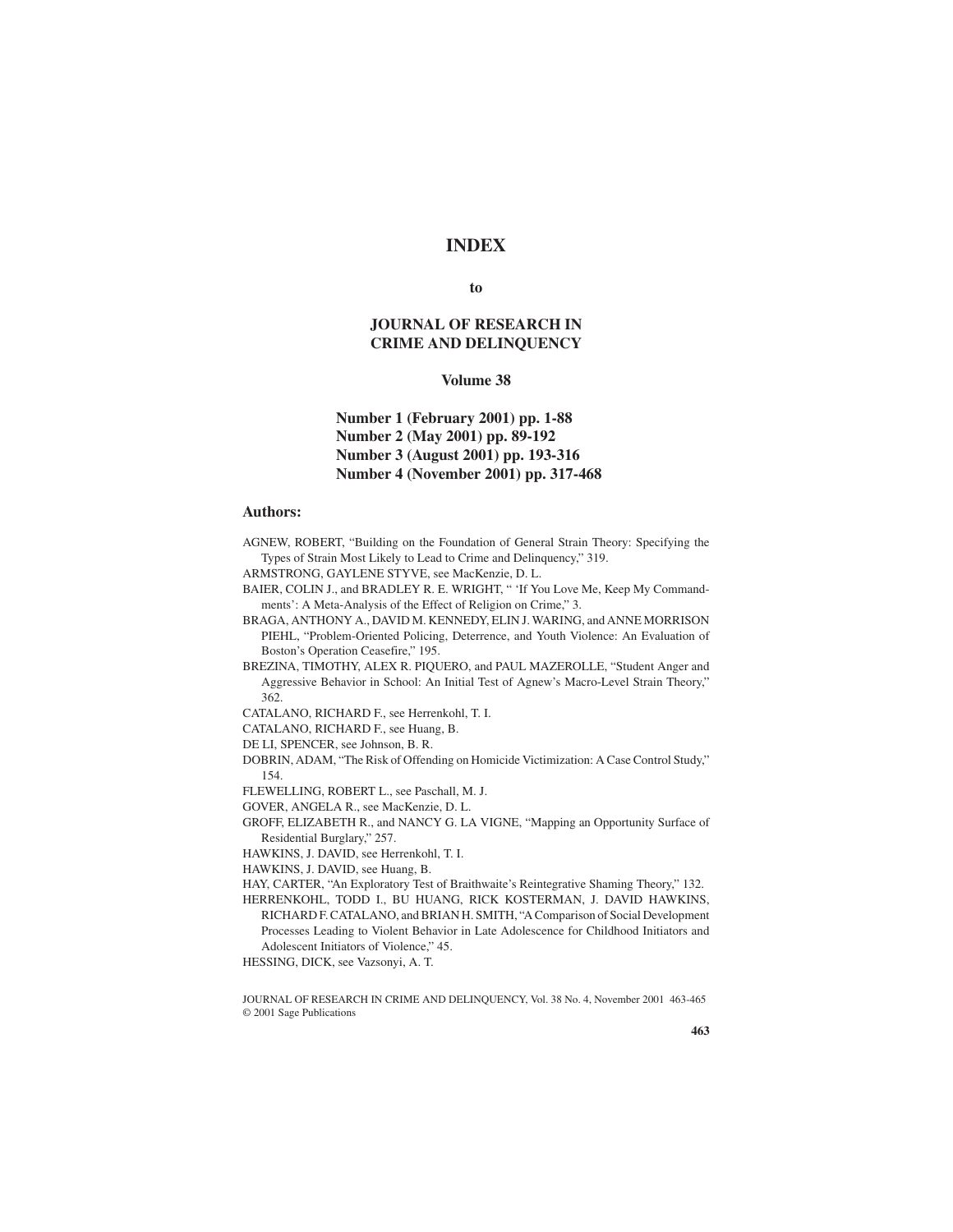# INDEX

**to**

## JOURNAL OF RESEARCH IN CRIME AND DELINQUENCY

### Volume 38

**Number 1 (February 2001) pp. 1-88**
**Number 2 (May 2001) pp. 89-192**
**Number 3 (August 2001) pp. 193-316**
**Number 4 (November 2001) pp. 317-468**

### Authors:

AGNEW, ROBERT, "Building on the Foundation of General Strain Theory: Specifying the Types of Strain Most Likely to Lead to Crime and Delinquency," 319.

ARMSTRONG, GAYLENE STYVE, see MacKenzie, D. L.

BAIER, COLIN J., and BRADLEY R. E. WRIGHT, " 'If You Love Me, Keep My Commandments': A Meta-Analysis of the Effect of Religion on Crime," 3.

BRAGA, ANTHONY A., DAVID M. KENNEDY, ELIN J. WARING, and ANNE MORRISON PIEHL, "Problem-Oriented Policing, Deterrence, and Youth Violence: An Evaluation of Boston's Operation Ceasefire," 195.

BREZINA, TIMOTHY, ALEX R. PIQUERO, and PAUL MAZEROLLE, "Student Anger and Aggressive Behavior in School: An Initial Test of Agnew's Macro-Level Strain Theory," 362.

CATALANO, RICHARD F., see Herrenkohl, T. I.

CATALANO, RICHARD F., see Huang, B.

DE LI, SPENCER, see Johnson, B. R.

DOBRIN, ADAM, "The Risk of Offending on Homicide Victimization: A Case Control Study," 154.

FLEWELLING, ROBERT L., see Paschall, M. J.

GOVER, ANGELA R., see MacKenzie, D. L.

GROFF, ELIZABETH R., and NANCY G. LA VIGNE, "Mapping an Opportunity Surface of Residential Burglary," 257.

HAWKINS, J. DAVID, see Herrenkohl, T. I.

HAWKINS, J. DAVID, see Huang, B.

HAY, CARTER, "An Exploratory Test of Braithwaite's Reintegrative Shaming Theory," 132.

HERRENKOHL, TODD I., BU HUANG, RICK KOSTERMAN, J. DAVID HAWKINS, RICHARD F. CATALANO, and BRIAN H. SMITH, "A Comparison of Social Development Processes Leading to Violent Behavior in Late Adolescence for Childhood Initiators and Adolescent Initiators of Violence," 45.

HESSING, DICK, see Vazsonyi, A. T.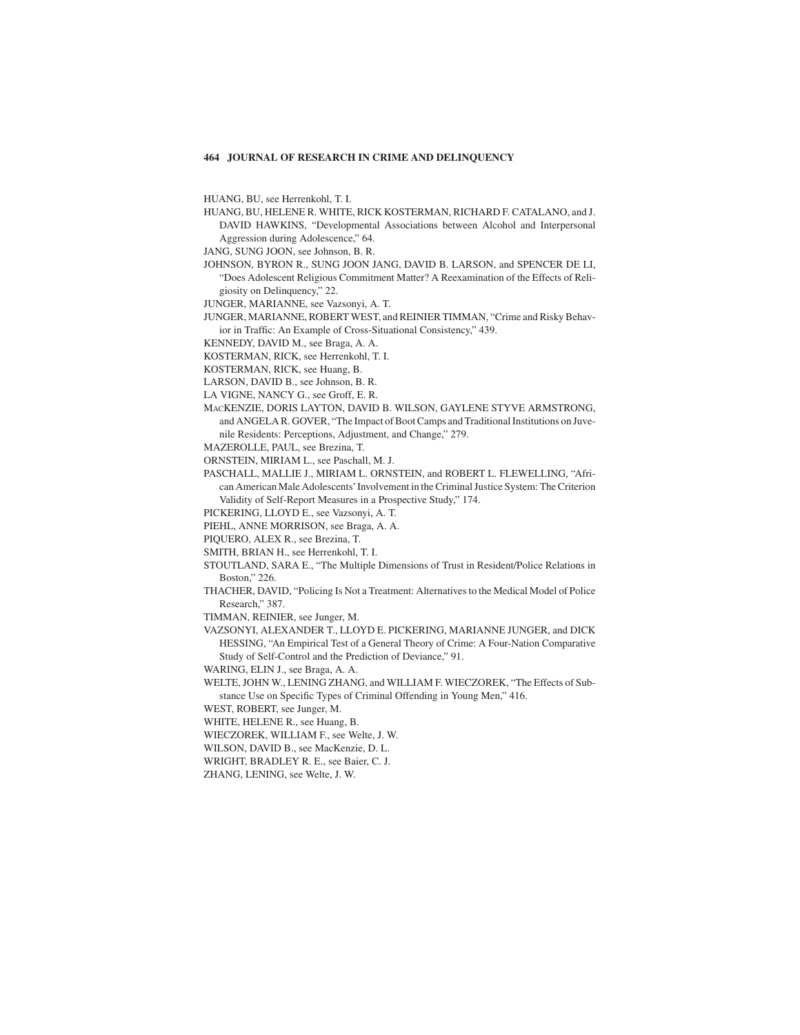HUANG, BU, see Herrenkohl, T. I.

HUANG, BU, HELENE R. WHITE, RICK KOSTERMAN, RICHARD F. CATALANO, and J. DAVID HAWKINS, "Developmental Associations between Alcohol and Interpersonal Aggression during Adolescence," 64.

JANG, SUNG JOON, see Johnson, B. R.

JOHNSON, BYRON R., SUNG JOON JANG, DAVID B. LARSON, and SPENCER DE LI, "Does Adolescent Religious Commitment Matter? A Reexamination of the Effects of Religiosity on Delinquency," 22.

JUNGER, MARIANNE, see Vazsonyi, A. T.

JUNGER, MARIANNE, ROBERT WEST, and REINIER TIMMAN, "Crime and Risky Behavior in Traffic: An Example of Cross-Situational Consistency," 439.

KENNEDY, DAVID M., see Braga, A. A.

KOSTERMAN, RICK, see Herrenkohl, T. I.

KOSTERMAN, RICK, see Huang, B.

LARSON, DAVID B., see Johnson, B. R.

LA VIGNE, NANCY G., see Groff, E. R.

MACKENZIE, DORIS LAYTON, DAVID B. WILSON, GAYLENE STYVE ARMSTRONG, and ANGELA R. GOVER, "The Impact of Boot Camps and Traditional Institutions on Juvenile Residents: Perceptions, Adjustment, and Change," 279.

MAZEROLLE, PAUL, see Brezina, T.

ORNSTEIN, MIRIAM L., see Paschall, M. J.

PASCHALL, MALLIE J., MIRIAM L. ORNSTEIN, and ROBERT L. FLEWELLING, "African American Male Adolescents' Involvement in the Criminal Justice System: The Criterion Validity of Self-Report Measures in a Prospective Study," 174.

PICKERING, LLOYD E., see Vazsonyi, A. T.

PIEHL, ANNE MORRISON, see Braga, A. A.

PIQUERO, ALEX R., see Brezina, T.

SMITH, BRIAN H., see Herrenkohl, T. I.

STOUTLAND, SARA E., "The Multiple Dimensions of Trust in Resident/Police Relations in Boston," 226.

THACHER, DAVID, "Policing Is Not a Treatment: Alternatives to the Medical Model of Police Research," 387.

TIMMAN, REINIER, see Junger, M.

VAZSONYI, ALEXANDER T., LLOYD E. PICKERING, MARIANNE JUNGER, and DICK HESSING, "An Empirical Test of a General Theory of Crime: A Four-Nation Comparative Study of Self-Control and the Prediction of Deviance," 91.

WARING, ELIN J., see Braga, A. A.

WELTE, JOHN W., LENING ZHANG, and WILLIAM F. WIECZOREK, "The Effects of Substance Use on Specific Types of Criminal Offending in Young Men," 416.

WEST, ROBERT, see Junger, M.

WHITE, HELENE R., see Huang, B.

WIECZOREK, WILLIAM F., see Welte, J. W.

WILSON, DAVID B., see MacKenzie, D. L.

WRIGHT, BRADLEY R. E., see Baier, C. J.

ZHANG, LENING, see Welte, J. W.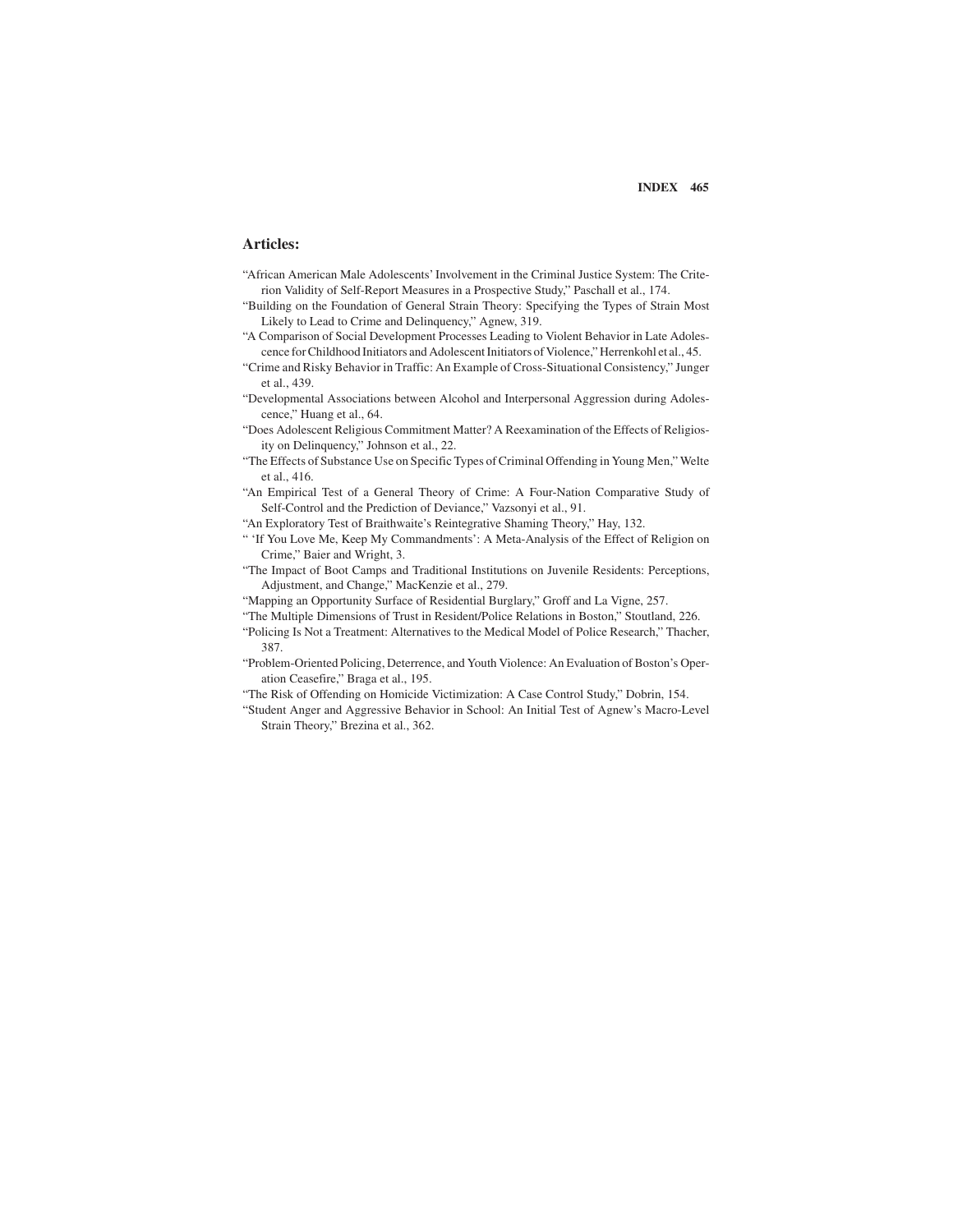## Articles:

"African American Male Adolescents' Involvement in the Criminal Justice System: The Criterion Validity of Self-Report Measures in a Prospective Study," Paschall et al., 174.

"Building on the Foundation of General Strain Theory: Specifying the Types of Strain Most Likely to Lead to Crime and Delinquency," Agnew, 319.

"A Comparison of Social Development Processes Leading to Violent Behavior in Late Adolescence for Childhood Initiators and Adolescent Initiators of Violence," Herrenkohl et al., 45.

"Crime and Risky Behavior in Traffic: An Example of Cross-Situational Consistency," Junger et al., 439.

"Developmental Associations between Alcohol and Interpersonal Aggression during Adolescence," Huang et al., 64.

"Does Adolescent Religious Commitment Matter? A Reexamination of the Effects of Religiosity on Delinquency," Johnson et al., 22.

"The Effects of Substance Use on Specific Types of Criminal Offending in Young Men," Welte et al., 416.

"An Empirical Test of a General Theory of Crime: A Four-Nation Comparative Study of Self-Control and the Prediction of Deviance," Vazsonyi et al., 91.

"An Exploratory Test of Braithwaite's Reintegrative Shaming Theory," Hay, 132.

" 'If You Love Me, Keep My Commandments': A Meta-Analysis of the Effect of Religion on Crime," Baier and Wright, 3.

"The Impact of Boot Camps and Traditional Institutions on Juvenile Residents: Perceptions, Adjustment, and Change," MacKenzie et al., 279.

"Mapping an Opportunity Surface of Residential Burglary," Groff and La Vigne, 257.

"The Multiple Dimensions of Trust in Resident/Police Relations in Boston," Stoutland, 226.

"Policing Is Not a Treatment: Alternatives to the Medical Model of Police Research," Thacher, 387.

"Problem-Oriented Policing, Deterrence, and Youth Violence: An Evaluation of Boston's Operation Ceasefire," Braga et al., 195.

"The Risk of Offending on Homicide Victimization: A Case Control Study," Dobrin, 154.

"Student Anger and Aggressive Behavior in School: An Initial Test of Agnew's Macro-Level Strain Theory," Brezina et al., 362.